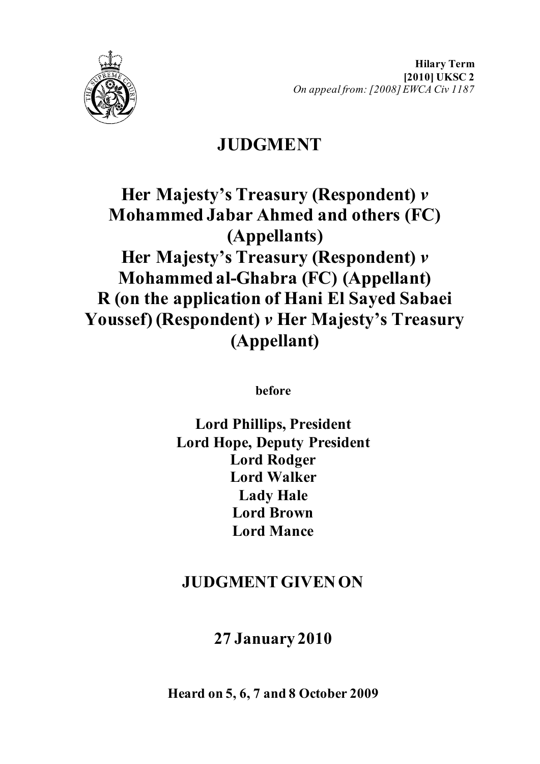**Hilary Term**
**[2010] UKSC 2**
*On appeal from: [2008] EWCA Civ 1187*

# JUDGMENT

# Her Majesty's Treasury (Respondent) *v* Mohammed Jabar Ahmed and others (FC) (Appellants)
# Her Majesty's Treasury (Respondent) *v* Mohammed al-Ghabra (FC) (Appellant)
# R (on the application of Hani El Sayed Sabaei Youssef) (Respondent) *v* Her Majesty's Treasury (Appellant)

**before**

**Lord Phillips, President**
**Lord Hope, Deputy President**
**Lord Rodger**
**Lord Walker**
**Lady Hale**
**Lord Brown**
**Lord Mance**

## JUDGMENT GIVEN ON

## 27 January 2010

**Heard on 5, 6, 7 and 8 October 2009**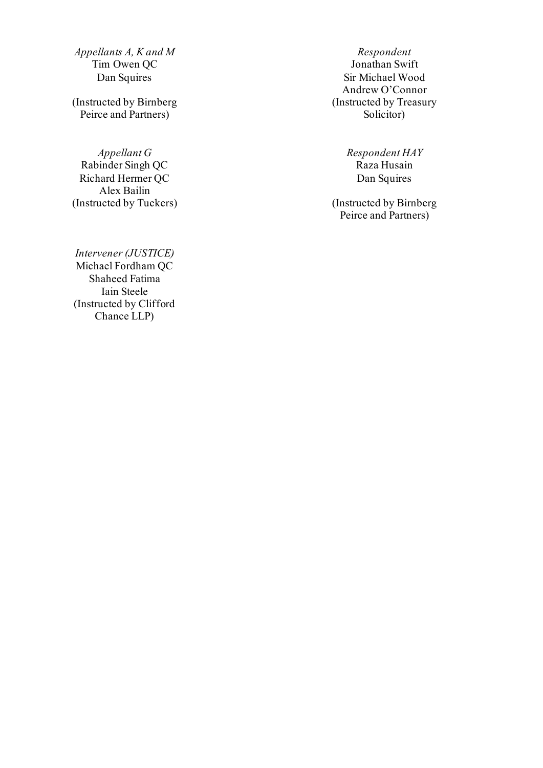*Appellants A, K and M*
Tim Owen QC
Dan Squires

(Instructed by Birnberg Peirce and Partners)

*Respondent*
Jonathan Swift
Sir Michael Wood
Andrew O'Connor
(Instructed by Treasury Solicitor)

*Appellant G*
Rabinder Singh QC
Richard Hermer QC
Alex Bailin
(Instructed by Tuckers)

*Respondent HAY*
Raza Husain
Dan Squires

(Instructed by Birnberg Peirce and Partners)

*Intervener (JUSTICE)*
Michael Fordham QC
Shaheed Fatima
Iain Steele
(Instructed by Clifford Chance LLP)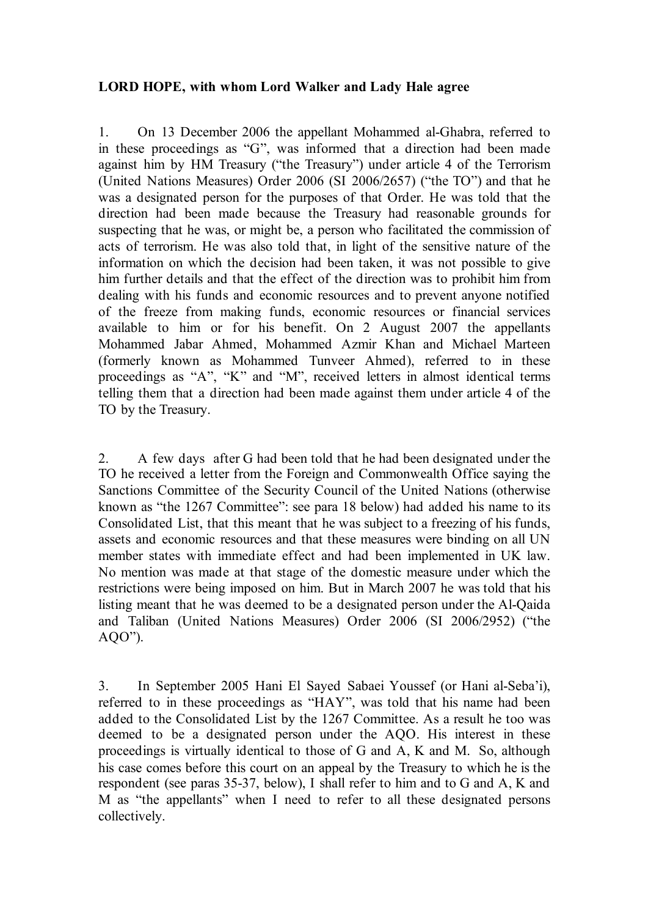**LORD HOPE, with whom Lord Walker and Lady Hale agree**

1. On 13 December 2006 the appellant Mohammed al-Ghabra, referred to in these proceedings as "G", was informed that a direction had been made against him by HM Treasury ("the Treasury") under article 4 of the Terrorism (United Nations Measures) Order 2006 (SI 2006/2657) ("the TO") and that he was a designated person for the purposes of that Order. He was told that the direction had been made because the Treasury had reasonable grounds for suspecting that he was, or might be, a person who facilitated the commission of acts of terrorism. He was also told that, in light of the sensitive nature of the information on which the decision had been taken, it was not possible to give him further details and that the effect of the direction was to prohibit him from dealing with his funds and economic resources and to prevent anyone notified of the freeze from making funds, economic resources or financial services available to him or for his benefit. On 2 August 2007 the appellants Mohammed Jabar Ahmed, Mohammed Azmir Khan and Michael Marteen (formerly known as Mohammed Tunveer Ahmed), referred to in these proceedings as "A", "K" and "M", received letters in almost identical terms telling them that a direction had been made against them under article 4 of the TO by the Treasury.

2. A few days after G had been told that he had been designated under the TO he received a letter from the Foreign and Commonwealth Office saying the Sanctions Committee of the Security Council of the United Nations (otherwise known as "the 1267 Committee": see para 18 below) had added his name to its Consolidated List, that this meant that he was subject to a freezing of his funds, assets and economic resources and that these measures were binding on all UN member states with immediate effect and had been implemented in UK law. No mention was made at that stage of the domestic measure under which the restrictions were being imposed on him. But in March 2007 he was told that his listing meant that he was deemed to be a designated person under the Al-Qaida and Taliban (United Nations Measures) Order 2006 (SI 2006/2952) ("the AQO").

3. In September 2005 Hani El Sayed Sabaei Youssef (or Hani al-Seba'i), referred to in these proceedings as "HAY", was told that his name had been added to the Consolidated List by the 1267 Committee. As a result he too was deemed to be a designated person under the AQO. His interest in these proceedings is virtually identical to those of G and A, K and M. So, although his case comes before this court on an appeal by the Treasury to which he is the respondent (see paras 35-37, below), I shall refer to him and to G and A, K and M as "the appellants" when I need to refer to all these designated persons collectively.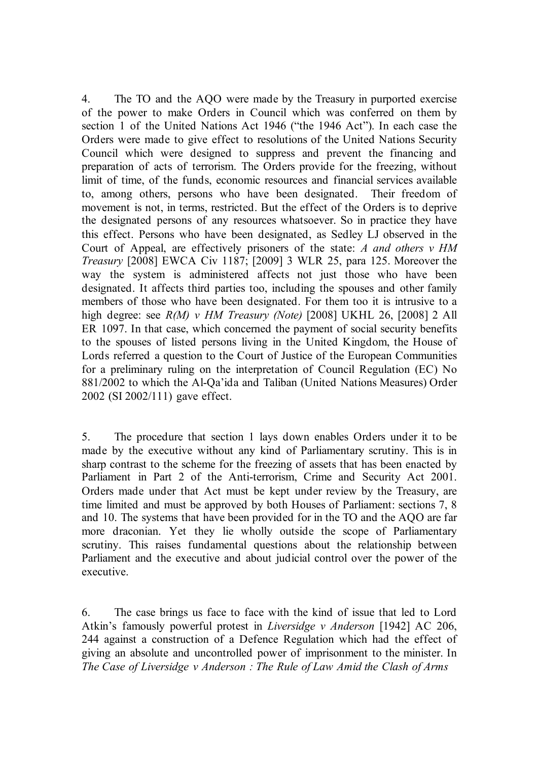4. The TO and the AQO were made by the Treasury in purported exercise of the power to make Orders in Council which was conferred on them by section 1 of the United Nations Act 1946 ("the 1946 Act"). In each case the Orders were made to give effect to resolutions of the United Nations Security Council which were designed to suppress and prevent the financing and preparation of acts of terrorism. The Orders provide for the freezing, without limit of time, of the funds, economic resources and financial services available to, among others, persons who have been designated. Their freedom of movement is not, in terms, restricted. But the effect of the Orders is to deprive the designated persons of any resources whatsoever. So in practice they have this effect. Persons who have been designated, as Sedley LJ observed in the Court of Appeal, are effectively prisoners of the state: *A and others v HM Treasury* [2008] EWCA Civ 1187; [2009] 3 WLR 25, para 125. Moreover the way the system is administered affects not just those who have been designated. It affects third parties too, including the spouses and other family members of those who have been designated. For them too it is intrusive to a high degree: see *R(M) v HM Treasury (Note)* [2008] UKHL 26, [2008] 2 All ER 1097. In that case, which concerned the payment of social security benefits to the spouses of listed persons living in the United Kingdom, the House of Lords referred a question to the Court of Justice of the European Communities for a preliminary ruling on the interpretation of Council Regulation (EC) No 881/2002 to which the Al-Qa'ida and Taliban (United Nations Measures) Order 2002 (SI 2002/111) gave effect.

5. The procedure that section 1 lays down enables Orders under it to be made by the executive without any kind of Parliamentary scrutiny. This is in sharp contrast to the scheme for the freezing of assets that has been enacted by Parliament in Part 2 of the Anti-terrorism, Crime and Security Act 2001. Orders made under that Act must be kept under review by the Treasury, are time limited and must be approved by both Houses of Parliament: sections 7, 8 and 10. The systems that have been provided for in the TO and the AQO are far more draconian. Yet they lie wholly outside the scope of Parliamentary scrutiny. This raises fundamental questions about the relationship between Parliament and the executive and about judicial control over the power of the executive.

6. The case brings us face to face with the kind of issue that led to Lord Atkin's famously powerful protest in *Liversidge v Anderson* [1942] AC 206, 244 against a construction of a Defence Regulation which had the effect of giving an absolute and uncontrolled power of imprisonment to the minister. In *The Case of Liversidge v Anderson : The Rule of Law Amid the Clash of Arms*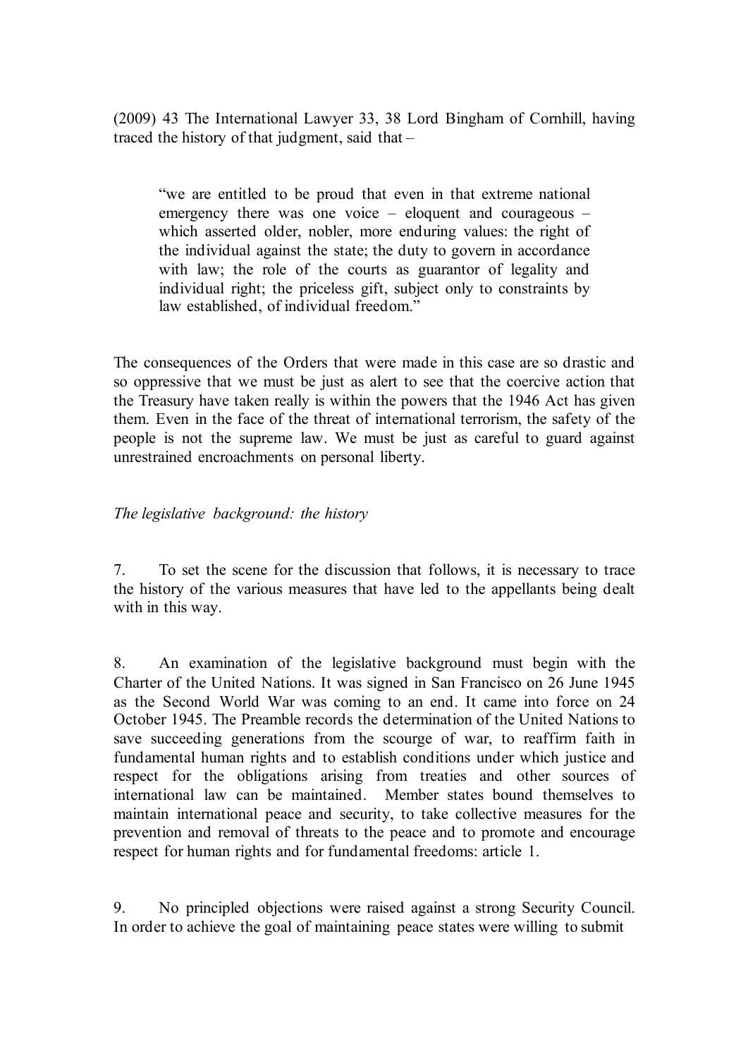(2009) 43 The International Lawyer 33, 38 Lord Bingham of Cornhill, having traced the history of that judgment, said that –

> "we are entitled to be proud that even in that extreme national emergency there was one voice – eloquent and courageous – which asserted older, nobler, more enduring values: the right of the individual against the state; the duty to govern in accordance with law; the role of the courts as guarantor of legality and individual right; the priceless gift, subject only to constraints by law established, of individual freedom."

The consequences of the Orders that were made in this case are so drastic and so oppressive that we must be just as alert to see that the coercive action that the Treasury have taken really is within the powers that the 1946 Act has given them. Even in the face of the threat of international terrorism, the safety of the people is not the supreme law. We must be just as careful to guard against unrestrained encroachments on personal liberty.

*The legislative background: the history*

7. To set the scene for the discussion that follows, it is necessary to trace the history of the various measures that have led to the appellants being dealt with in this way.

8. An examination of the legislative background must begin with the Charter of the United Nations. It was signed in San Francisco on 26 June 1945 as the Second World War was coming to an end. It came into force on 24 October 1945. The Preamble records the determination of the United Nations to save succeeding generations from the scourge of war, to reaffirm faith in fundamental human rights and to establish conditions under which justice and respect for the obligations arising from treaties and other sources of international law can be maintained. Member states bound themselves to maintain international peace and security, to take collective measures for the prevention and removal of threats to the peace and to promote and encourage respect for human rights and for fundamental freedoms: article 1.

9. No principled objections were raised against a strong Security Council. In order to achieve the goal of maintaining peace states were willing to submit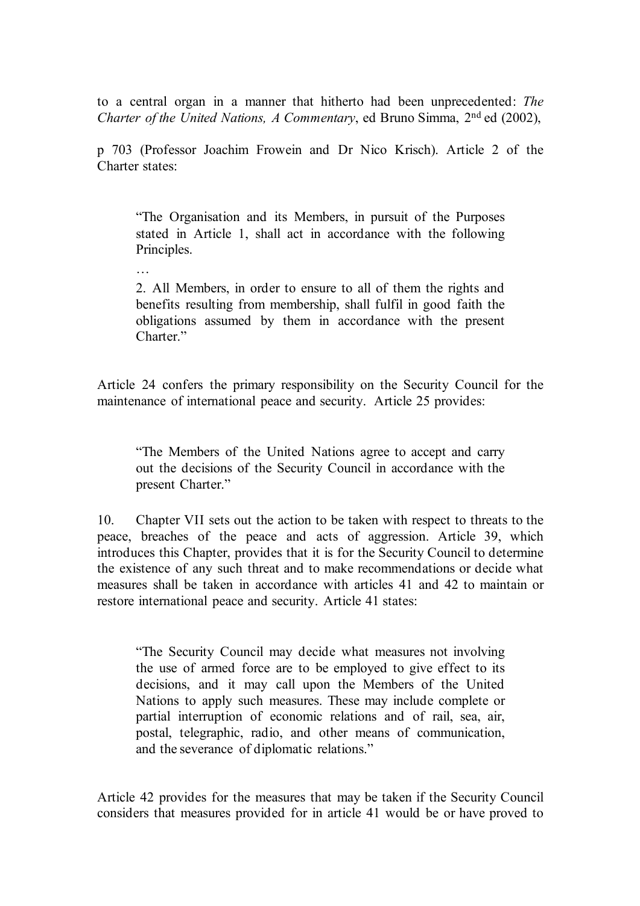to a central organ in a manner that hitherto had been unprecedented: *The Charter of the United Nations, A Commentary*, ed Bruno Simma, 2nd ed (2002),

p 703 (Professor Joachim Frowein and Dr Nico Krisch). Article 2 of the Charter states:

> "The Organisation and its Members, in pursuit of the Purposes stated in Article 1, shall act in accordance with the following Principles.
>
> …
>
> 2. All Members, in order to ensure to all of them the rights and benefits resulting from membership, shall fulfil in good faith the obligations assumed by them in accordance with the present Charter."

Article 24 confers the primary responsibility on the Security Council for the maintenance of international peace and security. Article 25 provides:

> "The Members of the United Nations agree to accept and carry out the decisions of the Security Council in accordance with the present Charter."

10. Chapter VII sets out the action to be taken with respect to threats to the peace, breaches of the peace and acts of aggression. Article 39, which introduces this Chapter, provides that it is for the Security Council to determine the existence of any such threat and to make recommendations or decide what measures shall be taken in accordance with articles 41 and 42 to maintain or restore international peace and security. Article 41 states:

> "The Security Council may decide what measures not involving the use of armed force are to be employed to give effect to its decisions, and it may call upon the Members of the United Nations to apply such measures. These may include complete or partial interruption of economic relations and of rail, sea, air, postal, telegraphic, radio, and other means of communication, and the severance of diplomatic relations."

Article 42 provides for the measures that may be taken if the Security Council considers that measures provided for in article 41 would be or have proved to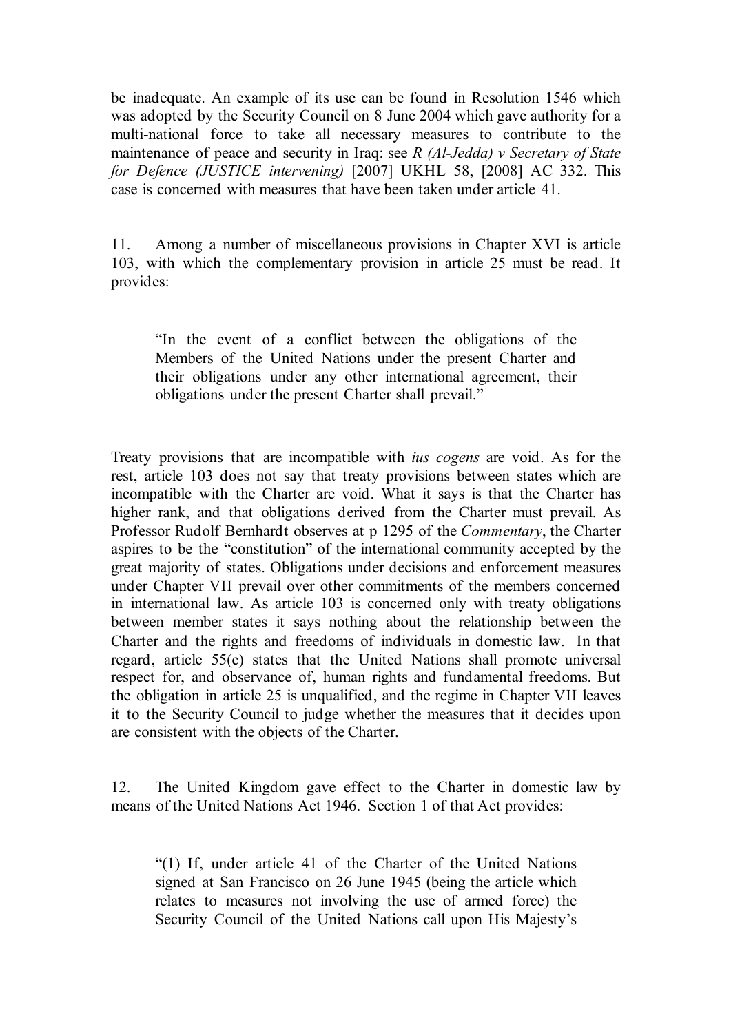be inadequate. An example of its use can be found in Resolution 1546 which was adopted by the Security Council on 8 June 2004 which gave authority for a multi-national force to take all necessary measures to contribute to the maintenance of peace and security in Iraq: see *R (Al-Jedda) v Secretary of State for Defence (JUSTICE intervening)* [2007] UKHL 58, [2008] AC 332. This case is concerned with measures that have been taken under article 41.

11. Among a number of miscellaneous provisions in Chapter XVI is article 103, with which the complementary provision in article 25 must be read. It provides:

> "In the event of a conflict between the obligations of the Members of the United Nations under the present Charter and their obligations under any other international agreement, their obligations under the present Charter shall prevail."

Treaty provisions that are incompatible with *ius cogens* are void. As for the rest, article 103 does not say that treaty provisions between states which are incompatible with the Charter are void. What it says is that the Charter has higher rank, and that obligations derived from the Charter must prevail. As Professor Rudolf Bernhardt observes at p 1295 of the *Commentary*, the Charter aspires to be the "constitution" of the international community accepted by the great majority of states. Obligations under decisions and enforcement measures under Chapter VII prevail over other commitments of the members concerned in international law. As article 103 is concerned only with treaty obligations between member states it says nothing about the relationship between the Charter and the rights and freedoms of individuals in domestic law. In that regard, article 55(c) states that the United Nations shall promote universal respect for, and observance of, human rights and fundamental freedoms. But the obligation in article 25 is unqualified, and the regime in Chapter VII leaves it to the Security Council to judge whether the measures that it decides upon are consistent with the objects of the Charter.

12. The United Kingdom gave effect to the Charter in domestic law by means of the United Nations Act 1946. Section 1 of that Act provides:

> "(1) If, under article 41 of the Charter of the United Nations signed at San Francisco on 26 June 1945 (being the article which relates to measures not involving the use of armed force) the Security Council of the United Nations call upon His Majesty's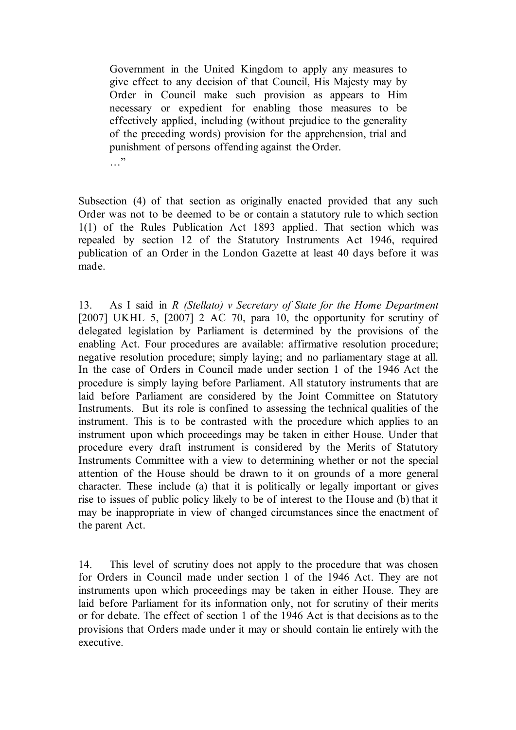> Government in the United Kingdom to apply any measures to give effect to any decision of that Council, His Majesty may by Order in Council make such provision as appears to Him necessary or expedient for enabling those measures to be effectively applied, including (without prejudice to the generality of the preceding words) provision for the apprehension, trial and punishment of persons offending against the Order.
>
> …"

Subsection (4) of that section as originally enacted provided that any such Order was not to be deemed to be or contain a statutory rule to which section 1(1) of the Rules Publication Act 1893 applied. That section which was repealed by section 12 of the Statutory Instruments Act 1946, required publication of an Order in the London Gazette at least 40 days before it was made.

13. As I said in *R (Stellato) v Secretary of State for the Home Department* [2007] UKHL 5, [2007] 2 AC 70, para 10, the opportunity for scrutiny of delegated legislation by Parliament is determined by the provisions of the enabling Act. Four procedures are available: affirmative resolution procedure; negative resolution procedure; simply laying; and no parliamentary stage at all. In the case of Orders in Council made under section 1 of the 1946 Act the procedure is simply laying before Parliament. All statutory instruments that are laid before Parliament are considered by the Joint Committee on Statutory Instruments. But its role is confined to assessing the technical qualities of the instrument. This is to be contrasted with the procedure which applies to an instrument upon which proceedings may be taken in either House. Under that procedure every draft instrument is considered by the Merits of Statutory Instruments Committee with a view to determining whether or not the special attention of the House should be drawn to it on grounds of a more general character. These include (a) that it is politically or legally important or gives rise to issues of public policy likely to be of interest to the House and (b) that it may be inappropriate in view of changed circumstances since the enactment of the parent Act.

14. This level of scrutiny does not apply to the procedure that was chosen for Orders in Council made under section 1 of the 1946 Act. They are not instruments upon which proceedings may be taken in either House. They are laid before Parliament for its information only, not for scrutiny of their merits or for debate. The effect of section 1 of the 1946 Act is that decisions as to the provisions that Orders made under it may or should contain lie entirely with the executive.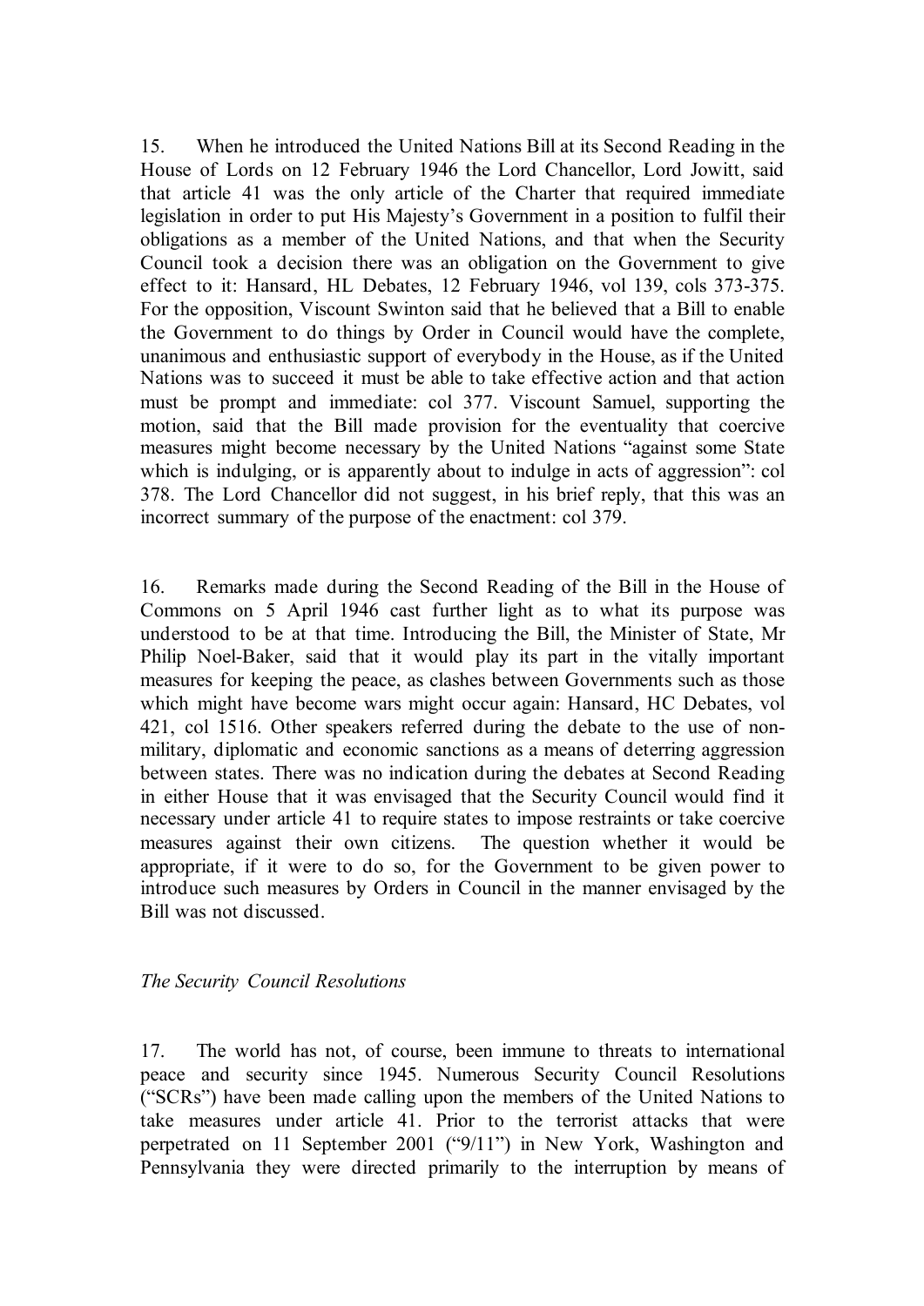15. When he introduced the United Nations Bill at its Second Reading in the House of Lords on 12 February 1946 the Lord Chancellor, Lord Jowitt, said that article 41 was the only article of the Charter that required immediate legislation in order to put His Majesty's Government in a position to fulfil their obligations as a member of the United Nations, and that when the Security Council took a decision there was an obligation on the Government to give effect to it: Hansard, HL Debates, 12 February 1946, vol 139, cols 373-375. For the opposition, Viscount Swinton said that he believed that a Bill to enable the Government to do things by Order in Council would have the complete, unanimous and enthusiastic support of everybody in the House, as if the United Nations was to succeed it must be able to take effective action and that action must be prompt and immediate: col 377. Viscount Samuel, supporting the motion, said that the Bill made provision for the eventuality that coercive measures might become necessary by the United Nations "against some State which is indulging, or is apparently about to indulge in acts of aggression": col 378. The Lord Chancellor did not suggest, in his brief reply, that this was an incorrect summary of the purpose of the enactment: col 379.

16. Remarks made during the Second Reading of the Bill in the House of Commons on 5 April 1946 cast further light as to what its purpose was understood to be at that time. Introducing the Bill, the Minister of State, Mr Philip Noel-Baker, said that it would play its part in the vitally important measures for keeping the peace, as clashes between Governments such as those which might have become wars might occur again: Hansard, HC Debates, vol 421, col 1516. Other speakers referred during the debate to the use of non-military, diplomatic and economic sanctions as a means of deterring aggression between states. There was no indication during the debates at Second Reading in either House that it was envisaged that the Security Council would find it necessary under article 41 to require states to impose restraints or take coercive measures against their own citizens. The question whether it would be appropriate, if it were to do so, for the Government to be given power to introduce such measures by Orders in Council in the manner envisaged by the Bill was not discussed.

*The Security Council Resolutions*

17. The world has not, of course, been immune to threats to international peace and security since 1945. Numerous Security Council Resolutions ("SCRs") have been made calling upon the members of the United Nations to take measures under article 41. Prior to the terrorist attacks that were perpetrated on 11 September 2001 ("9/11") in New York, Washington and Pennsylvania they were directed primarily to the interruption by means of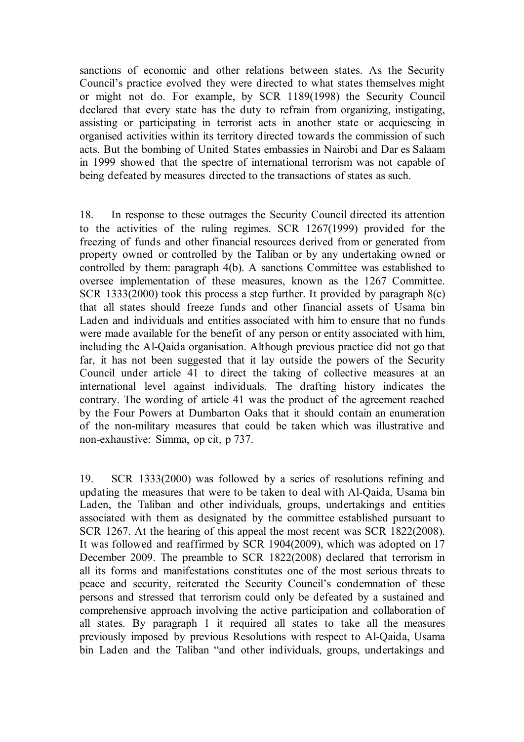sanctions of economic and other relations between states. As the Security Council's practice evolved they were directed to what states themselves might or might not do. For example, by SCR 1189(1998) the Security Council declared that every state has the duty to refrain from organizing, instigating, assisting or participating in terrorist acts in another state or acquiescing in organised activities within its territory directed towards the commission of such acts. But the bombing of United States embassies in Nairobi and Dar es Salaam in 1999 showed that the spectre of international terrorism was not capable of being defeated by measures directed to the transactions of states as such.

18. In response to these outrages the Security Council directed its attention to the activities of the ruling regimes. SCR 1267(1999) provided for the freezing of funds and other financial resources derived from or generated from property owned or controlled by the Taliban or by any undertaking owned or controlled by them: paragraph 4(b). A sanctions Committee was established to oversee implementation of these measures, known as the 1267 Committee. SCR 1333(2000) took this process a step further. It provided by paragraph 8(c) that all states should freeze funds and other financial assets of Usama bin Laden and individuals and entities associated with him to ensure that no funds were made available for the benefit of any person or entity associated with him, including the Al-Qaida organisation. Although previous practice did not go that far, it has not been suggested that it lay outside the powers of the Security Council under article 41 to direct the taking of collective measures at an international level against individuals. The drafting history indicates the contrary. The wording of article 41 was the product of the agreement reached by the Four Powers at Dumbarton Oaks that it should contain an enumeration of the non-military measures that could be taken which was illustrative and non-exhaustive: Simma, op cit, p 737.

19. SCR 1333(2000) was followed by a series of resolutions refining and updating the measures that were to be taken to deal with Al-Qaida, Usama bin Laden, the Taliban and other individuals, groups, undertakings and entities associated with them as designated by the committee established pursuant to SCR 1267. At the hearing of this appeal the most recent was SCR 1822(2008). It was followed and reaffirmed by SCR 1904(2009), which was adopted on 17 December 2009. The preamble to SCR 1822(2008) declared that terrorism in all its forms and manifestations constitutes one of the most serious threats to peace and security, reiterated the Security Council's condemnation of these persons and stressed that terrorism could only be defeated by a sustained and comprehensive approach involving the active participation and collaboration of all states. By paragraph 1 it required all states to take all the measures previously imposed by previous Resolutions with respect to Al-Qaida, Usama bin Laden and the Taliban "and other individuals, groups, undertakings and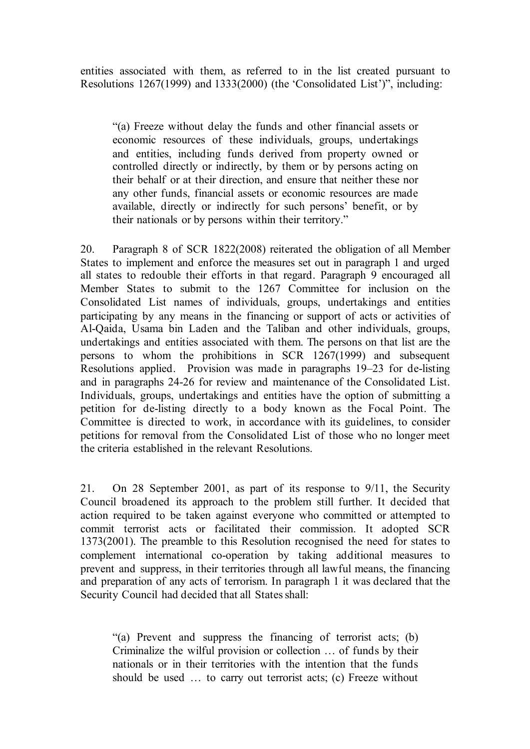entities associated with them, as referred to in the list created pursuant to Resolutions 1267(1999) and 1333(2000) (the 'Consolidated List')", including:

> "(a) Freeze without delay the funds and other financial assets or economic resources of these individuals, groups, undertakings and entities, including funds derived from property owned or controlled directly or indirectly, by them or by persons acting on their behalf or at their direction, and ensure that neither these nor any other funds, financial assets or economic resources are made available, directly or indirectly for such persons' benefit, or by their nationals or by persons within their territory."

20. Paragraph 8 of SCR 1822(2008) reiterated the obligation of all Member States to implement and enforce the measures set out in paragraph 1 and urged all states to redouble their efforts in that regard. Paragraph 9 encouraged all Member States to submit to the 1267 Committee for inclusion on the Consolidated List names of individuals, groups, undertakings and entities participating by any means in the financing or support of acts or activities of Al-Qaida, Usama bin Laden and the Taliban and other individuals, groups, undertakings and entities associated with them. The persons on that list are the persons to whom the prohibitions in SCR 1267(1999) and subsequent Resolutions applied. Provision was made in paragraphs 19–23 for de-listing and in paragraphs 24-26 for review and maintenance of the Consolidated List. Individuals, groups, undertakings and entities have the option of submitting a petition for de-listing directly to a body known as the Focal Point. The Committee is directed to work, in accordance with its guidelines, to consider petitions for removal from the Consolidated List of those who no longer meet the criteria established in the relevant Resolutions.

21. On 28 September 2001, as part of its response to 9/11, the Security Council broadened its approach to the problem still further. It decided that action required to be taken against everyone who committed or attempted to commit terrorist acts or facilitated their commission. It adopted SCR 1373(2001). The preamble to this Resolution recognised the need for states to complement international co-operation by taking additional measures to prevent and suppress, in their territories through all lawful means, the financing and preparation of any acts of terrorism. In paragraph 1 it was declared that the Security Council had decided that all States shall:

> "(a) Prevent and suppress the financing of terrorist acts; (b) Criminalize the wilful provision or collection … of funds by their nationals or in their territories with the intention that the funds should be used … to carry out terrorist acts; (c) Freeze without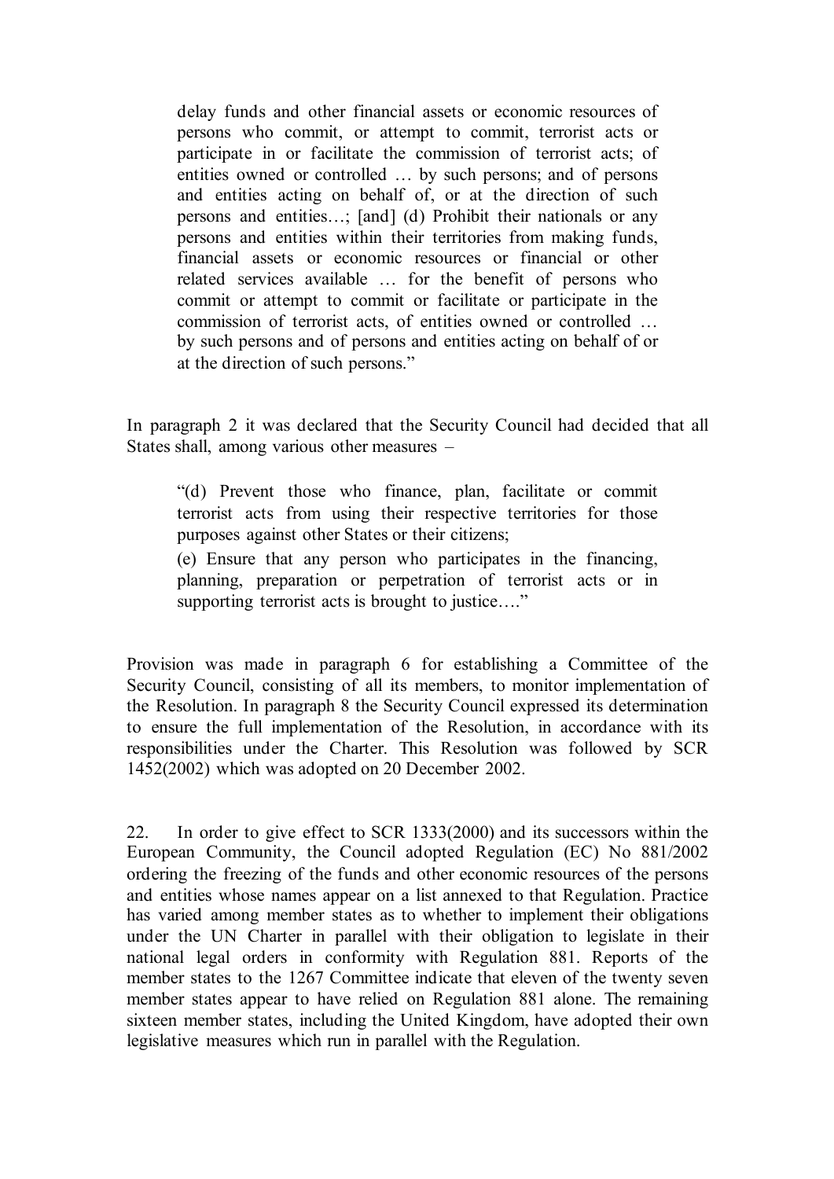> delay funds and other financial assets or economic resources of persons who commit, or attempt to commit, terrorist acts or participate in or facilitate the commission of terrorist acts; of entities owned or controlled … by such persons; and of persons and entities acting on behalf of, or at the direction of such persons and entities…; [and] (d) Prohibit their nationals or any persons and entities within their territories from making funds, financial assets or economic resources or financial or other related services available … for the benefit of persons who commit or attempt to commit or facilitate or participate in the commission of terrorist acts, of entities owned or controlled … by such persons and of persons and entities acting on behalf of or at the direction of such persons."

In paragraph 2 it was declared that the Security Council had decided that all States shall, among various other measures –

> "(d) Prevent those who finance, plan, facilitate or commit terrorist acts from using their respective territories for those purposes against other States or their citizens;
>
> (e) Ensure that any person who participates in the financing, planning, preparation or perpetration of terrorist acts or in supporting terrorist acts is brought to justice…."

Provision was made in paragraph 6 for establishing a Committee of the Security Council, consisting of all its members, to monitor implementation of the Resolution. In paragraph 8 the Security Council expressed its determination to ensure the full implementation of the Resolution, in accordance with its responsibilities under the Charter. This Resolution was followed by SCR 1452(2002) which was adopted on 20 December 2002.

22. In order to give effect to SCR 1333(2000) and its successors within the European Community, the Council adopted Regulation (EC) No 881/2002 ordering the freezing of the funds and other economic resources of the persons and entities whose names appear on a list annexed to that Regulation. Practice has varied among member states as to whether to implement their obligations under the UN Charter in parallel with their obligation to legislate in their national legal orders in conformity with Regulation 881. Reports of the member states to the 1267 Committee indicate that eleven of the twenty seven member states appear to have relied on Regulation 881 alone. The remaining sixteen member states, including the United Kingdom, have adopted their own legislative measures which run in parallel with the Regulation.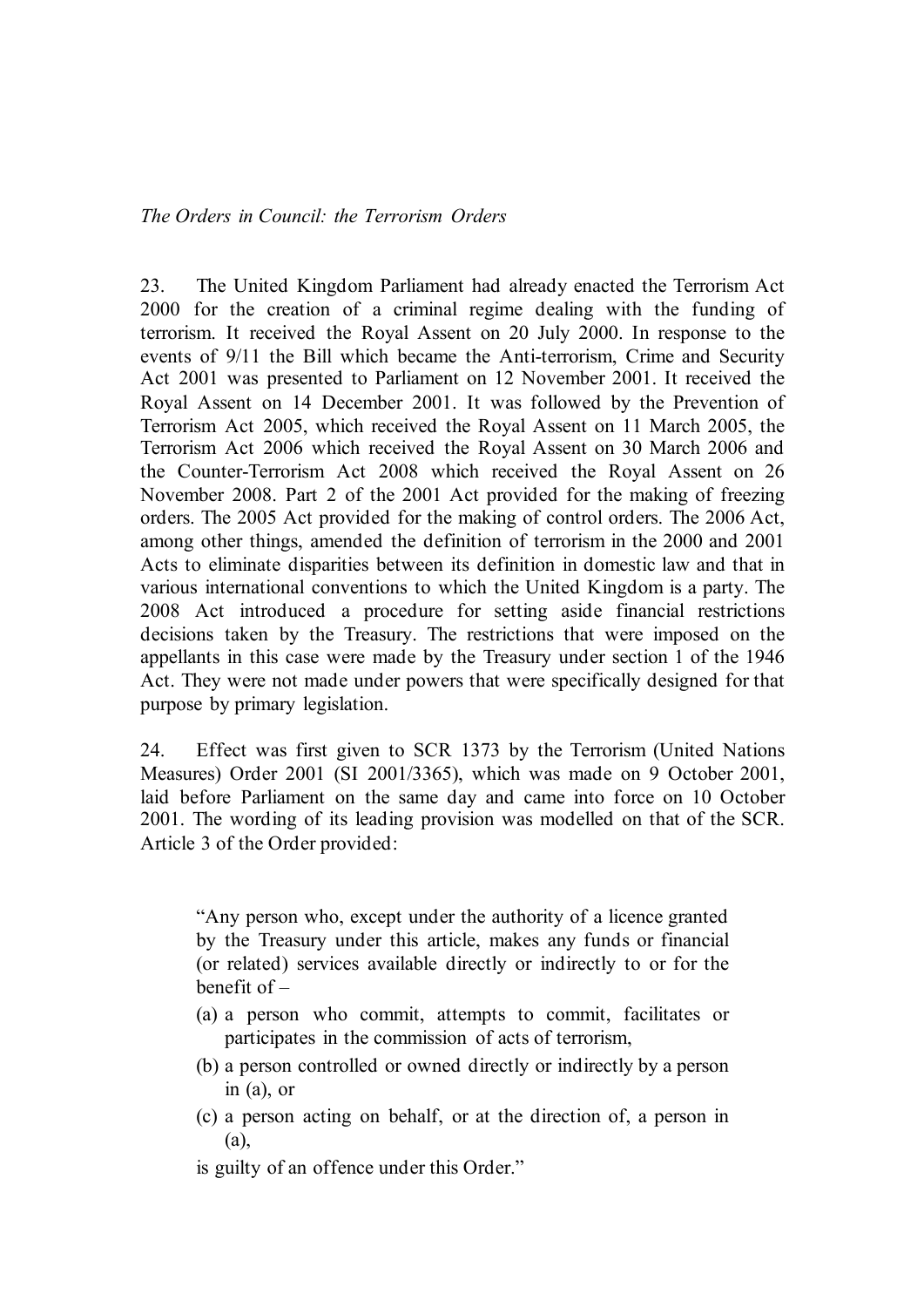*The Orders in Council: the Terrorism Orders*

23. The United Kingdom Parliament had already enacted the Terrorism Act 2000 for the creation of a criminal regime dealing with the funding of terrorism. It received the Royal Assent on 20 July 2000. In response to the events of 9/11 the Bill which became the Anti-terrorism, Crime and Security Act 2001 was presented to Parliament on 12 November 2001. It received the Royal Assent on 14 December 2001. It was followed by the Prevention of Terrorism Act 2005, which received the Royal Assent on 11 March 2005, the Terrorism Act 2006 which received the Royal Assent on 30 March 2006 and the Counter-Terrorism Act 2008 which received the Royal Assent on 26 November 2008. Part 2 of the 2001 Act provided for the making of freezing orders. The 2005 Act provided for the making of control orders. The 2006 Act, among other things, amended the definition of terrorism in the 2000 and 2001 Acts to eliminate disparities between its definition in domestic law and that in various international conventions to which the United Kingdom is a party. The 2008 Act introduced a procedure for setting aside financial restrictions decisions taken by the Treasury. The restrictions that were imposed on the appellants in this case were made by the Treasury under section 1 of the 1946 Act. They were not made under powers that were specifically designed for that purpose by primary legislation.

24. Effect was first given to SCR 1373 by the Terrorism (United Nations Measures) Order 2001 (SI 2001/3365), which was made on 9 October 2001, laid before Parliament on the same day and came into force on 10 October 2001. The wording of its leading provision was modelled on that of the SCR. Article 3 of the Order provided:

> "Any person who, except under the authority of a licence granted by the Treasury under this article, makes any funds or financial (or related) services available directly or indirectly to or for the benefit of –
>
> (a) a person who commit, attempts to commit, facilitates or participates in the commission of acts of terrorism,
>
> (b) a person controlled or owned directly or indirectly by a person in (a), or
>
> (c) a person acting on behalf, or at the direction of, a person in (a),
>
> is guilty of an offence under this Order."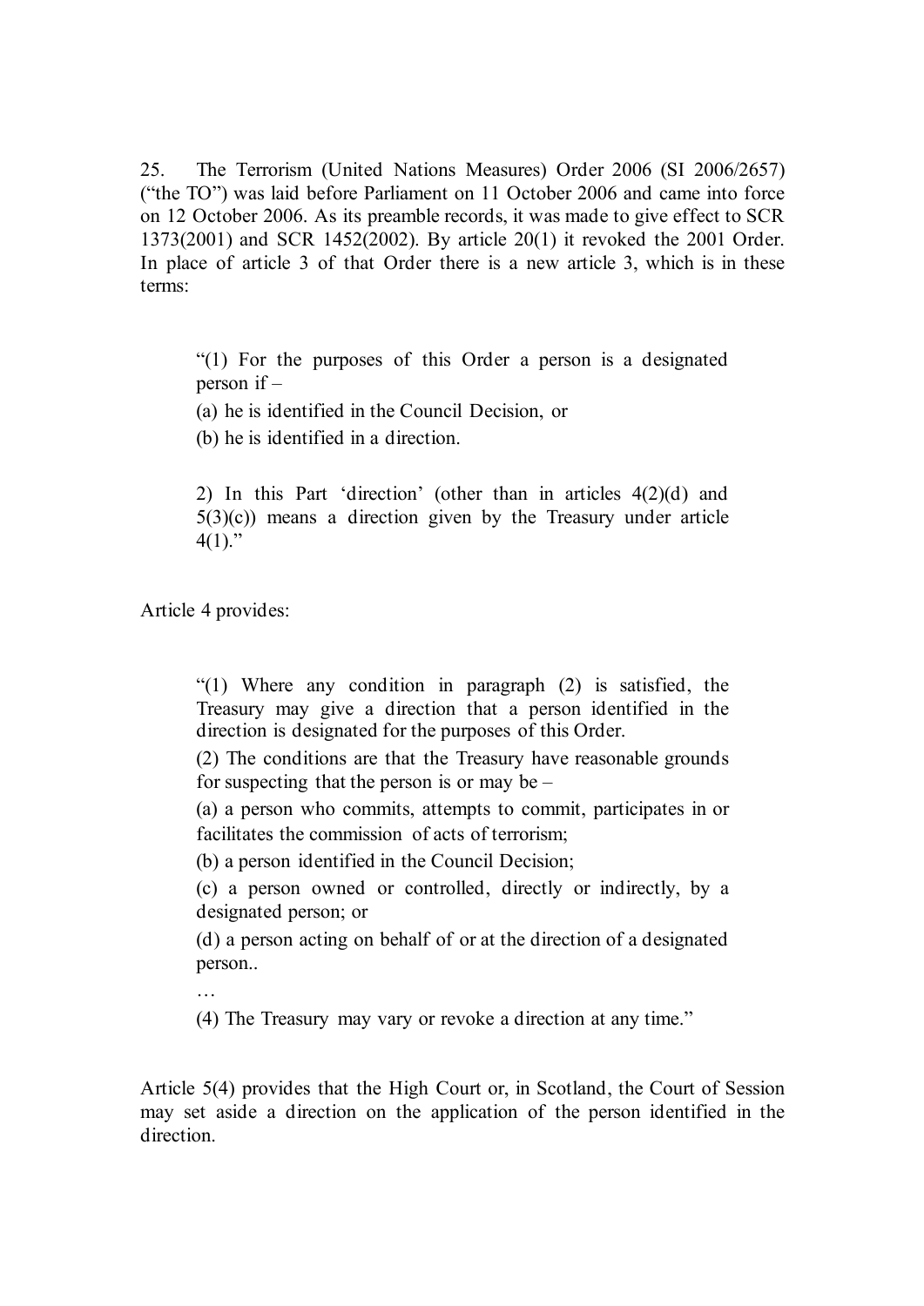25. The Terrorism (United Nations Measures) Order 2006 (SI 2006/2657) ("the TO") was laid before Parliament on 11 October 2006 and came into force on 12 October 2006. As its preamble records, it was made to give effect to SCR 1373(2001) and SCR 1452(2002). By article 20(1) it revoked the 2001 Order. In place of article 3 of that Order there is a new article 3, which is in these terms:

> "(1) For the purposes of this Order a person is a designated person if –
>
> (a) he is identified in the Council Decision, or
>
> (b) he is identified in a direction.
>
> 2) In this Part 'direction' (other than in articles 4(2)(d) and 5(3)(c)) means a direction given by the Treasury under article 4(1)."

Article 4 provides:

> "(1) Where any condition in paragraph (2) is satisfied, the Treasury may give a direction that a person identified in the direction is designated for the purposes of this Order.
>
> (2) The conditions are that the Treasury have reasonable grounds for suspecting that the person is or may be –
>
> (a) a person who commits, attempts to commit, participates in or facilitates the commission of acts of terrorism;
>
> (b) a person identified in the Council Decision;
>
> (c) a person owned or controlled, directly or indirectly, by a designated person; or
>
> (d) a person acting on behalf of or at the direction of a designated person..
>
> …
>
> (4) The Treasury may vary or revoke a direction at any time."

Article 5(4) provides that the High Court or, in Scotland, the Court of Session may set aside a direction on the application of the person identified in the direction.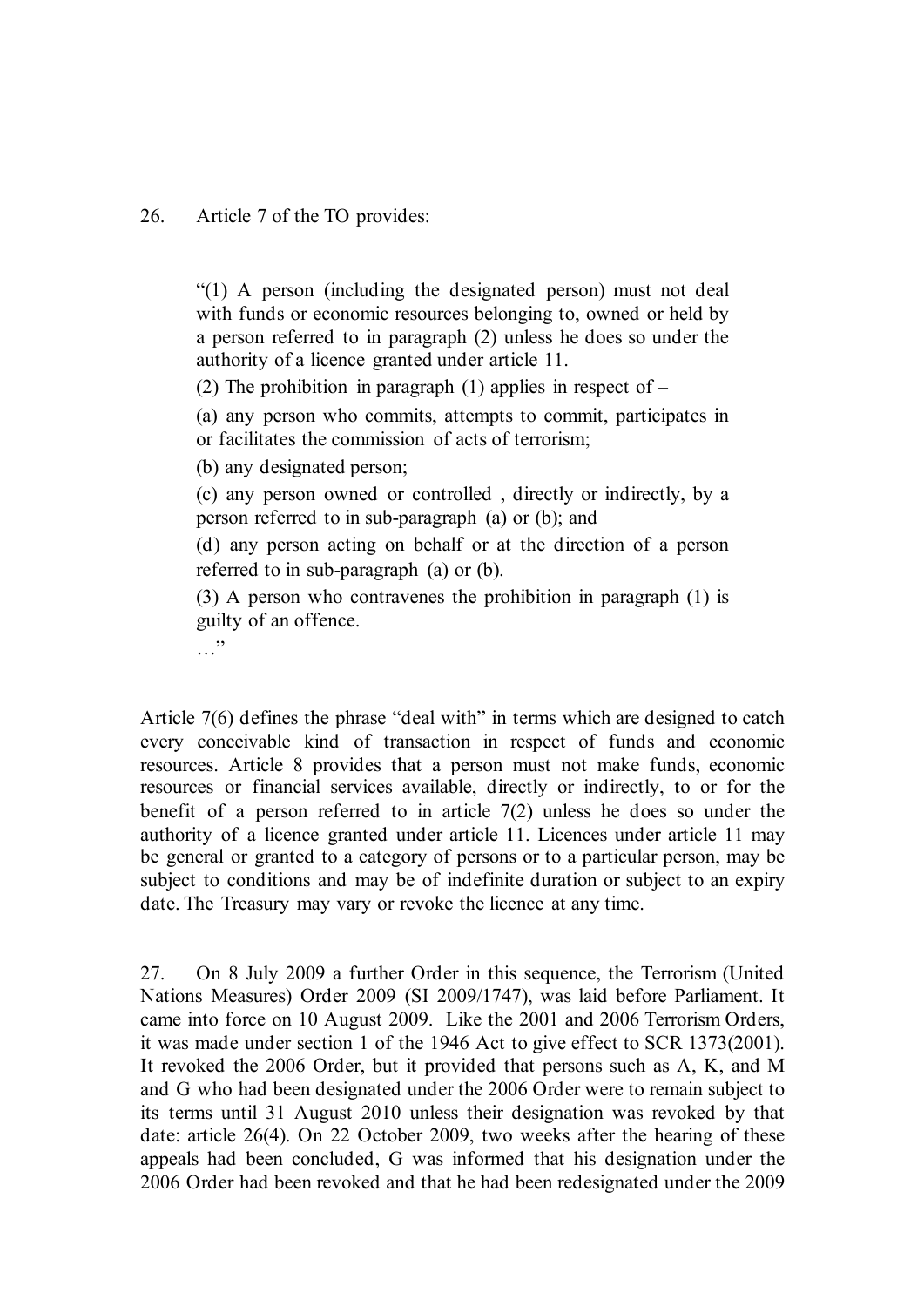26. Article 7 of the TO provides:

> "(1) A person (including the designated person) must not deal with funds or economic resources belonging to, owned or held by a person referred to in paragraph (2) unless he does so under the authority of a licence granted under article 11.
>
> (2) The prohibition in paragraph (1) applies in respect of –
>
> (a) any person who commits, attempts to commit, participates in or facilitates the commission of acts of terrorism;
>
> (b) any designated person;
>
> (c) any person owned or controlled , directly or indirectly, by a person referred to in sub-paragraph (a) or (b); and
>
> (d) any person acting on behalf or at the direction of a person referred to in sub-paragraph (a) or (b).
>
> (3) A person who contravenes the prohibition in paragraph (1) is guilty of an offence.
>
> …"

Article 7(6) defines the phrase "deal with" in terms which are designed to catch every conceivable kind of transaction in respect of funds and economic resources. Article 8 provides that a person must not make funds, economic resources or financial services available, directly or indirectly, to or for the benefit of a person referred to in article 7(2) unless he does so under the authority of a licence granted under article 11. Licences under article 11 may be general or granted to a category of persons or to a particular person, may be subject to conditions and may be of indefinite duration or subject to an expiry date. The Treasury may vary or revoke the licence at any time.

27. On 8 July 2009 a further Order in this sequence, the Terrorism (United Nations Measures) Order 2009 (SI 2009/1747), was laid before Parliament. It came into force on 10 August 2009. Like the 2001 and 2006 Terrorism Orders, it was made under section 1 of the 1946 Act to give effect to SCR 1373(2001). It revoked the 2006 Order, but it provided that persons such as A, K, and M and G who had been designated under the 2006 Order were to remain subject to its terms until 31 August 2010 unless their designation was revoked by that date: article 26(4). On 22 October 2009, two weeks after the hearing of these appeals had been concluded, G was informed that his designation under the 2006 Order had been revoked and that he had been redesignated under the 2009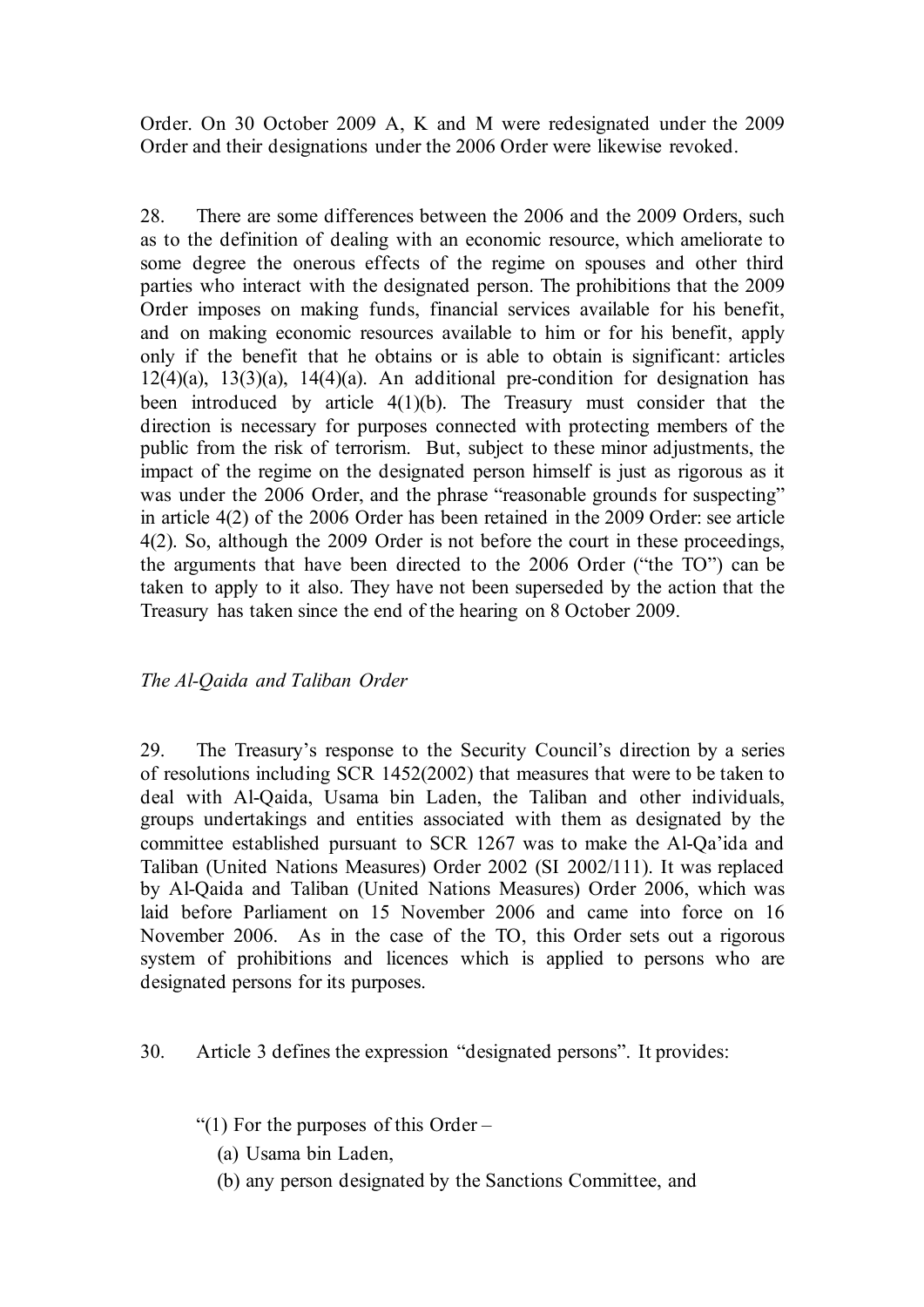Order. On 30 October 2009 A, K and M were redesignated under the 2009 Order and their designations under the 2006 Order were likewise revoked.

28. There are some differences between the 2006 and the 2009 Orders, such as to the definition of dealing with an economic resource, which ameliorate to some degree the onerous effects of the regime on spouses and other third parties who interact with the designated person. The prohibitions that the 2009 Order imposes on making funds, financial services available for his benefit, and on making economic resources available to him or for his benefit, apply only if the benefit that he obtains or is able to obtain is significant: articles 12(4)(a), 13(3)(a), 14(4)(a). An additional pre-condition for designation has been introduced by article 4(1)(b). The Treasury must consider that the direction is necessary for purposes connected with protecting members of the public from the risk of terrorism. But, subject to these minor adjustments, the impact of the regime on the designated person himself is just as rigorous as it was under the 2006 Order, and the phrase "reasonable grounds for suspecting" in article 4(2) of the 2006 Order has been retained in the 2009 Order: see article 4(2). So, although the 2009 Order is not before the court in these proceedings, the arguments that have been directed to the 2006 Order ("the TO") can be taken to apply to it also. They have not been superseded by the action that the Treasury has taken since the end of the hearing on 8 October 2009.

*The Al-Qaida and Taliban Order*

29. The Treasury's response to the Security Council's direction by a series of resolutions including SCR 1452(2002) that measures that were to be taken to deal with Al-Qaida, Usama bin Laden, the Taliban and other individuals, groups undertakings and entities associated with them as designated by the committee established pursuant to SCR 1267 was to make the Al-Qa'ida and Taliban (United Nations Measures) Order 2002 (SI 2002/111). It was replaced by Al-Qaida and Taliban (United Nations Measures) Order 2006, which was laid before Parliament on 15 November 2006 and came into force on 16 November 2006. As in the case of the TO, this Order sets out a rigorous system of prohibitions and licences which is applied to persons who are designated persons for its purposes.

30. Article 3 defines the expression "designated persons". It provides:

"(1) For the purposes of this Order –

(a) Usama bin Laden,

(b) any person designated by the Sanctions Committee, and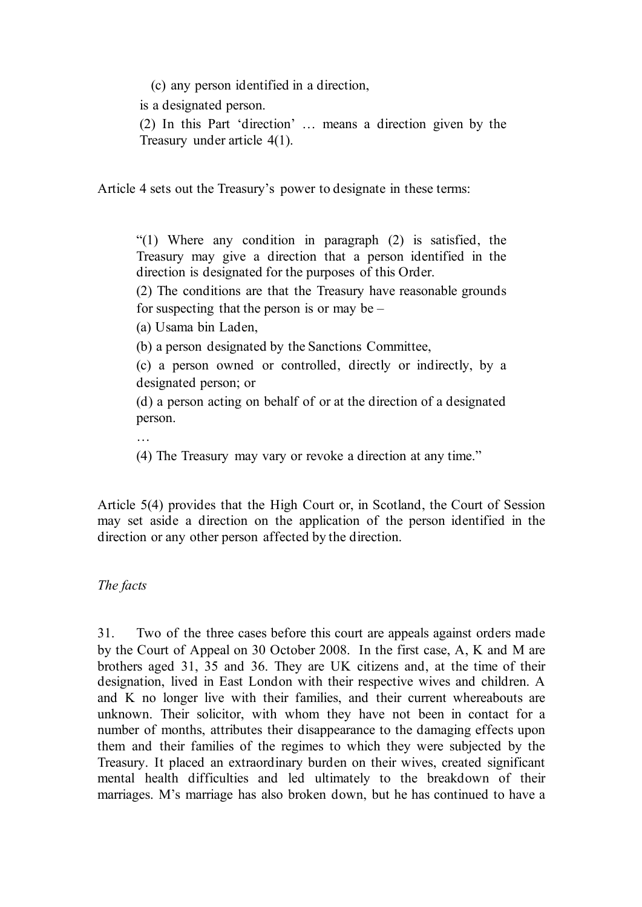(c) any person identified in a direction,

is a designated person.

(2) In this Part 'direction' … means a direction given by the Treasury under article 4(1).

Article 4 sets out the Treasury's power to designate in these terms:

> "(1) Where any condition in paragraph (2) is satisfied, the Treasury may give a direction that a person identified in the direction is designated for the purposes of this Order.
>
> (2) The conditions are that the Treasury have reasonable grounds for suspecting that the person is or may be –
>
> (a) Usama bin Laden,
>
> (b) a person designated by the Sanctions Committee,
>
> (c) a person owned or controlled, directly or indirectly, by a designated person; or
>
> (d) a person acting on behalf of or at the direction of a designated person.
>
> …
>
> (4) The Treasury may vary or revoke a direction at any time."

Article 5(4) provides that the High Court or, in Scotland, the Court of Session may set aside a direction on the application of the person identified in the direction or any other person affected by the direction.

*The facts*

31. Two of the three cases before this court are appeals against orders made by the Court of Appeal on 30 October 2008. In the first case, A, K and M are brothers aged 31, 35 and 36. They are UK citizens and, at the time of their designation, lived in East London with their respective wives and children. A and K no longer live with their families, and their current whereabouts are unknown. Their solicitor, with whom they have not been in contact for a number of months, attributes their disappearance to the damaging effects upon them and their families of the regimes to which they were subjected by the Treasury. It placed an extraordinary burden on their wives, created significant mental health difficulties and led ultimately to the breakdown of their marriages. M's marriage has also broken down, but he has continued to have a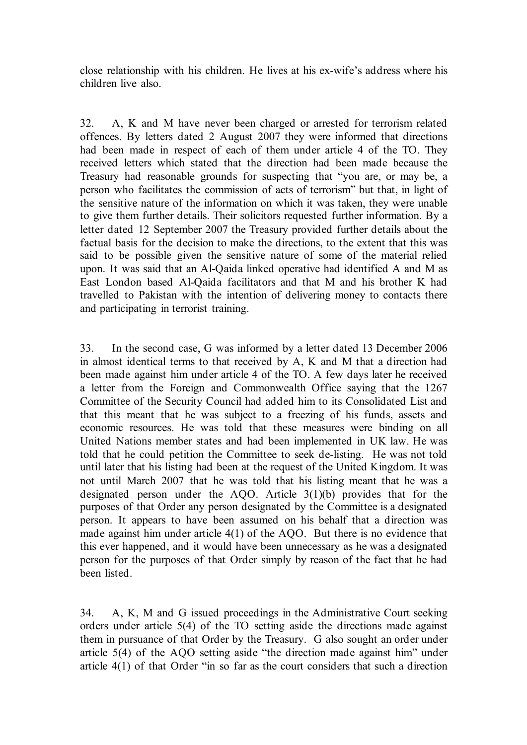close relationship with his children. He lives at his ex-wife's address where his children live also.

32. A, K and M have never been charged or arrested for terrorism related offences. By letters dated 2 August 2007 they were informed that directions had been made in respect of each of them under article 4 of the TO. They received letters which stated that the direction had been made because the Treasury had reasonable grounds for suspecting that "you are, or may be, a person who facilitates the commission of acts of terrorism" but that, in light of the sensitive nature of the information on which it was taken, they were unable to give them further details. Their solicitors requested further information. By a letter dated 12 September 2007 the Treasury provided further details about the factual basis for the decision to make the directions, to the extent that this was said to be possible given the sensitive nature of some of the material relied upon. It was said that an Al-Qaida linked operative had identified A and M as East London based Al-Qaida facilitators and that M and his brother K had travelled to Pakistan with the intention of delivering money to contacts there and participating in terrorist training.

33. In the second case, G was informed by a letter dated 13 December 2006 in almost identical terms to that received by A, K and M that a direction had been made against him under article 4 of the TO. A few days later he received a letter from the Foreign and Commonwealth Office saying that the 1267 Committee of the Security Council had added him to its Consolidated List and that this meant that he was subject to a freezing of his funds, assets and economic resources. He was told that these measures were binding on all United Nations member states and had been implemented in UK law. He was told that he could petition the Committee to seek de-listing. He was not told until later that his listing had been at the request of the United Kingdom. It was not until March 2007 that he was told that his listing meant that he was a designated person under the AQO. Article 3(1)(b) provides that for the purposes of that Order any person designated by the Committee is a designated person. It appears to have been assumed on his behalf that a direction was made against him under article 4(1) of the AQO. But there is no evidence that this ever happened, and it would have been unnecessary as he was a designated person for the purposes of that Order simply by reason of the fact that he had been listed.

34. A, K, M and G issued proceedings in the Administrative Court seeking orders under article 5(4) of the TO setting aside the directions made against them in pursuance of that Order by the Treasury. G also sought an order under article 5(4) of the AQO setting aside "the direction made against him" under article 4(1) of that Order "in so far as the court considers that such a direction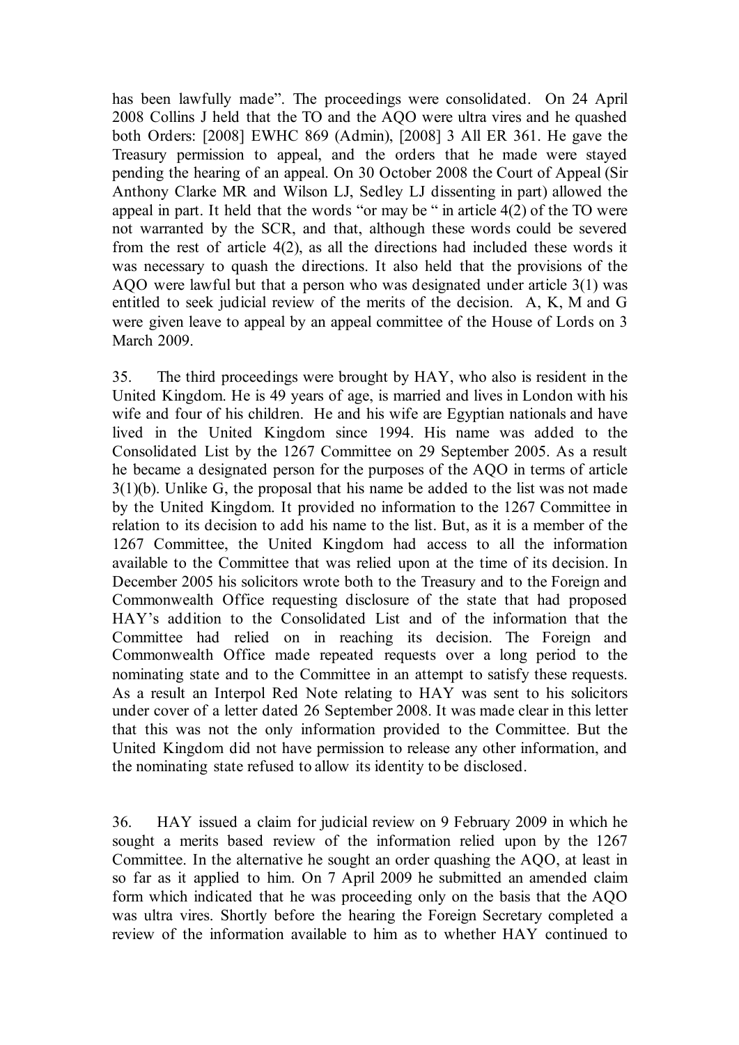has been lawfully made". The proceedings were consolidated. On 24 April 2008 Collins J held that the TO and the AQO were ultra vires and he quashed both Orders: [2008] EWHC 869 (Admin), [2008] 3 All ER 361. He gave the Treasury permission to appeal, and the orders that he made were stayed pending the hearing of an appeal. On 30 October 2008 the Court of Appeal (Sir Anthony Clarke MR and Wilson LJ, Sedley LJ dissenting in part) allowed the appeal in part. It held that the words "or may be " in article 4(2) of the TO were not warranted by the SCR, and that, although these words could be severed from the rest of article 4(2), as all the directions had included these words it was necessary to quash the directions. It also held that the provisions of the AQO were lawful but that a person who was designated under article 3(1) was entitled to seek judicial review of the merits of the decision. A, K, M and G were given leave to appeal by an appeal committee of the House of Lords on 3 March 2009.

35. The third proceedings were brought by HAY, who also is resident in the United Kingdom. He is 49 years of age, is married and lives in London with his wife and four of his children. He and his wife are Egyptian nationals and have lived in the United Kingdom since 1994. His name was added to the Consolidated List by the 1267 Committee on 29 September 2005. As a result he became a designated person for the purposes of the AQO in terms of article 3(1)(b). Unlike G, the proposal that his name be added to the list was not made by the United Kingdom. It provided no information to the 1267 Committee in relation to its decision to add his name to the list. But, as it is a member of the 1267 Committee, the United Kingdom had access to all the information available to the Committee that was relied upon at the time of its decision. In December 2005 his solicitors wrote both to the Treasury and to the Foreign and Commonwealth Office requesting disclosure of the state that had proposed HAY's addition to the Consolidated List and of the information that the Committee had relied on in reaching its decision. The Foreign and Commonwealth Office made repeated requests over a long period to the nominating state and to the Committee in an attempt to satisfy these requests. As a result an Interpol Red Note relating to HAY was sent to his solicitors under cover of a letter dated 26 September 2008. It was made clear in this letter that this was not the only information provided to the Committee. But the United Kingdom did not have permission to release any other information, and the nominating state refused to allow its identity to be disclosed.

36. HAY issued a claim for judicial review on 9 February 2009 in which he sought a merits based review of the information relied upon by the 1267 Committee. In the alternative he sought an order quashing the AQO, at least in so far as it applied to him. On 7 April 2009 he submitted an amended claim form which indicated that he was proceeding only on the basis that the AQO was ultra vires. Shortly before the hearing the Foreign Secretary completed a review of the information available to him as to whether HAY continued to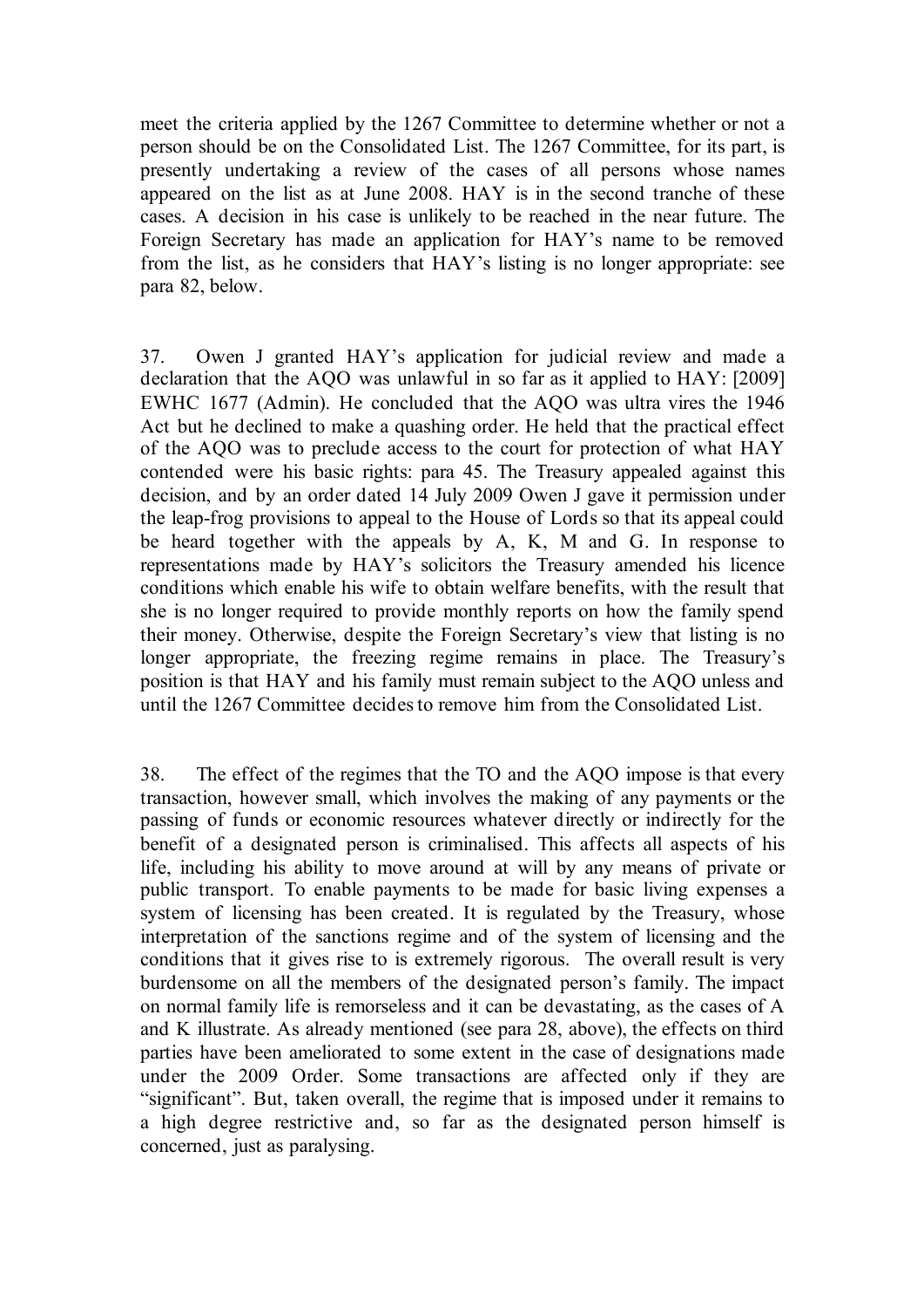meet the criteria applied by the 1267 Committee to determine whether or not a person should be on the Consolidated List. The 1267 Committee, for its part, is presently undertaking a review of the cases of all persons whose names appeared on the list as at June 2008. HAY is in the second tranche of these cases. A decision in his case is unlikely to be reached in the near future. The Foreign Secretary has made an application for HAY's name to be removed from the list, as he considers that HAY's listing is no longer appropriate: see para 82, below.

37. Owen J granted HAY's application for judicial review and made a declaration that the AQO was unlawful in so far as it applied to HAY: [2009] EWHC 1677 (Admin). He concluded that the AQO was ultra vires the 1946 Act but he declined to make a quashing order. He held that the practical effect of the AQO was to preclude access to the court for protection of what HAY contended were his basic rights: para 45. The Treasury appealed against this decision, and by an order dated 14 July 2009 Owen J gave it permission under the leap-frog provisions to appeal to the House of Lords so that its appeal could be heard together with the appeals by A, K, M and G. In response to representations made by HAY's solicitors the Treasury amended his licence conditions which enable his wife to obtain welfare benefits, with the result that she is no longer required to provide monthly reports on how the family spend their money. Otherwise, despite the Foreign Secretary's view that listing is no longer appropriate, the freezing regime remains in place. The Treasury's position is that HAY and his family must remain subject to the AQO unless and until the 1267 Committee decides to remove him from the Consolidated List.

38. The effect of the regimes that the TO and the AQO impose is that every transaction, however small, which involves the making of any payments or the passing of funds or economic resources whatever directly or indirectly for the benefit of a designated person is criminalised. This affects all aspects of his life, including his ability to move around at will by any means of private or public transport. To enable payments to be made for basic living expenses a system of licensing has been created. It is regulated by the Treasury, whose interpretation of the sanctions regime and of the system of licensing and the conditions that it gives rise to is extremely rigorous. The overall result is very burdensome on all the members of the designated person's family. The impact on normal family life is remorseless and it can be devastating, as the cases of A and K illustrate. As already mentioned (see para 28, above), the effects on third parties have been ameliorated to some extent in the case of designations made under the 2009 Order. Some transactions are affected only if they are "significant". But, taken overall, the regime that is imposed under it remains to a high degree restrictive and, so far as the designated person himself is concerned, just as paralysing.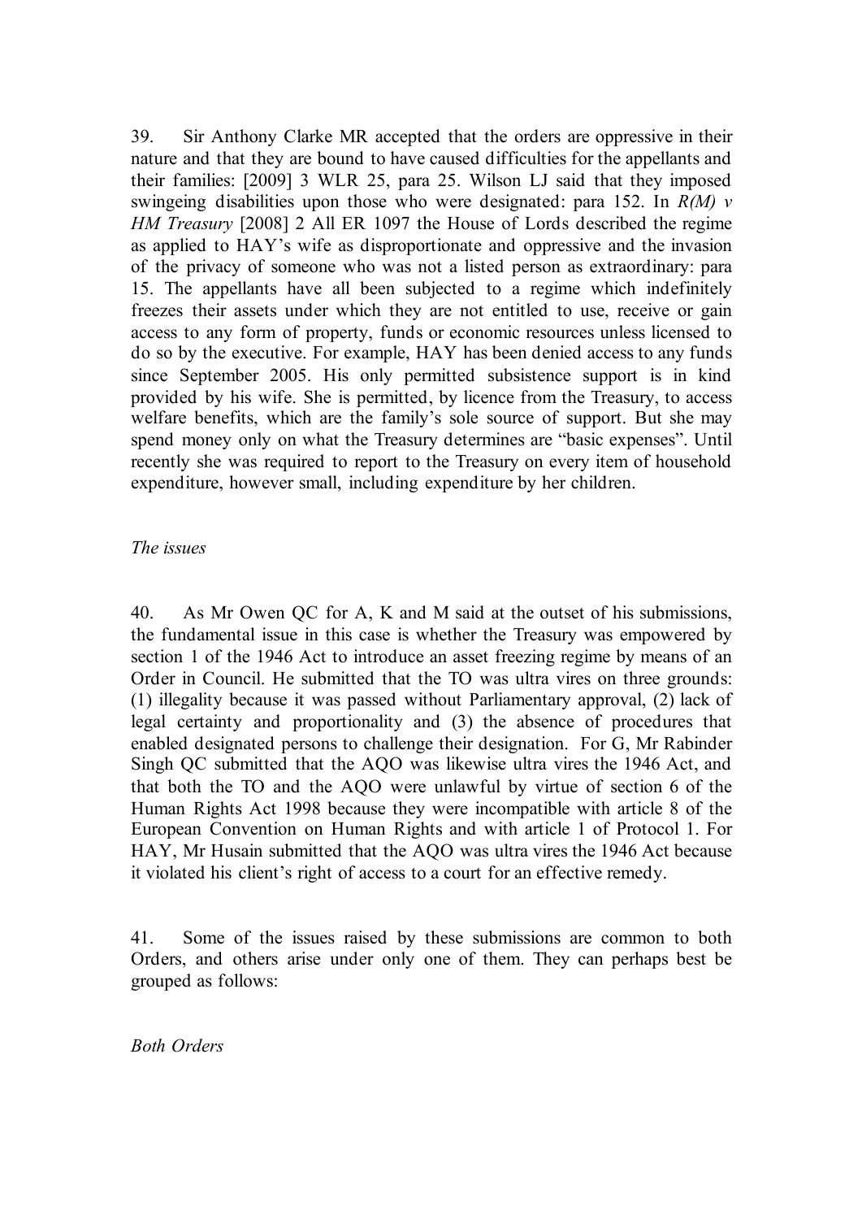39. Sir Anthony Clarke MR accepted that the orders are oppressive in their nature and that they are bound to have caused difficulties for the appellants and their families: [2009] 3 WLR 25, para 25. Wilson LJ said that they imposed swingeing disabilities upon those who were designated: para 152. In *R(M) v HM Treasury* [2008] 2 All ER 1097 the House of Lords described the regime as applied to HAY's wife as disproportionate and oppressive and the invasion of the privacy of someone who was not a listed person as extraordinary: para 15. The appellants have all been subjected to a regime which indefinitely freezes their assets under which they are not entitled to use, receive or gain access to any form of property, funds or economic resources unless licensed to do so by the executive. For example, HAY has been denied access to any funds since September 2005. His only permitted subsistence support is in kind provided by his wife. She is permitted, by licence from the Treasury, to access welfare benefits, which are the family's sole source of support. But she may spend money only on what the Treasury determines are "basic expenses". Until recently she was required to report to the Treasury on every item of household expenditure, however small, including expenditure by her children.

*The issues*

40. As Mr Owen QC for A, K and M said at the outset of his submissions, the fundamental issue in this case is whether the Treasury was empowered by section 1 of the 1946 Act to introduce an asset freezing regime by means of an Order in Council. He submitted that the TO was ultra vires on three grounds: (1) illegality because it was passed without Parliamentary approval, (2) lack of legal certainty and proportionality and (3) the absence of procedures that enabled designated persons to challenge their designation. For G, Mr Rabinder Singh QC submitted that the AQO was likewise ultra vires the 1946 Act, and that both the TO and the AQO were unlawful by virtue of section 6 of the Human Rights Act 1998 because they were incompatible with article 8 of the European Convention on Human Rights and with article 1 of Protocol 1. For HAY, Mr Husain submitted that the AQO was ultra vires the 1946 Act because it violated his client's right of access to a court for an effective remedy.

41. Some of the issues raised by these submissions are common to both Orders, and others arise under only one of them. They can perhaps best be grouped as follows:

*Both Orders*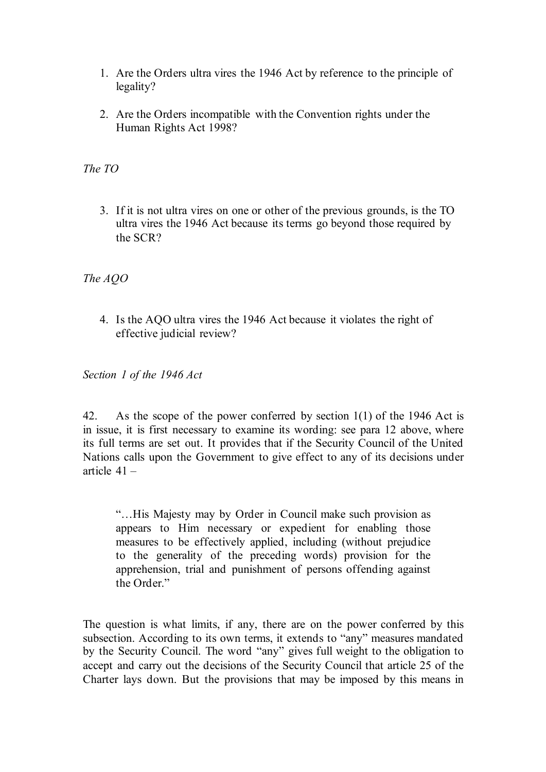1. Are the Orders ultra vires the 1946 Act by reference to the principle of legality?

2. Are the Orders incompatible with the Convention rights under the Human Rights Act 1998?

*The TO*

3. If it is not ultra vires on one or other of the previous grounds, is the TO ultra vires the 1946 Act because its terms go beyond those required by the SCR?

*The AQO*

4. Is the AQO ultra vires the 1946 Act because it violates the right of effective judicial review?

*Section 1 of the 1946 Act*

42. As the scope of the power conferred by section 1(1) of the 1946 Act is in issue, it is first necessary to examine its wording: see para 12 above, where its full terms are set out. It provides that if the Security Council of the United Nations calls upon the Government to give effect to any of its decisions under article 41 –

> "…His Majesty may by Order in Council make such provision as appears to Him necessary or expedient for enabling those measures to be effectively applied, including (without prejudice to the generality of the preceding words) provision for the apprehension, trial and punishment of persons offending against the Order."

The question is what limits, if any, there are on the power conferred by this subsection. According to its own terms, it extends to "any" measures mandated by the Security Council. The word "any" gives full weight to the obligation to accept and carry out the decisions of the Security Council that article 25 of the Charter lays down. But the provisions that may be imposed by this means in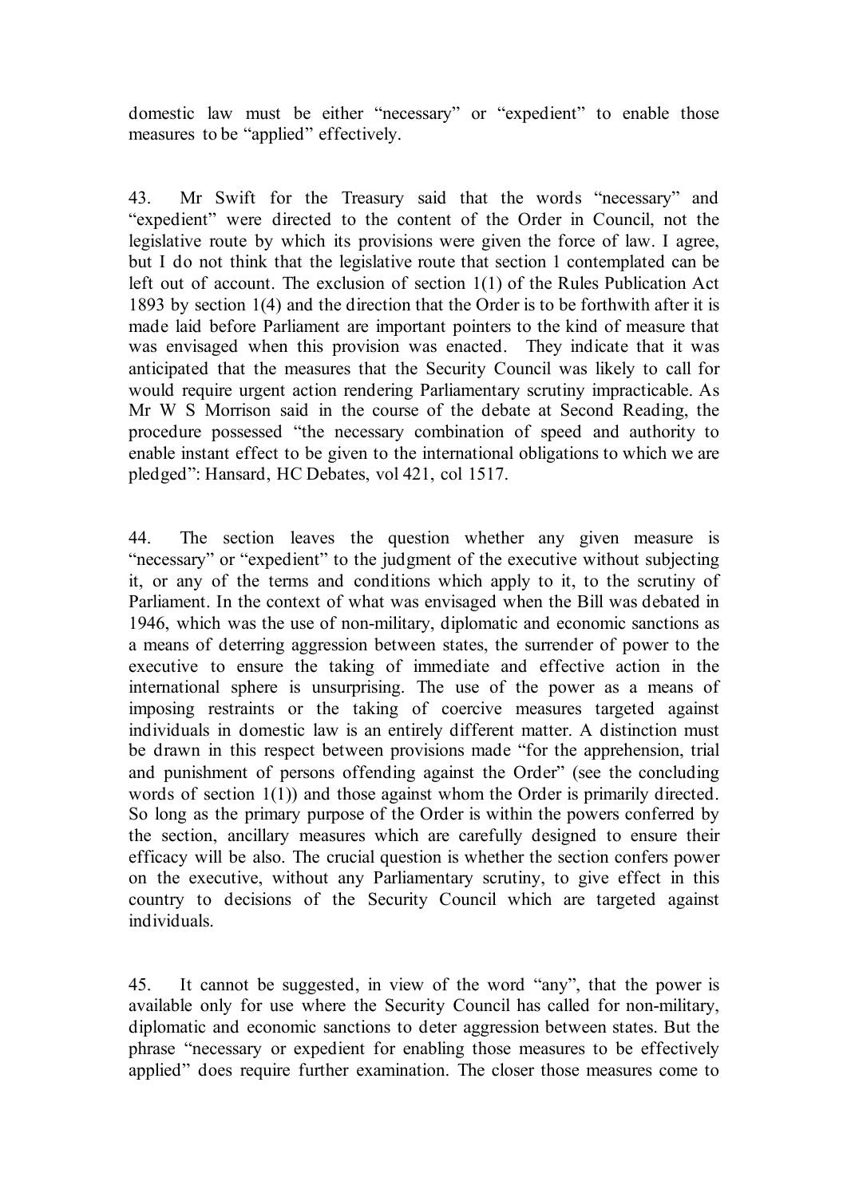domestic law must be either "necessary" or "expedient" to enable those measures to be "applied" effectively.

43. Mr Swift for the Treasury said that the words "necessary" and "expedient" were directed to the content of the Order in Council, not the legislative route by which its provisions were given the force of law. I agree, but I do not think that the legislative route that section 1 contemplated can be left out of account. The exclusion of section 1(1) of the Rules Publication Act 1893 by section 1(4) and the direction that the Order is to be forthwith after it is made laid before Parliament are important pointers to the kind of measure that was envisaged when this provision was enacted. They indicate that it was anticipated that the measures that the Security Council was likely to call for would require urgent action rendering Parliamentary scrutiny impracticable. As Mr W S Morrison said in the course of the debate at Second Reading, the procedure possessed "the necessary combination of speed and authority to enable instant effect to be given to the international obligations to which we are pledged": Hansard, HC Debates, vol 421, col 1517.

44. The section leaves the question whether any given measure is "necessary" or "expedient" to the judgment of the executive without subjecting it, or any of the terms and conditions which apply to it, to the scrutiny of Parliament. In the context of what was envisaged when the Bill was debated in 1946, which was the use of non-military, diplomatic and economic sanctions as a means of deterring aggression between states, the surrender of power to the executive to ensure the taking of immediate and effective action in the international sphere is unsurprising. The use of the power as a means of imposing restraints or the taking of coercive measures targeted against individuals in domestic law is an entirely different matter. A distinction must be drawn in this respect between provisions made "for the apprehension, trial and punishment of persons offending against the Order" (see the concluding words of section 1(1)) and those against whom the Order is primarily directed. So long as the primary purpose of the Order is within the powers conferred by the section, ancillary measures which are carefully designed to ensure their efficacy will be also. The crucial question is whether the section confers power on the executive, without any Parliamentary scrutiny, to give effect in this country to decisions of the Security Council which are targeted against individuals.

45. It cannot be suggested, in view of the word "any", that the power is available only for use where the Security Council has called for non-military, diplomatic and economic sanctions to deter aggression between states. But the phrase "necessary or expedient for enabling those measures to be effectively applied" does require further examination. The closer those measures come to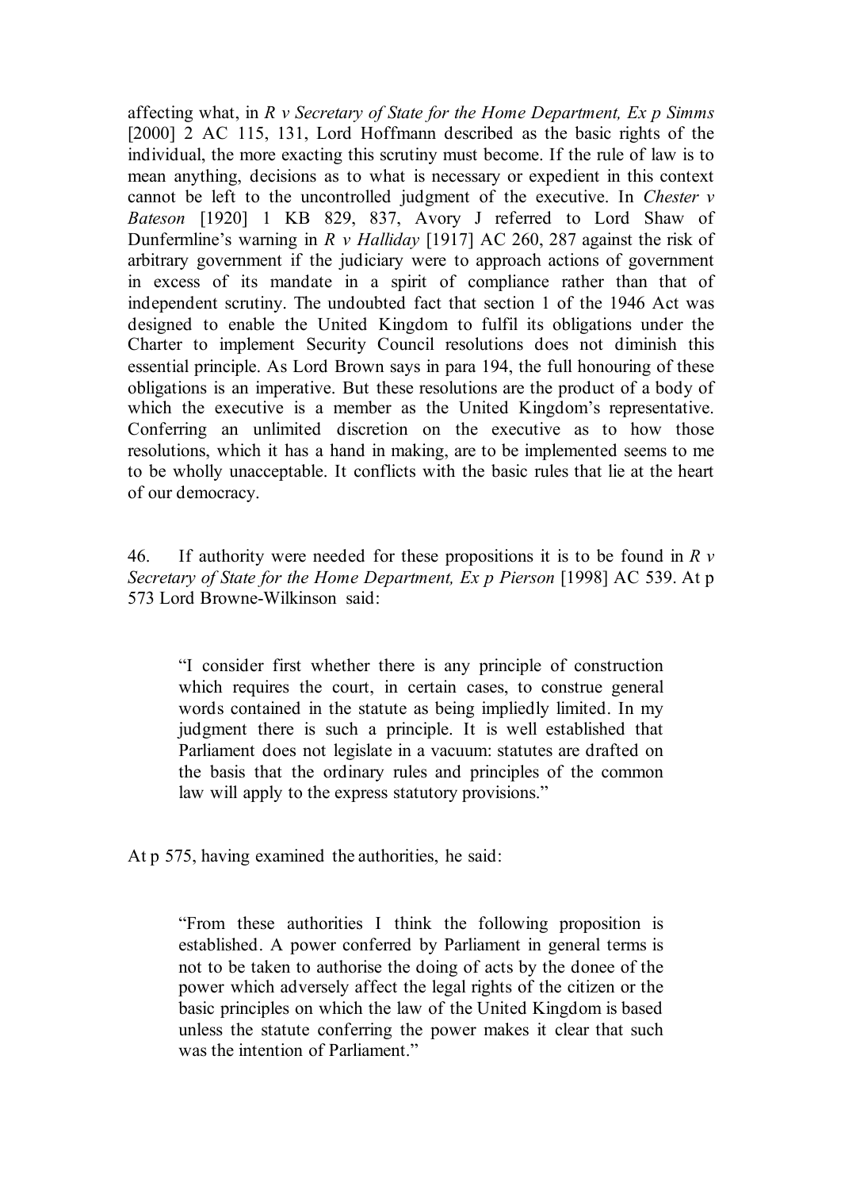affecting what, in *R v Secretary of State for the Home Department, Ex p Simms* [2000] 2 AC 115, 131, Lord Hoffmann described as the basic rights of the individual, the more exacting this scrutiny must become. If the rule of law is to mean anything, decisions as to what is necessary or expedient in this context cannot be left to the uncontrolled judgment of the executive. In *Chester v Bateson* [1920] 1 KB 829, 837, Avory J referred to Lord Shaw of Dunfermline's warning in *R v Halliday* [1917] AC 260, 287 against the risk of arbitrary government if the judiciary were to approach actions of government in excess of its mandate in a spirit of compliance rather than that of independent scrutiny. The undoubted fact that section 1 of the 1946 Act was designed to enable the United Kingdom to fulfil its obligations under the Charter to implement Security Council resolutions does not diminish this essential principle. As Lord Brown says in para 194, the full honouring of these obligations is an imperative. But these resolutions are the product of a body of which the executive is a member as the United Kingdom's representative. Conferring an unlimited discretion on the executive as to how those resolutions, which it has a hand in making, are to be implemented seems to me to be wholly unacceptable. It conflicts with the basic rules that lie at the heart of our democracy.

46. If authority were needed for these propositions it is to be found in *R v Secretary of State for the Home Department, Ex p Pierson* [1998] AC 539. At p 573 Lord Browne-Wilkinson said:

> "I consider first whether there is any principle of construction which requires the court, in certain cases, to construe general words contained in the statute as being impliedly limited. In my judgment there is such a principle. It is well established that Parliament does not legislate in a vacuum: statutes are drafted on the basis that the ordinary rules and principles of the common law will apply to the express statutory provisions."

At p 575, having examined the authorities, he said:

> "From these authorities I think the following proposition is established. A power conferred by Parliament in general terms is not to be taken to authorise the doing of acts by the donee of the power which adversely affect the legal rights of the citizen or the basic principles on which the law of the United Kingdom is based unless the statute conferring the power makes it clear that such was the intention of Parliament."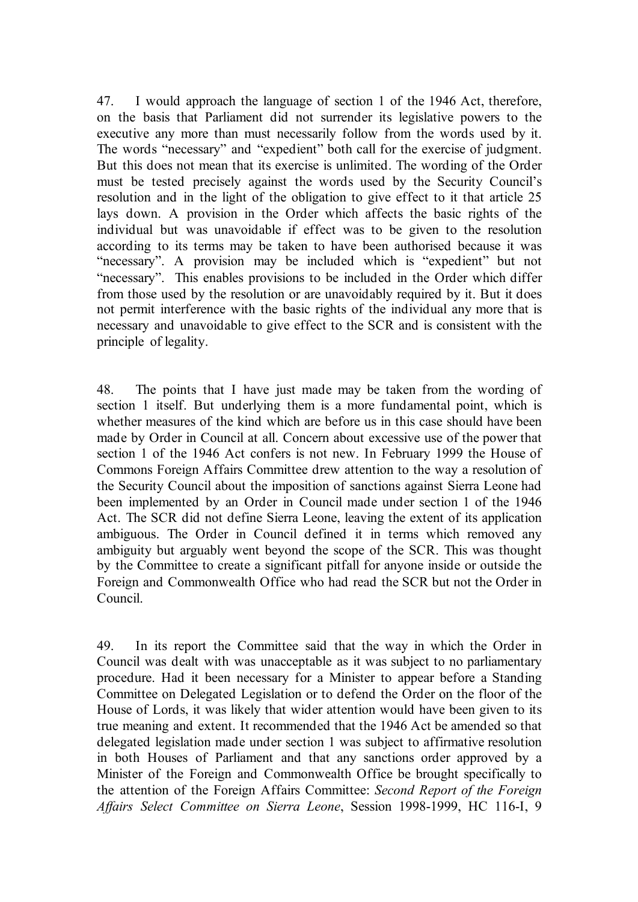47. I would approach the language of section 1 of the 1946 Act, therefore, on the basis that Parliament did not surrender its legislative powers to the executive any more than must necessarily follow from the words used by it. The words "necessary" and "expedient" both call for the exercise of judgment. But this does not mean that its exercise is unlimited. The wording of the Order must be tested precisely against the words used by the Security Council's resolution and in the light of the obligation to give effect to it that article 25 lays down. A provision in the Order which affects the basic rights of the individual but was unavoidable if effect was to be given to the resolution according to its terms may be taken to have been authorised because it was "necessary". A provision may be included which is "expedient" but not "necessary". This enables provisions to be included in the Order which differ from those used by the resolution or are unavoidably required by it. But it does not permit interference with the basic rights of the individual any more that is necessary and unavoidable to give effect to the SCR and is consistent with the principle of legality.

48. The points that I have just made may be taken from the wording of section 1 itself. But underlying them is a more fundamental point, which is whether measures of the kind which are before us in this case should have been made by Order in Council at all. Concern about excessive use of the power that section 1 of the 1946 Act confers is not new. In February 1999 the House of Commons Foreign Affairs Committee drew attention to the way a resolution of the Security Council about the imposition of sanctions against Sierra Leone had been implemented by an Order in Council made under section 1 of the 1946 Act. The SCR did not define Sierra Leone, leaving the extent of its application ambiguous. The Order in Council defined it in terms which removed any ambiguity but arguably went beyond the scope of the SCR. This was thought by the Committee to create a significant pitfall for anyone inside or outside the Foreign and Commonwealth Office who had read the SCR but not the Order in Council.

49. In its report the Committee said that the way in which the Order in Council was dealt with was unacceptable as it was subject to no parliamentary procedure. Had it been necessary for a Minister to appear before a Standing Committee on Delegated Legislation or to defend the Order on the floor of the House of Lords, it was likely that wider attention would have been given to its true meaning and extent. It recommended that the 1946 Act be amended so that delegated legislation made under section 1 was subject to affirmative resolution in both Houses of Parliament and that any sanctions order approved by a Minister of the Foreign and Commonwealth Office be brought specifically to the attention of the Foreign Affairs Committee: *Second Report of the Foreign Affairs Select Committee on Sierra Leone*, Session 1998-1999, HC 116-I, 9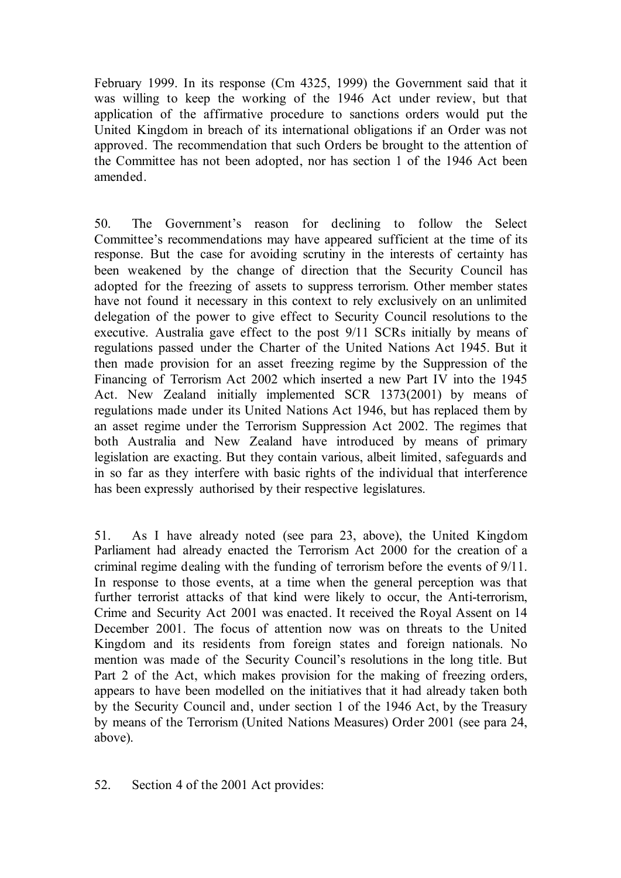February 1999. In its response (Cm 4325, 1999) the Government said that it was willing to keep the working of the 1946 Act under review, but that application of the affirmative procedure to sanctions orders would put the United Kingdom in breach of its international obligations if an Order was not approved. The recommendation that such Orders be brought to the attention of the Committee has not been adopted, nor has section 1 of the 1946 Act been amended.

50. The Government's reason for declining to follow the Select Committee's recommendations may have appeared sufficient at the time of its response. But the case for avoiding scrutiny in the interests of certainty has been weakened by the change of direction that the Security Council has adopted for the freezing of assets to suppress terrorism. Other member states have not found it necessary in this context to rely exclusively on an unlimited delegation of the power to give effect to Security Council resolutions to the executive. Australia gave effect to the post 9/11 SCRs initially by means of regulations passed under the Charter of the United Nations Act 1945. But it then made provision for an asset freezing regime by the Suppression of the Financing of Terrorism Act 2002 which inserted a new Part IV into the 1945 Act. New Zealand initially implemented SCR 1373(2001) by means of regulations made under its United Nations Act 1946, but has replaced them by an asset regime under the Terrorism Suppression Act 2002. The regimes that both Australia and New Zealand have introduced by means of primary legislation are exacting. But they contain various, albeit limited, safeguards and in so far as they interfere with basic rights of the individual that interference has been expressly authorised by their respective legislatures.

51. As I have already noted (see para 23, above), the United Kingdom Parliament had already enacted the Terrorism Act 2000 for the creation of a criminal regime dealing with the funding of terrorism before the events of 9/11. In response to those events, at a time when the general perception was that further terrorist attacks of that kind were likely to occur, the Anti-terrorism, Crime and Security Act 2001 was enacted. It received the Royal Assent on 14 December 2001. The focus of attention now was on threats to the United Kingdom and its residents from foreign states and foreign nationals. No mention was made of the Security Council's resolutions in the long title. But Part 2 of the Act, which makes provision for the making of freezing orders, appears to have been modelled on the initiatives that it had already taken both by the Security Council and, under section 1 of the 1946 Act, by the Treasury by means of the Terrorism (United Nations Measures) Order 2001 (see para 24, above).

52. Section 4 of the 2001 Act provides: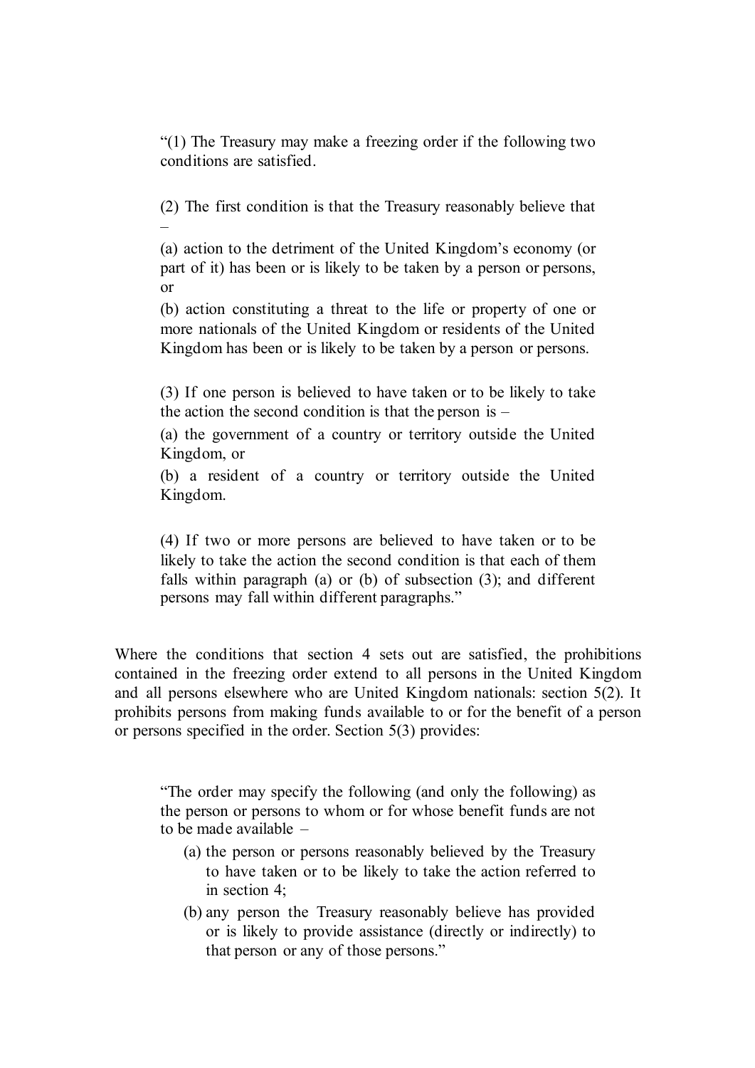> "(1) The Treasury may make a freezing order if the following two conditions are satisfied.
>
> (2) The first condition is that the Treasury reasonably believe that –
>
> (a) action to the detriment of the United Kingdom's economy (or part of it) has been or is likely to be taken by a person or persons, or
>
> (b) action constituting a threat to the life or property of one or more nationals of the United Kingdom or residents of the United Kingdom has been or is likely to be taken by a person or persons.
>
> (3) If one person is believed to have taken or to be likely to take the action the second condition is that the person is –
>
> (a) the government of a country or territory outside the United Kingdom, or
>
> (b) a resident of a country or territory outside the United Kingdom.
>
> (4) If two or more persons are believed to have taken or to be likely to take the action the second condition is that each of them falls within paragraph (a) or (b) of subsection (3); and different persons may fall within different paragraphs."

Where the conditions that section 4 sets out are satisfied, the prohibitions contained in the freezing order extend to all persons in the United Kingdom and all persons elsewhere who are United Kingdom nationals: section 5(2). It prohibits persons from making funds available to or for the benefit of a person or persons specified in the order. Section 5(3) provides:

> "The order may specify the following (and only the following) as the person or persons to whom or for whose benefit funds are not to be made available –
>
> (a) the person or persons reasonably believed by the Treasury to have taken or to be likely to take the action referred to in section 4;
>
> (b) any person the Treasury reasonably believe has provided or is likely to provide assistance (directly or indirectly) to that person or any of those persons."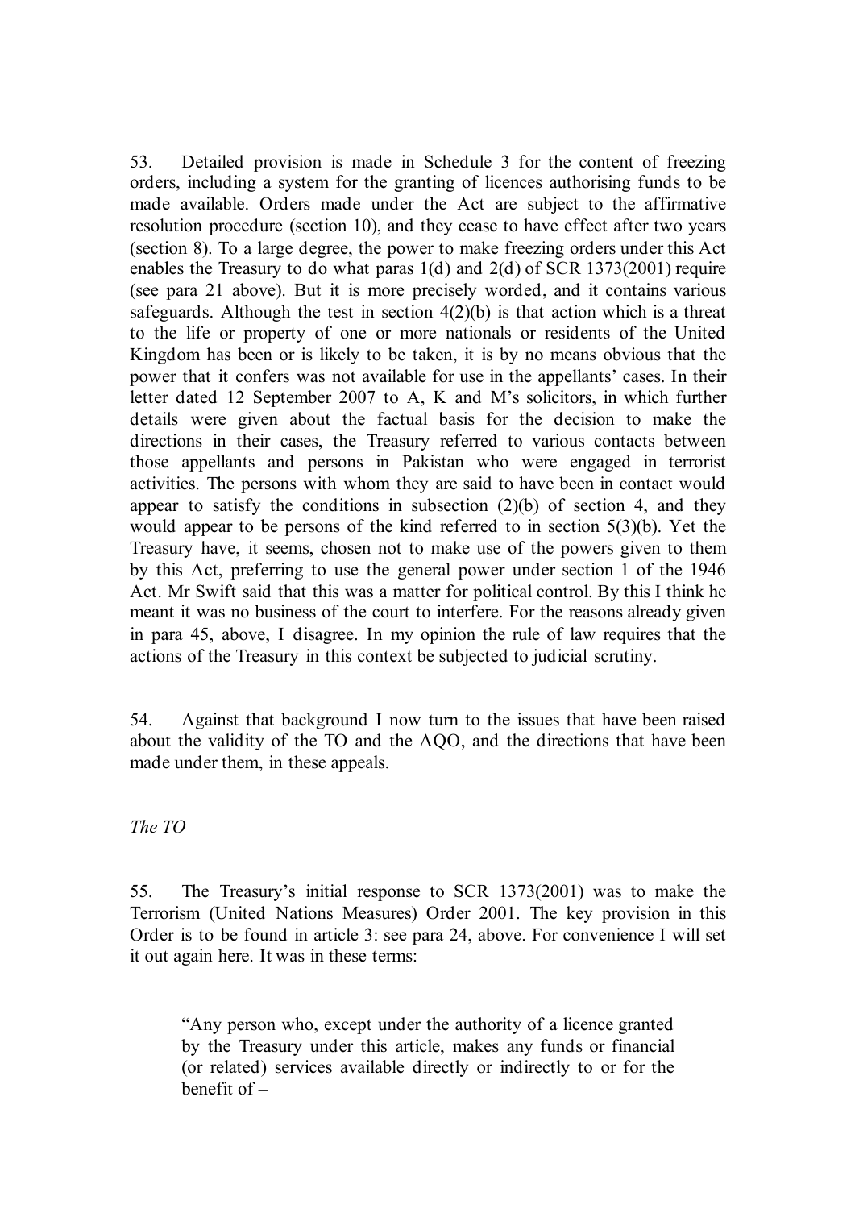53. Detailed provision is made in Schedule 3 for the content of freezing orders, including a system for the granting of licences authorising funds to be made available. Orders made under the Act are subject to the affirmative resolution procedure (section 10), and they cease to have effect after two years (section 8). To a large degree, the power to make freezing orders under this Act enables the Treasury to do what paras 1(d) and 2(d) of SCR 1373(2001) require (see para 21 above). But it is more precisely worded, and it contains various safeguards. Although the test in section 4(2)(b) is that action which is a threat to the life or property of one or more nationals or residents of the United Kingdom has been or is likely to be taken, it is by no means obvious that the power that it confers was not available for use in the appellants' cases. In their letter dated 12 September 2007 to A, K and M's solicitors, in which further details were given about the factual basis for the decision to make the directions in their cases, the Treasury referred to various contacts between those appellants and persons in Pakistan who were engaged in terrorist activities. The persons with whom they are said to have been in contact would appear to satisfy the conditions in subsection (2)(b) of section 4, and they would appear to be persons of the kind referred to in section 5(3)(b). Yet the Treasury have, it seems, chosen not to make use of the powers given to them by this Act, preferring to use the general power under section 1 of the 1946 Act. Mr Swift said that this was a matter for political control. By this I think he meant it was no business of the court to interfere. For the reasons already given in para 45, above, I disagree. In my opinion the rule of law requires that the actions of the Treasury in this context be subjected to judicial scrutiny.

54. Against that background I now turn to the issues that have been raised about the validity of the TO and the AQO, and the directions that have been made under them, in these appeals.

*The TO*

55. The Treasury's initial response to SCR 1373(2001) was to make the Terrorism (United Nations Measures) Order 2001. The key provision in this Order is to be found in article 3: see para 24, above. For convenience I will set it out again here. It was in these terms:

> "Any person who, except under the authority of a licence granted by the Treasury under this article, makes any funds or financial (or related) services available directly or indirectly to or for the benefit of –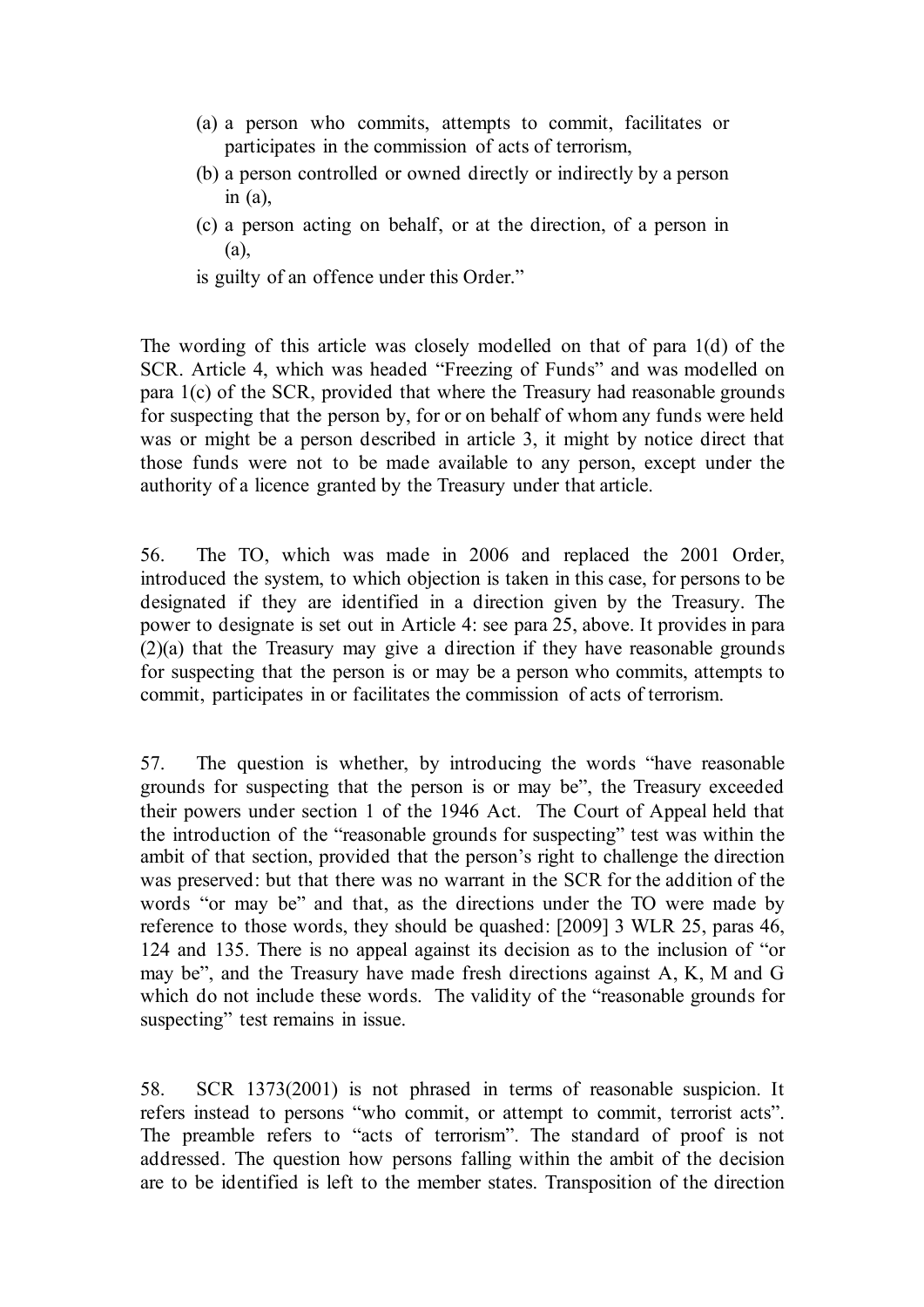(a) a person who commits, attempts to commit, facilitates or participates in the commission of acts of terrorism,

(b) a person controlled or owned directly or indirectly by a person in (a),

(c) a person acting on behalf, or at the direction, of a person in (a),

is guilty of an offence under this Order."

The wording of this article was closely modelled on that of para 1(d) of the SCR. Article 4, which was headed "Freezing of Funds" and was modelled on para 1(c) of the SCR, provided that where the Treasury had reasonable grounds for suspecting that the person by, for or on behalf of whom any funds were held was or might be a person described in article 3, it might by notice direct that those funds were not to be made available to any person, except under the authority of a licence granted by the Treasury under that article.

56. The TO, which was made in 2006 and replaced the 2001 Order, introduced the system, to which objection is taken in this case, for persons to be designated if they are identified in a direction given by the Treasury. The power to designate is set out in Article 4: see para 25, above. It provides in para (2)(a) that the Treasury may give a direction if they have reasonable grounds for suspecting that the person is or may be a person who commits, attempts to commit, participates in or facilitates the commission of acts of terrorism.

57. The question is whether, by introducing the words "have reasonable grounds for suspecting that the person is or may be", the Treasury exceeded their powers under section 1 of the 1946 Act. The Court of Appeal held that the introduction of the "reasonable grounds for suspecting" test was within the ambit of that section, provided that the person's right to challenge the direction was preserved: but that there was no warrant in the SCR for the addition of the words "or may be" and that, as the directions under the TO were made by reference to those words, they should be quashed: [2009] 3 WLR 25, paras 46, 124 and 135. There is no appeal against its decision as to the inclusion of "or may be", and the Treasury have made fresh directions against A, K, M and G which do not include these words. The validity of the "reasonable grounds for suspecting" test remains in issue.

58. SCR 1373(2001) is not phrased in terms of reasonable suspicion. It refers instead to persons "who commit, or attempt to commit, terrorist acts". The preamble refers to "acts of terrorism". The standard of proof is not addressed. The question how persons falling within the ambit of the decision are to be identified is left to the member states. Transposition of the direction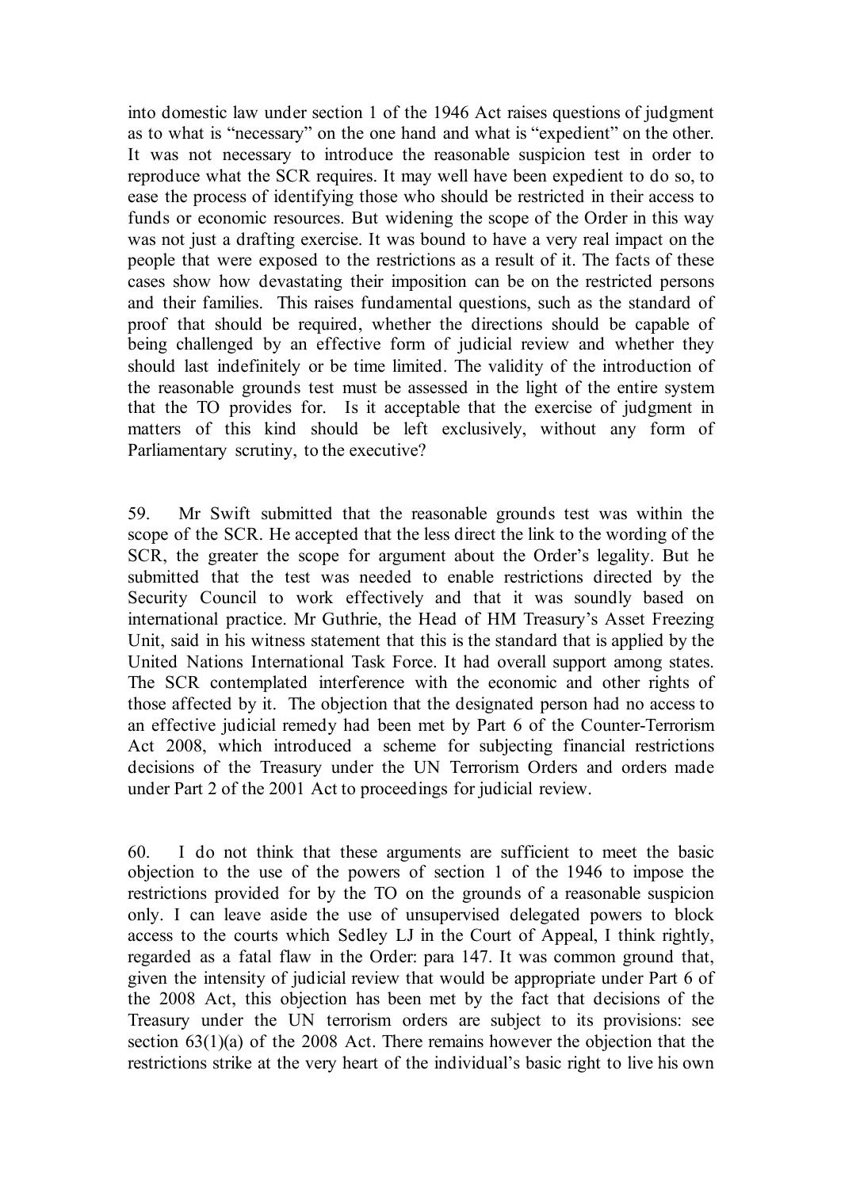into domestic law under section 1 of the 1946 Act raises questions of judgment as to what is "necessary" on the one hand and what is "expedient" on the other. It was not necessary to introduce the reasonable suspicion test in order to reproduce what the SCR requires. It may well have been expedient to do so, to ease the process of identifying those who should be restricted in their access to funds or economic resources. But widening the scope of the Order in this way was not just a drafting exercise. It was bound to have a very real impact on the people that were exposed to the restrictions as a result of it. The facts of these cases show how devastating their imposition can be on the restricted persons and their families. This raises fundamental questions, such as the standard of proof that should be required, whether the directions should be capable of being challenged by an effective form of judicial review and whether they should last indefinitely or be time limited. The validity of the introduction of the reasonable grounds test must be assessed in the light of the entire system that the TO provides for. Is it acceptable that the exercise of judgment in matters of this kind should be left exclusively, without any form of Parliamentary scrutiny, to the executive?

59. Mr Swift submitted that the reasonable grounds test was within the scope of the SCR. He accepted that the less direct the link to the wording of the SCR, the greater the scope for argument about the Order's legality. But he submitted that the test was needed to enable restrictions directed by the Security Council to work effectively and that it was soundly based on international practice. Mr Guthrie, the Head of HM Treasury's Asset Freezing Unit, said in his witness statement that this is the standard that is applied by the United Nations International Task Force. It had overall support among states. The SCR contemplated interference with the economic and other rights of those affected by it. The objection that the designated person had no access to an effective judicial remedy had been met by Part 6 of the Counter-Terrorism Act 2008, which introduced a scheme for subjecting financial restrictions decisions of the Treasury under the UN Terrorism Orders and orders made under Part 2 of the 2001 Act to proceedings for judicial review.

60. I do not think that these arguments are sufficient to meet the basic objection to the use of the powers of section 1 of the 1946 to impose the restrictions provided for by the TO on the grounds of a reasonable suspicion only. I can leave aside the use of unsupervised delegated powers to block access to the courts which Sedley LJ in the Court of Appeal, I think rightly, regarded as a fatal flaw in the Order: para 147. It was common ground that, given the intensity of judicial review that would be appropriate under Part 6 of the 2008 Act, this objection has been met by the fact that decisions of the Treasury under the UN terrorism orders are subject to its provisions: see section 63(1)(a) of the 2008 Act. There remains however the objection that the restrictions strike at the very heart of the individual's basic right to live his own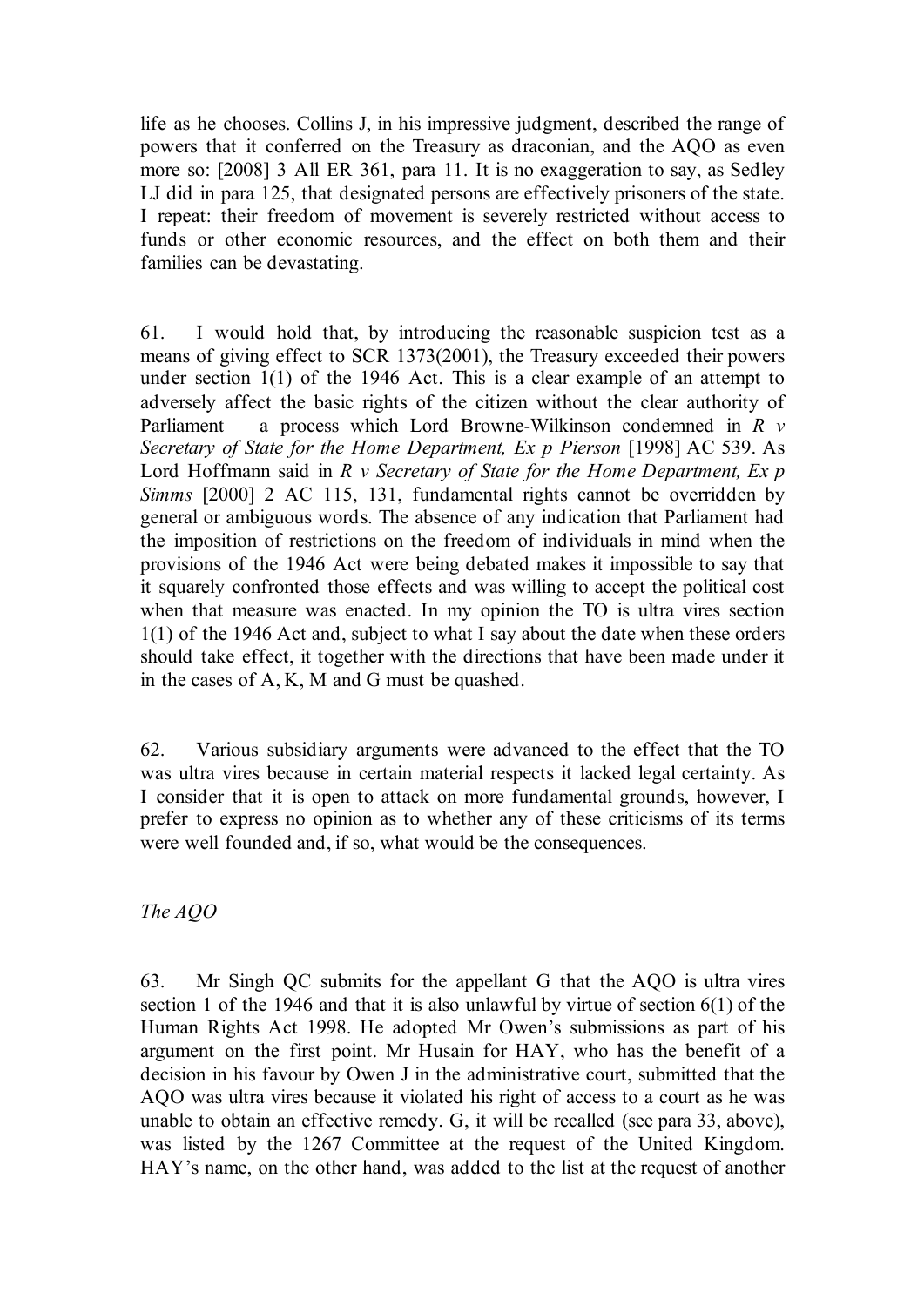life as he chooses. Collins J, in his impressive judgment, described the range of powers that it conferred on the Treasury as draconian, and the AQO as even more so: [2008] 3 All ER 361, para 11. It is no exaggeration to say, as Sedley LJ did in para 125, that designated persons are effectively prisoners of the state. I repeat: their freedom of movement is severely restricted without access to funds or other economic resources, and the effect on both them and their families can be devastating.

61. I would hold that, by introducing the reasonable suspicion test as a means of giving effect to SCR 1373(2001), the Treasury exceeded their powers under section 1(1) of the 1946 Act. This is a clear example of an attempt to adversely affect the basic rights of the citizen without the clear authority of Parliament – a process which Lord Browne-Wilkinson condemned in *R v Secretary of State for the Home Department, Ex p Pierson* [1998] AC 539. As Lord Hoffmann said in *R v Secretary of State for the Home Department, Ex p Simms* [2000] 2 AC 115, 131, fundamental rights cannot be overridden by general or ambiguous words. The absence of any indication that Parliament had the imposition of restrictions on the freedom of individuals in mind when the provisions of the 1946 Act were being debated makes it impossible to say that it squarely confronted those effects and was willing to accept the political cost when that measure was enacted. In my opinion the TO is ultra vires section 1(1) of the 1946 Act and, subject to what I say about the date when these orders should take effect, it together with the directions that have been made under it in the cases of A, K, M and G must be quashed.

62. Various subsidiary arguments were advanced to the effect that the TO was ultra vires because in certain material respects it lacked legal certainty. As I consider that it is open to attack on more fundamental grounds, however, I prefer to express no opinion as to whether any of these criticisms of its terms were well founded and, if so, what would be the consequences.

*The AQO*

63. Mr Singh QC submits for the appellant G that the AQO is ultra vires section 1 of the 1946 and that it is also unlawful by virtue of section 6(1) of the Human Rights Act 1998. He adopted Mr Owen's submissions as part of his argument on the first point. Mr Husain for HAY, who has the benefit of a decision in his favour by Owen J in the administrative court, submitted that the AQO was ultra vires because it violated his right of access to a court as he was unable to obtain an effective remedy. G, it will be recalled (see para 33, above), was listed by the 1267 Committee at the request of the United Kingdom. HAY's name, on the other hand, was added to the list at the request of another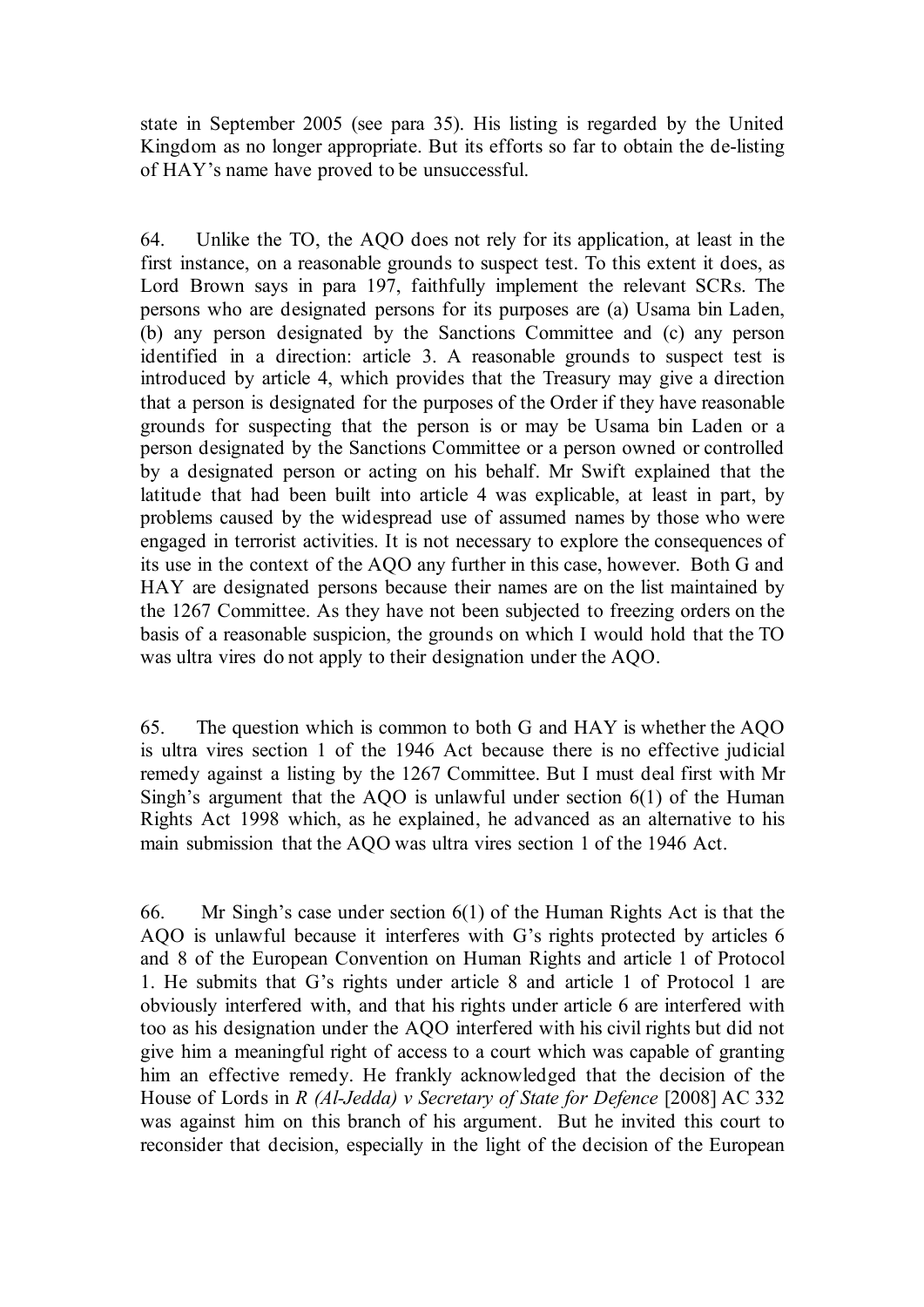state in September 2005 (see para 35). His listing is regarded by the United Kingdom as no longer appropriate. But its efforts so far to obtain the de-listing of HAY's name have proved to be unsuccessful.

64. Unlike the TO, the AQO does not rely for its application, at least in the first instance, on a reasonable grounds to suspect test. To this extent it does, as Lord Brown says in para 197, faithfully implement the relevant SCRs. The persons who are designated persons for its purposes are (a) Usama bin Laden, (b) any person designated by the Sanctions Committee and (c) any person identified in a direction: article 3. A reasonable grounds to suspect test is introduced by article 4, which provides that the Treasury may give a direction that a person is designated for the purposes of the Order if they have reasonable grounds for suspecting that the person is or may be Usama bin Laden or a person designated by the Sanctions Committee or a person owned or controlled by a designated person or acting on his behalf. Mr Swift explained that the latitude that had been built into article 4 was explicable, at least in part, by problems caused by the widespread use of assumed names by those who were engaged in terrorist activities. It is not necessary to explore the consequences of its use in the context of the AQO any further in this case, however. Both G and HAY are designated persons because their names are on the list maintained by the 1267 Committee. As they have not been subjected to freezing orders on the basis of a reasonable suspicion, the grounds on which I would hold that the TO was ultra vires do not apply to their designation under the AQO.

65. The question which is common to both G and HAY is whether the AQO is ultra vires section 1 of the 1946 Act because there is no effective judicial remedy against a listing by the 1267 Committee. But I must deal first with Mr Singh's argument that the AQO is unlawful under section 6(1) of the Human Rights Act 1998 which, as he explained, he advanced as an alternative to his main submission that the AQO was ultra vires section 1 of the 1946 Act.

66. Mr Singh's case under section 6(1) of the Human Rights Act is that the AQO is unlawful because it interferes with G's rights protected by articles 6 and 8 of the European Convention on Human Rights and article 1 of Protocol 1. He submits that G's rights under article 8 and article 1 of Protocol 1 are obviously interfered with, and that his rights under article 6 are interfered with too as his designation under the AQO interfered with his civil rights but did not give him a meaningful right of access to a court which was capable of granting him an effective remedy. He frankly acknowledged that the decision of the House of Lords in *R (Al-Jedda) v Secretary of State for Defence* [2008] AC 332 was against him on this branch of his argument. But he invited this court to reconsider that decision, especially in the light of the decision of the European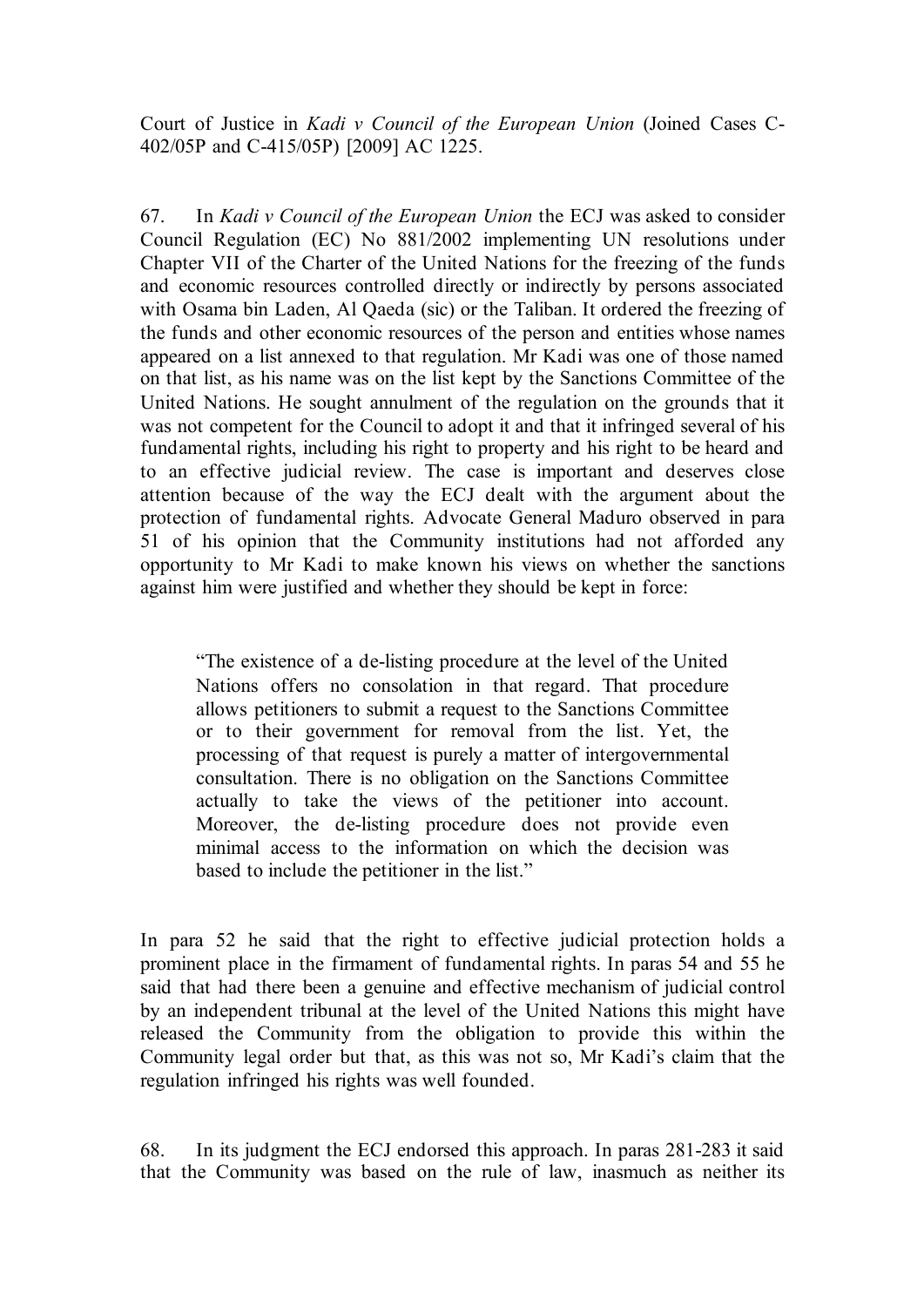Court of Justice in *Kadi v Council of the European Union* (Joined Cases C-402/05P and C-415/05P) [2009] AC 1225.

67. In *Kadi v Council of the European Union* the ECJ was asked to consider Council Regulation (EC) No 881/2002 implementing UN resolutions under Chapter VII of the Charter of the United Nations for the freezing of the funds and economic resources controlled directly or indirectly by persons associated with Osama bin Laden, Al Qaeda (sic) or the Taliban. It ordered the freezing of the funds and other economic resources of the person and entities whose names appeared on a list annexed to that regulation. Mr Kadi was one of those named on that list, as his name was on the list kept by the Sanctions Committee of the United Nations. He sought annulment of the regulation on the grounds that it was not competent for the Council to adopt it and that it infringed several of his fundamental rights, including his right to property and his right to be heard and to an effective judicial review. The case is important and deserves close attention because of the way the ECJ dealt with the argument about the protection of fundamental rights. Advocate General Maduro observed in para 51 of his opinion that the Community institutions had not afforded any opportunity to Mr Kadi to make known his views on whether the sanctions against him were justified and whether they should be kept in force:

> "The existence of a de-listing procedure at the level of the United Nations offers no consolation in that regard. That procedure allows petitioners to submit a request to the Sanctions Committee or to their government for removal from the list. Yet, the processing of that request is purely a matter of intergovernmental consultation. There is no obligation on the Sanctions Committee actually to take the views of the petitioner into account. Moreover, the de-listing procedure does not provide even minimal access to the information on which the decision was based to include the petitioner in the list."

In para 52 he said that the right to effective judicial protection holds a prominent place in the firmament of fundamental rights. In paras 54 and 55 he said that had there been a genuine and effective mechanism of judicial control by an independent tribunal at the level of the United Nations this might have released the Community from the obligation to provide this within the Community legal order but that, as this was not so, Mr Kadi's claim that the regulation infringed his rights was well founded.

68. In its judgment the ECJ endorsed this approach. In paras 281-283 it said that the Community was based on the rule of law, inasmuch as neither its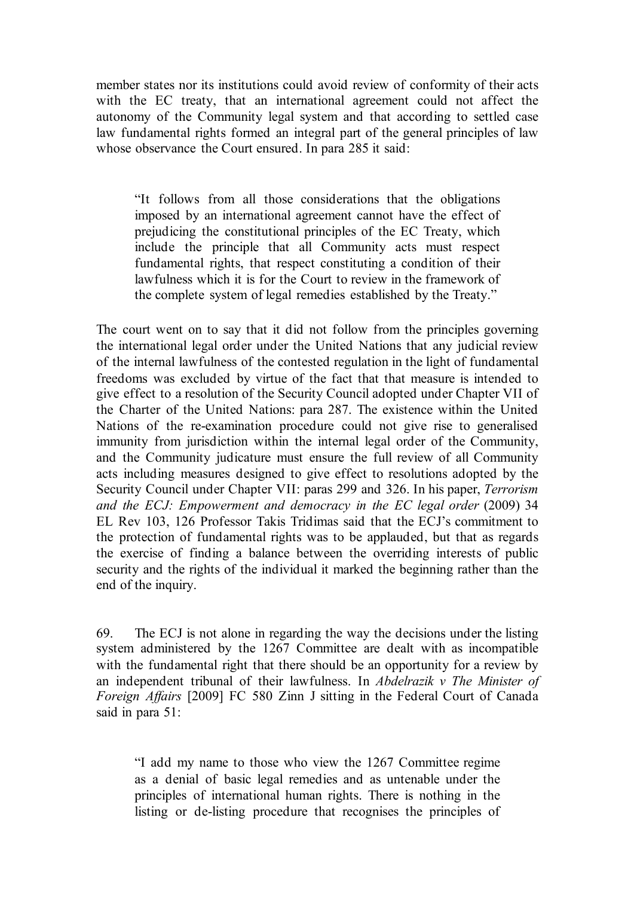member states nor its institutions could avoid review of conformity of their acts with the EC treaty, that an international agreement could not affect the autonomy of the Community legal system and that according to settled case law fundamental rights formed an integral part of the general principles of law whose observance the Court ensured. In para 285 it said:

> "It follows from all those considerations that the obligations imposed by an international agreement cannot have the effect of prejudicing the constitutional principles of the EC Treaty, which include the principle that all Community acts must respect fundamental rights, that respect constituting a condition of their lawfulness which it is for the Court to review in the framework of the complete system of legal remedies established by the Treaty."

The court went on to say that it did not follow from the principles governing the international legal order under the United Nations that any judicial review of the internal lawfulness of the contested regulation in the light of fundamental freedoms was excluded by virtue of the fact that that measure is intended to give effect to a resolution of the Security Council adopted under Chapter VII of the Charter of the United Nations: para 287. The existence within the United Nations of the re-examination procedure could not give rise to generalised immunity from jurisdiction within the internal legal order of the Community, and the Community judicature must ensure the full review of all Community acts including measures designed to give effect to resolutions adopted by the Security Council under Chapter VII: paras 299 and 326. In his paper, *Terrorism and the ECJ: Empowerment and democracy in the EC legal order* (2009) 34 EL Rev 103, 126 Professor Takis Tridimas said that the ECJ's commitment to the protection of fundamental rights was to be applauded, but that as regards the exercise of finding a balance between the overriding interests of public security and the rights of the individual it marked the beginning rather than the end of the inquiry.

69. The ECJ is not alone in regarding the way the decisions under the listing system administered by the 1267 Committee are dealt with as incompatible with the fundamental right that there should be an opportunity for a review by an independent tribunal of their lawfulness. In *Abdelrazik v The Minister of Foreign Affairs* [2009] FC 580 Zinn J sitting in the Federal Court of Canada said in para 51:

> "I add my name to those who view the 1267 Committee regime as a denial of basic legal remedies and as untenable under the principles of international human rights. There is nothing in the listing or de-listing procedure that recognises the principles of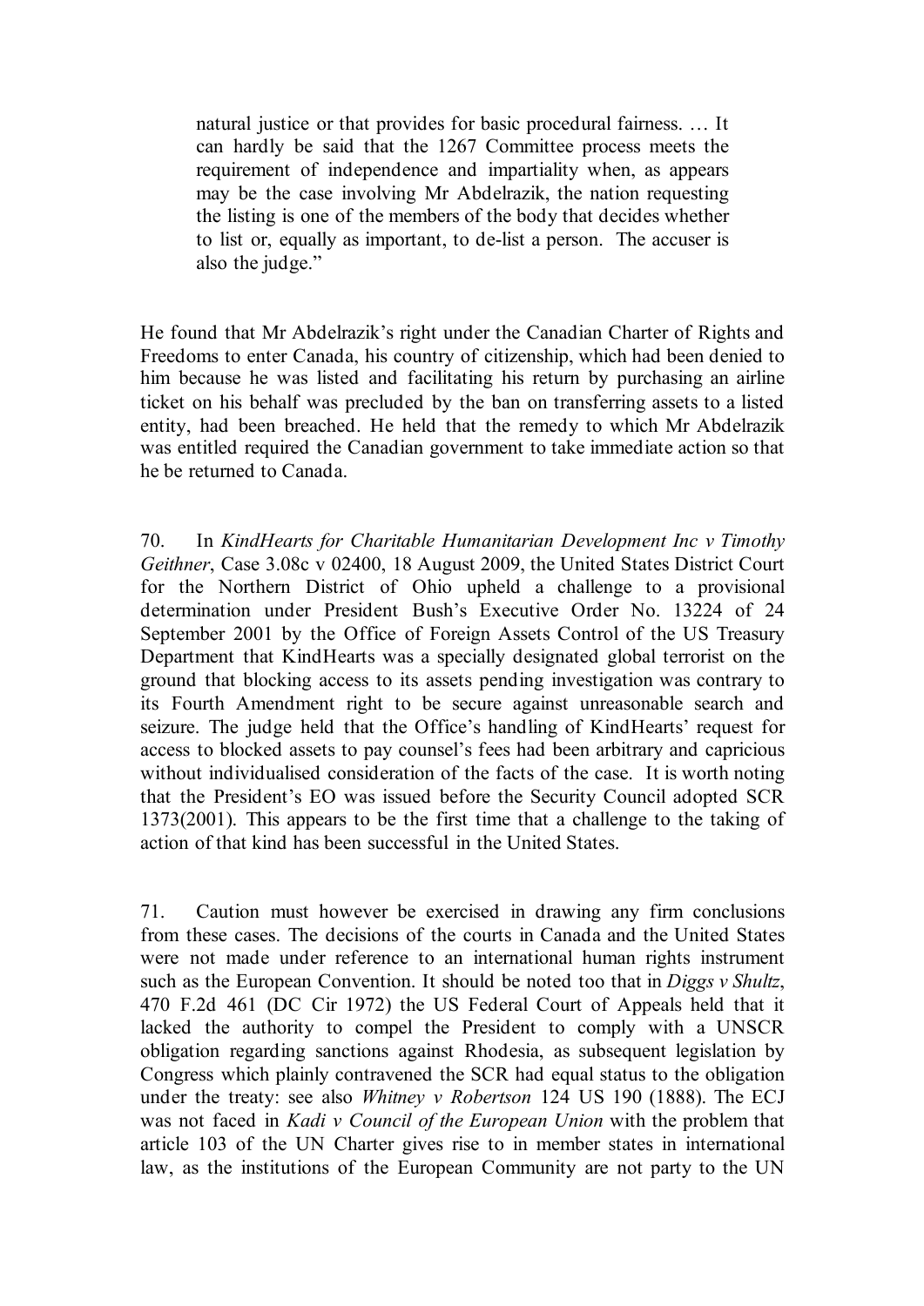> natural justice or that provides for basic procedural fairness. … It can hardly be said that the 1267 Committee process meets the requirement of independence and impartiality when, as appears may be the case involving Mr Abdelrazik, the nation requesting the listing is one of the members of the body that decides whether to list or, equally as important, to de-list a person. The accuser is also the judge."

He found that Mr Abdelrazik's right under the Canadian Charter of Rights and Freedoms to enter Canada, his country of citizenship, which had been denied to him because he was listed and facilitating his return by purchasing an airline ticket on his behalf was precluded by the ban on transferring assets to a listed entity, had been breached. He held that the remedy to which Mr Abdelrazik was entitled required the Canadian government to take immediate action so that he be returned to Canada.

70. In *KindHearts for Charitable Humanitarian Development Inc v Timothy Geithner*, Case 3.08c v 02400, 18 August 2009, the United States District Court for the Northern District of Ohio upheld a challenge to a provisional determination under President Bush's Executive Order No. 13224 of 24 September 2001 by the Office of Foreign Assets Control of the US Treasury Department that KindHearts was a specially designated global terrorist on the ground that blocking access to its assets pending investigation was contrary to its Fourth Amendment right to be secure against unreasonable search and seizure. The judge held that the Office's handling of KindHearts' request for access to blocked assets to pay counsel's fees had been arbitrary and capricious without individualised consideration of the facts of the case. It is worth noting that the President's EO was issued before the Security Council adopted SCR 1373(2001). This appears to be the first time that a challenge to the taking of action of that kind has been successful in the United States.

71. Caution must however be exercised in drawing any firm conclusions from these cases. The decisions of the courts in Canada and the United States were not made under reference to an international human rights instrument such as the European Convention. It should be noted too that in *Diggs v Shultz*, 470 F.2d 461 (DC Cir 1972) the US Federal Court of Appeals held that it lacked the authority to compel the President to comply with a UNSCR obligation regarding sanctions against Rhodesia, as subsequent legislation by Congress which plainly contravened the SCR had equal status to the obligation under the treaty: see also *Whitney v Robertson* 124 US 190 (1888). The ECJ was not faced in *Kadi v Council of the European Union* with the problem that article 103 of the UN Charter gives rise to in member states in international law, as the institutions of the European Community are not party to the UN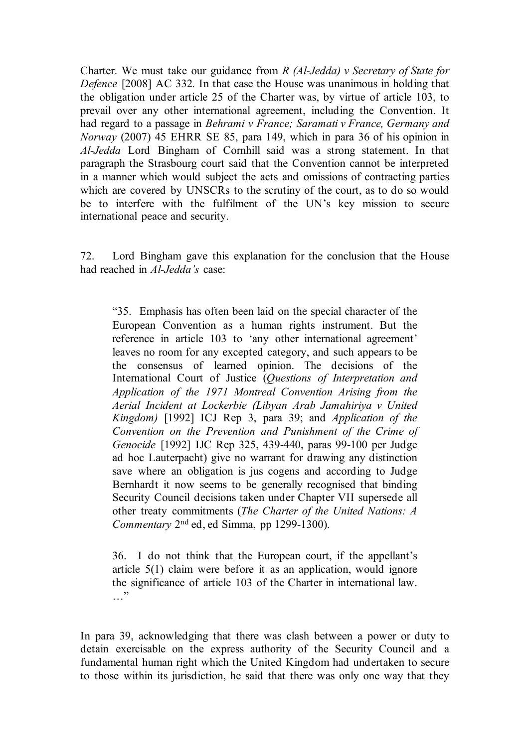Charter. We must take our guidance from *R (Al-Jedda) v Secretary of State for Defence* [2008] AC 332. In that case the House was unanimous in holding that the obligation under article 25 of the Charter was, by virtue of article 103, to prevail over any other international agreement, including the Convention. It had regard to a passage in *Behrami v France; Saramati v France, Germany and Norway* (2007) 45 EHRR SE 85, para 149, which in para 36 of his opinion in *Al-Jedda* Lord Bingham of Cornhill said was a strong statement. In that paragraph the Strasbourg court said that the Convention cannot be interpreted in a manner which would subject the acts and omissions of contracting parties which are covered by UNSCRs to the scrutiny of the court, as to do so would be to interfere with the fulfilment of the UN's key mission to secure international peace and security.

72. Lord Bingham gave this explanation for the conclusion that the House had reached in *Al-Jedda's* case:

> "35. Emphasis has often been laid on the special character of the European Convention as a human rights instrument. But the reference in article 103 to 'any other international agreement' leaves no room for any excepted category, and such appears to be the consensus of learned opinion. The decisions of the International Court of Justice (*Questions of Interpretation and Application of the 1971 Montreal Convention Arising from the Aerial Incident at Lockerbie (Libyan Arab Jamahiriya v United Kingdom)* [1992] ICJ Rep 3, para 39; and *Application of the Convention on the Prevention and Punishment of the Crime of Genocide* [1992] IJC Rep 325, 439-440, paras 99-100 per Judge ad hoc Lauterpacht) give no warrant for drawing any distinction save where an obligation is jus cogens and according to Judge Bernhardt it now seems to be generally recognised that binding Security Council decisions taken under Chapter VII supersede all other treaty commitments (*The Charter of the United Nations: A Commentary* 2nd ed, ed Simma, pp 1299-1300).
>
> 36. I do not think that the European court, if the appellant's article 5(1) claim were before it as an application, would ignore the significance of article 103 of the Charter in international law. …"

In para 39, acknowledging that there was clash between a power or duty to detain exercisable on the express authority of the Security Council and a fundamental human right which the United Kingdom had undertaken to secure to those within its jurisdiction, he said that there was only one way that they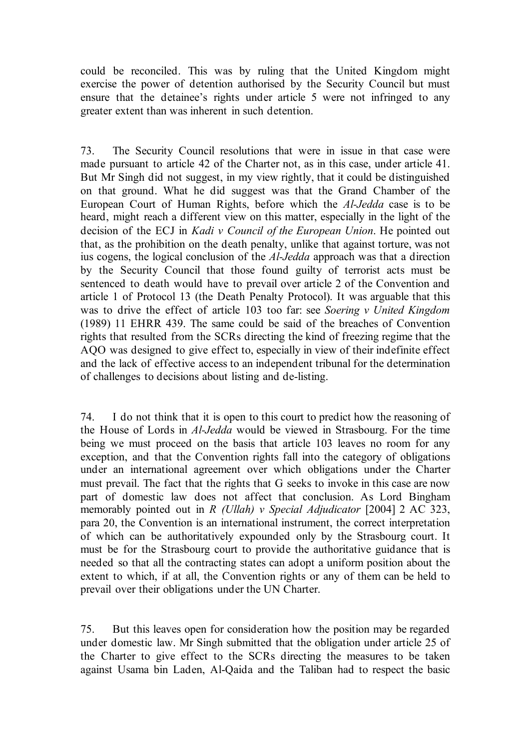could be reconciled. This was by ruling that the United Kingdom might exercise the power of detention authorised by the Security Council but must ensure that the detainee's rights under article 5 were not infringed to any greater extent than was inherent in such detention.

73. The Security Council resolutions that were in issue in that case were made pursuant to article 42 of the Charter not, as in this case, under article 41. But Mr Singh did not suggest, in my view rightly, that it could be distinguished on that ground. What he did suggest was that the Grand Chamber of the European Court of Human Rights, before which the *Al-Jedda* case is to be heard, might reach a different view on this matter, especially in the light of the decision of the ECJ in *Kadi v Council of the European Union*. He pointed out that, as the prohibition on the death penalty, unlike that against torture, was not ius cogens, the logical conclusion of the *Al-Jedda* approach was that a direction by the Security Council that those found guilty of terrorist acts must be sentenced to death would have to prevail over article 2 of the Convention and article 1 of Protocol 13 (the Death Penalty Protocol). It was arguable that this was to drive the effect of article 103 too far: see *Soering v United Kingdom* (1989) 11 EHRR 439. The same could be said of the breaches of Convention rights that resulted from the SCRs directing the kind of freezing regime that the AQO was designed to give effect to, especially in view of their indefinite effect and the lack of effective access to an independent tribunal for the determination of challenges to decisions about listing and de-listing.

74. I do not think that it is open to this court to predict how the reasoning of the House of Lords in *Al-Jedda* would be viewed in Strasbourg. For the time being we must proceed on the basis that article 103 leaves no room for any exception, and that the Convention rights fall into the category of obligations under an international agreement over which obligations under the Charter must prevail. The fact that the rights that G seeks to invoke in this case are now part of domestic law does not affect that conclusion. As Lord Bingham memorably pointed out in *R (Ullah) v Special Adjudicator* [2004] 2 AC 323, para 20, the Convention is an international instrument, the correct interpretation of which can be authoritatively expounded only by the Strasbourg court. It must be for the Strasbourg court to provide the authoritative guidance that is needed so that all the contracting states can adopt a uniform position about the extent to which, if at all, the Convention rights or any of them can be held to prevail over their obligations under the UN Charter.

75. But this leaves open for consideration how the position may be regarded under domestic law. Mr Singh submitted that the obligation under article 25 of the Charter to give effect to the SCRs directing the measures to be taken against Usama bin Laden, Al-Qaida and the Taliban had to respect the basic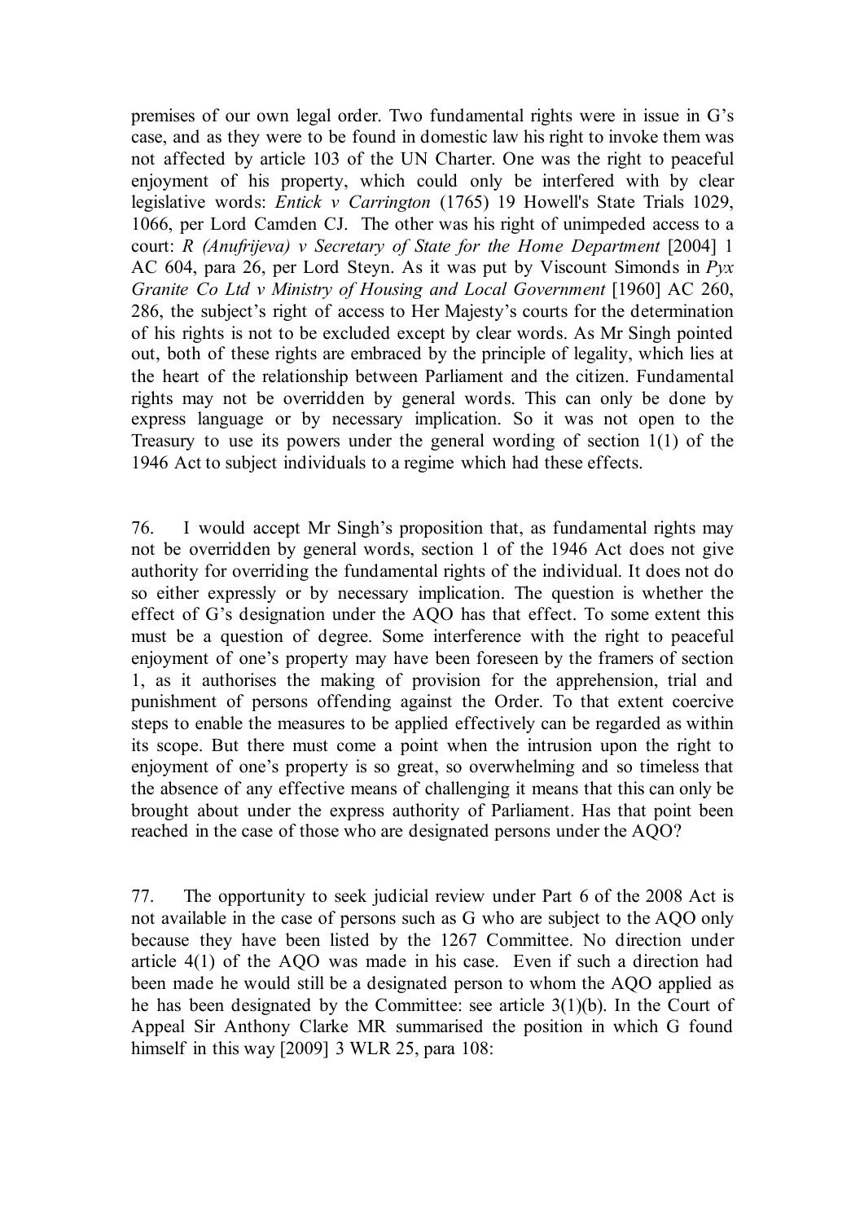premises of our own legal order. Two fundamental rights were in issue in G's case, and as they were to be found in domestic law his right to invoke them was not affected by article 103 of the UN Charter. One was the right to peaceful enjoyment of his property, which could only be interfered with by clear legislative words: *Entick v Carrington* (1765) 19 Howell's State Trials 1029, 1066, per Lord Camden CJ. The other was his right of unimpeded access to a court: *R (Anufrijeva) v Secretary of State for the Home Department* [2004] 1 AC 604, para 26, per Lord Steyn. As it was put by Viscount Simonds in *Pyx Granite Co Ltd v Ministry of Housing and Local Government* [1960] AC 260, 286, the subject's right of access to Her Majesty's courts for the determination of his rights is not to be excluded except by clear words. As Mr Singh pointed out, both of these rights are embraced by the principle of legality, which lies at the heart of the relationship between Parliament and the citizen. Fundamental rights may not be overridden by general words. This can only be done by express language or by necessary implication. So it was not open to the Treasury to use its powers under the general wording of section 1(1) of the 1946 Act to subject individuals to a regime which had these effects.

76. I would accept Mr Singh's proposition that, as fundamental rights may not be overridden by general words, section 1 of the 1946 Act does not give authority for overriding the fundamental rights of the individual. It does not do so either expressly or by necessary implication. The question is whether the effect of G's designation under the AQO has that effect. To some extent this must be a question of degree. Some interference with the right to peaceful enjoyment of one's property may have been foreseen by the framers of section 1, as it authorises the making of provision for the apprehension, trial and punishment of persons offending against the Order. To that extent coercive steps to enable the measures to be applied effectively can be regarded as within its scope. But there must come a point when the intrusion upon the right to enjoyment of one's property is so great, so overwhelming and so timeless that the absence of any effective means of challenging it means that this can only be brought about under the express authority of Parliament. Has that point been reached in the case of those who are designated persons under the AQO?

77. The opportunity to seek judicial review under Part 6 of the 2008 Act is not available in the case of persons such as G who are subject to the AQO only because they have been listed by the 1267 Committee. No direction under article 4(1) of the AQO was made in his case. Even if such a direction had been made he would still be a designated person to whom the AQO applied as he has been designated by the Committee: see article 3(1)(b). In the Court of Appeal Sir Anthony Clarke MR summarised the position in which G found himself in this way [2009] 3 WLR 25, para 108: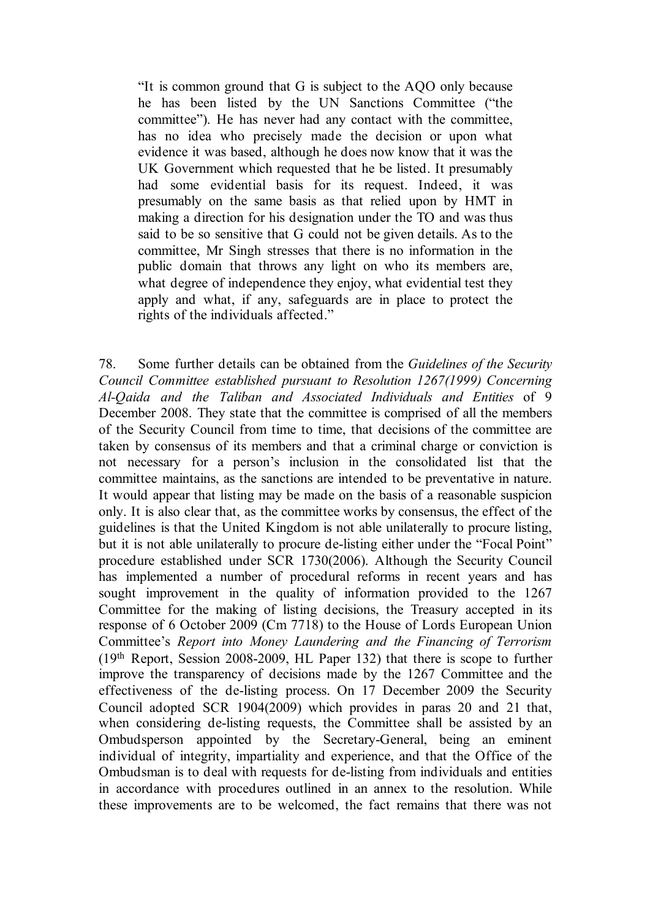> "It is common ground that G is subject to the AQO only because he has been listed by the UN Sanctions Committee ("the committee"). He has never had any contact with the committee, has no idea who precisely made the decision or upon what evidence it was based, although he does now know that it was the UK Government which requested that he be listed. It presumably had some evidential basis for its request. Indeed, it was presumably on the same basis as that relied upon by HMT in making a direction for his designation under the TO and was thus said to be so sensitive that G could not be given details. As to the committee, Mr Singh stresses that there is no information in the public domain that throws any light on who its members are, what degree of independence they enjoy, what evidential test they apply and what, if any, safeguards are in place to protect the rights of the individuals affected."

78. Some further details can be obtained from the *Guidelines of the Security Council Committee established pursuant to Resolution 1267(1999) Concerning Al-Qaida and the Taliban and Associated Individuals and Entities* of 9 December 2008. They state that the committee is comprised of all the members of the Security Council from time to time, that decisions of the committee are taken by consensus of its members and that a criminal charge or conviction is not necessary for a person's inclusion in the consolidated list that the committee maintains, as the sanctions are intended to be preventative in nature. It would appear that listing may be made on the basis of a reasonable suspicion only. It is also clear that, as the committee works by consensus, the effect of the guidelines is that the United Kingdom is not able unilaterally to procure listing, but it is not able unilaterally to procure de-listing either under the "Focal Point" procedure established under SCR 1730(2006). Although the Security Council has implemented a number of procedural reforms in recent years and has sought improvement in the quality of information provided to the 1267 Committee for the making of listing decisions, the Treasury accepted in its response of 6 October 2009 (Cm 7718) to the House of Lords European Union Committee's *Report into Money Laundering and the Financing of Terrorism* (19th Report, Session 2008-2009, HL Paper 132) that there is scope to further improve the transparency of decisions made by the 1267 Committee and the effectiveness of the de-listing process. On 17 December 2009 the Security Council adopted SCR 1904(2009) which provides in paras 20 and 21 that, when considering de-listing requests, the Committee shall be assisted by an Ombudsperson appointed by the Secretary-General, being an eminent individual of integrity, impartiality and experience, and that the Office of the Ombudsman is to deal with requests for de-listing from individuals and entities in accordance with procedures outlined in an annex to the resolution. While these improvements are to be welcomed, the fact remains that there was not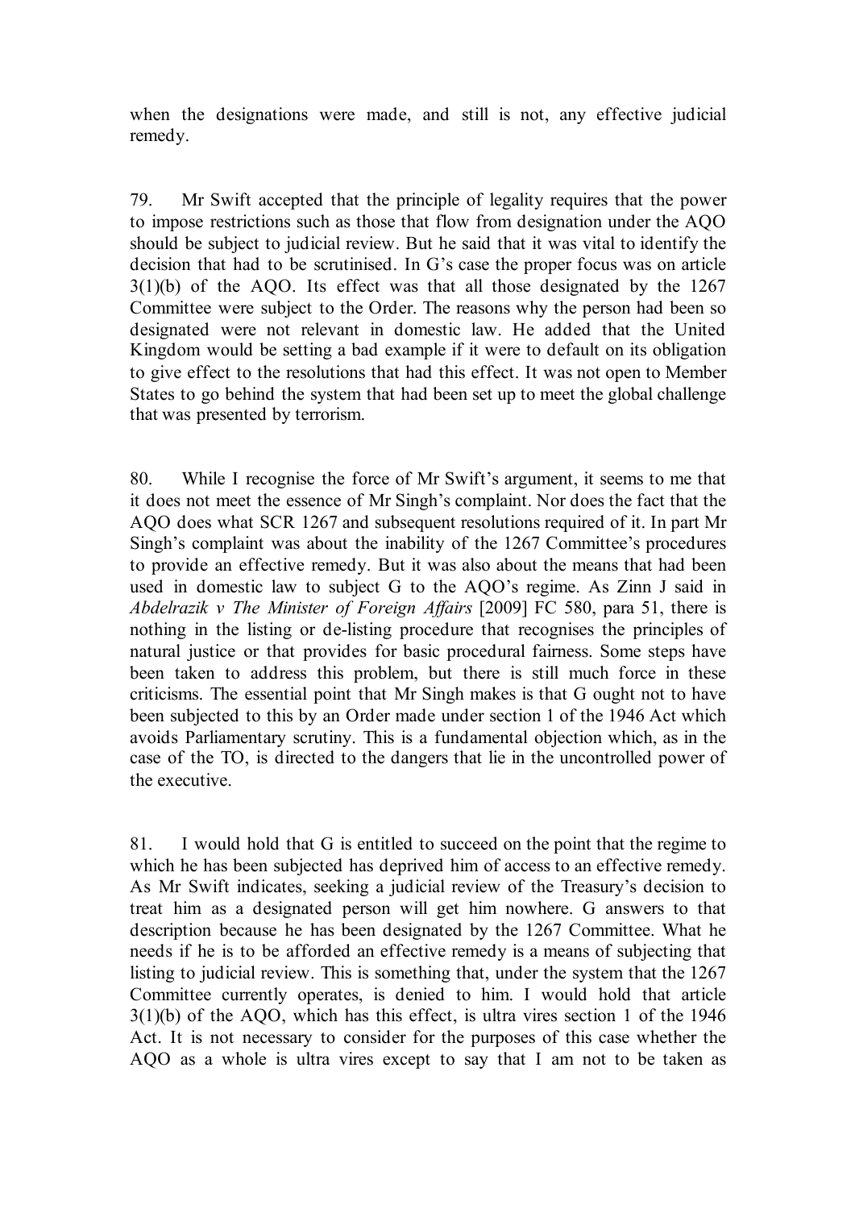when the designations were made, and still is not, any effective judicial remedy.

79. Mr Swift accepted that the principle of legality requires that the power to impose restrictions such as those that flow from designation under the AQO should be subject to judicial review. But he said that it was vital to identify the decision that had to be scrutinised. In G's case the proper focus was on article 3(1)(b) of the AQO. Its effect was that all those designated by the 1267 Committee were subject to the Order. The reasons why the person had been so designated were not relevant in domestic law. He added that the United Kingdom would be setting a bad example if it were to default on its obligation to give effect to the resolutions that had this effect. It was not open to Member States to go behind the system that had been set up to meet the global challenge that was presented by terrorism.

80. While I recognise the force of Mr Swift's argument, it seems to me that it does not meet the essence of Mr Singh's complaint. Nor does the fact that the AQO does what SCR 1267 and subsequent resolutions required of it. In part Mr Singh's complaint was about the inability of the 1267 Committee's procedures to provide an effective remedy. But it was also about the means that had been used in domestic law to subject G to the AQO's regime. As Zinn J said in *Abdelrazik v The Minister of Foreign Affairs* [2009] FC 580, para 51, there is nothing in the listing or de-listing procedure that recognises the principles of natural justice or that provides for basic procedural fairness. Some steps have been taken to address this problem, but there is still much force in these criticisms. The essential point that Mr Singh makes is that G ought not to have been subjected to this by an Order made under section 1 of the 1946 Act which avoids Parliamentary scrutiny. This is a fundamental objection which, as in the case of the TO, is directed to the dangers that lie in the uncontrolled power of the executive.

81. I would hold that G is entitled to succeed on the point that the regime to which he has been subjected has deprived him of access to an effective remedy. As Mr Swift indicates, seeking a judicial review of the Treasury's decision to treat him as a designated person will get him nowhere. G answers to that description because he has been designated by the 1267 Committee. What he needs if he is to be afforded an effective remedy is a means of subjecting that listing to judicial review. This is something that, under the system that the 1267 Committee currently operates, is denied to him. I would hold that article 3(1)(b) of the AQO, which has this effect, is ultra vires section 1 of the 1946 Act. It is not necessary to consider for the purposes of this case whether the AQO as a whole is ultra vires except to say that I am not to be taken as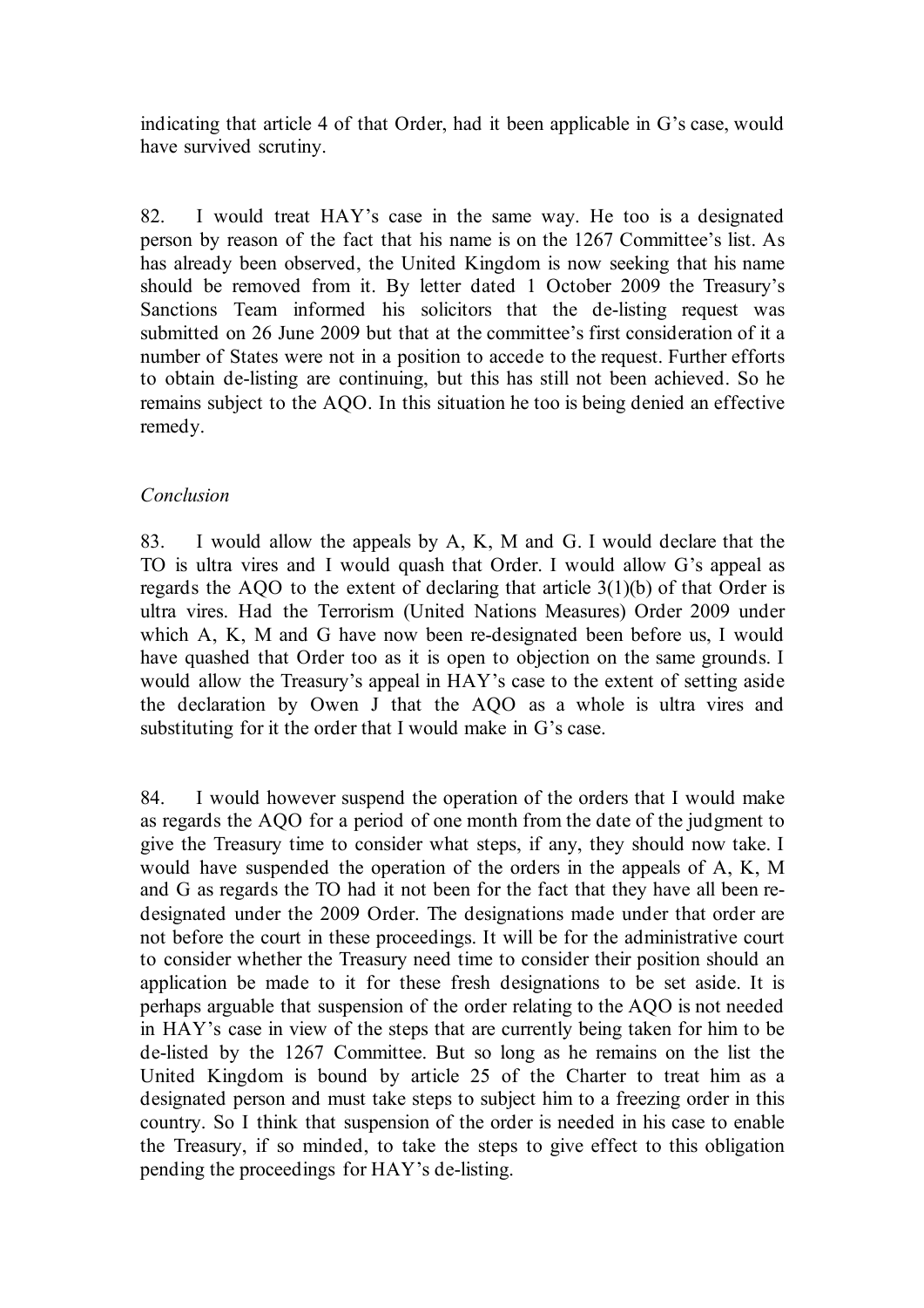indicating that article 4 of that Order, had it been applicable in G's case, would have survived scrutiny.

82. I would treat HAY's case in the same way. He too is a designated person by reason of the fact that his name is on the 1267 Committee's list. As has already been observed, the United Kingdom is now seeking that his name should be removed from it. By letter dated 1 October 2009 the Treasury's Sanctions Team informed his solicitors that the de-listing request was submitted on 26 June 2009 but that at the committee's first consideration of it a number of States were not in a position to accede to the request. Further efforts to obtain de-listing are continuing, but this has still not been achieved. So he remains subject to the AQO. In this situation he too is being denied an effective remedy.

*Conclusion*

83. I would allow the appeals by A, K, M and G. I would declare that the TO is ultra vires and I would quash that Order. I would allow G's appeal as regards the AQO to the extent of declaring that article 3(1)(b) of that Order is ultra vires. Had the Terrorism (United Nations Measures) Order 2009 under which A, K, M and G have now been re-designated been before us, I would have quashed that Order too as it is open to objection on the same grounds. I would allow the Treasury's appeal in HAY's case to the extent of setting aside the declaration by Owen J that the AQO as a whole is ultra vires and substituting for it the order that I would make in G's case.

84. I would however suspend the operation of the orders that I would make as regards the AQO for a period of one month from the date of the judgment to give the Treasury time to consider what steps, if any, they should now take. I would have suspended the operation of the orders in the appeals of A, K, M and G as regards the TO had it not been for the fact that they have all been re-designated under the 2009 Order. The designations made under that order are not before the court in these proceedings. It will be for the administrative court to consider whether the Treasury need time to consider their position should an application be made to it for these fresh designations to be set aside. It is perhaps arguable that suspension of the order relating to the AQO is not needed in HAY's case in view of the steps that are currently being taken for him to be de-listed by the 1267 Committee. But so long as he remains on the list the United Kingdom is bound by article 25 of the Charter to treat him as a designated person and must take steps to subject him to a freezing order in this country. So I think that suspension of the order is needed in his case to enable the Treasury, if so minded, to take the steps to give effect to this obligation pending the proceedings for HAY's de-listing.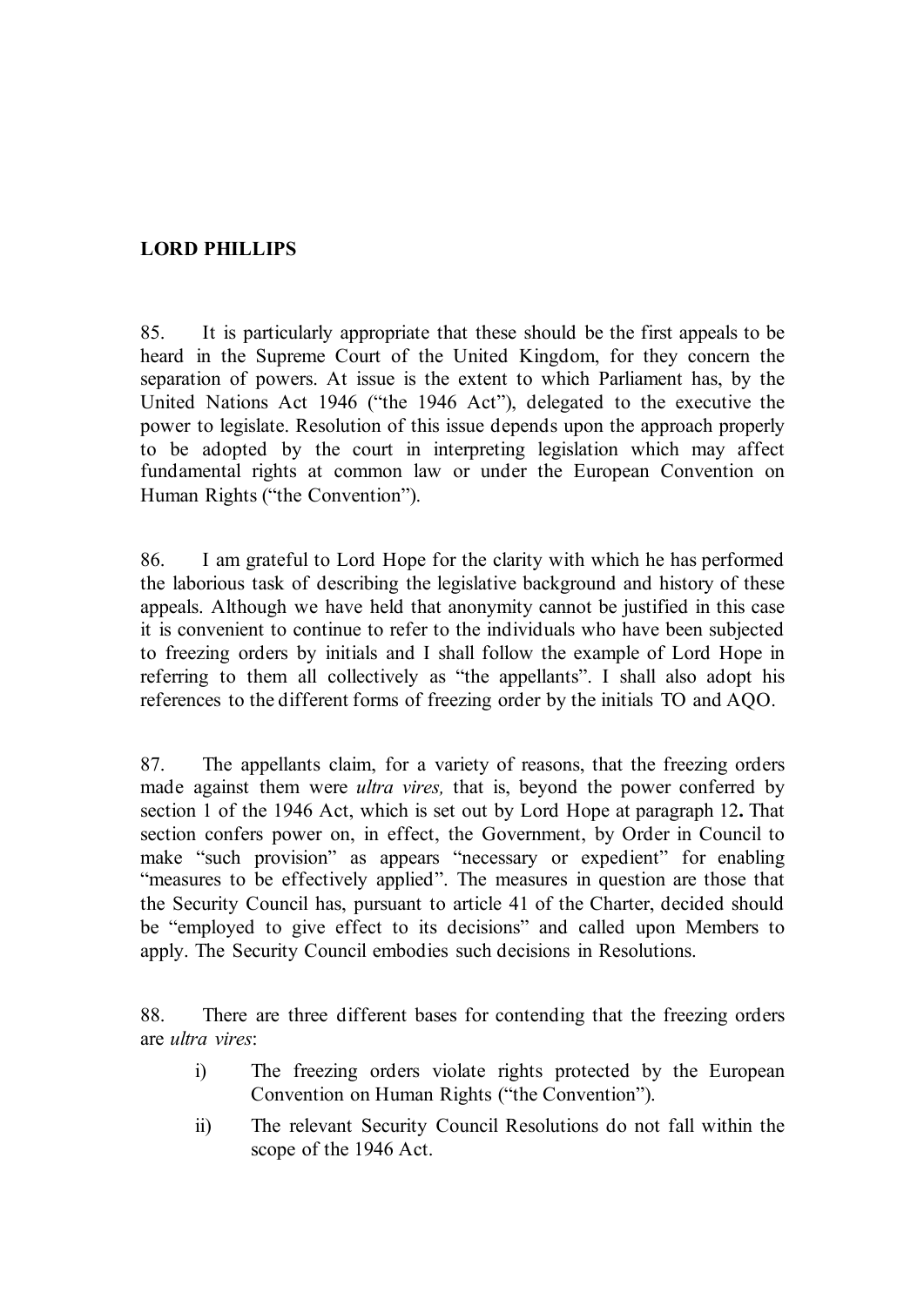**LORD PHILLIPS**

85. It is particularly appropriate that these should be the first appeals to be heard in the Supreme Court of the United Kingdom, for they concern the separation of powers. At issue is the extent to which Parliament has, by the United Nations Act 1946 ("the 1946 Act"), delegated to the executive the power to legislate. Resolution of this issue depends upon the approach properly to be adopted by the court in interpreting legislation which may affect fundamental rights at common law or under the European Convention on Human Rights ("the Convention").

86. I am grateful to Lord Hope for the clarity with which he has performed the laborious task of describing the legislative background and history of these appeals. Although we have held that anonymity cannot be justified in this case it is convenient to continue to refer to the individuals who have been subjected to freezing orders by initials and I shall follow the example of Lord Hope in referring to them all collectively as "the appellants". I shall also adopt his references to the different forms of freezing order by the initials TO and AQO.

87. The appellants claim, for a variety of reasons, that the freezing orders made against them were *ultra vires,* that is, beyond the power conferred by section 1 of the 1946 Act, which is set out by Lord Hope at paragraph 12**.** That section confers power on, in effect, the Government, by Order in Council to make "such provision" as appears "necessary or expedient" for enabling "measures to be effectively applied". The measures in question are those that the Security Council has, pursuant to article 41 of the Charter, decided should be "employed to give effect to its decisions" and called upon Members to apply. The Security Council embodies such decisions in Resolutions.

88. There are three different bases for contending that the freezing orders are *ultra vires*:

i) The freezing orders violate rights protected by the European Convention on Human Rights ("the Convention").

ii) The relevant Security Council Resolutions do not fall within the scope of the 1946 Act.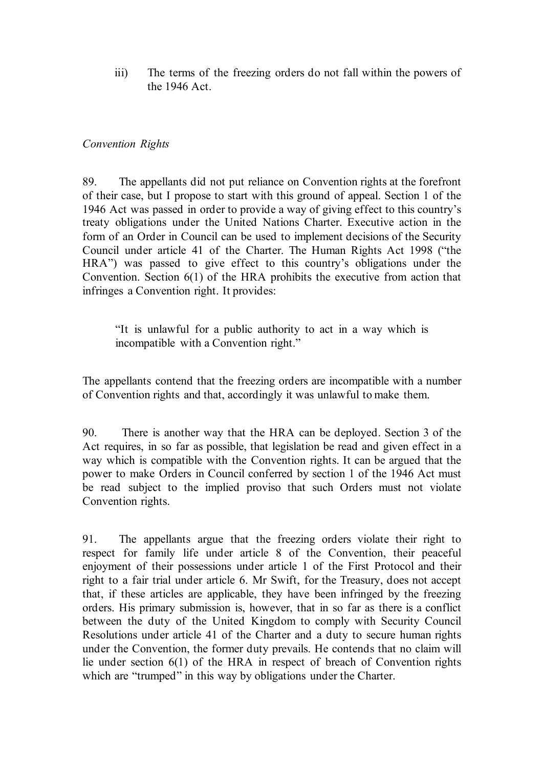iii) The terms of the freezing orders do not fall within the powers of the 1946 Act.

*Convention Rights*

89. The appellants did not put reliance on Convention rights at the forefront of their case, but I propose to start with this ground of appeal. Section 1 of the 1946 Act was passed in order to provide a way of giving effect to this country's treaty obligations under the United Nations Charter. Executive action in the form of an Order in Council can be used to implement decisions of the Security Council under article 41 of the Charter. The Human Rights Act 1998 ("the HRA") was passed to give effect to this country's obligations under the Convention. Section 6(1) of the HRA prohibits the executive from action that infringes a Convention right. It provides:

> "It is unlawful for a public authority to act in a way which is incompatible with a Convention right."

The appellants contend that the freezing orders are incompatible with a number of Convention rights and that, accordingly it was unlawful to make them.

90. There is another way that the HRA can be deployed. Section 3 of the Act requires, in so far as possible, that legislation be read and given effect in a way which is compatible with the Convention rights. It can be argued that the power to make Orders in Council conferred by section 1 of the 1946 Act must be read subject to the implied proviso that such Orders must not violate Convention rights.

91. The appellants argue that the freezing orders violate their right to respect for family life under article 8 of the Convention, their peaceful enjoyment of their possessions under article 1 of the First Protocol and their right to a fair trial under article 6. Mr Swift, for the Treasury, does not accept that, if these articles are applicable, they have been infringed by the freezing orders. His primary submission is, however, that in so far as there is a conflict between the duty of the United Kingdom to comply with Security Council Resolutions under article 41 of the Charter and a duty to secure human rights under the Convention, the former duty prevails. He contends that no claim will lie under section 6(1) of the HRA in respect of breach of Convention rights which are "trumped" in this way by obligations under the Charter.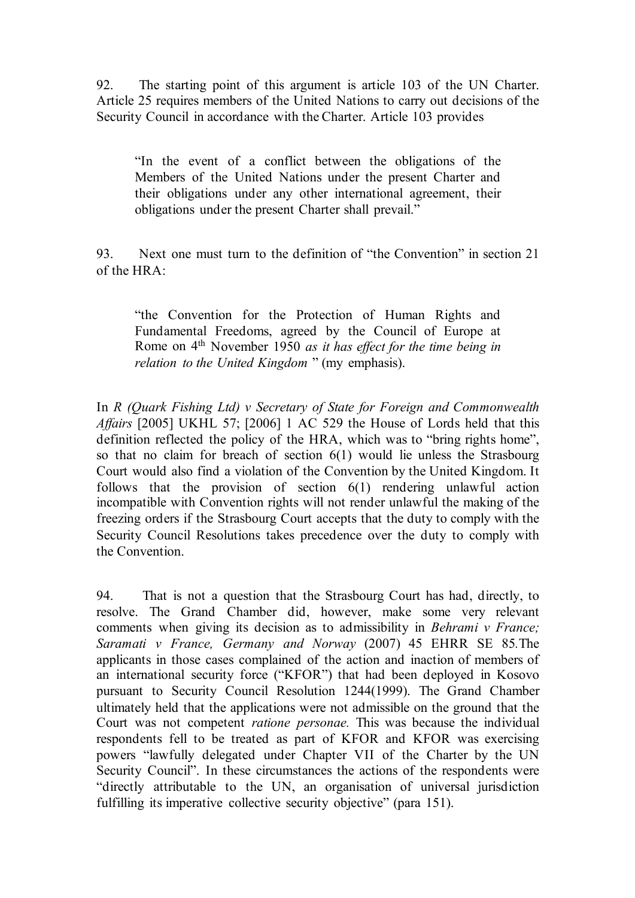92. The starting point of this argument is article 103 of the UN Charter. Article 25 requires members of the United Nations to carry out decisions of the Security Council in accordance with the Charter. Article 103 provides

> "In the event of a conflict between the obligations of the Members of the United Nations under the present Charter and their obligations under any other international agreement, their obligations under the present Charter shall prevail."

93. Next one must turn to the definition of "the Convention" in section 21 of the HRA:

> "the Convention for the Protection of Human Rights and Fundamental Freedoms, agreed by the Council of Europe at Rome on 4th November 1950 *as it has effect for the time being in relation to the United Kingdom* " (my emphasis).

In *R (Quark Fishing Ltd) v Secretary of State for Foreign and Commonwealth Affairs* [2005] UKHL 57; [2006] 1 AC 529 the House of Lords held that this definition reflected the policy of the HRA, which was to "bring rights home", so that no claim for breach of section 6(1) would lie unless the Strasbourg Court would also find a violation of the Convention by the United Kingdom. It follows that the provision of section 6(1) rendering unlawful action incompatible with Convention rights will not render unlawful the making of the freezing orders if the Strasbourg Court accepts that the duty to comply with the Security Council Resolutions takes precedence over the duty to comply with the Convention.

94. That is not a question that the Strasbourg Court has had, directly, to resolve. The Grand Chamber did, however, make some very relevant comments when giving its decision as to admissibility in *Behrami v France; Saramati v France, Germany and Norway* (2007) 45 EHRR SE 85.The applicants in those cases complained of the action and inaction of members of an international security force ("KFOR") that had been deployed in Kosovo pursuant to Security Council Resolution 1244(1999). The Grand Chamber ultimately held that the applications were not admissible on the ground that the Court was not competent *ratione personae.* This was because the individual respondents fell to be treated as part of KFOR and KFOR was exercising powers "lawfully delegated under Chapter VII of the Charter by the UN Security Council". In these circumstances the actions of the respondents were "directly attributable to the UN, an organisation of universal jurisdiction fulfilling its imperative collective security objective" (para 151).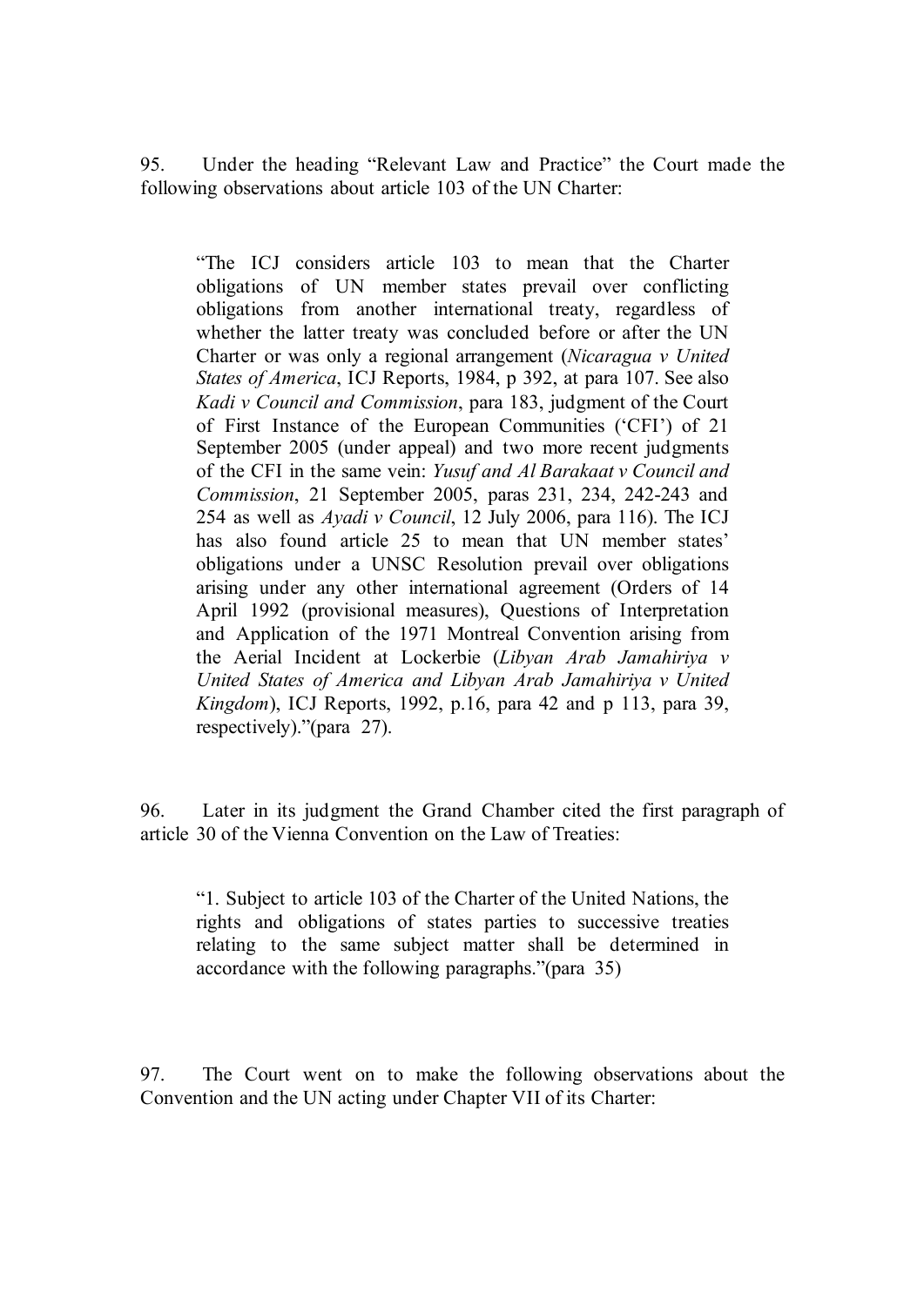95. Under the heading "Relevant Law and Practice" the Court made the following observations about article 103 of the UN Charter:

> "The ICJ considers article 103 to mean that the Charter obligations of UN member states prevail over conflicting obligations from another international treaty, regardless of whether the latter treaty was concluded before or after the UN Charter or was only a regional arrangement (*Nicaragua v United States of America*, ICJ Reports, 1984, p 392, at para 107. See also *Kadi v Council and Commission*, para 183, judgment of the Court of First Instance of the European Communities ('CFI') of 21 September 2005 (under appeal) and two more recent judgments of the CFI in the same vein: *Yusuf and Al Barakaat v Council and Commission*, 21 September 2005, paras 231, 234, 242-243 and 254 as well as *Ayadi v Council*, 12 July 2006, para 116). The ICJ has also found article 25 to mean that UN member states' obligations under a UNSC Resolution prevail over obligations arising under any other international agreement (Orders of 14 April 1992 (provisional measures), Questions of Interpretation and Application of the 1971 Montreal Convention arising from the Aerial Incident at Lockerbie (*Libyan Arab Jamahiriya v United States of America and Libyan Arab Jamahiriya v United Kingdom*), ICJ Reports, 1992, p.16, para 42 and p 113, para 39, respectively)."(para 27).

96. Later in its judgment the Grand Chamber cited the first paragraph of article 30 of the Vienna Convention on the Law of Treaties:

> "1. Subject to article 103 of the Charter of the United Nations, the rights and obligations of states parties to successive treaties relating to the same subject matter shall be determined in accordance with the following paragraphs."(para 35)

97. The Court went on to make the following observations about the Convention and the UN acting under Chapter VII of its Charter: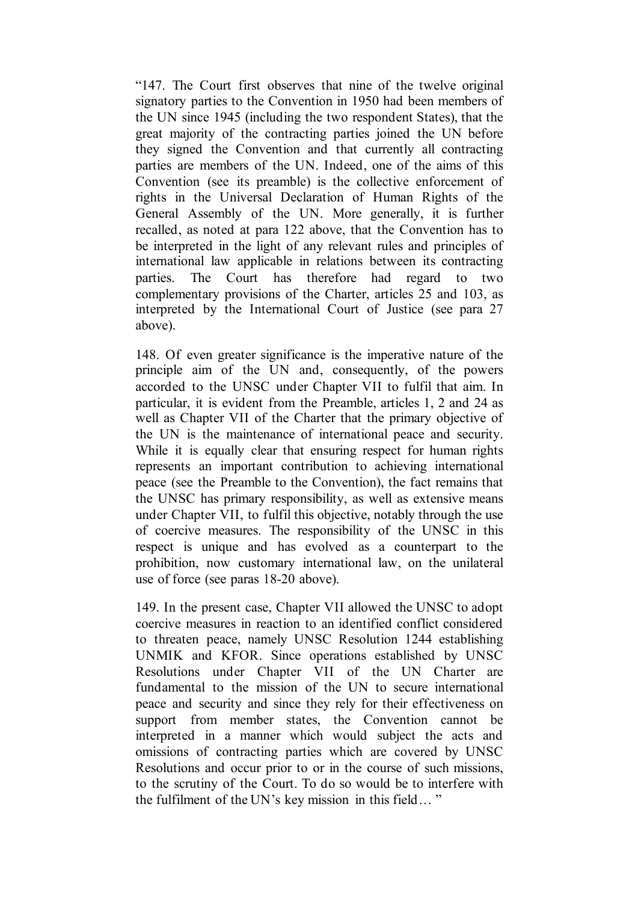"147. The Court first observes that nine of the twelve original signatory parties to the Convention in 1950 had been members of the UN since 1945 (including the two respondent States), that the great majority of the contracting parties joined the UN before they signed the Convention and that currently all contracting parties are members of the UN. Indeed, one of the aims of this Convention (see its preamble) is the collective enforcement of rights in the Universal Declaration of Human Rights of the General Assembly of the UN. More generally, it is further recalled, as noted at para 122 above, that the Convention has to be interpreted in the light of any relevant rules and principles of international law applicable in relations between its contracting parties. The Court has therefore had regard to two complementary provisions of the Charter, articles 25 and 103, as interpreted by the International Court of Justice (see para 27 above).

148. Of even greater significance is the imperative nature of the principle aim of the UN and, consequently, of the powers accorded to the UNSC under Chapter VII to fulfil that aim. In particular, it is evident from the Preamble, articles 1, 2 and 24 as well as Chapter VII of the Charter that the primary objective of the UN is the maintenance of international peace and security. While it is equally clear that ensuring respect for human rights represents an important contribution to achieving international peace (see the Preamble to the Convention), the fact remains that the UNSC has primary responsibility, as well as extensive means under Chapter VII, to fulfil this objective, notably through the use of coercive measures. The responsibility of the UNSC in this respect is unique and has evolved as a counterpart to the prohibition, now customary international law, on the unilateral use of force (see paras 18-20 above).

149. In the present case, Chapter VII allowed the UNSC to adopt coercive measures in reaction to an identified conflict considered to threaten peace, namely UNSC Resolution 1244 establishing UNMIK and KFOR. Since operations established by UNSC Resolutions under Chapter VII of the UN Charter are fundamental to the mission of the UN to secure international peace and security and since they rely for their effectiveness on support from member states, the Convention cannot be interpreted in a manner which would subject the acts and omissions of contracting parties which are covered by UNSC Resolutions and occur prior to or in the course of such missions, to the scrutiny of the Court. To do so would be to interfere with the fulfilment of the UN's key mission in this field… "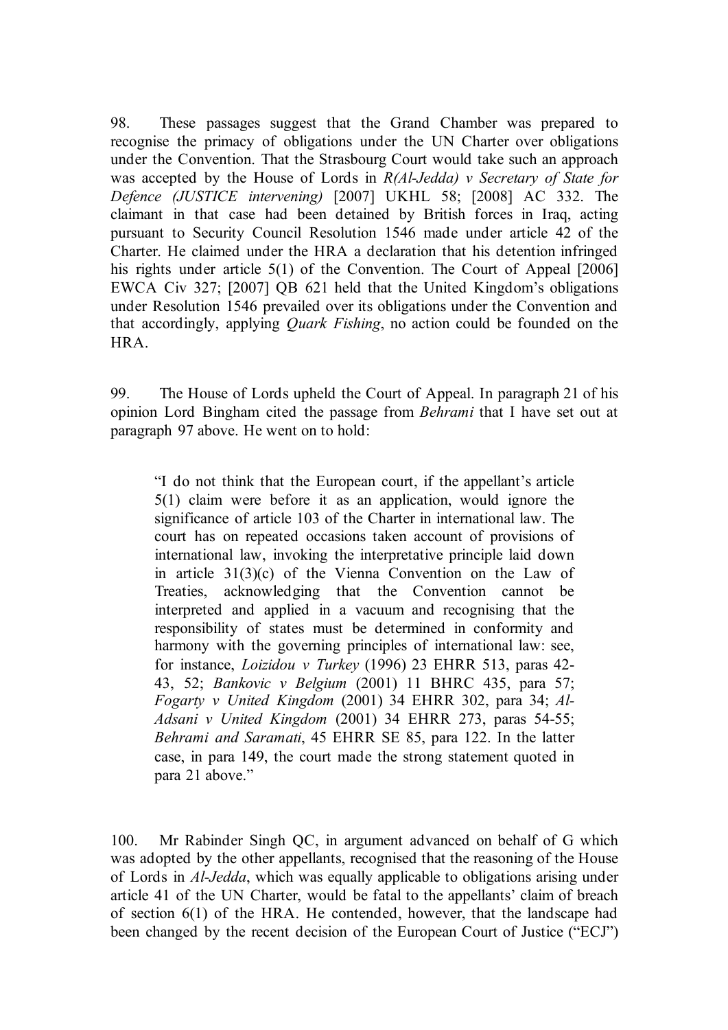98. These passages suggest that the Grand Chamber was prepared to recognise the primacy of obligations under the UN Charter over obligations under the Convention. That the Strasbourg Court would take such an approach was accepted by the House of Lords in *R(Al-Jedda) v Secretary of State for Defence (JUSTICE intervening)* [2007] UKHL 58; [2008] AC 332. The claimant in that case had been detained by British forces in Iraq, acting pursuant to Security Council Resolution 1546 made under article 42 of the Charter. He claimed under the HRA a declaration that his detention infringed his rights under article 5(1) of the Convention. The Court of Appeal [2006] EWCA Civ 327; [2007] QB 621 held that the United Kingdom's obligations under Resolution 1546 prevailed over its obligations under the Convention and that accordingly, applying *Quark Fishing*, no action could be founded on the HRA.

99. The House of Lords upheld the Court of Appeal. In paragraph 21 of his opinion Lord Bingham cited the passage from *Behrami* that I have set out at paragraph 97 above. He went on to hold:

> "I do not think that the European court, if the appellant's article 5(1) claim were before it as an application, would ignore the significance of article 103 of the Charter in international law. The court has on repeated occasions taken account of provisions of international law, invoking the interpretative principle laid down in article 31(3)(c) of the Vienna Convention on the Law of Treaties, acknowledging that the Convention cannot be interpreted and applied in a vacuum and recognising that the responsibility of states must be determined in conformity and harmony with the governing principles of international law: see, for instance, *Loizidou v Turkey* (1996) 23 EHRR 513, paras 42-43, 52; *Bankovic v Belgium* (2001) 11 BHRC 435, para 57; *Fogarty v United Kingdom* (2001) 34 EHRR 302, para 34; *Al-Adsani v United Kingdom* (2001) 34 EHRR 273, paras 54-55; *Behrami and Saramati*, 45 EHRR SE 85, para 122. In the latter case, in para 149, the court made the strong statement quoted in para 21 above."

100. Mr Rabinder Singh QC, in argument advanced on behalf of G which was adopted by the other appellants, recognised that the reasoning of the House of Lords in *Al-Jedda*, which was equally applicable to obligations arising under article 41 of the UN Charter, would be fatal to the appellants' claim of breach of section 6(1) of the HRA. He contended, however, that the landscape had been changed by the recent decision of the European Court of Justice ("ECJ")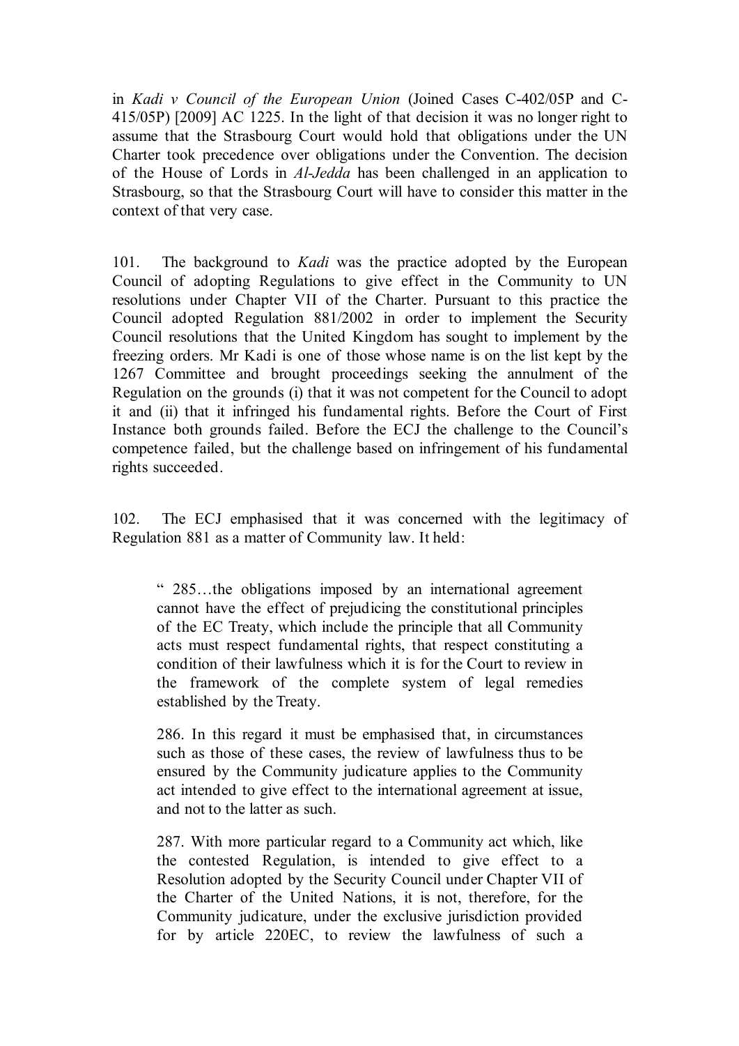in *Kadi v Council of the European Union* (Joined Cases C-402/05P and C-415/05P) [2009] AC 1225. In the light of that decision it was no longer right to assume that the Strasbourg Court would hold that obligations under the UN Charter took precedence over obligations under the Convention. The decision of the House of Lords in *Al-Jedda* has been challenged in an application to Strasbourg, so that the Strasbourg Court will have to consider this matter in the context of that very case.

101. The background to *Kadi* was the practice adopted by the European Council of adopting Regulations to give effect in the Community to UN resolutions under Chapter VII of the Charter. Pursuant to this practice the Council adopted Regulation 881/2002 in order to implement the Security Council resolutions that the United Kingdom has sought to implement by the freezing orders. Mr Kadi is one of those whose name is on the list kept by the 1267 Committee and brought proceedings seeking the annulment of the Regulation on the grounds (i) that it was not competent for the Council to adopt it and (ii) that it infringed his fundamental rights. Before the Court of First Instance both grounds failed. Before the ECJ the challenge to the Council's competence failed, but the challenge based on infringement of his fundamental rights succeeded.

102. The ECJ emphasised that it was concerned with the legitimacy of Regulation 881 as a matter of Community law. It held:

> " 285…the obligations imposed by an international agreement cannot have the effect of prejudicing the constitutional principles of the EC Treaty, which include the principle that all Community acts must respect fundamental rights, that respect constituting a condition of their lawfulness which it is for the Court to review in the framework of the complete system of legal remedies established by the Treaty.
>
> 286. In this regard it must be emphasised that, in circumstances such as those of these cases, the review of lawfulness thus to be ensured by the Community judicature applies to the Community act intended to give effect to the international agreement at issue, and not to the latter as such.
>
> 287. With more particular regard to a Community act which, like the contested Regulation, is intended to give effect to a Resolution adopted by the Security Council under Chapter VII of the Charter of the United Nations, it is not, therefore, for the Community judicature, under the exclusive jurisdiction provided for by article 220EC, to review the lawfulness of such a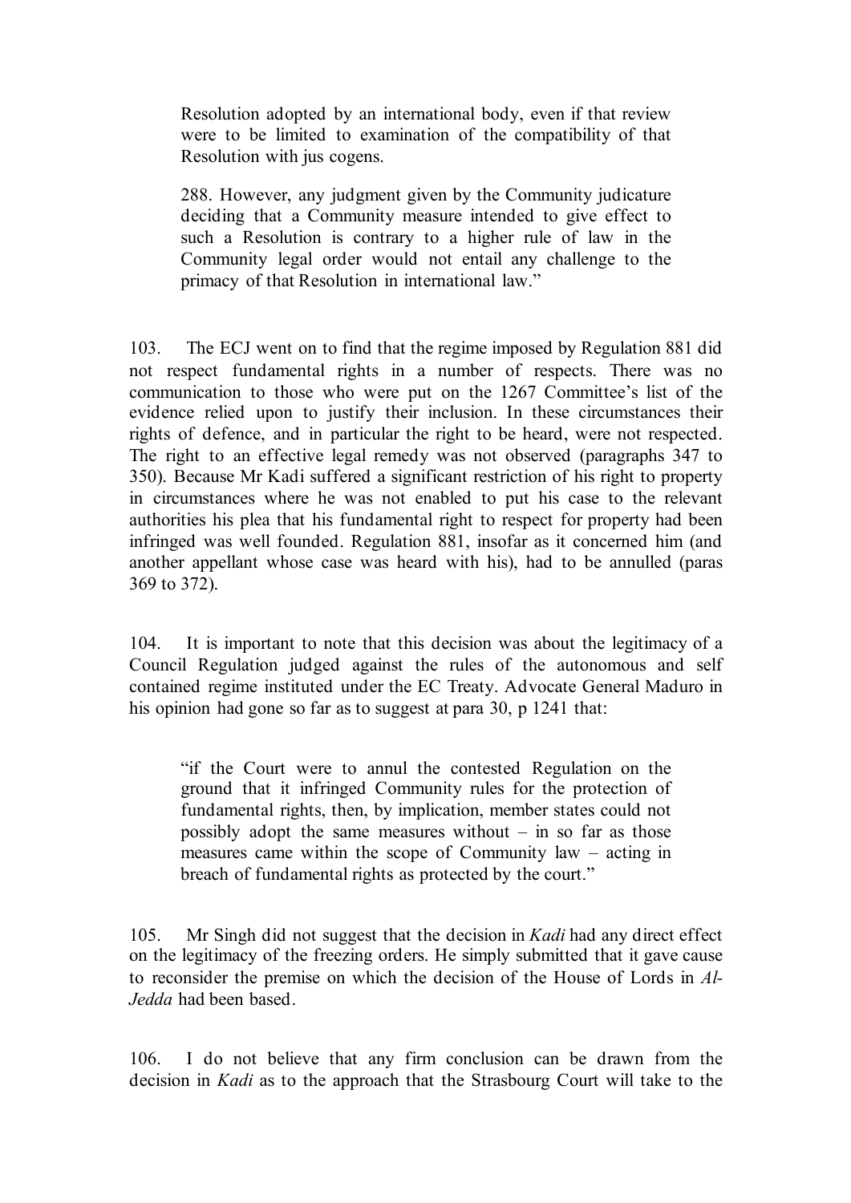> Resolution adopted by an international body, even if that review were to be limited to examination of the compatibility of that Resolution with jus cogens.
>
> 288. However, any judgment given by the Community judicature deciding that a Community measure intended to give effect to such a Resolution is contrary to a higher rule of law in the Community legal order would not entail any challenge to the primacy of that Resolution in international law."

103. The ECJ went on to find that the regime imposed by Regulation 881 did not respect fundamental rights in a number of respects. There was no communication to those who were put on the 1267 Committee's list of the evidence relied upon to justify their inclusion. In these circumstances their rights of defence, and in particular the right to be heard, were not respected. The right to an effective legal remedy was not observed (paragraphs 347 to 350). Because Mr Kadi suffered a significant restriction of his right to property in circumstances where he was not enabled to put his case to the relevant authorities his plea that his fundamental right to respect for property had been infringed was well founded. Regulation 881, insofar as it concerned him (and another appellant whose case was heard with his), had to be annulled (paras 369 to 372).

104. It is important to note that this decision was about the legitimacy of a Council Regulation judged against the rules of the autonomous and self contained regime instituted under the EC Treaty. Advocate General Maduro in his opinion had gone so far as to suggest at para 30, p 1241 that:

> "if the Court were to annul the contested Regulation on the ground that it infringed Community rules for the protection of fundamental rights, then, by implication, member states could not possibly adopt the same measures without – in so far as those measures came within the scope of Community law – acting in breach of fundamental rights as protected by the court."

105. Mr Singh did not suggest that the decision in *Kadi* had any direct effect on the legitimacy of the freezing orders. He simply submitted that it gave cause to reconsider the premise on which the decision of the House of Lords in *Al-Jedda* had been based.

106. I do not believe that any firm conclusion can be drawn from the decision in *Kadi* as to the approach that the Strasbourg Court will take to the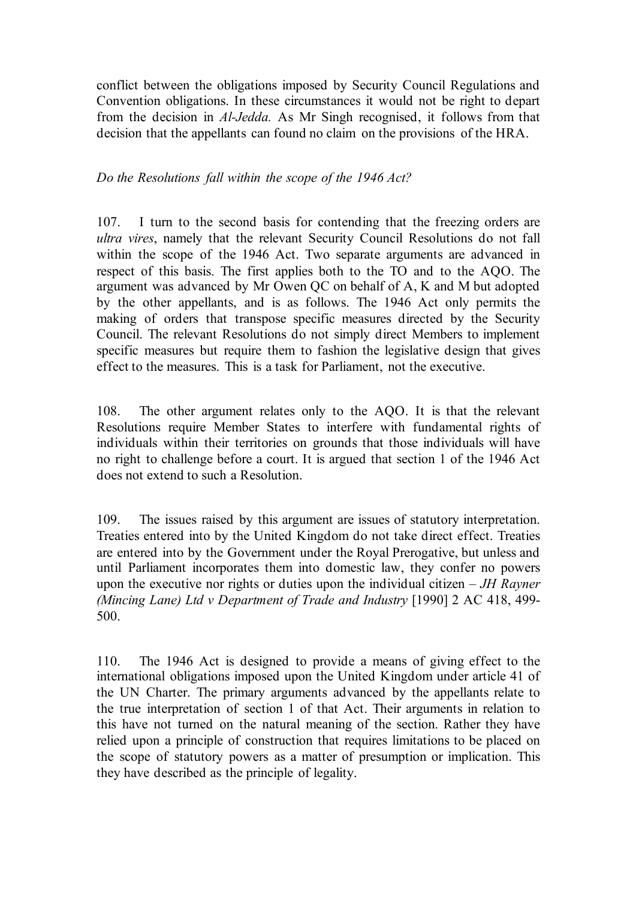conflict between the obligations imposed by Security Council Regulations and Convention obligations. In these circumstances it would not be right to depart from the decision in *Al-Jedda.* As Mr Singh recognised, it follows from that decision that the appellants can found no claim on the provisions of the HRA.

*Do the Resolutions fall within the scope of the 1946 Act?*

107. I turn to the second basis for contending that the freezing orders are *ultra vires*, namely that the relevant Security Council Resolutions do not fall within the scope of the 1946 Act. Two separate arguments are advanced in respect of this basis. The first applies both to the TO and to the AQO. The argument was advanced by Mr Owen QC on behalf of A, K and M but adopted by the other appellants, and is as follows. The 1946 Act only permits the making of orders that transpose specific measures directed by the Security Council. The relevant Resolutions do not simply direct Members to implement specific measures but require them to fashion the legislative design that gives effect to the measures. This is a task for Parliament, not the executive.

108. The other argument relates only to the AQO. It is that the relevant Resolutions require Member States to interfere with fundamental rights of individuals within their territories on grounds that those individuals will have no right to challenge before a court. It is argued that section 1 of the 1946 Act does not extend to such a Resolution.

109. The issues raised by this argument are issues of statutory interpretation. Treaties entered into by the United Kingdom do not take direct effect. Treaties are entered into by the Government under the Royal Prerogative, but unless and until Parliament incorporates them into domestic law, they confer no powers upon the executive nor rights or duties upon the individual citizen – *JH Rayner (Mincing Lane) Ltd v Department of Trade and Industry* [1990] 2 AC 418, 499-500.

110. The 1946 Act is designed to provide a means of giving effect to the international obligations imposed upon the United Kingdom under article 41 of the UN Charter. The primary arguments advanced by the appellants relate to the true interpretation of section 1 of that Act. Their arguments in relation to this have not turned on the natural meaning of the section. Rather they have relied upon a principle of construction that requires limitations to be placed on the scope of statutory powers as a matter of presumption or implication. This they have described as the principle of legality.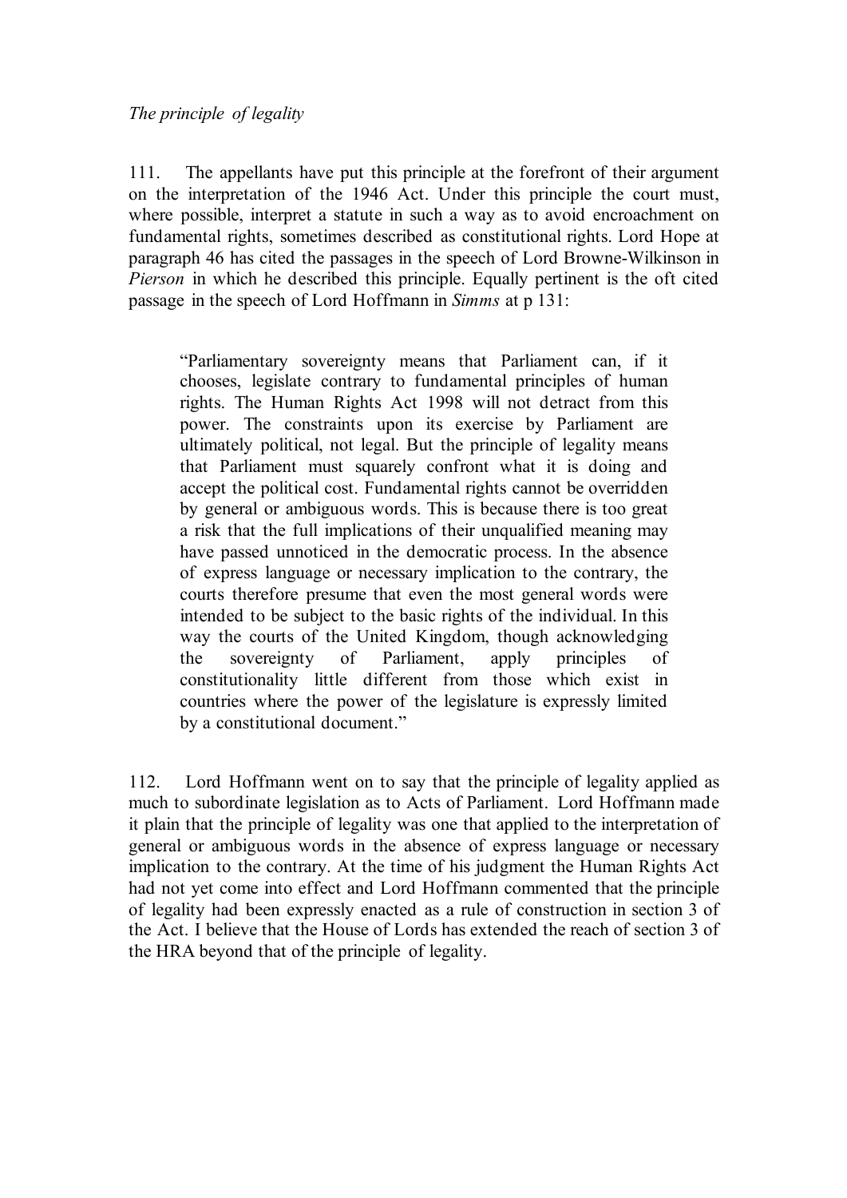*The principle of legality*

111. The appellants have put this principle at the forefront of their argument on the interpretation of the 1946 Act. Under this principle the court must, where possible, interpret a statute in such a way as to avoid encroachment on fundamental rights, sometimes described as constitutional rights. Lord Hope at paragraph 46 has cited the passages in the speech of Lord Browne-Wilkinson in *Pierson* in which he described this principle. Equally pertinent is the oft cited passage in the speech of Lord Hoffmann in *Simms* at p 131:

> "Parliamentary sovereignty means that Parliament can, if it chooses, legislate contrary to fundamental principles of human rights. The Human Rights Act 1998 will not detract from this power. The constraints upon its exercise by Parliament are ultimately political, not legal. But the principle of legality means that Parliament must squarely confront what it is doing and accept the political cost. Fundamental rights cannot be overridden by general or ambiguous words. This is because there is too great a risk that the full implications of their unqualified meaning may have passed unnoticed in the democratic process. In the absence of express language or necessary implication to the contrary, the courts therefore presume that even the most general words were intended to be subject to the basic rights of the individual. In this way the courts of the United Kingdom, though acknowledging the sovereignty of Parliament, apply principles of constitutionality little different from those which exist in countries where the power of the legislature is expressly limited by a constitutional document."

112. Lord Hoffmann went on to say that the principle of legality applied as much to subordinate legislation as to Acts of Parliament. Lord Hoffmann made it plain that the principle of legality was one that applied to the interpretation of general or ambiguous words in the absence of express language or necessary implication to the contrary. At the time of his judgment the Human Rights Act had not yet come into effect and Lord Hoffmann commented that the principle of legality had been expressly enacted as a rule of construction in section 3 of the Act. I believe that the House of Lords has extended the reach of section 3 of the HRA beyond that of the principle of legality.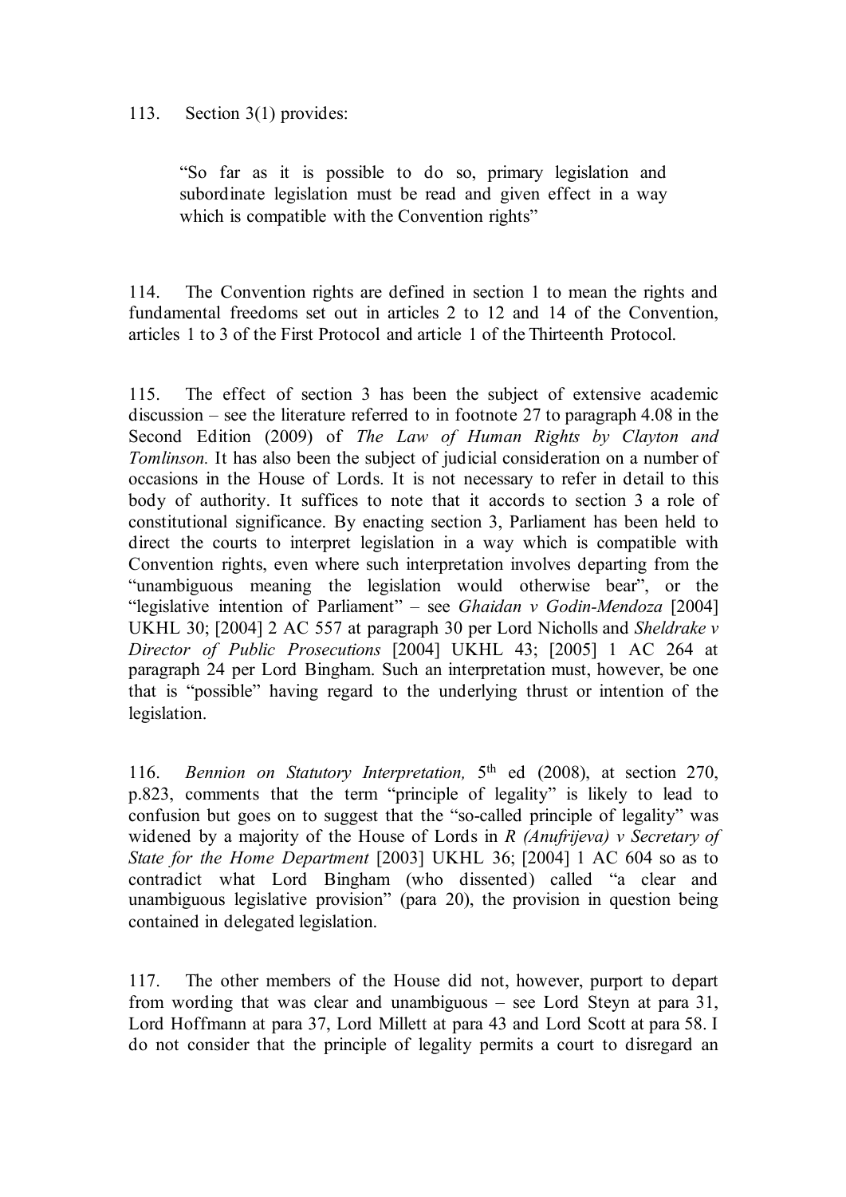113. Section 3(1) provides:

> "So far as it is possible to do so, primary legislation and subordinate legislation must be read and given effect in a way which is compatible with the Convention rights"

114. The Convention rights are defined in section 1 to mean the rights and fundamental freedoms set out in articles 2 to 12 and 14 of the Convention, articles 1 to 3 of the First Protocol and article 1 of the Thirteenth Protocol.

115. The effect of section 3 has been the subject of extensive academic discussion – see the literature referred to in footnote 27 to paragraph 4.08 in the Second Edition (2009) of *The Law of Human Rights by Clayton and Tomlinson.* It has also been the subject of judicial consideration on a number of occasions in the House of Lords. It is not necessary to refer in detail to this body of authority. It suffices to note that it accords to section 3 a role of constitutional significance. By enacting section 3, Parliament has been held to direct the courts to interpret legislation in a way which is compatible with Convention rights, even where such interpretation involves departing from the "unambiguous meaning the legislation would otherwise bear", or the "legislative intention of Parliament" – see *Ghaidan v Godin-Mendoza* [2004] UKHL 30; [2004] 2 AC 557 at paragraph 30 per Lord Nicholls and *Sheldrake v Director of Public Prosecutions* [2004] UKHL 43; [2005] 1 AC 264 at paragraph 24 per Lord Bingham. Such an interpretation must, however, be one that is "possible" having regard to the underlying thrust or intention of the legislation.

116. *Bennion on Statutory Interpretation,* 5th ed (2008), at section 270, p.823, comments that the term "principle of legality" is likely to lead to confusion but goes on to suggest that the "so-called principle of legality" was widened by a majority of the House of Lords in *R (Anufrijeva) v Secretary of State for the Home Department* [2003] UKHL 36; [2004] 1 AC 604 so as to contradict what Lord Bingham (who dissented) called "a clear and unambiguous legislative provision" (para 20), the provision in question being contained in delegated legislation.

117. The other members of the House did not, however, purport to depart from wording that was clear and unambiguous – see Lord Steyn at para 31, Lord Hoffmann at para 37, Lord Millett at para 43 and Lord Scott at para 58. I do not consider that the principle of legality permits a court to disregard an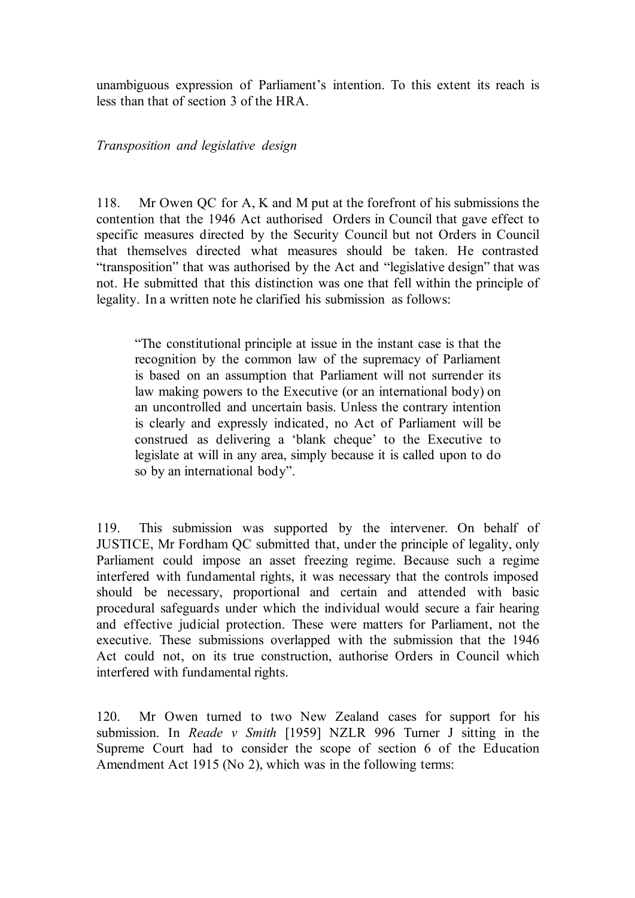unambiguous expression of Parliament's intention. To this extent its reach is less than that of section 3 of the HRA.

*Transposition and legislative design*

118. Mr Owen QC for A, K and M put at the forefront of his submissions the contention that the 1946 Act authorised Orders in Council that gave effect to specific measures directed by the Security Council but not Orders in Council that themselves directed what measures should be taken. He contrasted "transposition" that was authorised by the Act and "legislative design" that was not. He submitted that this distinction was one that fell within the principle of legality. In a written note he clarified his submission as follows:

> "The constitutional principle at issue in the instant case is that the recognition by the common law of the supremacy of Parliament is based on an assumption that Parliament will not surrender its law making powers to the Executive (or an international body) on an uncontrolled and uncertain basis. Unless the contrary intention is clearly and expressly indicated, no Act of Parliament will be construed as delivering a 'blank cheque' to the Executive to legislate at will in any area, simply because it is called upon to do so by an international body".

119. This submission was supported by the intervener. On behalf of JUSTICE, Mr Fordham QC submitted that, under the principle of legality, only Parliament could impose an asset freezing regime. Because such a regime interfered with fundamental rights, it was necessary that the controls imposed should be necessary, proportional and certain and attended with basic procedural safeguards under which the individual would secure a fair hearing and effective judicial protection. These were matters for Parliament, not the executive. These submissions overlapped with the submission that the 1946 Act could not, on its true construction, authorise Orders in Council which interfered with fundamental rights.

120. Mr Owen turned to two New Zealand cases for support for his submission. In *Reade v Smith* [1959] NZLR 996 Turner J sitting in the Supreme Court had to consider the scope of section 6 of the Education Amendment Act 1915 (No 2), which was in the following terms: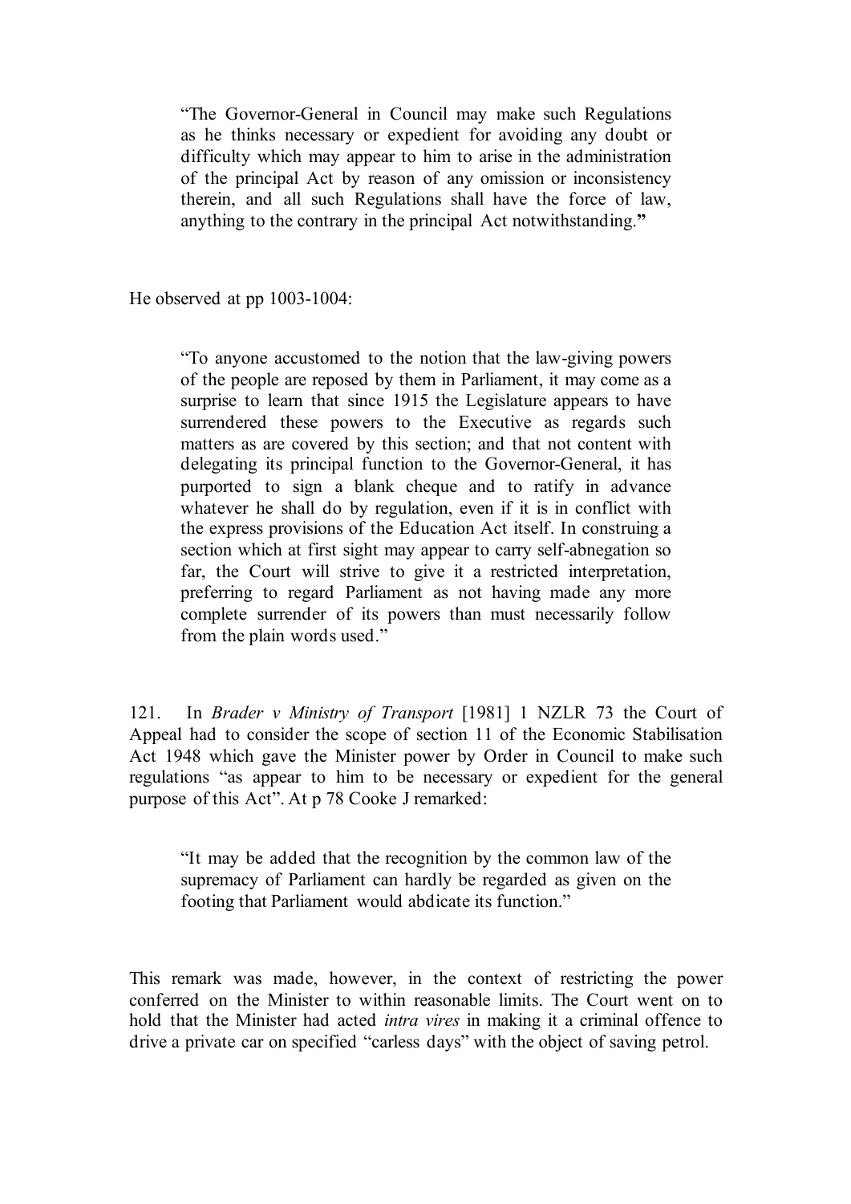> "The Governor-General in Council may make such Regulations as he thinks necessary or expedient for avoiding any doubt or difficulty which may appear to him to arise in the administration of the principal Act by reason of any omission or inconsistency therein, and all such Regulations shall have the force of law, anything to the contrary in the principal Act notwithstanding."

He observed at pp 1003-1004:

> "To anyone accustomed to the notion that the law-giving powers of the people are reposed by them in Parliament, it may come as a surprise to learn that since 1915 the Legislature appears to have surrendered these powers to the Executive as regards such matters as are covered by this section; and that not content with delegating its principal function to the Governor-General, it has purported to sign a blank cheque and to ratify in advance whatever he shall do by regulation, even if it is in conflict with the express provisions of the Education Act itself. In construing a section which at first sight may appear to carry self-abnegation so far, the Court will strive to give it a restricted interpretation, preferring to regard Parliament as not having made any more complete surrender of its powers than must necessarily follow from the plain words used."

121. In *Brader v Ministry of Transport* [1981] 1 NZLR 73 the Court of Appeal had to consider the scope of section 11 of the Economic Stabilisation Act 1948 which gave the Minister power by Order in Council to make such regulations "as appear to him to be necessary or expedient for the general purpose of this Act". At p 78 Cooke J remarked:

> "It may be added that the recognition by the common law of the supremacy of Parliament can hardly be regarded as given on the footing that Parliament would abdicate its function."

This remark was made, however, in the context of restricting the power conferred on the Minister to within reasonable limits. The Court went on to hold that the Minister had acted *intra vires* in making it a criminal offence to drive a private car on specified "carless days" with the object of saving petrol.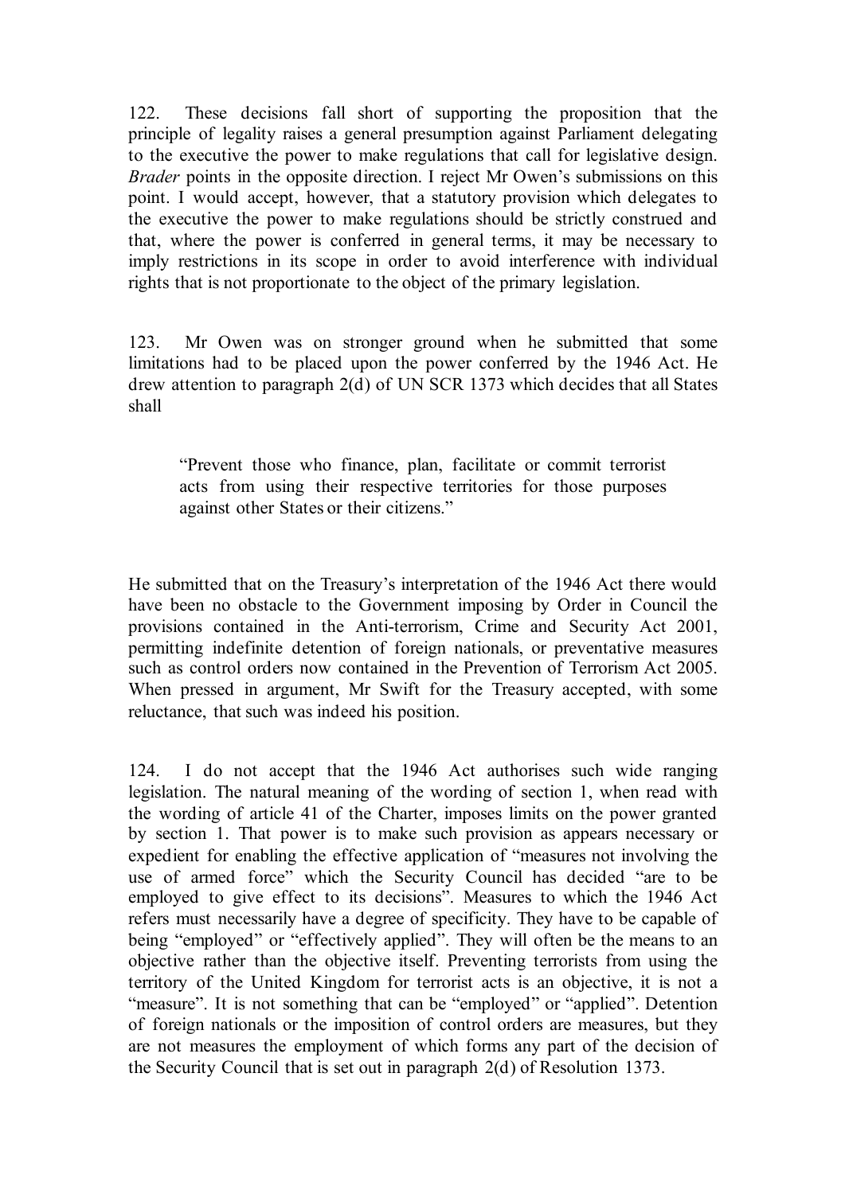122. These decisions fall short of supporting the proposition that the principle of legality raises a general presumption against Parliament delegating to the executive the power to make regulations that call for legislative design. *Brader* points in the opposite direction. I reject Mr Owen's submissions on this point. I would accept, however, that a statutory provision which delegates to the executive the power to make regulations should be strictly construed and that, where the power is conferred in general terms, it may be necessary to imply restrictions in its scope in order to avoid interference with individual rights that is not proportionate to the object of the primary legislation.

123. Mr Owen was on stronger ground when he submitted that some limitations had to be placed upon the power conferred by the 1946 Act. He drew attention to paragraph 2(d) of UN SCR 1373 which decides that all States shall

> "Prevent those who finance, plan, facilitate or commit terrorist acts from using their respective territories for those purposes against other States or their citizens."

He submitted that on the Treasury's interpretation of the 1946 Act there would have been no obstacle to the Government imposing by Order in Council the provisions contained in the Anti-terrorism, Crime and Security Act 2001, permitting indefinite detention of foreign nationals, or preventative measures such as control orders now contained in the Prevention of Terrorism Act 2005. When pressed in argument, Mr Swift for the Treasury accepted, with some reluctance, that such was indeed his position.

124. I do not accept that the 1946 Act authorises such wide ranging legislation. The natural meaning of the wording of section 1, when read with the wording of article 41 of the Charter, imposes limits on the power granted by section 1. That power is to make such provision as appears necessary or expedient for enabling the effective application of "measures not involving the use of armed force" which the Security Council has decided "are to be employed to give effect to its decisions". Measures to which the 1946 Act refers must necessarily have a degree of specificity. They have to be capable of being "employed" or "effectively applied". They will often be the means to an objective rather than the objective itself. Preventing terrorists from using the territory of the United Kingdom for terrorist acts is an objective, it is not a "measure". It is not something that can be "employed" or "applied". Detention of foreign nationals or the imposition of control orders are measures, but they are not measures the employment of which forms any part of the decision of the Security Council that is set out in paragraph 2(d) of Resolution 1373.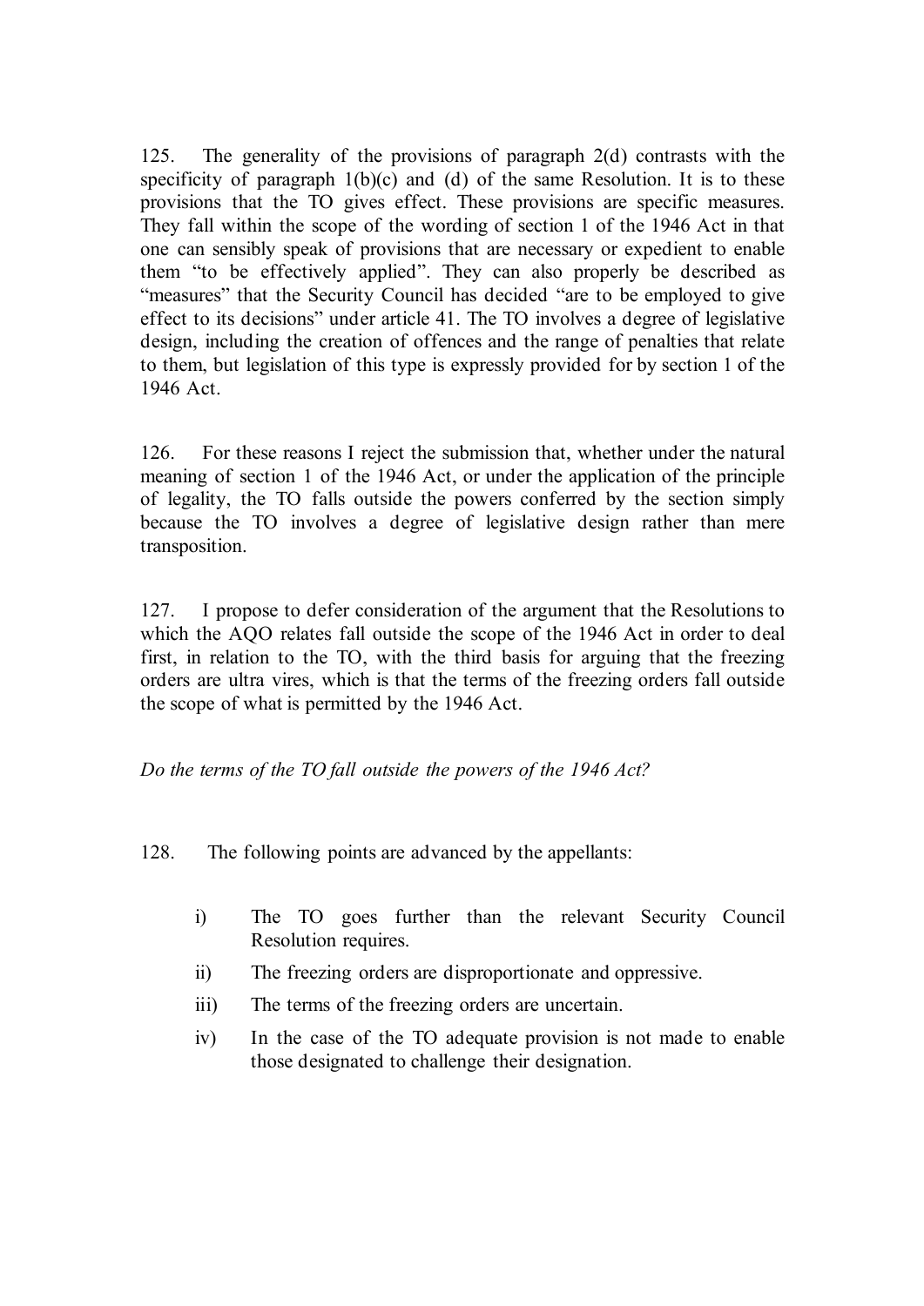125. The generality of the provisions of paragraph 2(d) contrasts with the specificity of paragraph 1(b)(c) and (d) of the same Resolution. It is to these provisions that the TO gives effect. These provisions are specific measures. They fall within the scope of the wording of section 1 of the 1946 Act in that one can sensibly speak of provisions that are necessary or expedient to enable them "to be effectively applied". They can also properly be described as "measures" that the Security Council has decided "are to be employed to give effect to its decisions" under article 41. The TO involves a degree of legislative design, including the creation of offences and the range of penalties that relate to them, but legislation of this type is expressly provided for by section 1 of the 1946 Act.

126. For these reasons I reject the submission that, whether under the natural meaning of section 1 of the 1946 Act, or under the application of the principle of legality, the TO falls outside the powers conferred by the section simply because the TO involves a degree of legislative design rather than mere transposition.

127. I propose to defer consideration of the argument that the Resolutions to which the AQO relates fall outside the scope of the 1946 Act in order to deal first, in relation to the TO, with the third basis for arguing that the freezing orders are ultra vires, which is that the terms of the freezing orders fall outside the scope of what is permitted by the 1946 Act.

*Do the terms of the TO fall outside the powers of the 1946 Act?*

128. The following points are advanced by the appellants:

i) The TO goes further than the relevant Security Council Resolution requires.

ii) The freezing orders are disproportionate and oppressive.

iii) The terms of the freezing orders are uncertain.

iv) In the case of the TO adequate provision is not made to enable those designated to challenge their designation.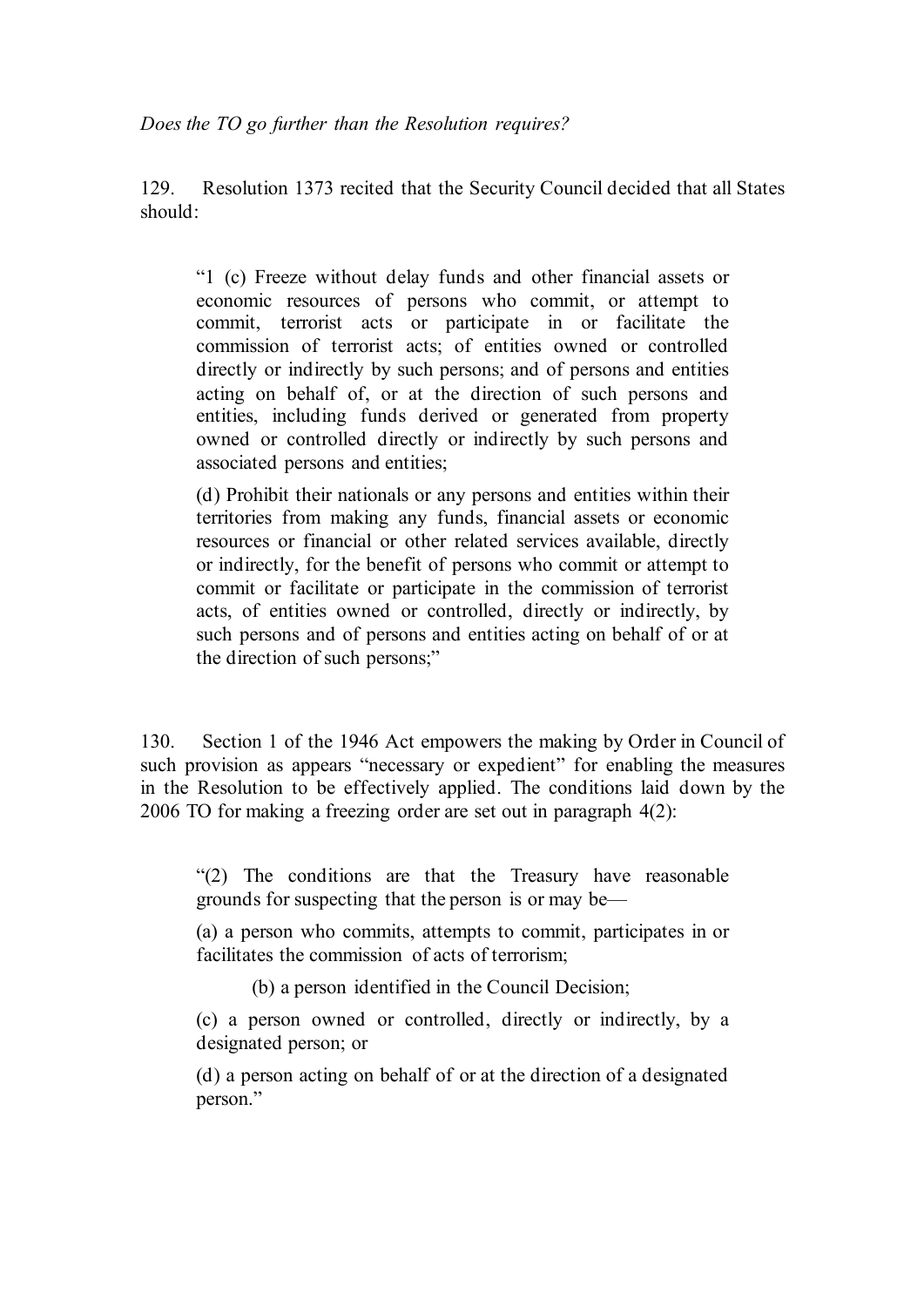*Does the TO go further than the Resolution requires?*

129. Resolution 1373 recited that the Security Council decided that all States should:

> "1 (c) Freeze without delay funds and other financial assets or economic resources of persons who commit, or attempt to commit, terrorist acts or participate in or facilitate the commission of terrorist acts; of entities owned or controlled directly or indirectly by such persons; and of persons and entities acting on behalf of, or at the direction of such persons and entities, including funds derived or generated from property owned or controlled directly or indirectly by such persons and associated persons and entities;
>
> (d) Prohibit their nationals or any persons and entities within their territories from making any funds, financial assets or economic resources or financial or other related services available, directly or indirectly, for the benefit of persons who commit or attempt to commit or facilitate or participate in the commission of terrorist acts, of entities owned or controlled, directly or indirectly, by such persons and of persons and entities acting on behalf of or at the direction of such persons;"

130. Section 1 of the 1946 Act empowers the making by Order in Council of such provision as appears "necessary or expedient" for enabling the measures in the Resolution to be effectively applied. The conditions laid down by the 2006 TO for making a freezing order are set out in paragraph 4(2):

> "(2) The conditions are that the Treasury have reasonable grounds for suspecting that the person is or may be—
>
> (a) a person who commits, attempts to commit, participates in or facilitates the commission of acts of terrorism;
>
> (b) a person identified in the Council Decision;
>
> (c) a person owned or controlled, directly or indirectly, by a designated person; or
>
> (d) a person acting on behalf of or at the direction of a designated person."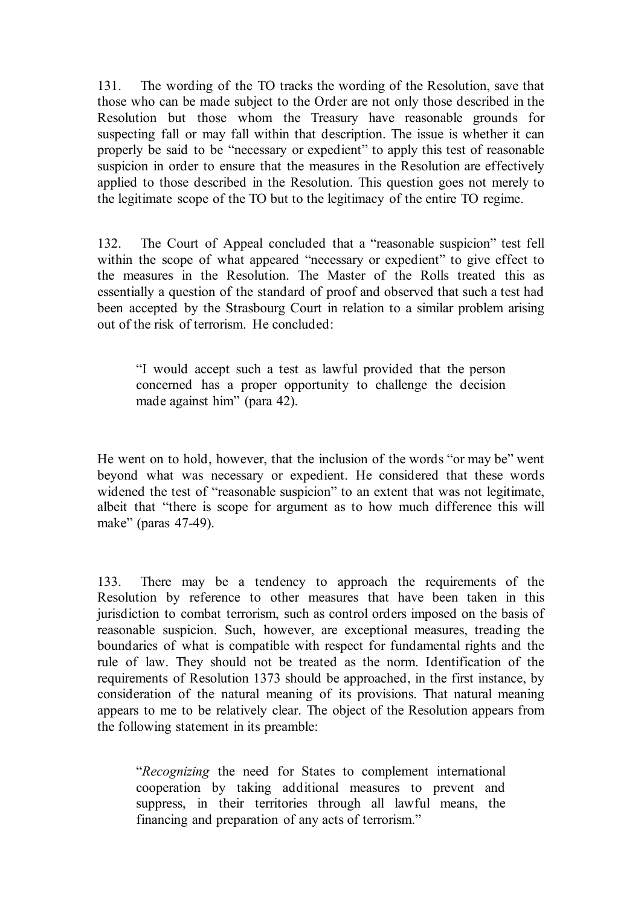131. The wording of the TO tracks the wording of the Resolution, save that those who can be made subject to the Order are not only those described in the Resolution but those whom the Treasury have reasonable grounds for suspecting fall or may fall within that description. The issue is whether it can properly be said to be "necessary or expedient" to apply this test of reasonable suspicion in order to ensure that the measures in the Resolution are effectively applied to those described in the Resolution. This question goes not merely to the legitimate scope of the TO but to the legitimacy of the entire TO regime.

132. The Court of Appeal concluded that a "reasonable suspicion" test fell within the scope of what appeared "necessary or expedient" to give effect to the measures in the Resolution. The Master of the Rolls treated this as essentially a question of the standard of proof and observed that such a test had been accepted by the Strasbourg Court in relation to a similar problem arising out of the risk of terrorism. He concluded:

> "I would accept such a test as lawful provided that the person concerned has a proper opportunity to challenge the decision made against him" (para 42).

He went on to hold, however, that the inclusion of the words "or may be" went beyond what was necessary or expedient. He considered that these words widened the test of "reasonable suspicion" to an extent that was not legitimate, albeit that "there is scope for argument as to how much difference this will make" (paras 47-49).

133. There may be a tendency to approach the requirements of the Resolution by reference to other measures that have been taken in this jurisdiction to combat terrorism, such as control orders imposed on the basis of reasonable suspicion. Such, however, are exceptional measures, treading the boundaries of what is compatible with respect for fundamental rights and the rule of law. They should not be treated as the norm. Identification of the requirements of Resolution 1373 should be approached, in the first instance, by consideration of the natural meaning of its provisions. That natural meaning appears to me to be relatively clear. The object of the Resolution appears from the following statement in its preamble:

> "*Recognizing* the need for States to complement international cooperation by taking additional measures to prevent and suppress, in their territories through all lawful means, the financing and preparation of any acts of terrorism."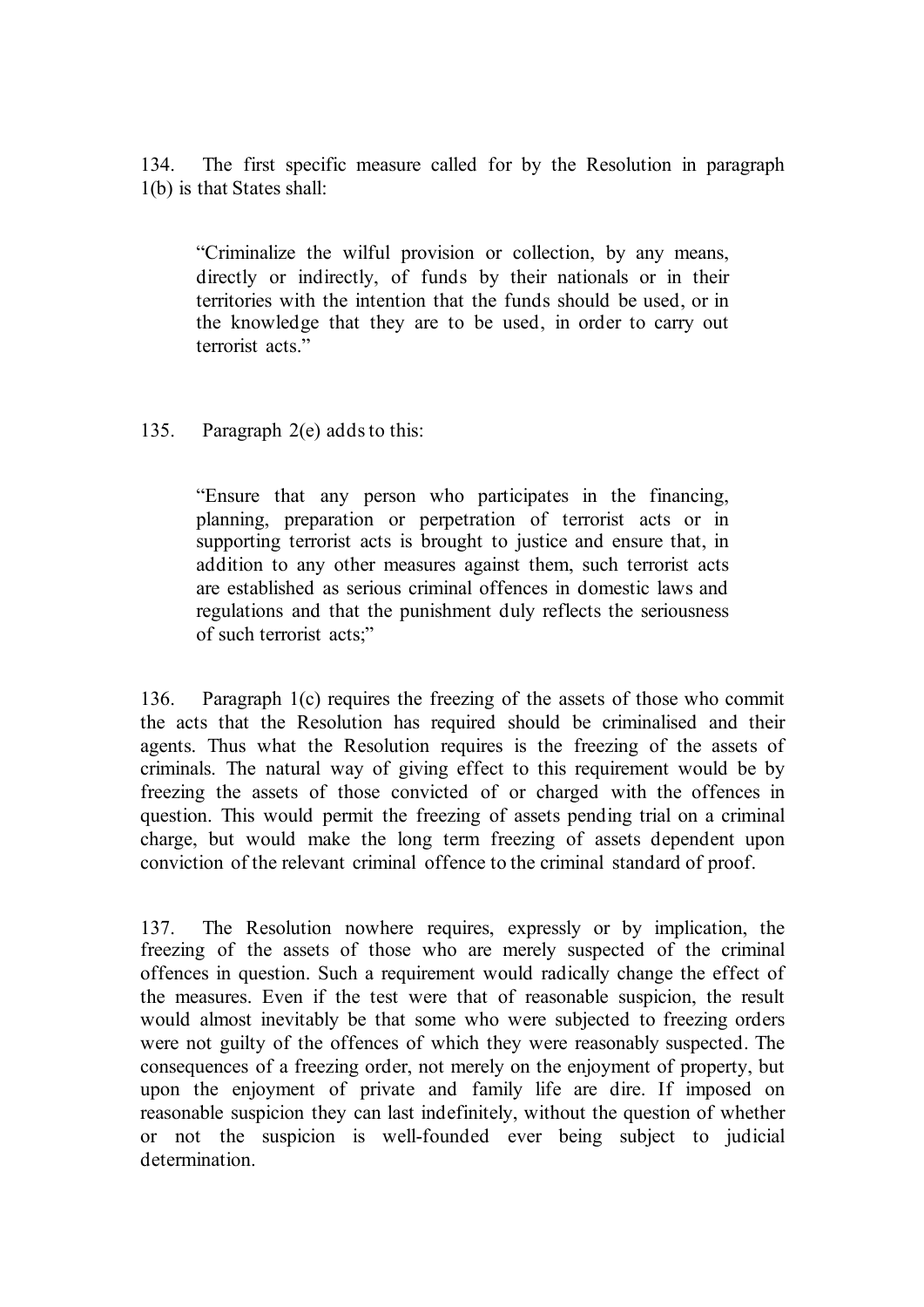134. The first specific measure called for by the Resolution in paragraph 1(b) is that States shall:

> "Criminalize the wilful provision or collection, by any means, directly or indirectly, of funds by their nationals or in their territories with the intention that the funds should be used, or in the knowledge that they are to be used, in order to carry out terrorist acts."

135. Paragraph 2(e) adds to this:

> "Ensure that any person who participates in the financing, planning, preparation or perpetration of terrorist acts or in supporting terrorist acts is brought to justice and ensure that, in addition to any other measures against them, such terrorist acts are established as serious criminal offences in domestic laws and regulations and that the punishment duly reflects the seriousness of such terrorist acts;"

136. Paragraph 1(c) requires the freezing of the assets of those who commit the acts that the Resolution has required should be criminalised and their agents. Thus what the Resolution requires is the freezing of the assets of criminals. The natural way of giving effect to this requirement would be by freezing the assets of those convicted of or charged with the offences in question. This would permit the freezing of assets pending trial on a criminal charge, but would make the long term freezing of assets dependent upon conviction of the relevant criminal offence to the criminal standard of proof.

137. The Resolution nowhere requires, expressly or by implication, the freezing of the assets of those who are merely suspected of the criminal offences in question. Such a requirement would radically change the effect of the measures. Even if the test were that of reasonable suspicion, the result would almost inevitably be that some who were subjected to freezing orders were not guilty of the offences of which they were reasonably suspected. The consequences of a freezing order, not merely on the enjoyment of property, but upon the enjoyment of private and family life are dire. If imposed on reasonable suspicion they can last indefinitely, without the question of whether or not the suspicion is well-founded ever being subject to judicial determination.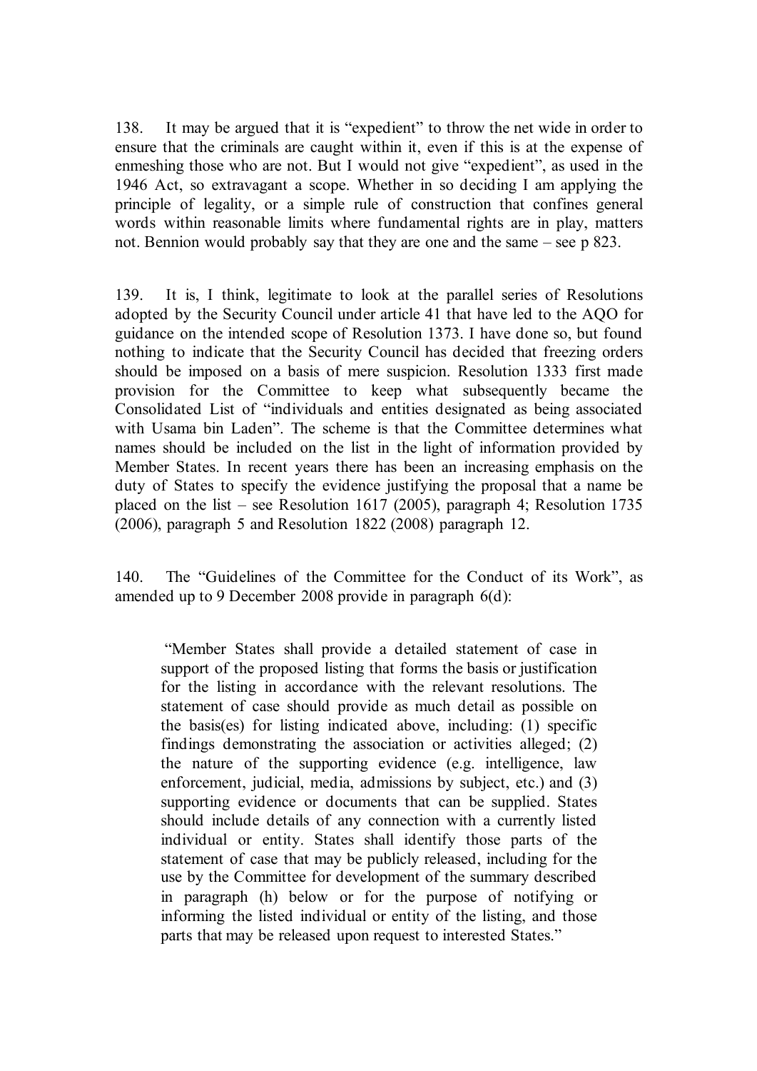138. It may be argued that it is "expedient" to throw the net wide in order to ensure that the criminals are caught within it, even if this is at the expense of enmeshing those who are not. But I would not give "expedient", as used in the 1946 Act, so extravagant a scope. Whether in so deciding I am applying the principle of legality, or a simple rule of construction that confines general words within reasonable limits where fundamental rights are in play, matters not. Bennion would probably say that they are one and the same – see p 823.

139. It is, I think, legitimate to look at the parallel series of Resolutions adopted by the Security Council under article 41 that have led to the AQO for guidance on the intended scope of Resolution 1373. I have done so, but found nothing to indicate that the Security Council has decided that freezing orders should be imposed on a basis of mere suspicion. Resolution 1333 first made provision for the Committee to keep what subsequently became the Consolidated List of "individuals and entities designated as being associated with Usama bin Laden". The scheme is that the Committee determines what names should be included on the list in the light of information provided by Member States. In recent years there has been an increasing emphasis on the duty of States to specify the evidence justifying the proposal that a name be placed on the list – see Resolution 1617 (2005), paragraph 4; Resolution 1735 (2006), paragraph 5 and Resolution 1822 (2008) paragraph 12.

140. The "Guidelines of the Committee for the Conduct of its Work", as amended up to 9 December 2008 provide in paragraph 6(d):

> "Member States shall provide a detailed statement of case in support of the proposed listing that forms the basis or justification for the listing in accordance with the relevant resolutions. The statement of case should provide as much detail as possible on the basis(es) for listing indicated above, including: (1) specific findings demonstrating the association or activities alleged; (2) the nature of the supporting evidence (e.g. intelligence, law enforcement, judicial, media, admissions by subject, etc.) and (3) supporting evidence or documents that can be supplied. States should include details of any connection with a currently listed individual or entity. States shall identify those parts of the statement of case that may be publicly released, including for the use by the Committee for development of the summary described in paragraph (h) below or for the purpose of notifying or informing the listed individual or entity of the listing, and those parts that may be released upon request to interested States."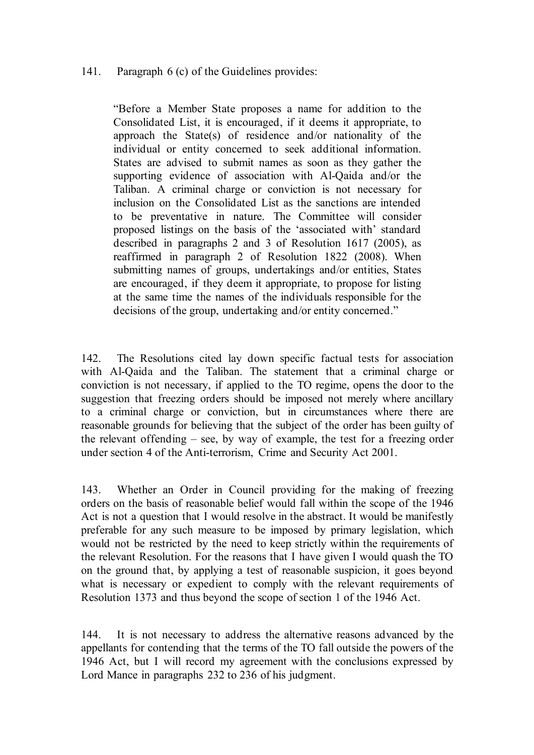141. Paragraph 6 (c) of the Guidelines provides:

> "Before a Member State proposes a name for addition to the Consolidated List, it is encouraged, if it deems it appropriate, to approach the State(s) of residence and/or nationality of the individual or entity concerned to seek additional information. States are advised to submit names as soon as they gather the supporting evidence of association with Al-Qaida and/or the Taliban. A criminal charge or conviction is not necessary for inclusion on the Consolidated List as the sanctions are intended to be preventative in nature. The Committee will consider proposed listings on the basis of the 'associated with' standard described in paragraphs 2 and 3 of Resolution 1617 (2005), as reaffirmed in paragraph 2 of Resolution 1822 (2008). When submitting names of groups, undertakings and/or entities, States are encouraged, if they deem it appropriate, to propose for listing at the same time the names of the individuals responsible for the decisions of the group, undertaking and/or entity concerned."

142. The Resolutions cited lay down specific factual tests for association with Al-Qaida and the Taliban. The statement that a criminal charge or conviction is not necessary, if applied to the TO regime, opens the door to the suggestion that freezing orders should be imposed not merely where ancillary to a criminal charge or conviction, but in circumstances where there are reasonable grounds for believing that the subject of the order has been guilty of the relevant offending – see, by way of example, the test for a freezing order under section 4 of the Anti-terrorism, Crime and Security Act 2001.

143. Whether an Order in Council providing for the making of freezing orders on the basis of reasonable belief would fall within the scope of the 1946 Act is not a question that I would resolve in the abstract. It would be manifestly preferable for any such measure to be imposed by primary legislation, which would not be restricted by the need to keep strictly within the requirements of the relevant Resolution. For the reasons that I have given I would quash the TO on the ground that, by applying a test of reasonable suspicion, it goes beyond what is necessary or expedient to comply with the relevant requirements of Resolution 1373 and thus beyond the scope of section 1 of the 1946 Act.

144. It is not necessary to address the alternative reasons advanced by the appellants for contending that the terms of the TO fall outside the powers of the 1946 Act, but I will record my agreement with the conclusions expressed by Lord Mance in paragraphs 232 to 236 of his judgment.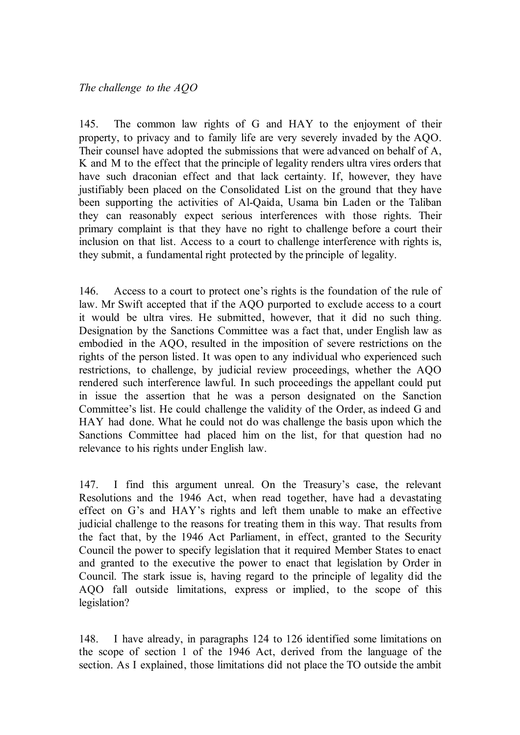*The challenge to the AQO*

145. The common law rights of G and HAY to the enjoyment of their property, to privacy and to family life are very severely invaded by the AQO. Their counsel have adopted the submissions that were advanced on behalf of A, K and M to the effect that the principle of legality renders ultra vires orders that have such draconian effect and that lack certainty. If, however, they have justifiably been placed on the Consolidated List on the ground that they have been supporting the activities of Al-Qaida, Usama bin Laden or the Taliban they can reasonably expect serious interferences with those rights. Their primary complaint is that they have no right to challenge before a court their inclusion on that list. Access to a court to challenge interference with rights is, they submit, a fundamental right protected by the principle of legality.

146. Access to a court to protect one's rights is the foundation of the rule of law. Mr Swift accepted that if the AQO purported to exclude access to a court it would be ultra vires. He submitted, however, that it did no such thing. Designation by the Sanctions Committee was a fact that, under English law as embodied in the AQO, resulted in the imposition of severe restrictions on the rights of the person listed. It was open to any individual who experienced such restrictions, to challenge, by judicial review proceedings, whether the AQO rendered such interference lawful. In such proceedings the appellant could put in issue the assertion that he was a person designated on the Sanction Committee's list. He could challenge the validity of the Order, as indeed G and HAY had done. What he could not do was challenge the basis upon which the Sanctions Committee had placed him on the list, for that question had no relevance to his rights under English law.

147. I find this argument unreal. On the Treasury's case, the relevant Resolutions and the 1946 Act, when read together, have had a devastating effect on G's and HAY's rights and left them unable to make an effective judicial challenge to the reasons for treating them in this way. That results from the fact that, by the 1946 Act Parliament, in effect, granted to the Security Council the power to specify legislation that it required Member States to enact and granted to the executive the power to enact that legislation by Order in Council. The stark issue is, having regard to the principle of legality did the AQO fall outside limitations, express or implied, to the scope of this legislation?

148. I have already, in paragraphs 124 to 126 identified some limitations on the scope of section 1 of the 1946 Act, derived from the language of the section. As I explained, those limitations did not place the TO outside the ambit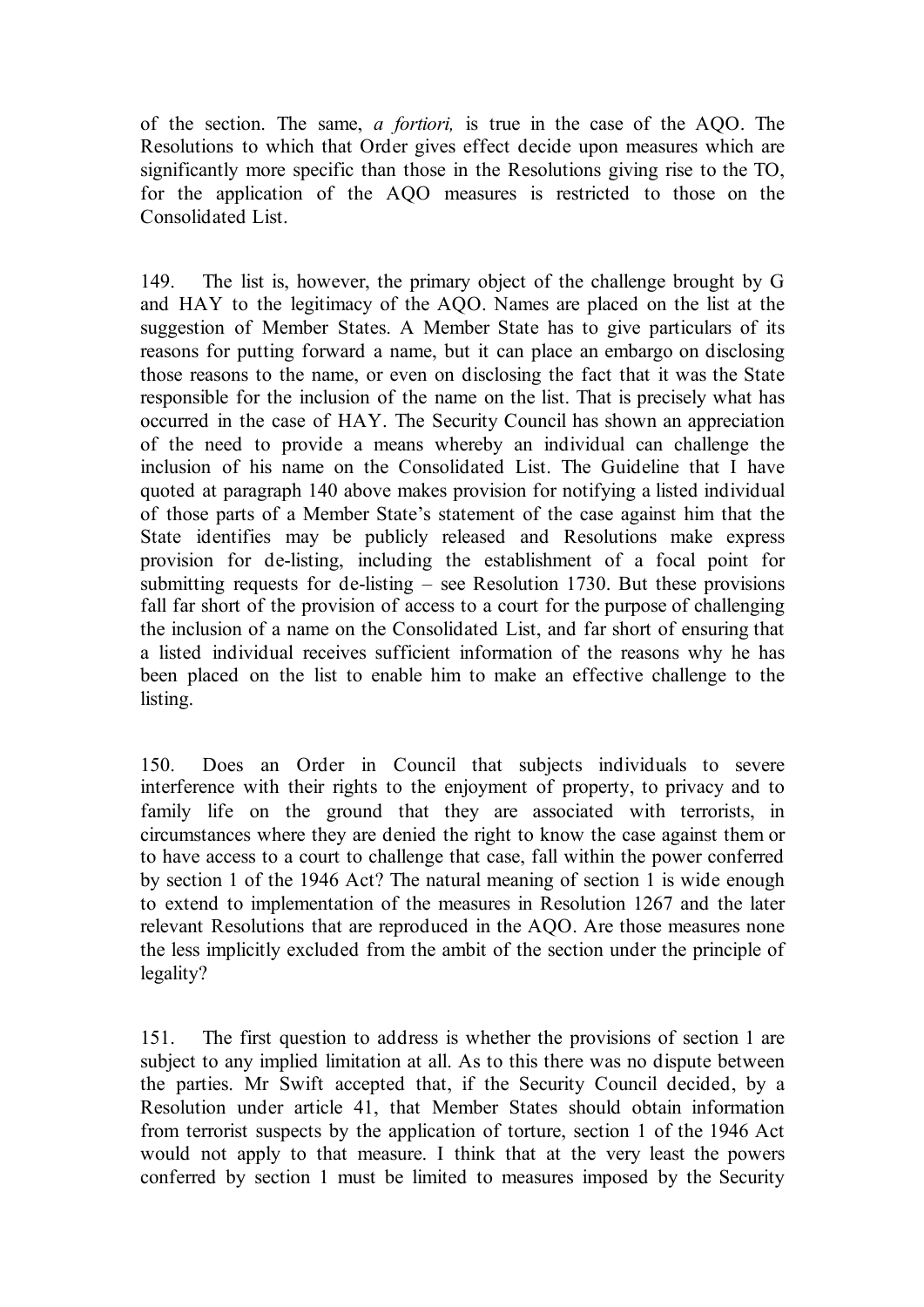of the section. The same, *a fortiori,* is true in the case of the AQO. The Resolutions to which that Order gives effect decide upon measures which are significantly more specific than those in the Resolutions giving rise to the TO, for the application of the AQO measures is restricted to those on the Consolidated List.

149. The list is, however, the primary object of the challenge brought by G and HAY to the legitimacy of the AQO. Names are placed on the list at the suggestion of Member States. A Member State has to give particulars of its reasons for putting forward a name, but it can place an embargo on disclosing those reasons to the name, or even on disclosing the fact that it was the State responsible for the inclusion of the name on the list. That is precisely what has occurred in the case of HAY. The Security Council has shown an appreciation of the need to provide a means whereby an individual can challenge the inclusion of his name on the Consolidated List. The Guideline that I have quoted at paragraph 140 above makes provision for notifying a listed individual of those parts of a Member State's statement of the case against him that the State identifies may be publicly released and Resolutions make express provision for de-listing, including the establishment of a focal point for submitting requests for de-listing – see Resolution 1730. But these provisions fall far short of the provision of access to a court for the purpose of challenging the inclusion of a name on the Consolidated List, and far short of ensuring that a listed individual receives sufficient information of the reasons why he has been placed on the list to enable him to make an effective challenge to the listing.

150. Does an Order in Council that subjects individuals to severe interference with their rights to the enjoyment of property, to privacy and to family life on the ground that they are associated with terrorists, in circumstances where they are denied the right to know the case against them or to have access to a court to challenge that case, fall within the power conferred by section 1 of the 1946 Act? The natural meaning of section 1 is wide enough to extend to implementation of the measures in Resolution 1267 and the later relevant Resolutions that are reproduced in the AQO. Are those measures none the less implicitly excluded from the ambit of the section under the principle of legality?

151. The first question to address is whether the provisions of section 1 are subject to any implied limitation at all. As to this there was no dispute between the parties. Mr Swift accepted that, if the Security Council decided, by a Resolution under article 41, that Member States should obtain information from terrorist suspects by the application of torture, section 1 of the 1946 Act would not apply to that measure. I think that at the very least the powers conferred by section 1 must be limited to measures imposed by the Security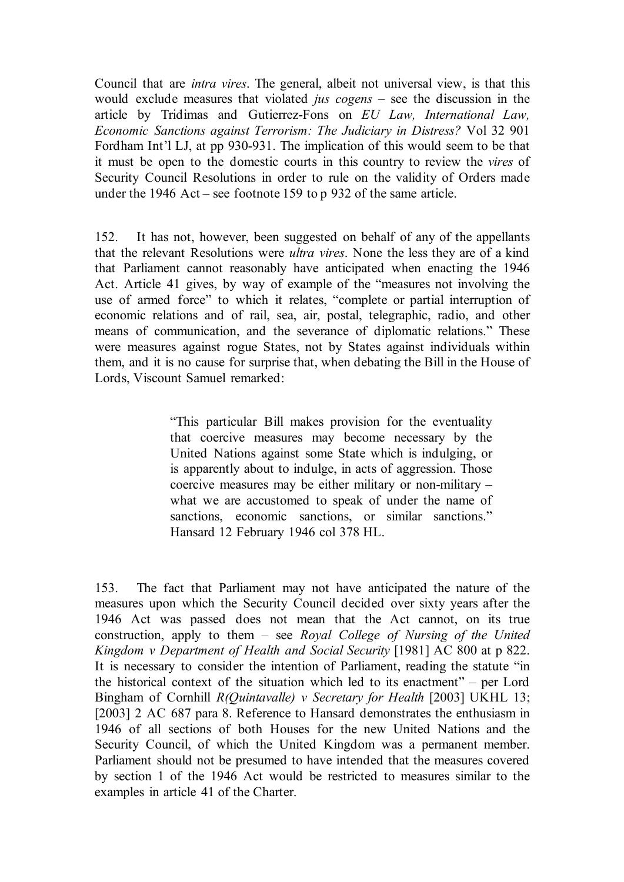Council that are *intra vires*. The general, albeit not universal view, is that this would exclude measures that violated *jus cogens* – see the discussion in the article by Tridimas and Gutierrez-Fons on *EU Law, International Law, Economic Sanctions against Terrorism: The Judiciary in Distress?* Vol 32 901 Fordham Int'l LJ, at pp 930-931. The implication of this would seem to be that it must be open to the domestic courts in this country to review the *vires* of Security Council Resolutions in order to rule on the validity of Orders made under the 1946 Act – see footnote 159 to p 932 of the same article.

152. It has not, however, been suggested on behalf of any of the appellants that the relevant Resolutions were *ultra vires*. None the less they are of a kind that Parliament cannot reasonably have anticipated when enacting the 1946 Act. Article 41 gives, by way of example of the "measures not involving the use of armed force" to which it relates, "complete or partial interruption of economic relations and of rail, sea, air, postal, telegraphic, radio, and other means of communication, and the severance of diplomatic relations." These were measures against rogue States, not by States against individuals within them, and it is no cause for surprise that, when debating the Bill in the House of Lords, Viscount Samuel remarked:

> "This particular Bill makes provision for the eventuality that coercive measures may become necessary by the United Nations against some State which is indulging, or is apparently about to indulge, in acts of aggression. Those coercive measures may be either military or non-military – what we are accustomed to speak of under the name of sanctions, economic sanctions, or similar sanctions." Hansard 12 February 1946 col 378 HL.

153. The fact that Parliament may not have anticipated the nature of the measures upon which the Security Council decided over sixty years after the 1946 Act was passed does not mean that the Act cannot, on its true construction, apply to them – see *Royal College of Nursing of the United Kingdom v Department of Health and Social Security* [1981] AC 800 at p 822. It is necessary to consider the intention of Parliament, reading the statute "in the historical context of the situation which led to its enactment" – per Lord Bingham of Cornhill *R(Quintavalle) v Secretary for Health* [2003] UKHL 13; [2003] 2 AC 687 para 8. Reference to Hansard demonstrates the enthusiasm in 1946 of all sections of both Houses for the new United Nations and the Security Council, of which the United Kingdom was a permanent member. Parliament should not be presumed to have intended that the measures covered by section 1 of the 1946 Act would be restricted to measures similar to the examples in article 41 of the Charter.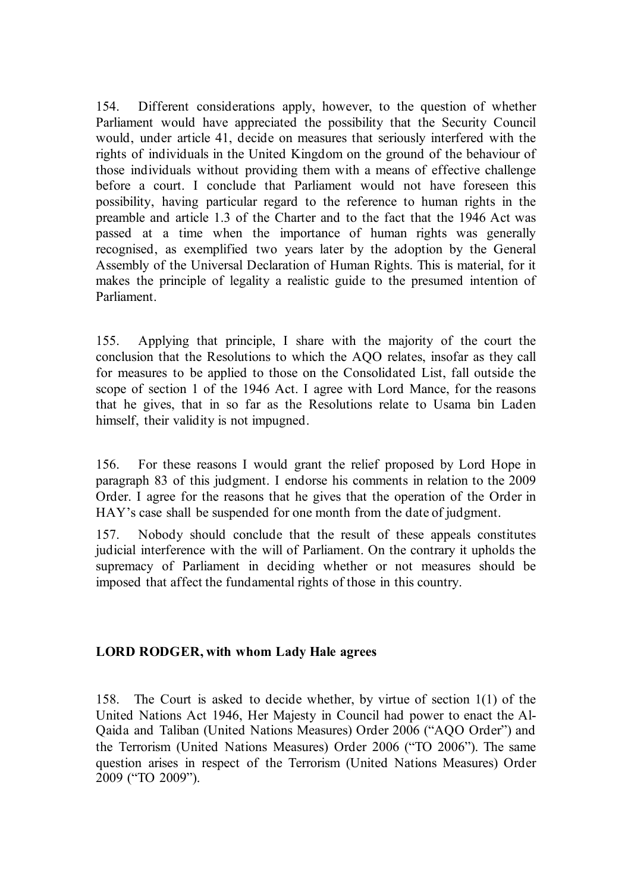154. Different considerations apply, however, to the question of whether Parliament would have appreciated the possibility that the Security Council would, under article 41, decide on measures that seriously interfered with the rights of individuals in the United Kingdom on the ground of the behaviour of those individuals without providing them with a means of effective challenge before a court. I conclude that Parliament would not have foreseen this possibility, having particular regard to the reference to human rights in the preamble and article 1.3 of the Charter and to the fact that the 1946 Act was passed at a time when the importance of human rights was generally recognised, as exemplified two years later by the adoption by the General Assembly of the Universal Declaration of Human Rights. This is material, for it makes the principle of legality a realistic guide to the presumed intention of Parliament.

155. Applying that principle, I share with the majority of the court the conclusion that the Resolutions to which the AQO relates, insofar as they call for measures to be applied to those on the Consolidated List, fall outside the scope of section 1 of the 1946 Act. I agree with Lord Mance, for the reasons that he gives, that in so far as the Resolutions relate to Usama bin Laden himself, their validity is not impugned.

156. For these reasons I would grant the relief proposed by Lord Hope in paragraph 83 of this judgment. I endorse his comments in relation to the 2009 Order. I agree for the reasons that he gives that the operation of the Order in HAY's case shall be suspended for one month from the date of judgment.

157. Nobody should conclude that the result of these appeals constitutes judicial interference with the will of Parliament. On the contrary it upholds the supremacy of Parliament in deciding whether or not measures should be imposed that affect the fundamental rights of those in this country.

**LORD RODGER, with whom Lady Hale agrees**

158. The Court is asked to decide whether, by virtue of section 1(1) of the United Nations Act 1946, Her Majesty in Council had power to enact the Al-Qaida and Taliban (United Nations Measures) Order 2006 ("AQO Order") and the Terrorism (United Nations Measures) Order 2006 ("TO 2006"). The same question arises in respect of the Terrorism (United Nations Measures) Order 2009 ("TO 2009").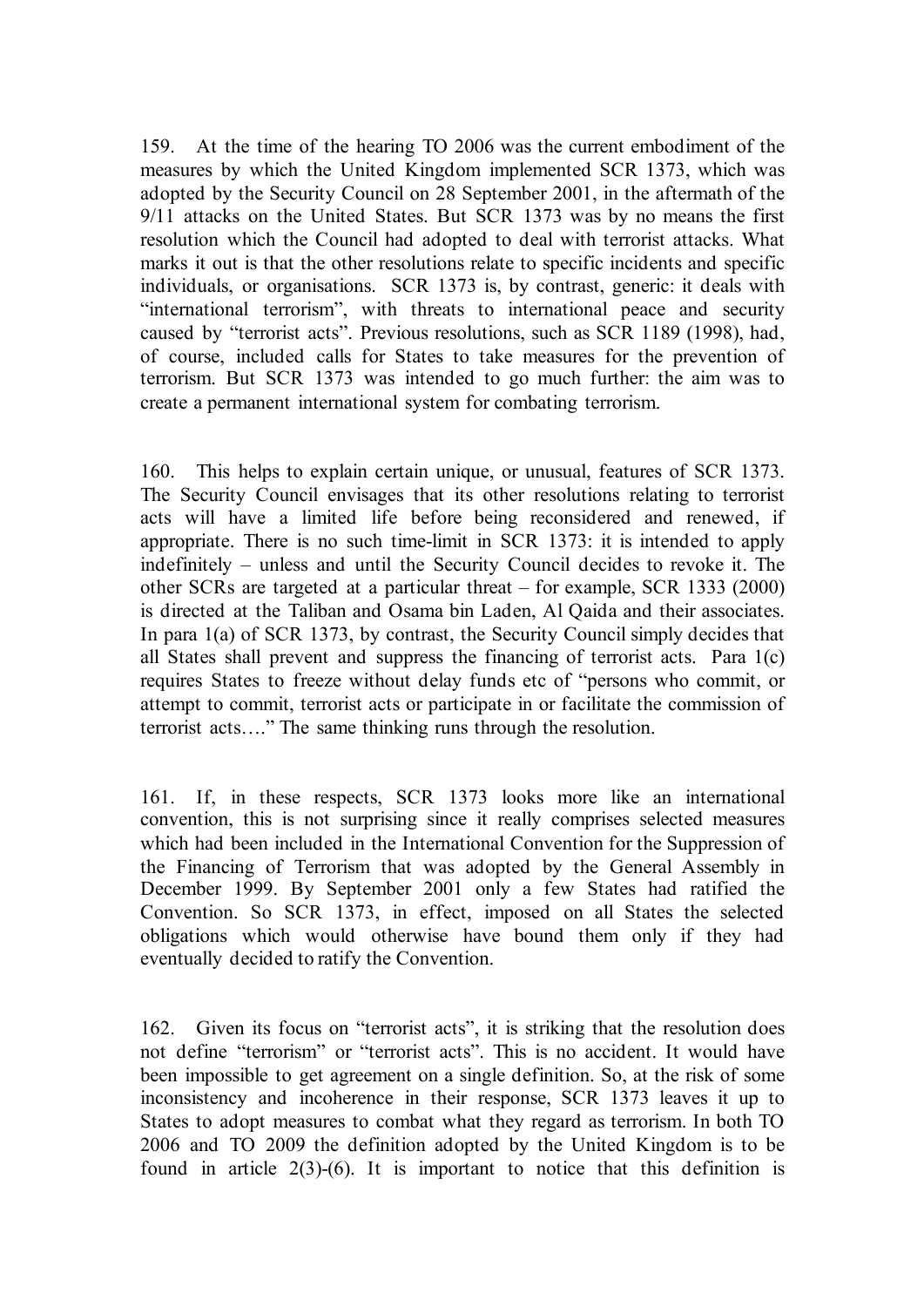159. At the time of the hearing TO 2006 was the current embodiment of the measures by which the United Kingdom implemented SCR 1373, which was adopted by the Security Council on 28 September 2001, in the aftermath of the 9/11 attacks on the United States. But SCR 1373 was by no means the first resolution which the Council had adopted to deal with terrorist attacks. What marks it out is that the other resolutions relate to specific incidents and specific individuals, or organisations. SCR 1373 is, by contrast, generic: it deals with "international terrorism", with threats to international peace and security caused by "terrorist acts". Previous resolutions, such as SCR 1189 (1998), had, of course, included calls for States to take measures for the prevention of terrorism. But SCR 1373 was intended to go much further: the aim was to create a permanent international system for combating terrorism.

160. This helps to explain certain unique, or unusual, features of SCR 1373. The Security Council envisages that its other resolutions relating to terrorist acts will have a limited life before being reconsidered and renewed, if appropriate. There is no such time-limit in SCR 1373: it is intended to apply indefinitely – unless and until the Security Council decides to revoke it. The other SCRs are targeted at a particular threat – for example, SCR 1333 (2000) is directed at the Taliban and Osama bin Laden, Al Qaida and their associates. In para 1(a) of SCR 1373, by contrast, the Security Council simply decides that all States shall prevent and suppress the financing of terrorist acts. Para 1(c) requires States to freeze without delay funds etc of "persons who commit, or attempt to commit, terrorist acts or participate in or facilitate the commission of terrorist acts…." The same thinking runs through the resolution.

161. If, in these respects, SCR 1373 looks more like an international convention, this is not surprising since it really comprises selected measures which had been included in the International Convention for the Suppression of the Financing of Terrorism that was adopted by the General Assembly in December 1999. By September 2001 only a few States had ratified the Convention. So SCR 1373, in effect, imposed on all States the selected obligations which would otherwise have bound them only if they had eventually decided to ratify the Convention.

162. Given its focus on "terrorist acts", it is striking that the resolution does not define "terrorism" or "terrorist acts". This is no accident. It would have been impossible to get agreement on a single definition. So, at the risk of some inconsistency and incoherence in their response, SCR 1373 leaves it up to States to adopt measures to combat what they regard as terrorism. In both TO 2006 and TO 2009 the definition adopted by the United Kingdom is to be found in article 2(3)-(6). It is important to notice that this definition is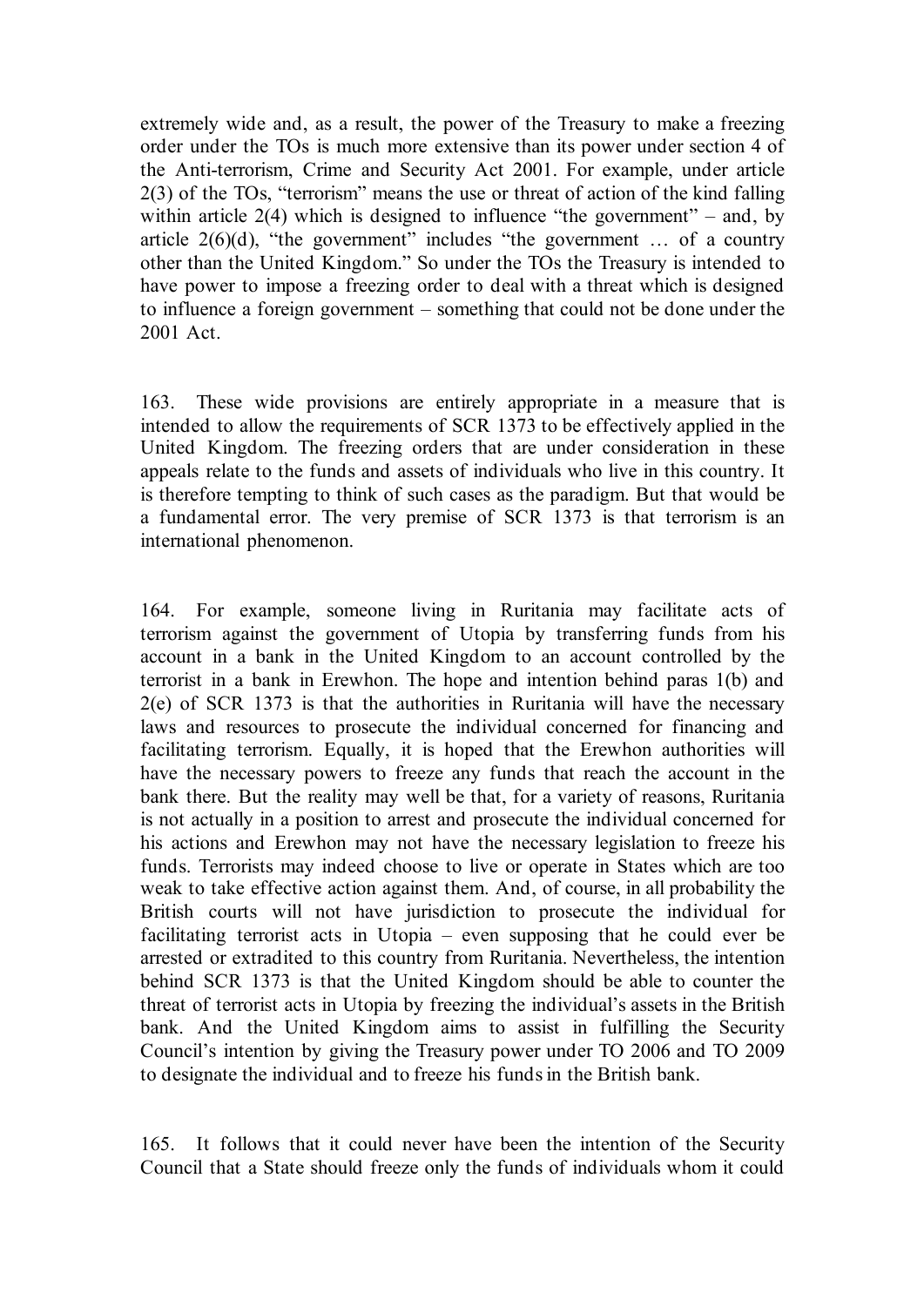extremely wide and, as a result, the power of the Treasury to make a freezing order under the TOs is much more extensive than its power under section 4 of the Anti-terrorism, Crime and Security Act 2001. For example, under article 2(3) of the TOs, "terrorism" means the use or threat of action of the kind falling within article 2(4) which is designed to influence "the government" – and, by article 2(6)(d), "the government" includes "the government … of a country other than the United Kingdom." So under the TOs the Treasury is intended to have power to impose a freezing order to deal with a threat which is designed to influence a foreign government – something that could not be done under the 2001 Act.

163. These wide provisions are entirely appropriate in a measure that is intended to allow the requirements of SCR 1373 to be effectively applied in the United Kingdom. The freezing orders that are under consideration in these appeals relate to the funds and assets of individuals who live in this country. It is therefore tempting to think of such cases as the paradigm. But that would be a fundamental error. The very premise of SCR 1373 is that terrorism is an international phenomenon.

164. For example, someone living in Ruritania may facilitate acts of terrorism against the government of Utopia by transferring funds from his account in a bank in the United Kingdom to an account controlled by the terrorist in a bank in Erewhon. The hope and intention behind paras 1(b) and 2(e) of SCR 1373 is that the authorities in Ruritania will have the necessary laws and resources to prosecute the individual concerned for financing and facilitating terrorism. Equally, it is hoped that the Erewhon authorities will have the necessary powers to freeze any funds that reach the account in the bank there. But the reality may well be that, for a variety of reasons, Ruritania is not actually in a position to arrest and prosecute the individual concerned for his actions and Erewhon may not have the necessary legislation to freeze his funds. Terrorists may indeed choose to live or operate in States which are too weak to take effective action against them. And, of course, in all probability the British courts will not have jurisdiction to prosecute the individual for facilitating terrorist acts in Utopia – even supposing that he could ever be arrested or extradited to this country from Ruritania. Nevertheless, the intention behind SCR 1373 is that the United Kingdom should be able to counter the threat of terrorist acts in Utopia by freezing the individual's assets in the British bank. And the United Kingdom aims to assist in fulfilling the Security Council's intention by giving the Treasury power under TO 2006 and TO 2009 to designate the individual and to freeze his funds in the British bank.

165. It follows that it could never have been the intention of the Security Council that a State should freeze only the funds of individuals whom it could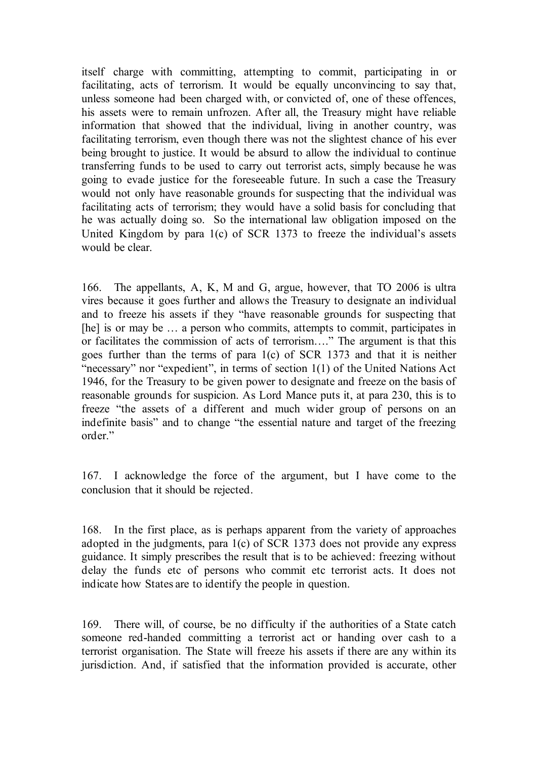itself charge with committing, attempting to commit, participating in or facilitating, acts of terrorism. It would be equally unconvincing to say that, unless someone had been charged with, or convicted of, one of these offences, his assets were to remain unfrozen. After all, the Treasury might have reliable information that showed that the individual, living in another country, was facilitating terrorism, even though there was not the slightest chance of his ever being brought to justice. It would be absurd to allow the individual to continue transferring funds to be used to carry out terrorist acts, simply because he was going to evade justice for the foreseeable future. In such a case the Treasury would not only have reasonable grounds for suspecting that the individual was facilitating acts of terrorism; they would have a solid basis for concluding that he was actually doing so. So the international law obligation imposed on the United Kingdom by para 1(c) of SCR 1373 to freeze the individual's assets would be clear.

166. The appellants, A, K, M and G, argue, however, that TO 2006 is ultra vires because it goes further and allows the Treasury to designate an individual and to freeze his assets if they "have reasonable grounds for suspecting that [he] is or may be … a person who commits, attempts to commit, participates in or facilitates the commission of acts of terrorism…." The argument is that this goes further than the terms of para 1(c) of SCR 1373 and that it is neither "necessary" nor "expedient", in terms of section 1(1) of the United Nations Act 1946, for the Treasury to be given power to designate and freeze on the basis of reasonable grounds for suspicion. As Lord Mance puts it, at para 230, this is to freeze "the assets of a different and much wider group of persons on an indefinite basis" and to change "the essential nature and target of the freezing order."

167. I acknowledge the force of the argument, but I have come to the conclusion that it should be rejected.

168. In the first place, as is perhaps apparent from the variety of approaches adopted in the judgments, para 1(c) of SCR 1373 does not provide any express guidance. It simply prescribes the result that is to be achieved: freezing without delay the funds etc of persons who commit etc terrorist acts. It does not indicate how States are to identify the people in question.

169. There will, of course, be no difficulty if the authorities of a State catch someone red-handed committing a terrorist act or handing over cash to a terrorist organisation. The State will freeze his assets if there are any within its jurisdiction. And, if satisfied that the information provided is accurate, other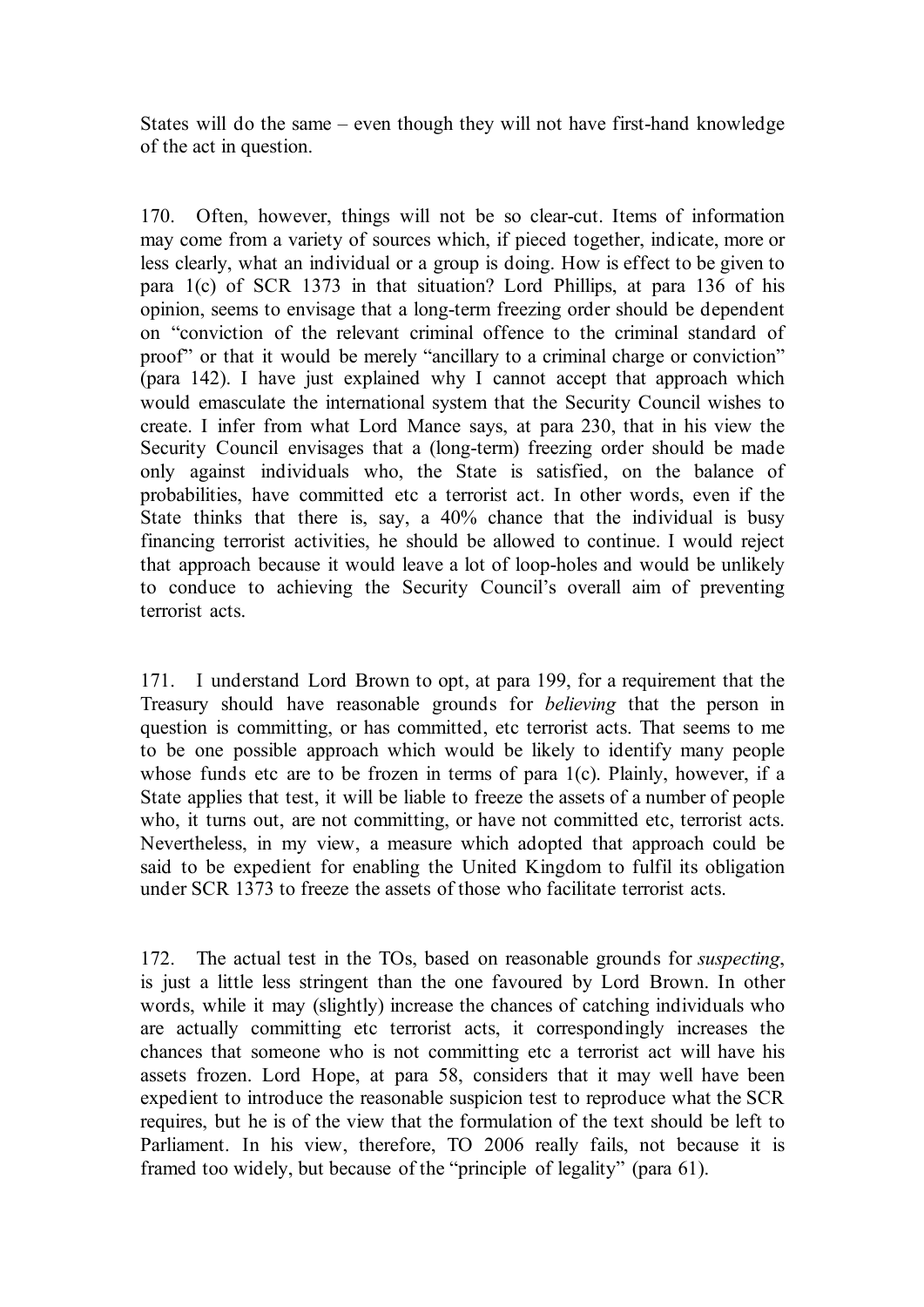States will do the same – even though they will not have first-hand knowledge of the act in question.

170. Often, however, things will not be so clear-cut. Items of information may come from a variety of sources which, if pieced together, indicate, more or less clearly, what an individual or a group is doing. How is effect to be given to para 1(c) of SCR 1373 in that situation? Lord Phillips, at para 136 of his opinion, seems to envisage that a long-term freezing order should be dependent on "conviction of the relevant criminal offence to the criminal standard of proof" or that it would be merely "ancillary to a criminal charge or conviction" (para 142). I have just explained why I cannot accept that approach which would emasculate the international system that the Security Council wishes to create. I infer from what Lord Mance says, at para 230, that in his view the Security Council envisages that a (long-term) freezing order should be made only against individuals who, the State is satisfied, on the balance of probabilities, have committed etc a terrorist act. In other words, even if the State thinks that there is, say, a 40% chance that the individual is busy financing terrorist activities, he should be allowed to continue. I would reject that approach because it would leave a lot of loop-holes and would be unlikely to conduce to achieving the Security Council's overall aim of preventing terrorist acts.

171. I understand Lord Brown to opt, at para 199, for a requirement that the Treasury should have reasonable grounds for *believing* that the person in question is committing, or has committed, etc terrorist acts. That seems to me to be one possible approach which would be likely to identify many people whose funds etc are to be frozen in terms of para 1(c). Plainly, however, if a State applies that test, it will be liable to freeze the assets of a number of people who, it turns out, are not committing, or have not committed etc, terrorist acts. Nevertheless, in my view, a measure which adopted that approach could be said to be expedient for enabling the United Kingdom to fulfil its obligation under SCR 1373 to freeze the assets of those who facilitate terrorist acts.

172. The actual test in the TOs, based on reasonable grounds for *suspecting*, is just a little less stringent than the one favoured by Lord Brown. In other words, while it may (slightly) increase the chances of catching individuals who are actually committing etc terrorist acts, it correspondingly increases the chances that someone who is not committing etc a terrorist act will have his assets frozen. Lord Hope, at para 58, considers that it may well have been expedient to introduce the reasonable suspicion test to reproduce what the SCR requires, but he is of the view that the formulation of the text should be left to Parliament. In his view, therefore, TO 2006 really fails, not because it is framed too widely, but because of the "principle of legality" (para 61).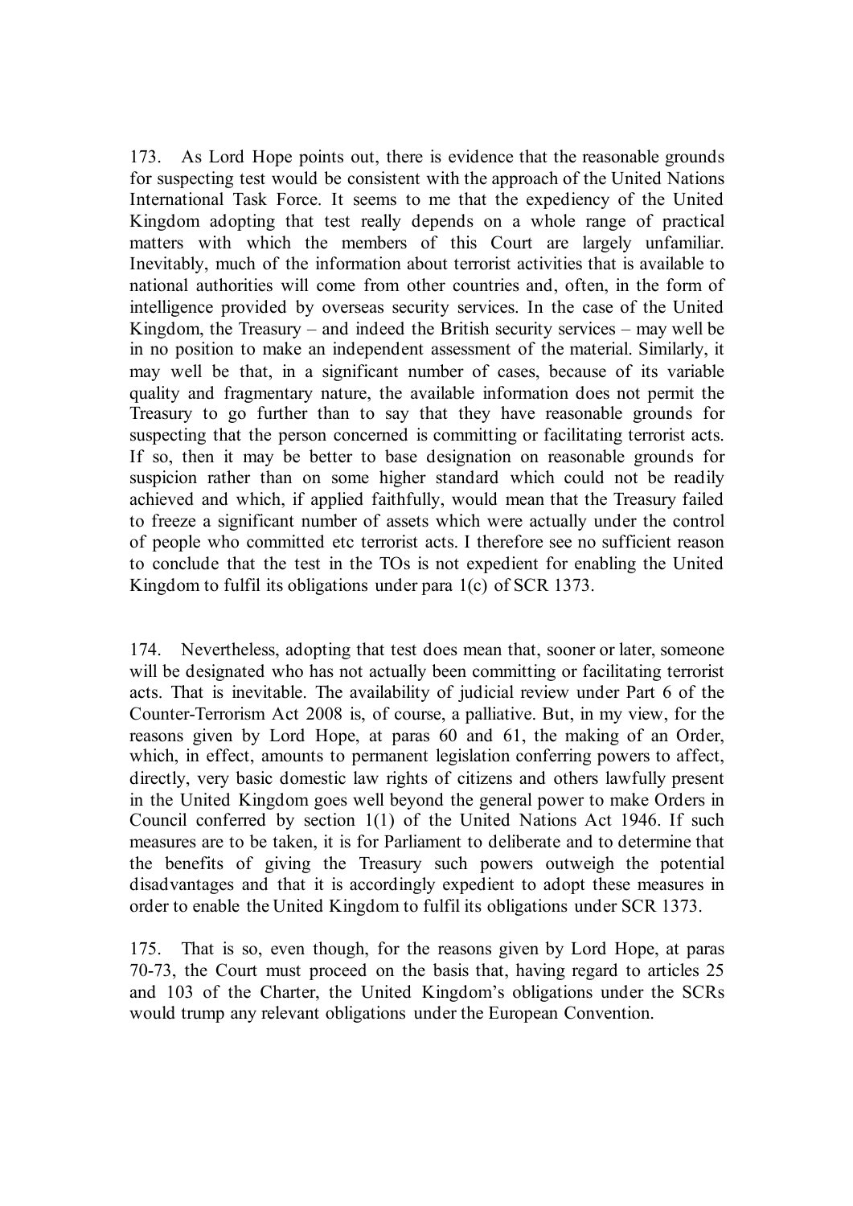173. As Lord Hope points out, there is evidence that the reasonable grounds for suspecting test would be consistent with the approach of the United Nations International Task Force. It seems to me that the expediency of the United Kingdom adopting that test really depends on a whole range of practical matters with which the members of this Court are largely unfamiliar. Inevitably, much of the information about terrorist activities that is available to national authorities will come from other countries and, often, in the form of intelligence provided by overseas security services. In the case of the United Kingdom, the Treasury – and indeed the British security services – may well be in no position to make an independent assessment of the material. Similarly, it may well be that, in a significant number of cases, because of its variable quality and fragmentary nature, the available information does not permit the Treasury to go further than to say that they have reasonable grounds for suspecting that the person concerned is committing or facilitating terrorist acts. If so, then it may be better to base designation on reasonable grounds for suspicion rather than on some higher standard which could not be readily achieved and which, if applied faithfully, would mean that the Treasury failed to freeze a significant number of assets which were actually under the control of people who committed etc terrorist acts. I therefore see no sufficient reason to conclude that the test in the TOs is not expedient for enabling the United Kingdom to fulfil its obligations under para 1(c) of SCR 1373.

174. Nevertheless, adopting that test does mean that, sooner or later, someone will be designated who has not actually been committing or facilitating terrorist acts. That is inevitable. The availability of judicial review under Part 6 of the Counter-Terrorism Act 2008 is, of course, a palliative. But, in my view, for the reasons given by Lord Hope, at paras 60 and 61, the making of an Order, which, in effect, amounts to permanent legislation conferring powers to affect, directly, very basic domestic law rights of citizens and others lawfully present in the United Kingdom goes well beyond the general power to make Orders in Council conferred by section 1(1) of the United Nations Act 1946. If such measures are to be taken, it is for Parliament to deliberate and to determine that the benefits of giving the Treasury such powers outweigh the potential disadvantages and that it is accordingly expedient to adopt these measures in order to enable the United Kingdom to fulfil its obligations under SCR 1373.

175. That is so, even though, for the reasons given by Lord Hope, at paras 70-73, the Court must proceed on the basis that, having regard to articles 25 and 103 of the Charter, the United Kingdom's obligations under the SCRs would trump any relevant obligations under the European Convention.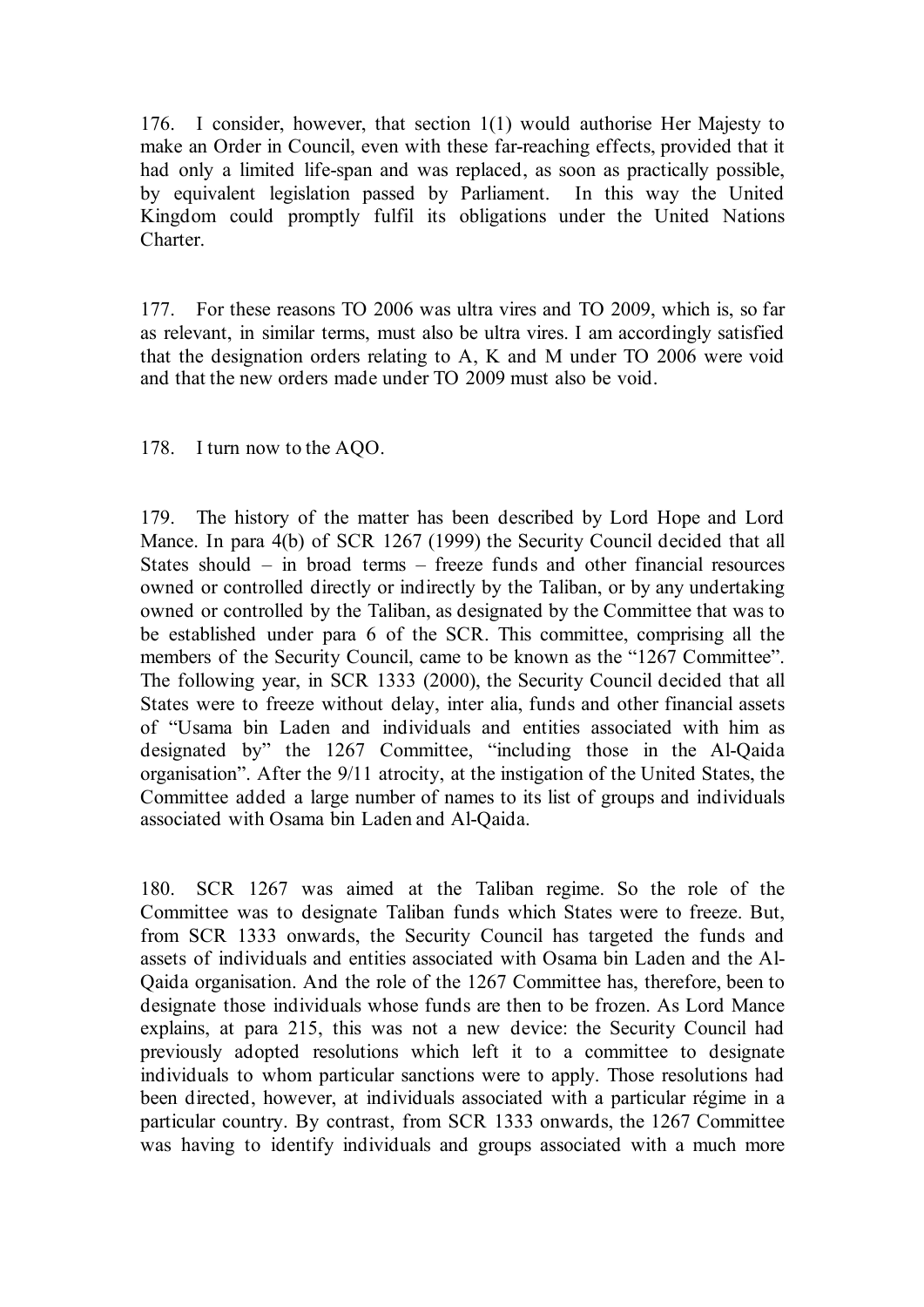176. I consider, however, that section 1(1) would authorise Her Majesty to make an Order in Council, even with these far-reaching effects, provided that it had only a limited life-span and was replaced, as soon as practically possible, by equivalent legislation passed by Parliament. In this way the United Kingdom could promptly fulfil its obligations under the United Nations Charter.

177. For these reasons TO 2006 was ultra vires and TO 2009, which is, so far as relevant, in similar terms, must also be ultra vires. I am accordingly satisfied that the designation orders relating to A, K and M under TO 2006 were void and that the new orders made under TO 2009 must also be void.

178. I turn now to the AQO.

179. The history of the matter has been described by Lord Hope and Lord Mance. In para 4(b) of SCR 1267 (1999) the Security Council decided that all States should – in broad terms – freeze funds and other financial resources owned or controlled directly or indirectly by the Taliban, or by any undertaking owned or controlled by the Taliban, as designated by the Committee that was to be established under para 6 of the SCR. This committee, comprising all the members of the Security Council, came to be known as the "1267 Committee". The following year, in SCR 1333 (2000), the Security Council decided that all States were to freeze without delay, inter alia, funds and other financial assets of "Usama bin Laden and individuals and entities associated with him as designated by" the 1267 Committee, "including those in the Al-Qaida organisation". After the 9/11 atrocity, at the instigation of the United States, the Committee added a large number of names to its list of groups and individuals associated with Osama bin Laden and Al-Qaida.

180. SCR 1267 was aimed at the Taliban regime. So the role of the Committee was to designate Taliban funds which States were to freeze. But, from SCR 1333 onwards, the Security Council has targeted the funds and assets of individuals and entities associated with Osama bin Laden and the Al-Qaida organisation. And the role of the 1267 Committee has, therefore, been to designate those individuals whose funds are then to be frozen. As Lord Mance explains, at para 215, this was not a new device: the Security Council had previously adopted resolutions which left it to a committee to designate individuals to whom particular sanctions were to apply. Those resolutions had been directed, however, at individuals associated with a particular régime in a particular country. By contrast, from SCR 1333 onwards, the 1267 Committee was having to identify individuals and groups associated with a much more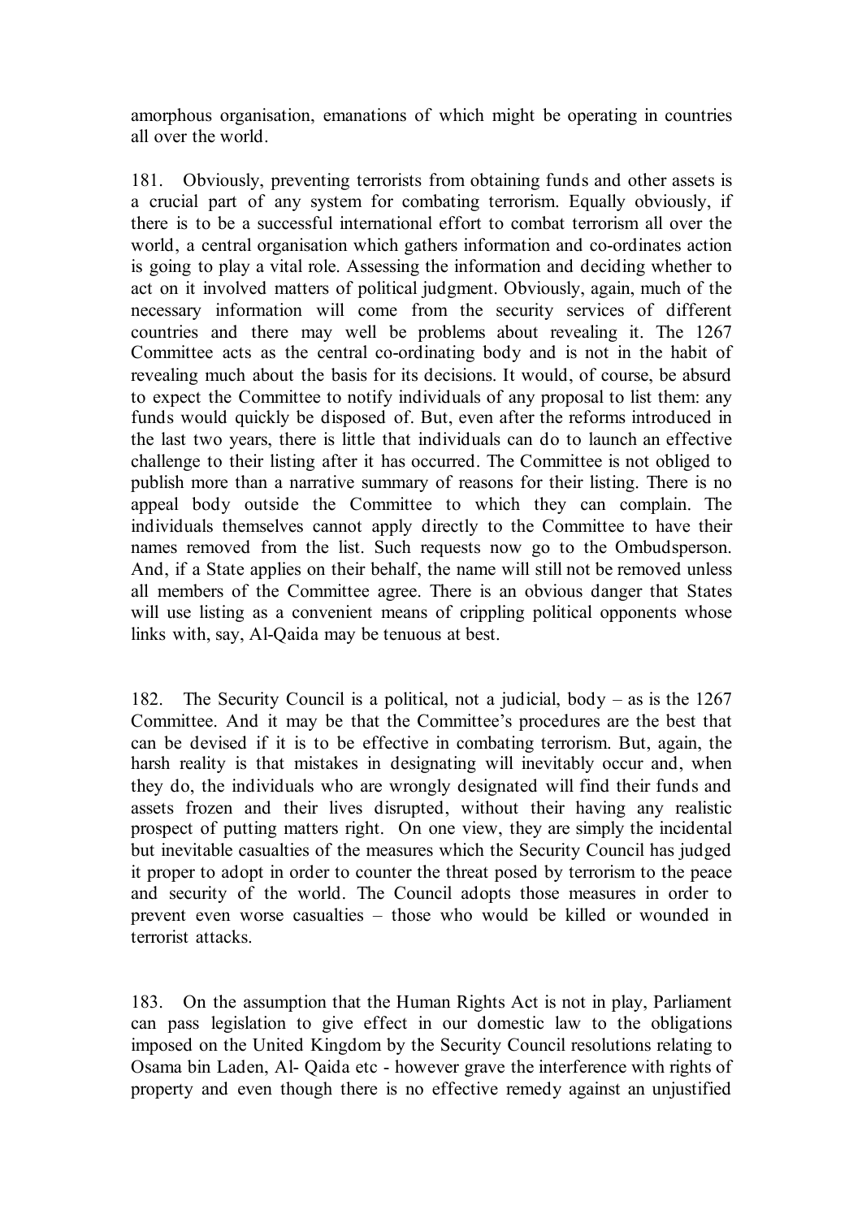amorphous organisation, emanations of which might be operating in countries all over the world.

181. Obviously, preventing terrorists from obtaining funds and other assets is a crucial part of any system for combating terrorism. Equally obviously, if there is to be a successful international effort to combat terrorism all over the world, a central organisation which gathers information and co-ordinates action is going to play a vital role. Assessing the information and deciding whether to act on it involved matters of political judgment. Obviously, again, much of the necessary information will come from the security services of different countries and there may well be problems about revealing it. The 1267 Committee acts as the central co-ordinating body and is not in the habit of revealing much about the basis for its decisions. It would, of course, be absurd to expect the Committee to notify individuals of any proposal to list them: any funds would quickly be disposed of. But, even after the reforms introduced in the last two years, there is little that individuals can do to launch an effective challenge to their listing after it has occurred. The Committee is not obliged to publish more than a narrative summary of reasons for their listing. There is no appeal body outside the Committee to which they can complain. The individuals themselves cannot apply directly to the Committee to have their names removed from the list. Such requests now go to the Ombudsperson. And, if a State applies on their behalf, the name will still not be removed unless all members of the Committee agree. There is an obvious danger that States will use listing as a convenient means of crippling political opponents whose links with, say, Al-Qaida may be tenuous at best.

182. The Security Council is a political, not a judicial, body – as is the 1267 Committee. And it may be that the Committee's procedures are the best that can be devised if it is to be effective in combating terrorism. But, again, the harsh reality is that mistakes in designating will inevitably occur and, when they do, the individuals who are wrongly designated will find their funds and assets frozen and their lives disrupted, without their having any realistic prospect of putting matters right. On one view, they are simply the incidental but inevitable casualties of the measures which the Security Council has judged it proper to adopt in order to counter the threat posed by terrorism to the peace and security of the world. The Council adopts those measures in order to prevent even worse casualties – those who would be killed or wounded in terrorist attacks.

183. On the assumption that the Human Rights Act is not in play, Parliament can pass legislation to give effect in our domestic law to the obligations imposed on the United Kingdom by the Security Council resolutions relating to Osama bin Laden, Al- Qaida etc - however grave the interference with rights of property and even though there is no effective remedy against an unjustified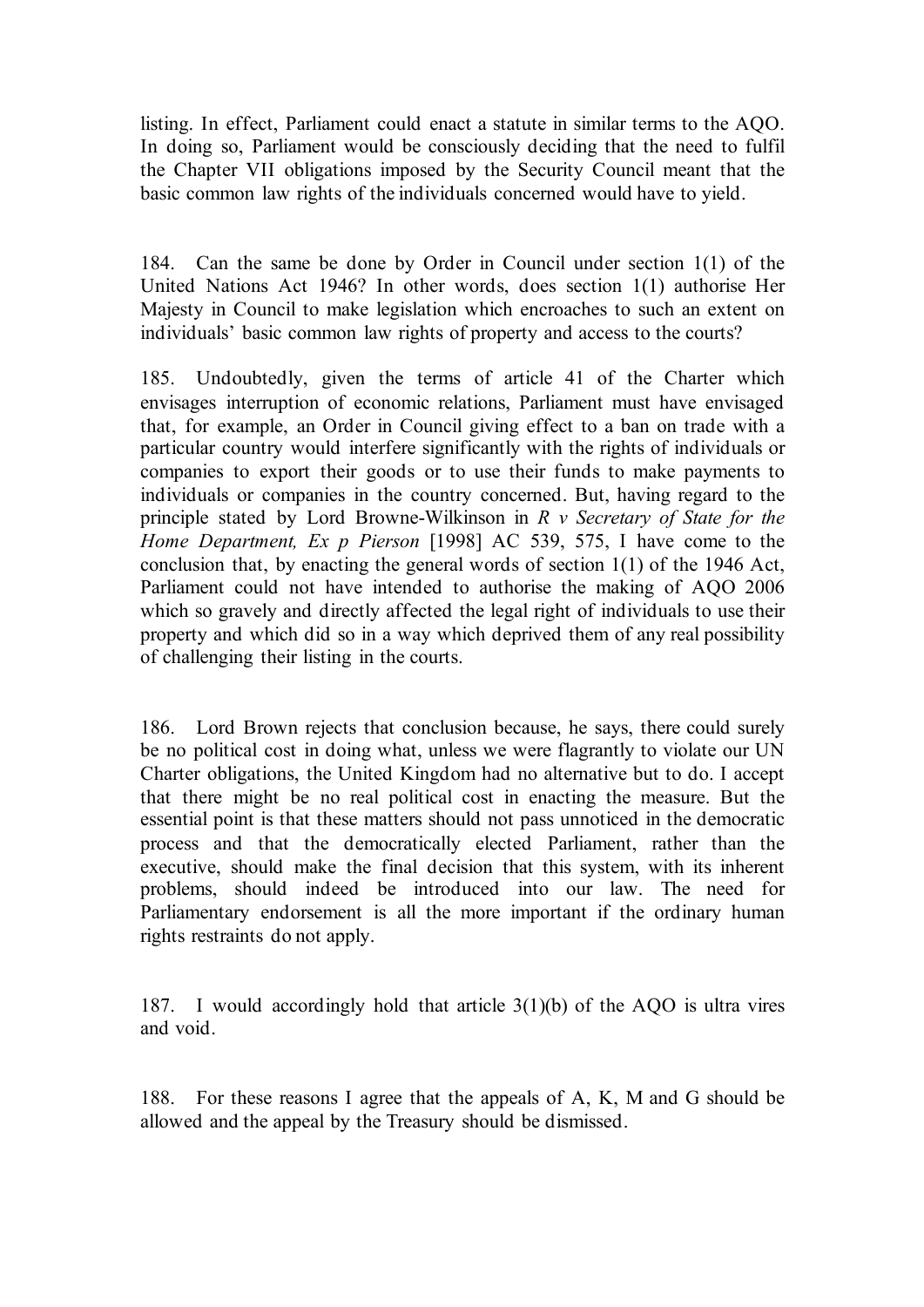listing. In effect, Parliament could enact a statute in similar terms to the AQO. In doing so, Parliament would be consciously deciding that the need to fulfil the Chapter VII obligations imposed by the Security Council meant that the basic common law rights of the individuals concerned would have to yield.

184. Can the same be done by Order in Council under section 1(1) of the United Nations Act 1946? In other words, does section 1(1) authorise Her Majesty in Council to make legislation which encroaches to such an extent on individuals' basic common law rights of property and access to the courts?

185. Undoubtedly, given the terms of article 41 of the Charter which envisages interruption of economic relations, Parliament must have envisaged that, for example, an Order in Council giving effect to a ban on trade with a particular country would interfere significantly with the rights of individuals or companies to export their goods or to use their funds to make payments to individuals or companies in the country concerned. But, having regard to the principle stated by Lord Browne-Wilkinson in *R v Secretary of State for the Home Department, Ex p Pierson* [1998] AC 539, 575, I have come to the conclusion that, by enacting the general words of section 1(1) of the 1946 Act, Parliament could not have intended to authorise the making of AQO 2006 which so gravely and directly affected the legal right of individuals to use their property and which did so in a way which deprived them of any real possibility of challenging their listing in the courts.

186. Lord Brown rejects that conclusion because, he says, there could surely be no political cost in doing what, unless we were flagrantly to violate our UN Charter obligations, the United Kingdom had no alternative but to do. I accept that there might be no real political cost in enacting the measure. But the essential point is that these matters should not pass unnoticed in the democratic process and that the democratically elected Parliament, rather than the executive, should make the final decision that this system, with its inherent problems, should indeed be introduced into our law. The need for Parliamentary endorsement is all the more important if the ordinary human rights restraints do not apply.

187. I would accordingly hold that article 3(1)(b) of the AQO is ultra vires and void.

188. For these reasons I agree that the appeals of A, K, M and G should be allowed and the appeal by the Treasury should be dismissed.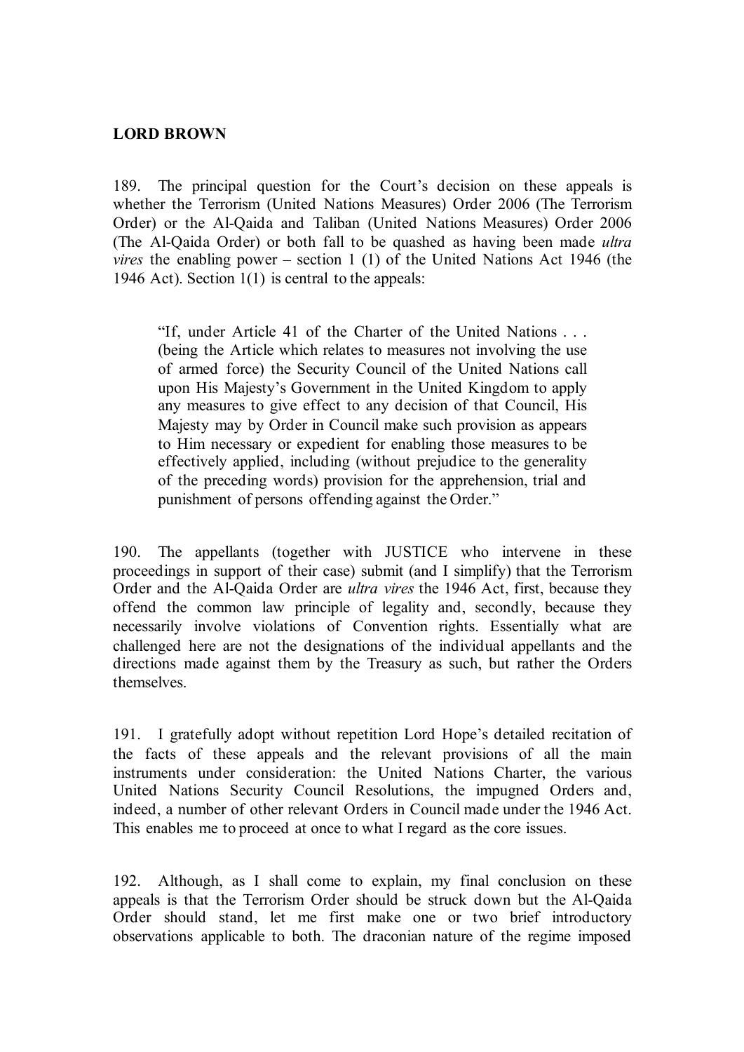**LORD BROWN**

189. The principal question for the Court's decision on these appeals is whether the Terrorism (United Nations Measures) Order 2006 (The Terrorism Order) or the Al-Qaida and Taliban (United Nations Measures) Order 2006 (The Al-Qaida Order) or both fall to be quashed as having been made *ultra vires* the enabling power – section 1 (1) of the United Nations Act 1946 (the 1946 Act). Section 1(1) is central to the appeals:

> "If, under Article 41 of the Charter of the United Nations . . . (being the Article which relates to measures not involving the use of armed force) the Security Council of the United Nations call upon His Majesty's Government in the United Kingdom to apply any measures to give effect to any decision of that Council, His Majesty may by Order in Council make such provision as appears to Him necessary or expedient for enabling those measures to be effectively applied, including (without prejudice to the generality of the preceding words) provision for the apprehension, trial and punishment of persons offending against the Order."

190. The appellants (together with JUSTICE who intervene in these proceedings in support of their case) submit (and I simplify) that the Terrorism Order and the Al-Qaida Order are *ultra vires* the 1946 Act, first, because they offend the common law principle of legality and, secondly, because they necessarily involve violations of Convention rights. Essentially what are challenged here are not the designations of the individual appellants and the directions made against them by the Treasury as such, but rather the Orders themselves.

191. I gratefully adopt without repetition Lord Hope's detailed recitation of the facts of these appeals and the relevant provisions of all the main instruments under consideration: the United Nations Charter, the various United Nations Security Council Resolutions, the impugned Orders and, indeed, a number of other relevant Orders in Council made under the 1946 Act. This enables me to proceed at once to what I regard as the core issues.

192. Although, as I shall come to explain, my final conclusion on these appeals is that the Terrorism Order should be struck down but the Al-Qaida Order should stand, let me first make one or two brief introductory observations applicable to both. The draconian nature of the regime imposed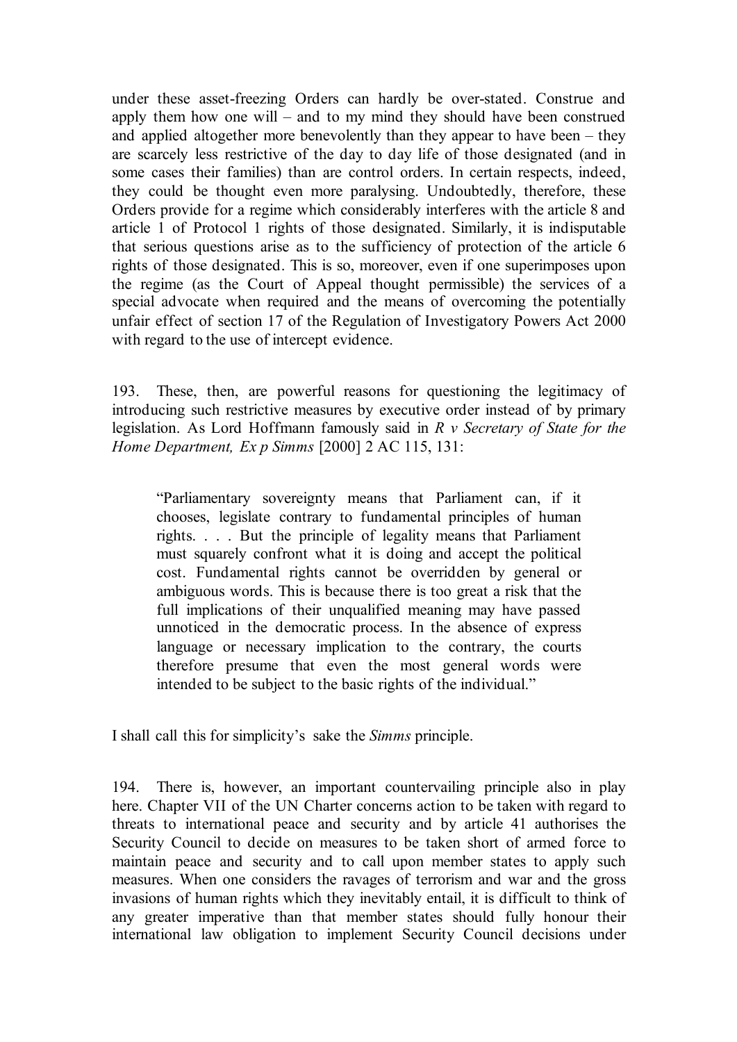under these asset-freezing Orders can hardly be over-stated. Construe and apply them how one will – and to my mind they should have been construed and applied altogether more benevolently than they appear to have been – they are scarcely less restrictive of the day to day life of those designated (and in some cases their families) than are control orders. In certain respects, indeed, they could be thought even more paralysing. Undoubtedly, therefore, these Orders provide for a regime which considerably interferes with the article 8 and article 1 of Protocol 1 rights of those designated. Similarly, it is indisputable that serious questions arise as to the sufficiency of protection of the article 6 rights of those designated. This is so, moreover, even if one superimposes upon the regime (as the Court of Appeal thought permissible) the services of a special advocate when required and the means of overcoming the potentially unfair effect of section 17 of the Regulation of Investigatory Powers Act 2000 with regard to the use of intercept evidence.

193. These, then, are powerful reasons for questioning the legitimacy of introducing such restrictive measures by executive order instead of by primary legislation. As Lord Hoffmann famously said in *R v Secretary of State for the Home Department, Ex p Simms* [2000] 2 AC 115, 131:

> "Parliamentary sovereignty means that Parliament can, if it chooses, legislate contrary to fundamental principles of human rights. . . . But the principle of legality means that Parliament must squarely confront what it is doing and accept the political cost. Fundamental rights cannot be overridden by general or ambiguous words. This is because there is too great a risk that the full implications of their unqualified meaning may have passed unnoticed in the democratic process. In the absence of express language or necessary implication to the contrary, the courts therefore presume that even the most general words were intended to be subject to the basic rights of the individual."

I shall call this for simplicity's sake the *Simms* principle.

194. There is, however, an important countervailing principle also in play here. Chapter VII of the UN Charter concerns action to be taken with regard to threats to international peace and security and by article 41 authorises the Security Council to decide on measures to be taken short of armed force to maintain peace and security and to call upon member states to apply such measures. When one considers the ravages of terrorism and war and the gross invasions of human rights which they inevitably entail, it is difficult to think of any greater imperative than that member states should fully honour their international law obligation to implement Security Council decisions under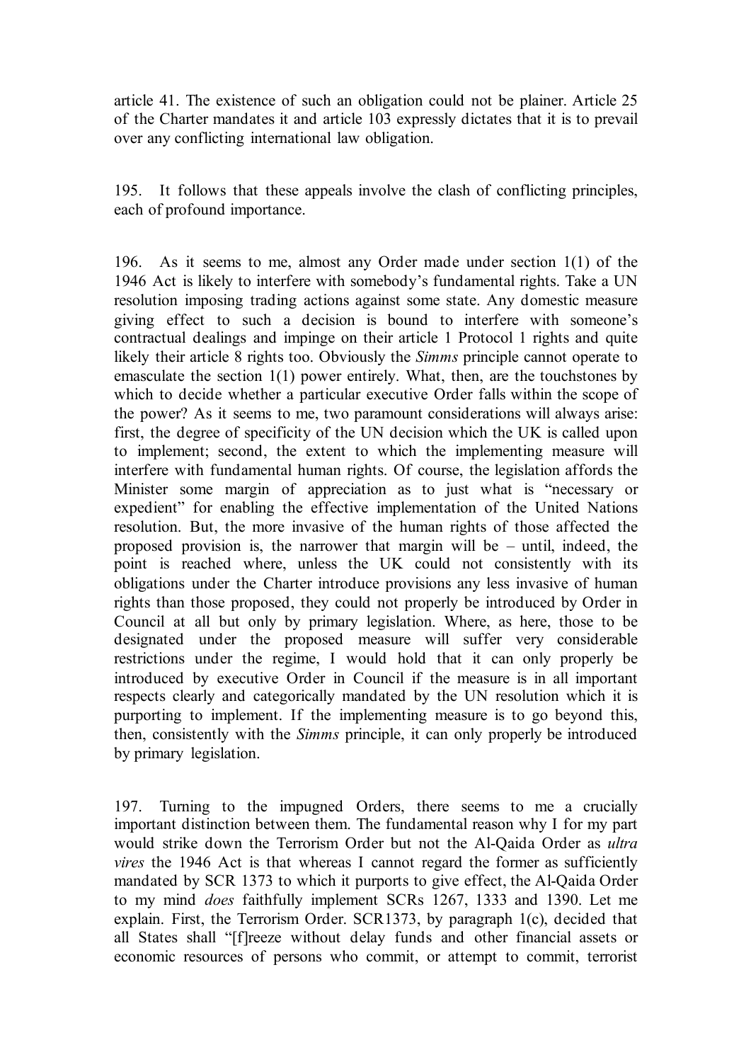article 41. The existence of such an obligation could not be plainer. Article 25 of the Charter mandates it and article 103 expressly dictates that it is to prevail over any conflicting international law obligation.

195. It follows that these appeals involve the clash of conflicting principles, each of profound importance.

196. As it seems to me, almost any Order made under section 1(1) of the 1946 Act is likely to interfere with somebody's fundamental rights. Take a UN resolution imposing trading actions against some state. Any domestic measure giving effect to such a decision is bound to interfere with someone's contractual dealings and impinge on their article 1 Protocol 1 rights and quite likely their article 8 rights too. Obviously the *Simms* principle cannot operate to emasculate the section 1(1) power entirely. What, then, are the touchstones by which to decide whether a particular executive Order falls within the scope of the power? As it seems to me, two paramount considerations will always arise: first, the degree of specificity of the UN decision which the UK is called upon to implement; second, the extent to which the implementing measure will interfere with fundamental human rights. Of course, the legislation affords the Minister some margin of appreciation as to just what is "necessary or expedient" for enabling the effective implementation of the United Nations resolution. But, the more invasive of the human rights of those affected the proposed provision is, the narrower that margin will be – until, indeed, the point is reached where, unless the UK could not consistently with its obligations under the Charter introduce provisions any less invasive of human rights than those proposed, they could not properly be introduced by Order in Council at all but only by primary legislation. Where, as here, those to be designated under the proposed measure will suffer very considerable restrictions under the regime, I would hold that it can only properly be introduced by executive Order in Council if the measure is in all important respects clearly and categorically mandated by the UN resolution which it is purporting to implement. If the implementing measure is to go beyond this, then, consistently with the *Simms* principle, it can only properly be introduced by primary legislation.

197. Turning to the impugned Orders, there seems to me a crucially important distinction between them. The fundamental reason why I for my part would strike down the Terrorism Order but not the Al-Qaida Order as *ultra vires* the 1946 Act is that whereas I cannot regard the former as sufficiently mandated by SCR 1373 to which it purports to give effect, the Al-Qaida Order to my mind *does* faithfully implement SCRs 1267, 1333 and 1390. Let me explain. First, the Terrorism Order. SCR1373, by paragraph 1(c), decided that all States shall "[f]reeze without delay funds and other financial assets or economic resources of persons who commit, or attempt to commit, terrorist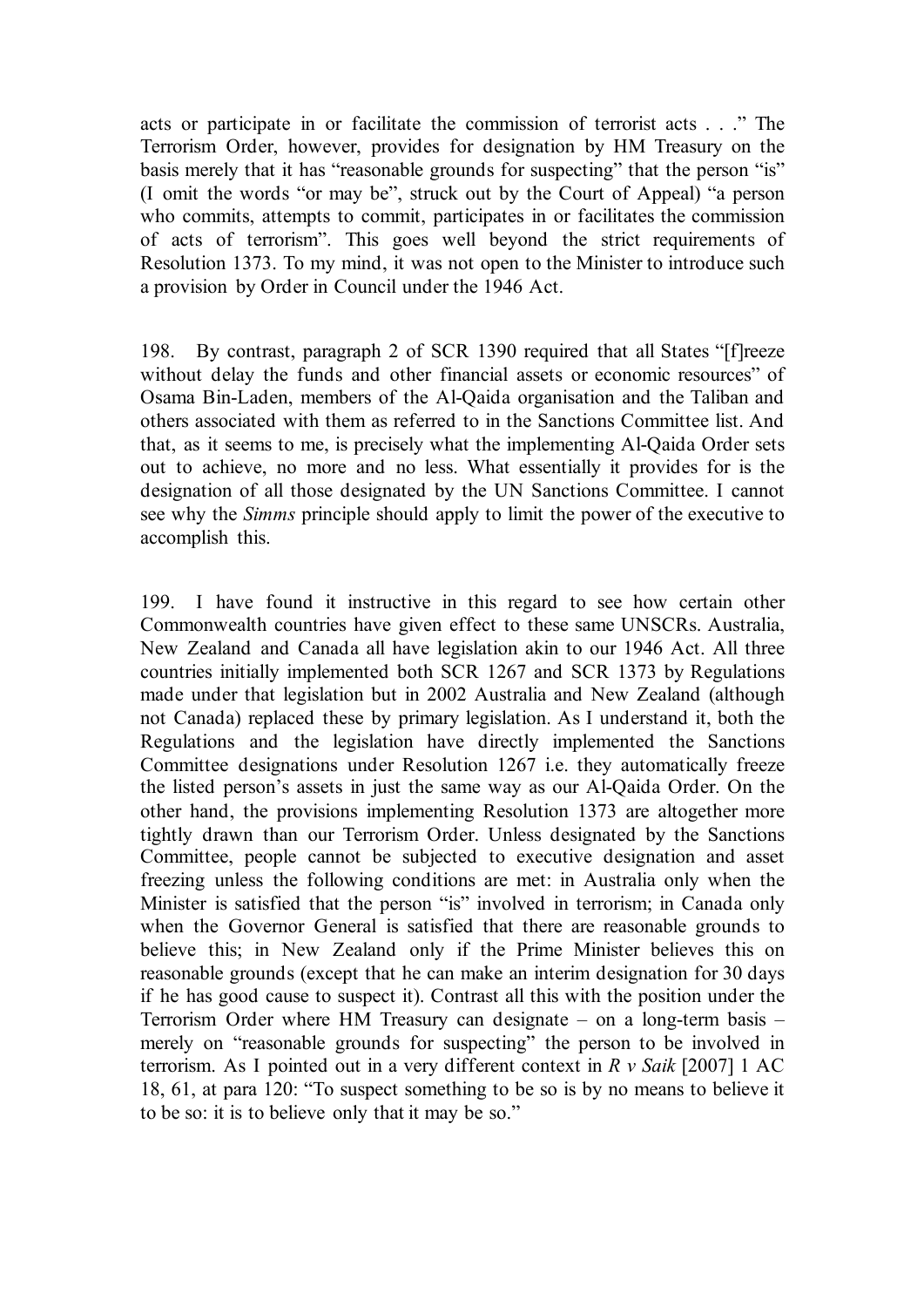acts or participate in or facilitate the commission of terrorist acts . . ." The Terrorism Order, however, provides for designation by HM Treasury on the basis merely that it has "reasonable grounds for suspecting" that the person "is" (I omit the words "or may be", struck out by the Court of Appeal) "a person who commits, attempts to commit, participates in or facilitates the commission of acts of terrorism". This goes well beyond the strict requirements of Resolution 1373. To my mind, it was not open to the Minister to introduce such a provision by Order in Council under the 1946 Act.

198. By contrast, paragraph 2 of SCR 1390 required that all States "[f]reeze without delay the funds and other financial assets or economic resources" of Osama Bin-Laden, members of the Al-Qaida organisation and the Taliban and others associated with them as referred to in the Sanctions Committee list. And that, as it seems to me, is precisely what the implementing Al-Qaida Order sets out to achieve, no more and no less. What essentially it provides for is the designation of all those designated by the UN Sanctions Committee. I cannot see why the *Simms* principle should apply to limit the power of the executive to accomplish this.

199. I have found it instructive in this regard to see how certain other Commonwealth countries have given effect to these same UNSCRs. Australia, New Zealand and Canada all have legislation akin to our 1946 Act. All three countries initially implemented both SCR 1267 and SCR 1373 by Regulations made under that legislation but in 2002 Australia and New Zealand (although not Canada) replaced these by primary legislation. As I understand it, both the Regulations and the legislation have directly implemented the Sanctions Committee designations under Resolution 1267 i.e. they automatically freeze the listed person's assets in just the same way as our Al-Qaida Order. On the other hand, the provisions implementing Resolution 1373 are altogether more tightly drawn than our Terrorism Order. Unless designated by the Sanctions Committee, people cannot be subjected to executive designation and asset freezing unless the following conditions are met: in Australia only when the Minister is satisfied that the person "is" involved in terrorism; in Canada only when the Governor General is satisfied that there are reasonable grounds to believe this; in New Zealand only if the Prime Minister believes this on reasonable grounds (except that he can make an interim designation for 30 days if he has good cause to suspect it). Contrast all this with the position under the Terrorism Order where HM Treasury can designate – on a long-term basis – merely on "reasonable grounds for suspecting" the person to be involved in terrorism. As I pointed out in a very different context in *R v Saik* [2007] 1 AC 18, 61, at para 120: "To suspect something to be so is by no means to believe it to be so: it is to believe only that it may be so."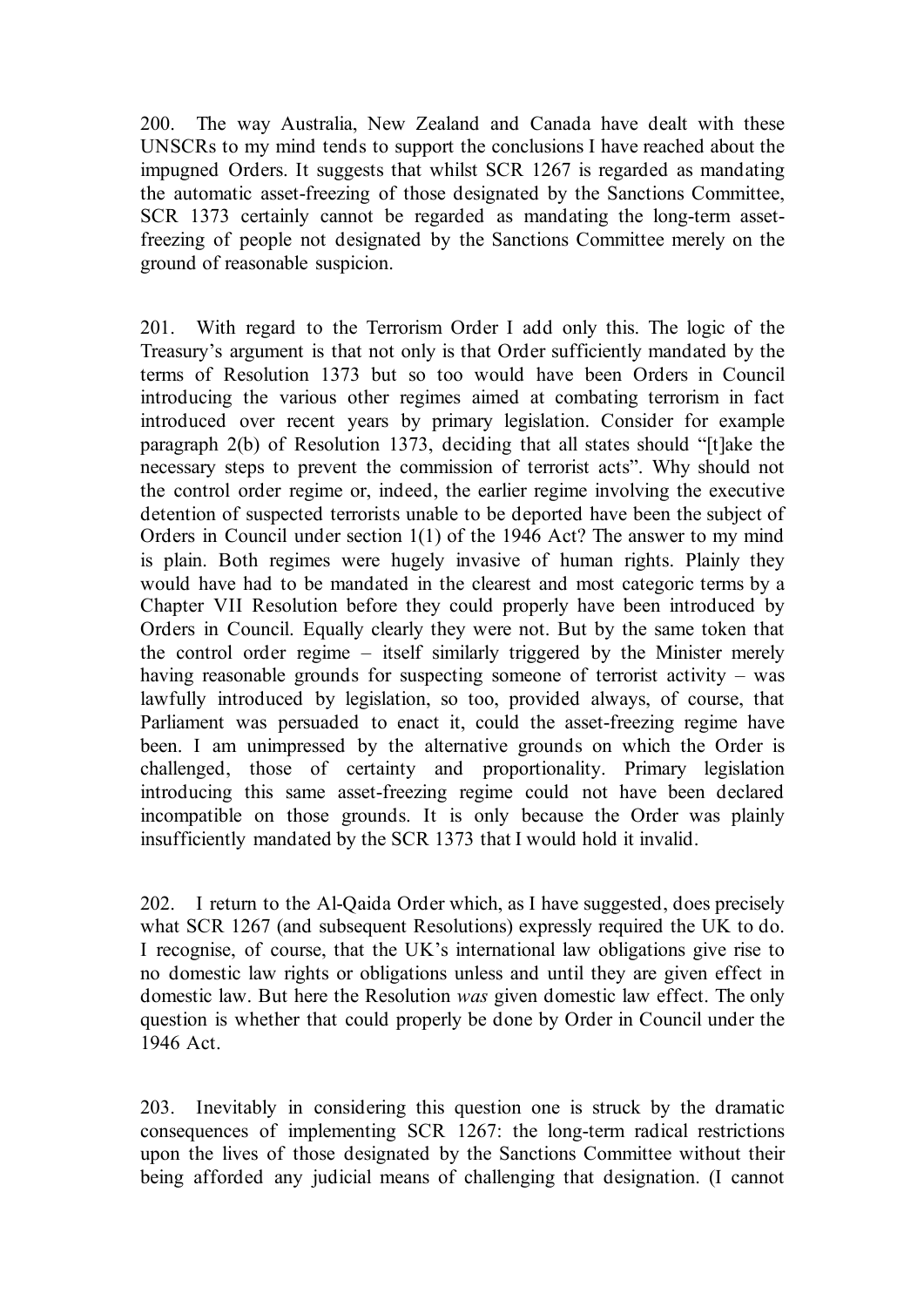200. The way Australia, New Zealand and Canada have dealt with these UNSCRs to my mind tends to support the conclusions I have reached about the impugned Orders. It suggests that whilst SCR 1267 is regarded as mandating the automatic asset-freezing of those designated by the Sanctions Committee, SCR 1373 certainly cannot be regarded as mandating the long-term asset-freezing of people not designated by the Sanctions Committee merely on the ground of reasonable suspicion.

201. With regard to the Terrorism Order I add only this. The logic of the Treasury's argument is that not only is that Order sufficiently mandated by the terms of Resolution 1373 but so too would have been Orders in Council introducing the various other regimes aimed at combating terrorism in fact introduced over recent years by primary legislation. Consider for example paragraph 2(b) of Resolution 1373, deciding that all states should "[t]ake the necessary steps to prevent the commission of terrorist acts". Why should not the control order regime or, indeed, the earlier regime involving the executive detention of suspected terrorists unable to be deported have been the subject of Orders in Council under section 1(1) of the 1946 Act? The answer to my mind is plain. Both regimes were hugely invasive of human rights. Plainly they would have had to be mandated in the clearest and most categoric terms by a Chapter VII Resolution before they could properly have been introduced by Orders in Council. Equally clearly they were not. But by the same token that the control order regime – itself similarly triggered by the Minister merely having reasonable grounds for suspecting someone of terrorist activity – was lawfully introduced by legislation, so too, provided always, of course, that Parliament was persuaded to enact it, could the asset-freezing regime have been. I am unimpressed by the alternative grounds on which the Order is challenged, those of certainty and proportionality. Primary legislation introducing this same asset-freezing regime could not have been declared incompatible on those grounds. It is only because the Order was plainly insufficiently mandated by the SCR 1373 that I would hold it invalid.

202. I return to the Al-Qaida Order which, as I have suggested, does precisely what SCR 1267 (and subsequent Resolutions) expressly required the UK to do. I recognise, of course, that the UK's international law obligations give rise to no domestic law rights or obligations unless and until they are given effect in domestic law. But here the Resolution *was* given domestic law effect. The only question is whether that could properly be done by Order in Council under the 1946 Act.

203. Inevitably in considering this question one is struck by the dramatic consequences of implementing SCR 1267: the long-term radical restrictions upon the lives of those designated by the Sanctions Committee without their being afforded any judicial means of challenging that designation. (I cannot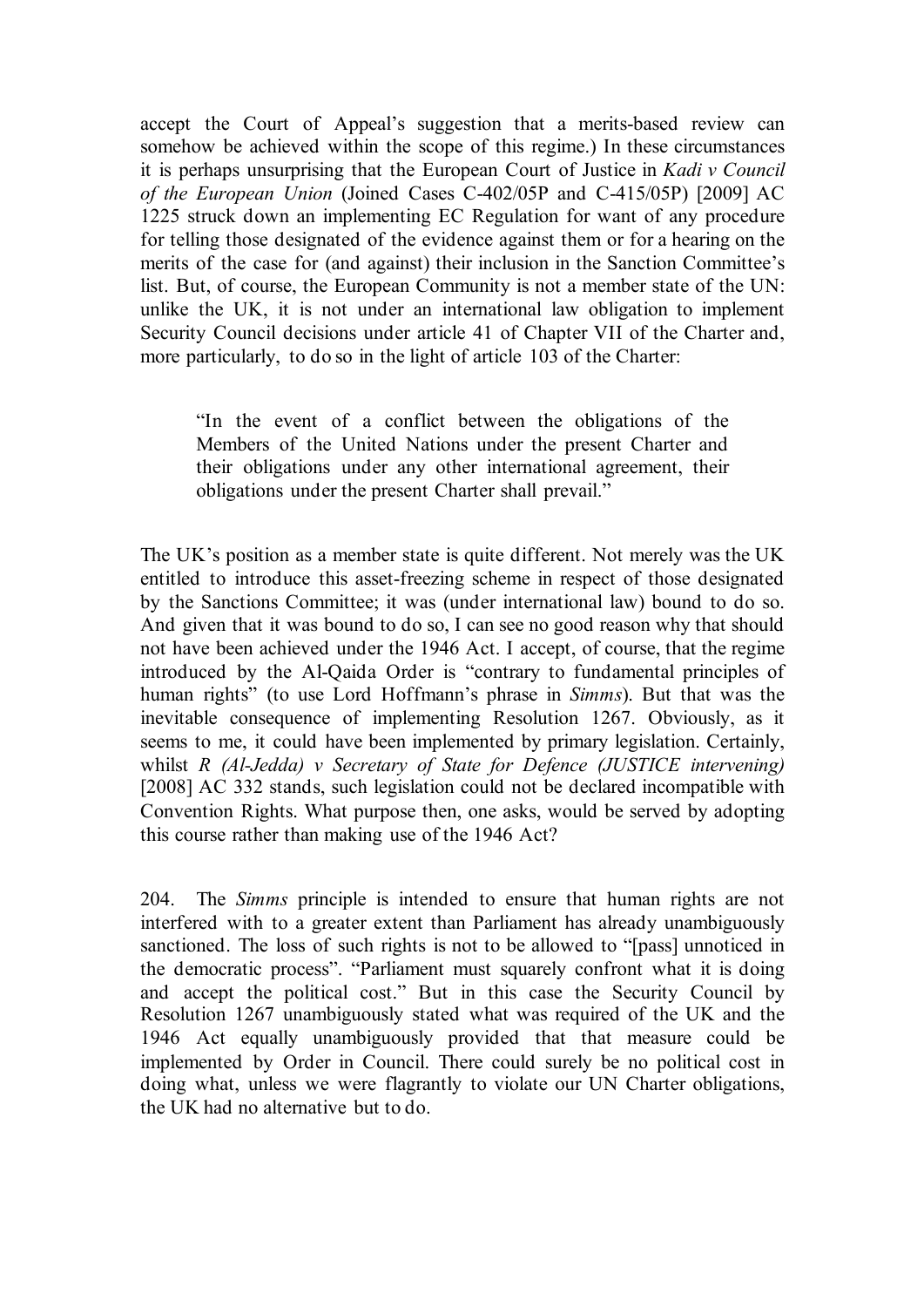accept the Court of Appeal's suggestion that a merits-based review can somehow be achieved within the scope of this regime.) In these circumstances it is perhaps unsurprising that the European Court of Justice in *Kadi v Council of the European Union* (Joined Cases C-402/05P and C-415/05P) [2009] AC 1225 struck down an implementing EC Regulation for want of any procedure for telling those designated of the evidence against them or for a hearing on the merits of the case for (and against) their inclusion in the Sanction Committee's list. But, of course, the European Community is not a member state of the UN: unlike the UK, it is not under an international law obligation to implement Security Council decisions under article 41 of Chapter VII of the Charter and, more particularly, to do so in the light of article 103 of the Charter:

> "In the event of a conflict between the obligations of the Members of the United Nations under the present Charter and their obligations under any other international agreement, their obligations under the present Charter shall prevail."

The UK's position as a member state is quite different. Not merely was the UK entitled to introduce this asset-freezing scheme in respect of those designated by the Sanctions Committee; it was (under international law) bound to do so. And given that it was bound to do so, I can see no good reason why that should not have been achieved under the 1946 Act. I accept, of course, that the regime introduced by the Al-Qaida Order is "contrary to fundamental principles of human rights" (to use Lord Hoffmann's phrase in *Simms*). But that was the inevitable consequence of implementing Resolution 1267. Obviously, as it seems to me, it could have been implemented by primary legislation. Certainly, whilst *R (Al-Jedda) v Secretary of State for Defence (JUSTICE intervening)* [2008] AC 332 stands, such legislation could not be declared incompatible with Convention Rights. What purpose then, one asks, would be served by adopting this course rather than making use of the 1946 Act?

204. The *Simms* principle is intended to ensure that human rights are not interfered with to a greater extent than Parliament has already unambiguously sanctioned. The loss of such rights is not to be allowed to "[pass] unnoticed in the democratic process". "Parliament must squarely confront what it is doing and accept the political cost." But in this case the Security Council by Resolution 1267 unambiguously stated what was required of the UK and the 1946 Act equally unambiguously provided that that measure could be implemented by Order in Council. There could surely be no political cost in doing what, unless we were flagrantly to violate our UN Charter obligations, the UK had no alternative but to do.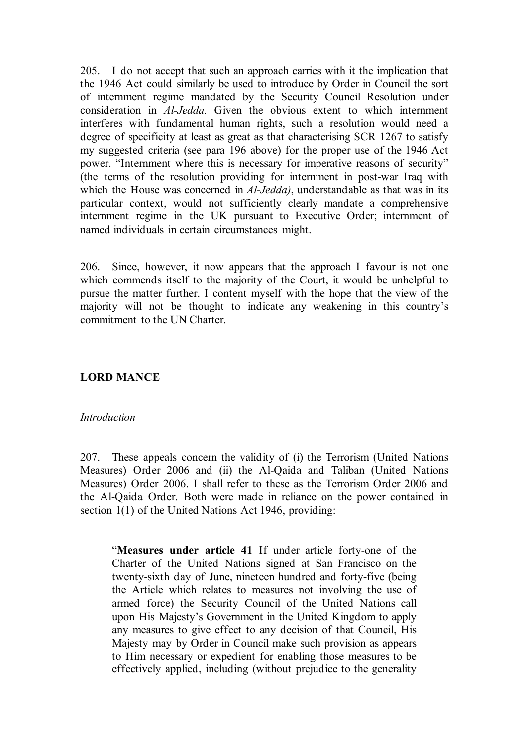205. I do not accept that such an approach carries with it the implication that the 1946 Act could similarly be used to introduce by Order in Council the sort of internment regime mandated by the Security Council Resolution under consideration in *Al-Jedda.* Given the obvious extent to which internment interferes with fundamental human rights, such a resolution would need a degree of specificity at least as great as that characterising SCR 1267 to satisfy my suggested criteria (see para 196 above) for the proper use of the 1946 Act power. "Internment where this is necessary for imperative reasons of security" (the terms of the resolution providing for internment in post-war Iraq with which the House was concerned in *Al-Jedda)*, understandable as that was in its particular context, would not sufficiently clearly mandate a comprehensive internment regime in the UK pursuant to Executive Order; internment of named individuals in certain circumstances might.

206. Since, however, it now appears that the approach I favour is not one which commends itself to the majority of the Court, it would be unhelpful to pursue the matter further. I content myself with the hope that the view of the majority will not be thought to indicate any weakening in this country's commitment to the UN Charter.

## LORD MANCE

*Introduction*

207. These appeals concern the validity of (i) the Terrorism (United Nations Measures) Order 2006 and (ii) the Al-Qaida and Taliban (United Nations Measures) Order 2006. I shall refer to these as the Terrorism Order 2006 and the Al-Qaida Order. Both were made in reliance on the power contained in section 1(1) of the United Nations Act 1946, providing:

> "**Measures under article 41** If under article forty-one of the Charter of the United Nations signed at San Francisco on the twenty-sixth day of June, nineteen hundred and forty-five (being the Article which relates to measures not involving the use of armed force) the Security Council of the United Nations call upon His Majesty's Government in the United Kingdom to apply any measures to give effect to any decision of that Council, His Majesty may by Order in Council make such provision as appears to Him necessary or expedient for enabling those measures to be effectively applied, including (without prejudice to the generality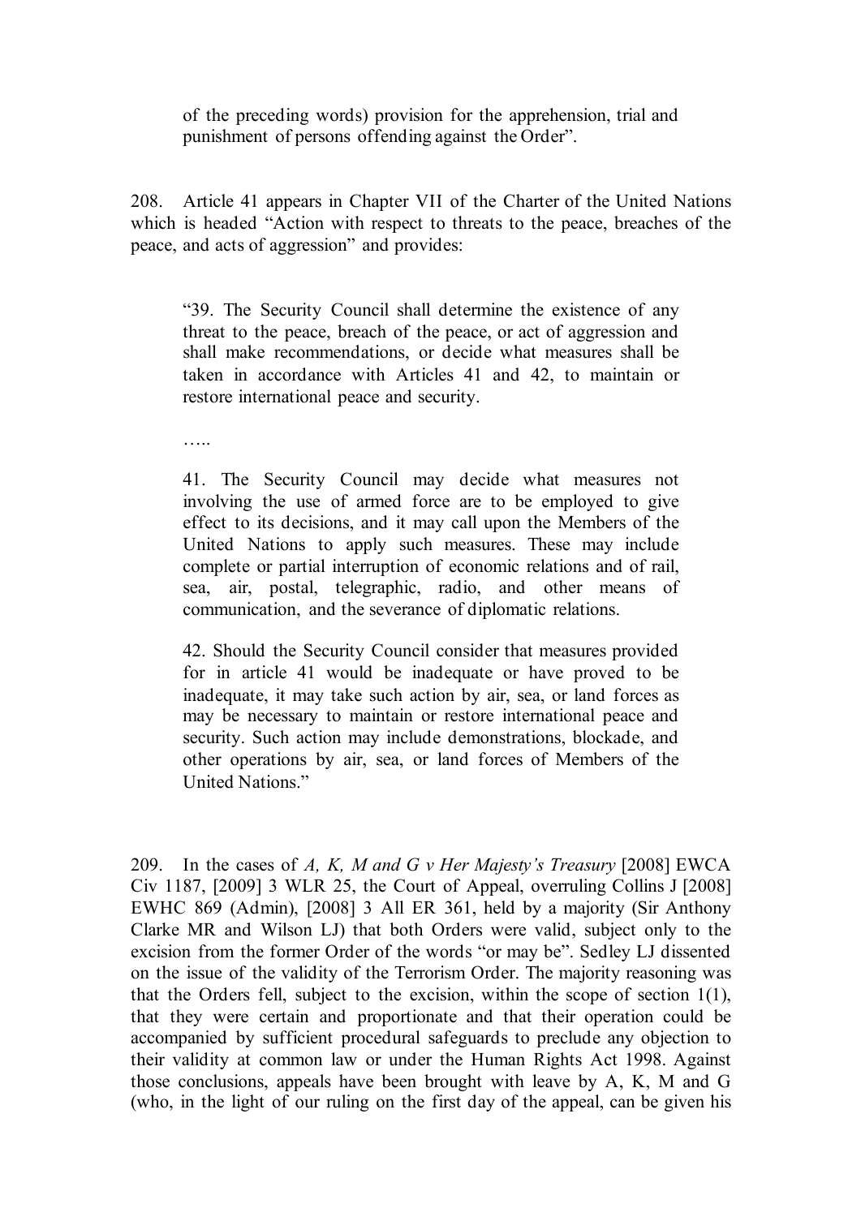of the preceding words) provision for the apprehension, trial and punishment of persons offending against the Order".

208. Article 41 appears in Chapter VII of the Charter of the United Nations which is headed "Action with respect to threats to the peace, breaches of the peace, and acts of aggression" and provides:

> "39. The Security Council shall determine the existence of any threat to the peace, breach of the peace, or act of aggression and shall make recommendations, or decide what measures shall be taken in accordance with Articles 41 and 42, to maintain or restore international peace and security.
>
> …..
>
> 41. The Security Council may decide what measures not involving the use of armed force are to be employed to give effect to its decisions, and it may call upon the Members of the United Nations to apply such measures. These may include complete or partial interruption of economic relations and of rail, sea, air, postal, telegraphic, radio, and other means of communication, and the severance of diplomatic relations.
>
> 42. Should the Security Council consider that measures provided for in article 41 would be inadequate or have proved to be inadequate, it may take such action by air, sea, or land forces as may be necessary to maintain or restore international peace and security. Such action may include demonstrations, blockade, and other operations by air, sea, or land forces of Members of the United Nations."

209. In the cases of *A, K, M and G v Her Majesty's Treasury* [2008] EWCA Civ 1187, [2009] 3 WLR 25, the Court of Appeal, overruling Collins J [2008] EWHC 869 (Admin), [2008] 3 All ER 361, held by a majority (Sir Anthony Clarke MR and Wilson LJ) that both Orders were valid, subject only to the excision from the former Order of the words "or may be". Sedley LJ dissented on the issue of the validity of the Terrorism Order. The majority reasoning was that the Orders fell, subject to the excision, within the scope of section 1(1), that they were certain and proportionate and that their operation could be accompanied by sufficient procedural safeguards to preclude any objection to their validity at common law or under the Human Rights Act 1998. Against those conclusions, appeals have been brought with leave by A, K, M and G (who, in the light of our ruling on the first day of the appeal, can be given his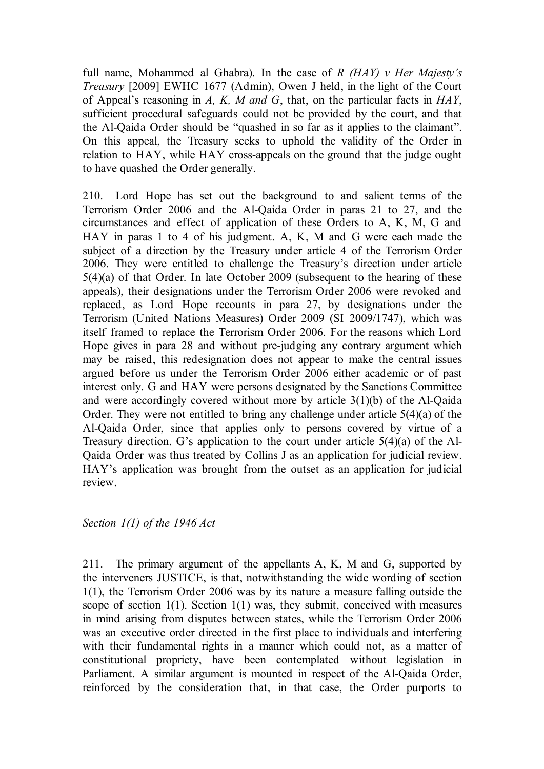full name, Mohammed al Ghabra). In the case of *R (HAY) v Her Majesty's Treasury* [2009] EWHC 1677 (Admin), Owen J held, in the light of the Court of Appeal's reasoning in *A, K, M and G*, that, on the particular facts in *HAY*, sufficient procedural safeguards could not be provided by the court, and that the Al-Qaida Order should be "quashed in so far as it applies to the claimant". On this appeal, the Treasury seeks to uphold the validity of the Order in relation to HAY, while HAY cross-appeals on the ground that the judge ought to have quashed the Order generally.

210. Lord Hope has set out the background to and salient terms of the Terrorism Order 2006 and the Al-Qaida Order in paras 21 to 27, and the circumstances and effect of application of these Orders to A, K, M, G and HAY in paras 1 to 4 of his judgment. A, K, M and G were each made the subject of a direction by the Treasury under article 4 of the Terrorism Order 2006. They were entitled to challenge the Treasury's direction under article 5(4)(a) of that Order. In late October 2009 (subsequent to the hearing of these appeals), their designations under the Terrorism Order 2006 were revoked and replaced, as Lord Hope recounts in para 27, by designations under the Terrorism (United Nations Measures) Order 2009 (SI 2009/1747), which was itself framed to replace the Terrorism Order 2006. For the reasons which Lord Hope gives in para 28 and without pre-judging any contrary argument which may be raised, this redesignation does not appear to make the central issues argued before us under the Terrorism Order 2006 either academic or of past interest only. G and HAY were persons designated by the Sanctions Committee and were accordingly covered without more by article 3(1)(b) of the Al-Qaida Order. They were not entitled to bring any challenge under article 5(4)(a) of the Al-Qaida Order, since that applies only to persons covered by virtue of a Treasury direction. G's application to the court under article 5(4)(a) of the Al-Qaida Order was thus treated by Collins J as an application for judicial review. HAY's application was brought from the outset as an application for judicial review.

*Section 1(1) of the 1946 Act*

211. The primary argument of the appellants A, K, M and G, supported by the interveners JUSTICE, is that, notwithstanding the wide wording of section 1(1), the Terrorism Order 2006 was by its nature a measure falling outside the scope of section 1(1). Section 1(1) was, they submit, conceived with measures in mind arising from disputes between states, while the Terrorism Order 2006 was an executive order directed in the first place to individuals and interfering with their fundamental rights in a manner which could not, as a matter of constitutional propriety, have been contemplated without legislation in Parliament. A similar argument is mounted in respect of the Al-Qaida Order, reinforced by the consideration that, in that case, the Order purports to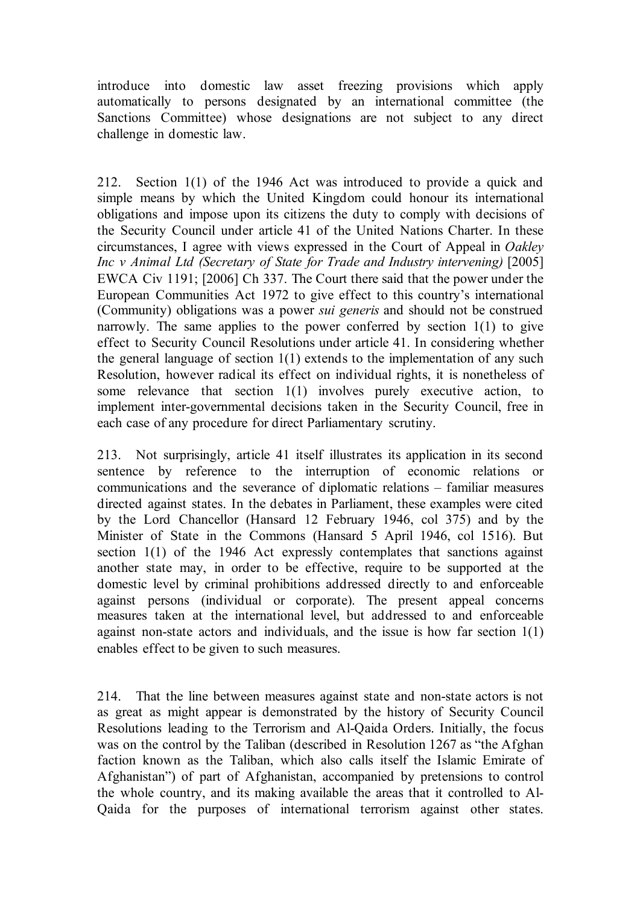introduce into domestic law asset freezing provisions which apply automatically to persons designated by an international committee (the Sanctions Committee) whose designations are not subject to any direct challenge in domestic law.

212. Section 1(1) of the 1946 Act was introduced to provide a quick and simple means by which the United Kingdom could honour its international obligations and impose upon its citizens the duty to comply with decisions of the Security Council under article 41 of the United Nations Charter. In these circumstances, I agree with views expressed in the Court of Appeal in *Oakley Inc v Animal Ltd (Secretary of State for Trade and Industry intervening)* [2005] EWCA Civ 1191; [2006] Ch 337. The Court there said that the power under the European Communities Act 1972 to give effect to this country's international (Community) obligations was a power *sui generis* and should not be construed narrowly. The same applies to the power conferred by section 1(1) to give effect to Security Council Resolutions under article 41. In considering whether the general language of section 1(1) extends to the implementation of any such Resolution, however radical its effect on individual rights, it is nonetheless of some relevance that section 1(1) involves purely executive action, to implement inter-governmental decisions taken in the Security Council, free in each case of any procedure for direct Parliamentary scrutiny.

213. Not surprisingly, article 41 itself illustrates its application in its second sentence by reference to the interruption of economic relations or communications and the severance of diplomatic relations – familiar measures directed against states. In the debates in Parliament, these examples were cited by the Lord Chancellor (Hansard 12 February 1946, col 375) and by the Minister of State in the Commons (Hansard 5 April 1946, col 1516). But section 1(1) of the 1946 Act expressly contemplates that sanctions against another state may, in order to be effective, require to be supported at the domestic level by criminal prohibitions addressed directly to and enforceable against persons (individual or corporate). The present appeal concerns measures taken at the international level, but addressed to and enforceable against non-state actors and individuals, and the issue is how far section 1(1) enables effect to be given to such measures.

214. That the line between measures against state and non-state actors is not as great as might appear is demonstrated by the history of Security Council Resolutions leading to the Terrorism and Al-Qaida Orders. Initially, the focus was on the control by the Taliban (described in Resolution 1267 as "the Afghan faction known as the Taliban, which also calls itself the Islamic Emirate of Afghanistan") of part of Afghanistan, accompanied by pretensions to control the whole country, and its making available the areas that it controlled to Al-Qaida for the purposes of international terrorism against other states.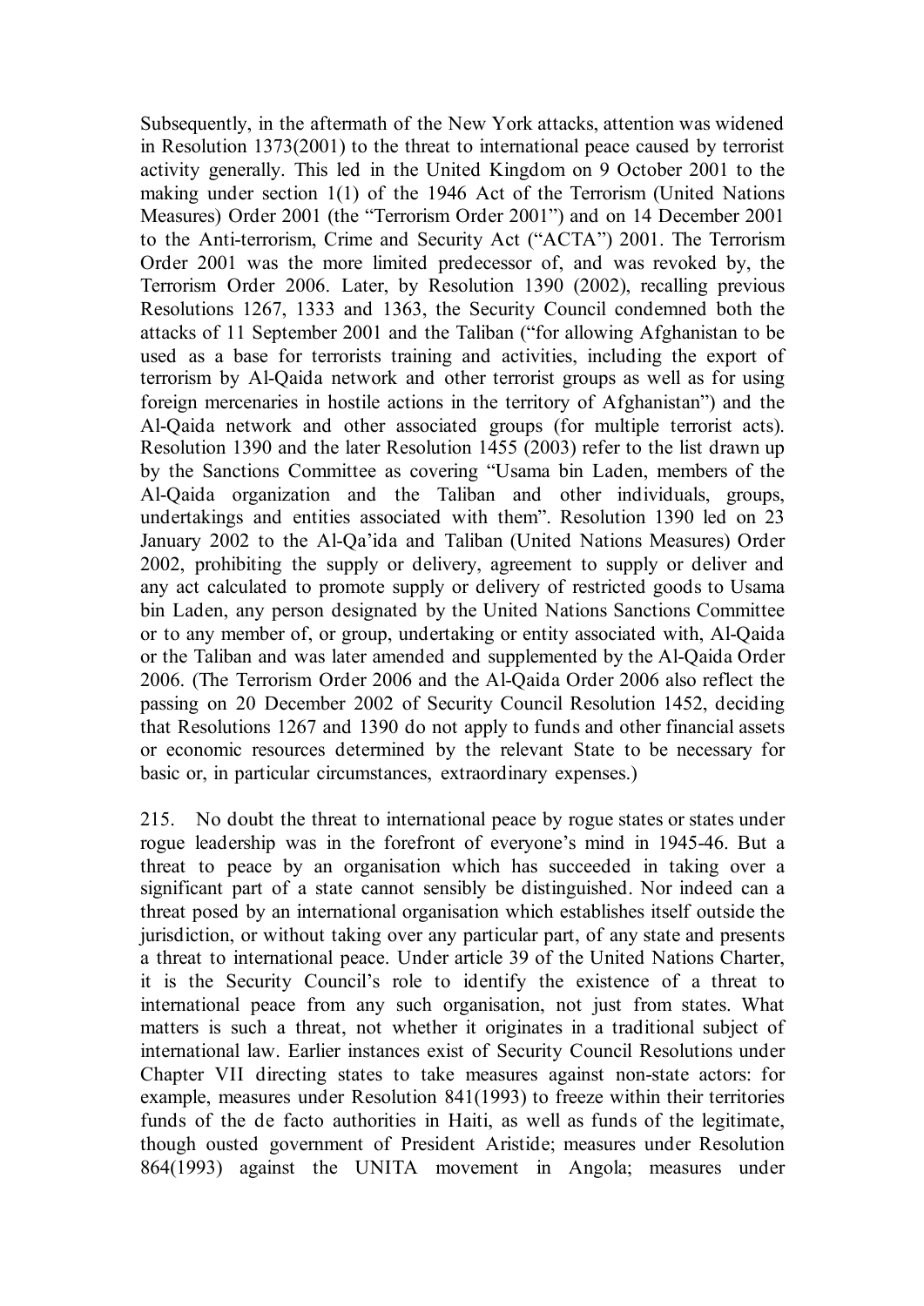Subsequently, in the aftermath of the New York attacks, attention was widened in Resolution 1373(2001) to the threat to international peace caused by terrorist activity generally. This led in the United Kingdom on 9 October 2001 to the making under section 1(1) of the 1946 Act of the Terrorism (United Nations Measures) Order 2001 (the "Terrorism Order 2001") and on 14 December 2001 to the Anti-terrorism, Crime and Security Act ("ACTA") 2001. The Terrorism Order 2001 was the more limited predecessor of, and was revoked by, the Terrorism Order 2006. Later, by Resolution 1390 (2002), recalling previous Resolutions 1267, 1333 and 1363, the Security Council condemned both the attacks of 11 September 2001 and the Taliban ("for allowing Afghanistan to be used as a base for terrorists training and activities, including the export of terrorism by Al-Qaida network and other terrorist groups as well as for using foreign mercenaries in hostile actions in the territory of Afghanistan") and the Al-Qaida network and other associated groups (for multiple terrorist acts). Resolution 1390 and the later Resolution 1455 (2003) refer to the list drawn up by the Sanctions Committee as covering "Usama bin Laden, members of the Al-Qaida organization and the Taliban and other individuals, groups, undertakings and entities associated with them". Resolution 1390 led on 23 January 2002 to the Al-Qa'ida and Taliban (United Nations Measures) Order 2002, prohibiting the supply or delivery, agreement to supply or deliver and any act calculated to promote supply or delivery of restricted goods to Usama bin Laden, any person designated by the United Nations Sanctions Committee or to any member of, or group, undertaking or entity associated with, Al-Qaida or the Taliban and was later amended and supplemented by the Al-Qaida Order 2006. (The Terrorism Order 2006 and the Al-Qaida Order 2006 also reflect the passing on 20 December 2002 of Security Council Resolution 1452, deciding that Resolutions 1267 and 1390 do not apply to funds and other financial assets or economic resources determined by the relevant State to be necessary for basic or, in particular circumstances, extraordinary expenses.)

215. No doubt the threat to international peace by rogue states or states under rogue leadership was in the forefront of everyone's mind in 1945-46. But a threat to peace by an organisation which has succeeded in taking over a significant part of a state cannot sensibly be distinguished. Nor indeed can a threat posed by an international organisation which establishes itself outside the jurisdiction, or without taking over any particular part, of any state and presents a threat to international peace. Under article 39 of the United Nations Charter, it is the Security Council's role to identify the existence of a threat to international peace from any such organisation, not just from states. What matters is such a threat, not whether it originates in a traditional subject of international law. Earlier instances exist of Security Council Resolutions under Chapter VII directing states to take measures against non-state actors: for example, measures under Resolution 841(1993) to freeze within their territories funds of the de facto authorities in Haiti, as well as funds of the legitimate, though ousted government of President Aristide; measures under Resolution 864(1993) against the UNITA movement in Angola; measures under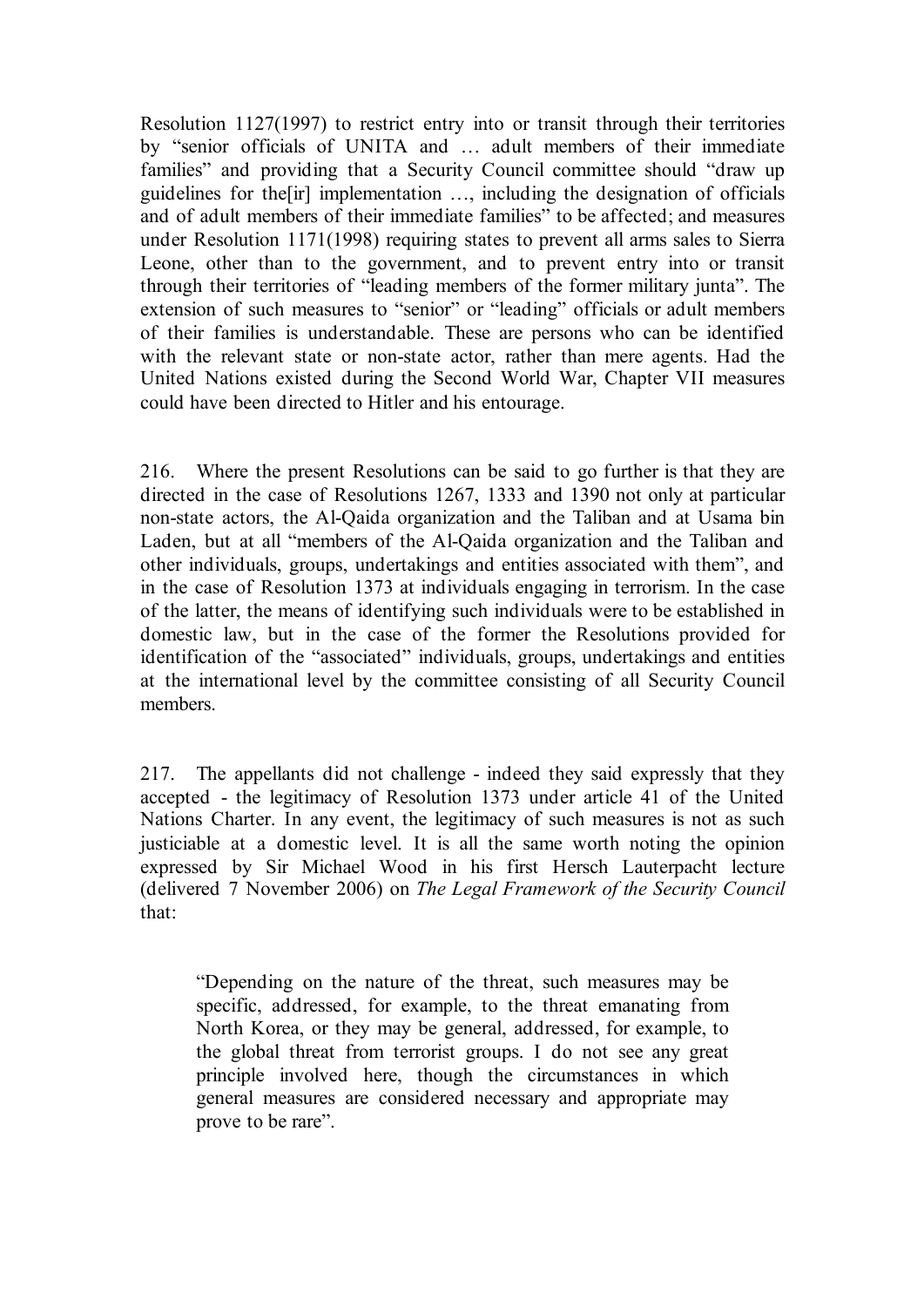Resolution 1127(1997) to restrict entry into or transit through their territories by "senior officials of UNITA and … adult members of their immediate families" and providing that a Security Council committee should "draw up guidelines for the[ir] implementation …, including the designation of officials and of adult members of their immediate families" to be affected; and measures under Resolution 1171(1998) requiring states to prevent all arms sales to Sierra Leone, other than to the government, and to prevent entry into or transit through their territories of "leading members of the former military junta". The extension of such measures to "senior" or "leading" officials or adult members of their families is understandable. These are persons who can be identified with the relevant state or non-state actor, rather than mere agents. Had the United Nations existed during the Second World War, Chapter VII measures could have been directed to Hitler and his entourage.

216. Where the present Resolutions can be said to go further is that they are directed in the case of Resolutions 1267, 1333 and 1390 not only at particular non-state actors, the Al-Qaida organization and the Taliban and at Usama bin Laden, but at all "members of the Al-Qaida organization and the Taliban and other individuals, groups, undertakings and entities associated with them", and in the case of Resolution 1373 at individuals engaging in terrorism. In the case of the latter, the means of identifying such individuals were to be established in domestic law, but in the case of the former the Resolutions provided for identification of the "associated" individuals, groups, undertakings and entities at the international level by the committee consisting of all Security Council members.

217. The appellants did not challenge - indeed they said expressly that they accepted - the legitimacy of Resolution 1373 under article 41 of the United Nations Charter. In any event, the legitimacy of such measures is not as such justiciable at a domestic level. It is all the same worth noting the opinion expressed by Sir Michael Wood in his first Hersch Lauterpacht lecture (delivered 7 November 2006) on *The Legal Framework of the Security Council* that:

> "Depending on the nature of the threat, such measures may be specific, addressed, for example, to the threat emanating from North Korea, or they may be general, addressed, for example, to the global threat from terrorist groups. I do not see any great principle involved here, though the circumstances in which general measures are considered necessary and appropriate may prove to be rare".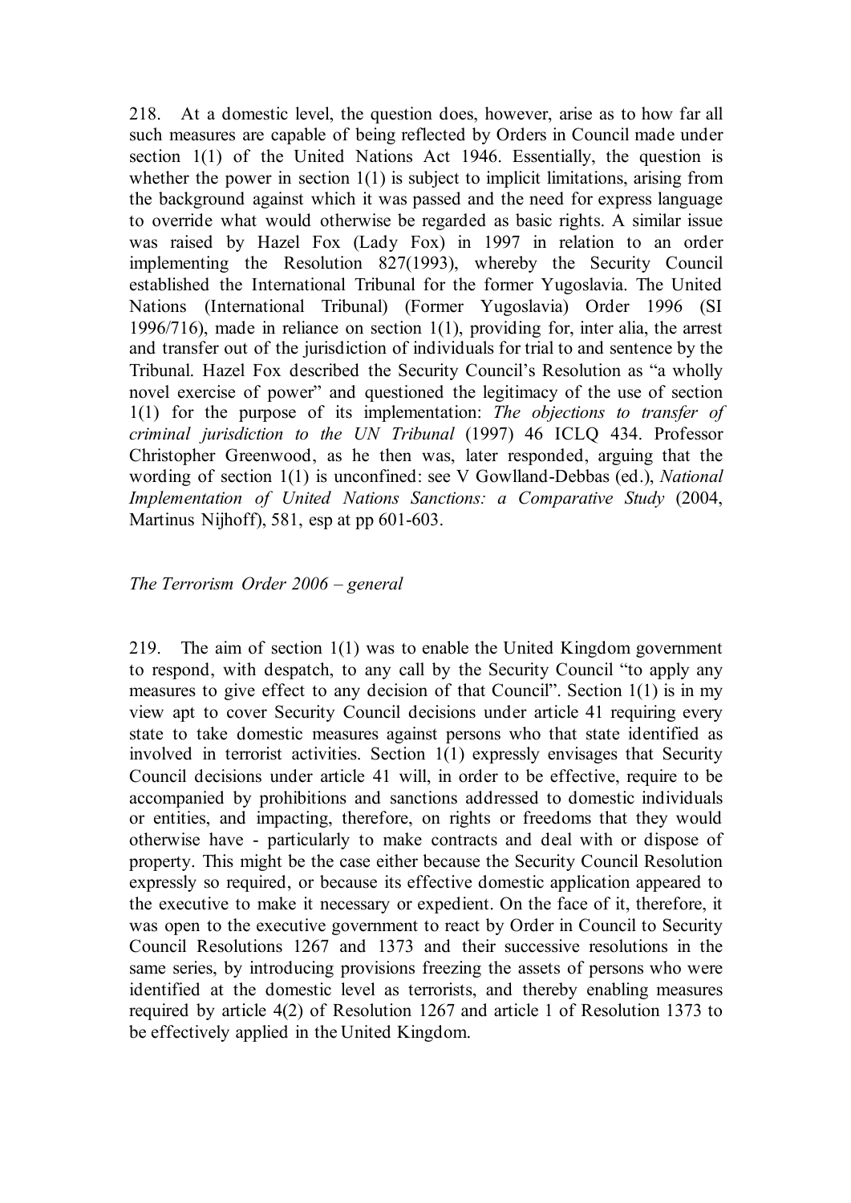218. At a domestic level, the question does, however, arise as to how far all such measures are capable of being reflected by Orders in Council made under section 1(1) of the United Nations Act 1946. Essentially, the question is whether the power in section 1(1) is subject to implicit limitations, arising from the background against which it was passed and the need for express language to override what would otherwise be regarded as basic rights. A similar issue was raised by Hazel Fox (Lady Fox) in 1997 in relation to an order implementing the Resolution 827(1993), whereby the Security Council established the International Tribunal for the former Yugoslavia. The United Nations (International Tribunal) (Former Yugoslavia) Order 1996 (SI 1996/716), made in reliance on section 1(1), providing for, inter alia, the arrest and transfer out of the jurisdiction of individuals for trial to and sentence by the Tribunal. Hazel Fox described the Security Council's Resolution as "a wholly novel exercise of power" and questioned the legitimacy of the use of section 1(1) for the purpose of its implementation: *The objections to transfer of criminal jurisdiction to the UN Tribunal* (1997) 46 ICLQ 434. Professor Christopher Greenwood, as he then was, later responded, arguing that the wording of section 1(1) is unconfined: see V Gowlland-Debbas (ed.), *National Implementation of United Nations Sanctions: a Comparative Study* (2004, Martinus Nijhoff), 581, esp at pp 601-603.

*The Terrorism Order 2006 – general*

219. The aim of section 1(1) was to enable the United Kingdom government to respond, with despatch, to any call by the Security Council "to apply any measures to give effect to any decision of that Council". Section 1(1) is in my view apt to cover Security Council decisions under article 41 requiring every state to take domestic measures against persons who that state identified as involved in terrorist activities. Section 1(1) expressly envisages that Security Council decisions under article 41 will, in order to be effective, require to be accompanied by prohibitions and sanctions addressed to domestic individuals or entities, and impacting, therefore, on rights or freedoms that they would otherwise have - particularly to make contracts and deal with or dispose of property. This might be the case either because the Security Council Resolution expressly so required, or because its effective domestic application appeared to the executive to make it necessary or expedient. On the face of it, therefore, it was open to the executive government to react by Order in Council to Security Council Resolutions 1267 and 1373 and their successive resolutions in the same series, by introducing provisions freezing the assets of persons who were identified at the domestic level as terrorists, and thereby enabling measures required by article 4(2) of Resolution 1267 and article 1 of Resolution 1373 to be effectively applied in the United Kingdom.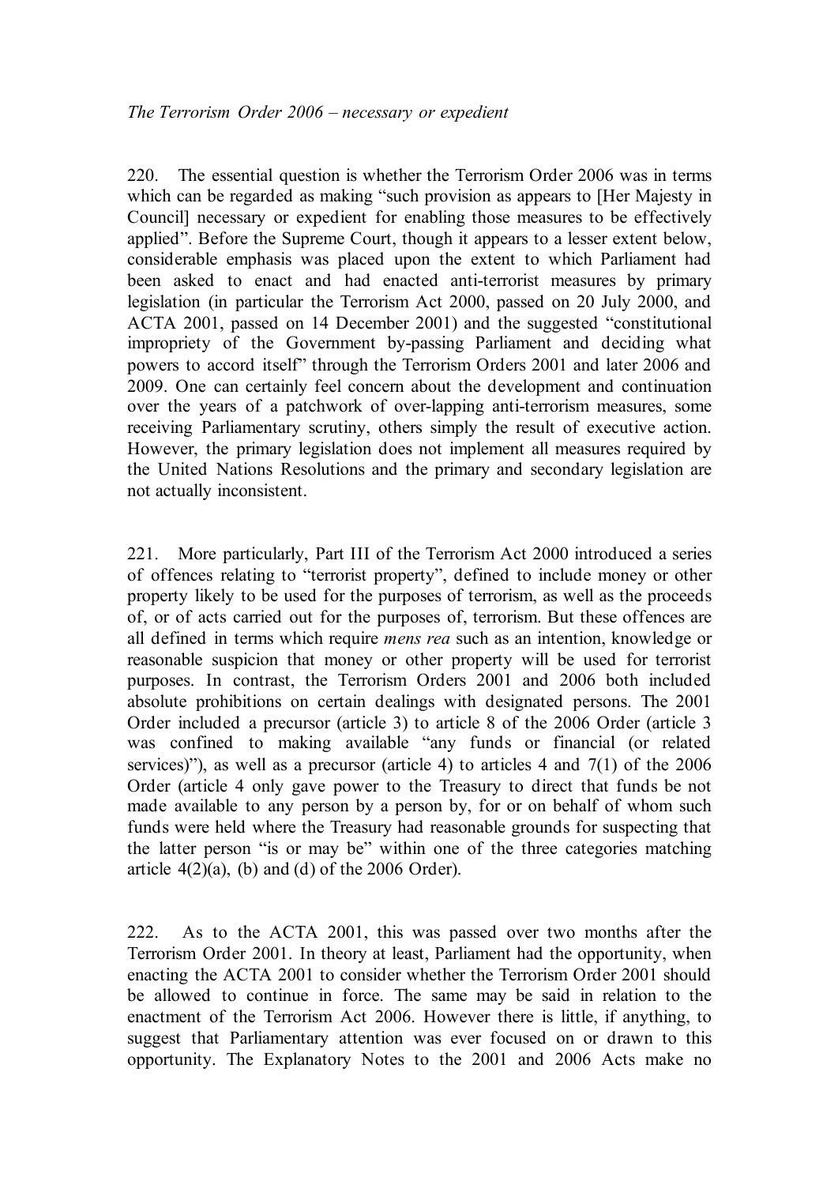*The Terrorism Order 2006 – necessary or expedient*

220. The essential question is whether the Terrorism Order 2006 was in terms which can be regarded as making "such provision as appears to [Her Majesty in Council] necessary or expedient for enabling those measures to be effectively applied". Before the Supreme Court, though it appears to a lesser extent below, considerable emphasis was placed upon the extent to which Parliament had been asked to enact and had enacted anti-terrorist measures by primary legislation (in particular the Terrorism Act 2000, passed on 20 July 2000, and ACTA 2001, passed on 14 December 2001) and the suggested "constitutional impropriety of the Government by-passing Parliament and deciding what powers to accord itself" through the Terrorism Orders 2001 and later 2006 and 2009. One can certainly feel concern about the development and continuation over the years of a patchwork of over-lapping anti-terrorism measures, some receiving Parliamentary scrutiny, others simply the result of executive action. However, the primary legislation does not implement all measures required by the United Nations Resolutions and the primary and secondary legislation are not actually inconsistent.

221. More particularly, Part III of the Terrorism Act 2000 introduced a series of offences relating to "terrorist property", defined to include money or other property likely to be used for the purposes of terrorism, as well as the proceeds of, or of acts carried out for the purposes of, terrorism. But these offences are all defined in terms which require *mens rea* such as an intention, knowledge or reasonable suspicion that money or other property will be used for terrorist purposes. In contrast, the Terrorism Orders 2001 and 2006 both included absolute prohibitions on certain dealings with designated persons. The 2001 Order included a precursor (article 3) to article 8 of the 2006 Order (article 3 was confined to making available "any funds or financial (or related services)"), as well as a precursor (article 4) to articles 4 and 7(1) of the 2006 Order (article 4 only gave power to the Treasury to direct that funds be not made available to any person by a person by, for or on behalf of whom such funds were held where the Treasury had reasonable grounds for suspecting that the latter person "is or may be" within one of the three categories matching article 4(2)(a), (b) and (d) of the 2006 Order).

222. As to the ACTA 2001, this was passed over two months after the Terrorism Order 2001. In theory at least, Parliament had the opportunity, when enacting the ACTA 2001 to consider whether the Terrorism Order 2001 should be allowed to continue in force. The same may be said in relation to the enactment of the Terrorism Act 2006. However there is little, if anything, to suggest that Parliamentary attention was ever focused on or drawn to this opportunity. The Explanatory Notes to the 2001 and 2006 Acts make no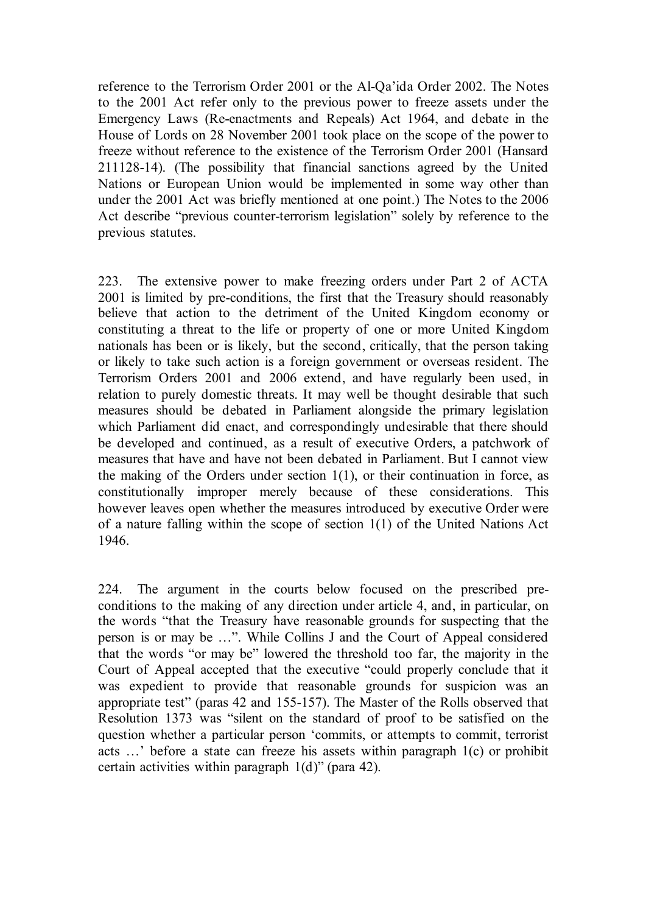reference to the Terrorism Order 2001 or the Al-Qa'ida Order 2002. The Notes to the 2001 Act refer only to the previous power to freeze assets under the Emergency Laws (Re-enactments and Repeals) Act 1964, and debate in the House of Lords on 28 November 2001 took place on the scope of the power to freeze without reference to the existence of the Terrorism Order 2001 (Hansard 211128-14). (The possibility that financial sanctions agreed by the United Nations or European Union would be implemented in some way other than under the 2001 Act was briefly mentioned at one point.) The Notes to the 2006 Act describe "previous counter-terrorism legislation" solely by reference to the previous statutes.

223. The extensive power to make freezing orders under Part 2 of ACTA 2001 is limited by pre-conditions, the first that the Treasury should reasonably believe that action to the detriment of the United Kingdom economy or constituting a threat to the life or property of one or more United Kingdom nationals has been or is likely, but the second, critically, that the person taking or likely to take such action is a foreign government or overseas resident. The Terrorism Orders 2001 and 2006 extend, and have regularly been used, in relation to purely domestic threats. It may well be thought desirable that such measures should be debated in Parliament alongside the primary legislation which Parliament did enact, and correspondingly undesirable that there should be developed and continued, as a result of executive Orders, a patchwork of measures that have and have not been debated in Parliament. But I cannot view the making of the Orders under section 1(1), or their continuation in force, as constitutionally improper merely because of these considerations. This however leaves open whether the measures introduced by executive Order were of a nature falling within the scope of section 1(1) of the United Nations Act 1946.

224. The argument in the courts below focused on the prescribed pre-conditions to the making of any direction under article 4, and, in particular, on the words "that the Treasury have reasonable grounds for suspecting that the person is or may be …". While Collins J and the Court of Appeal considered that the words "or may be" lowered the threshold too far, the majority in the Court of Appeal accepted that the executive "could properly conclude that it was expedient to provide that reasonable grounds for suspicion was an appropriate test" (paras 42 and 155-157). The Master of the Rolls observed that Resolution 1373 was "silent on the standard of proof to be satisfied on the question whether a particular person 'commits, or attempts to commit, terrorist acts …' before a state can freeze his assets within paragraph 1(c) or prohibit certain activities within paragraph 1(d)" (para 42).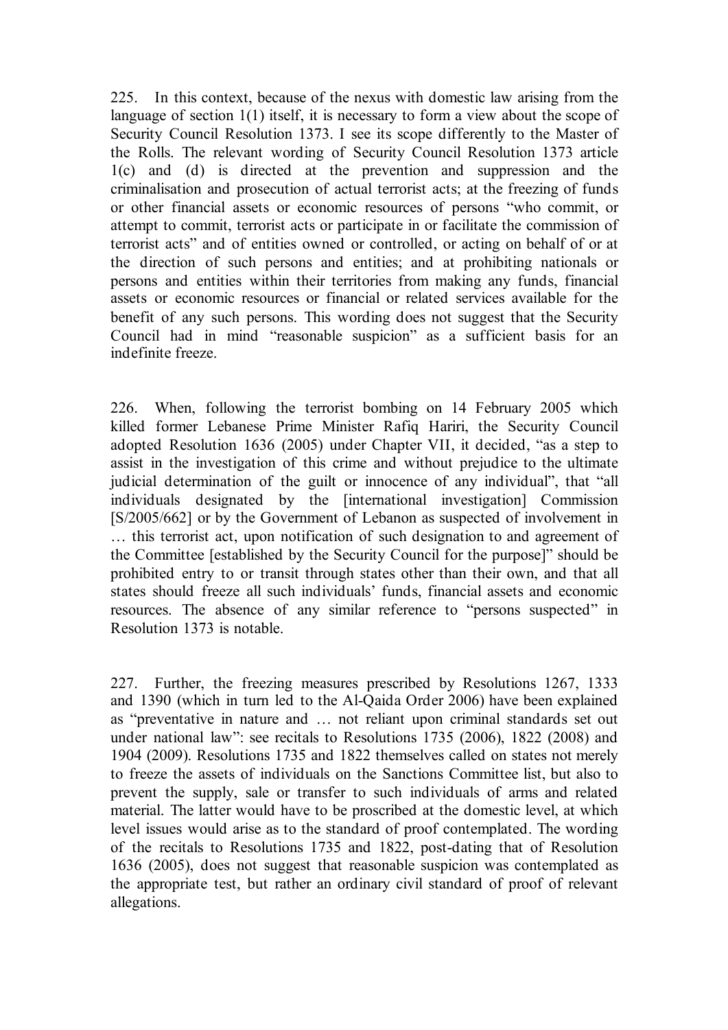225. In this context, because of the nexus with domestic law arising from the language of section 1(1) itself, it is necessary to form a view about the scope of Security Council Resolution 1373. I see its scope differently to the Master of the Rolls. The relevant wording of Security Council Resolution 1373 article 1(c) and (d) is directed at the prevention and suppression and the criminalisation and prosecution of actual terrorist acts; at the freezing of funds or other financial assets or economic resources of persons "who commit, or attempt to commit, terrorist acts or participate in or facilitate the commission of terrorist acts" and of entities owned or controlled, or acting on behalf of or at the direction of such persons and entities; and at prohibiting nationals or persons and entities within their territories from making any funds, financial assets or economic resources or financial or related services available for the benefit of any such persons. This wording does not suggest that the Security Council had in mind "reasonable suspicion" as a sufficient basis for an indefinite freeze.

226. When, following the terrorist bombing on 14 February 2005 which killed former Lebanese Prime Minister Rafiq Hariri, the Security Council adopted Resolution 1636 (2005) under Chapter VII, it decided, "as a step to assist in the investigation of this crime and without prejudice to the ultimate judicial determination of the guilt or innocence of any individual", that "all individuals designated by the [international investigation] Commission [S/2005/662] or by the Government of Lebanon as suspected of involvement in … this terrorist act, upon notification of such designation to and agreement of the Committee [established by the Security Council for the purpose]" should be prohibited entry to or transit through states other than their own, and that all states should freeze all such individuals' funds, financial assets and economic resources. The absence of any similar reference to "persons suspected" in Resolution 1373 is notable.

227. Further, the freezing measures prescribed by Resolutions 1267, 1333 and 1390 (which in turn led to the Al-Qaida Order 2006) have been explained as "preventative in nature and … not reliant upon criminal standards set out under national law": see recitals to Resolutions 1735 (2006), 1822 (2008) and 1904 (2009). Resolutions 1735 and 1822 themselves called on states not merely to freeze the assets of individuals on the Sanctions Committee list, but also to prevent the supply, sale or transfer to such individuals of arms and related material. The latter would have to be proscribed at the domestic level, at which level issues would arise as to the standard of proof contemplated. The wording of the recitals to Resolutions 1735 and 1822, post-dating that of Resolution 1636 (2005), does not suggest that reasonable suspicion was contemplated as the appropriate test, but rather an ordinary civil standard of proof of relevant allegations.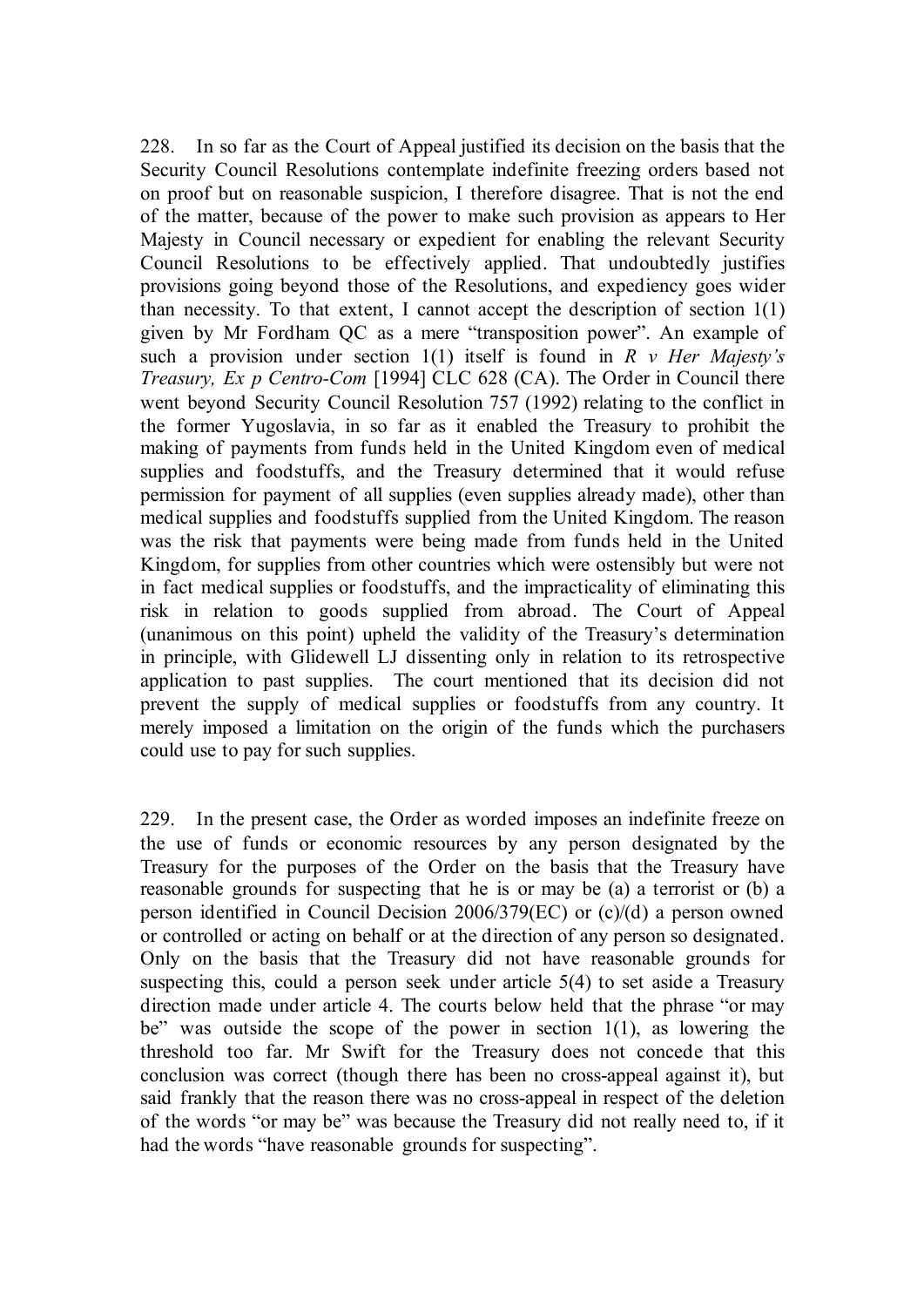228. In so far as the Court of Appeal justified its decision on the basis that the Security Council Resolutions contemplate indefinite freezing orders based not on proof but on reasonable suspicion, I therefore disagree. That is not the end of the matter, because of the power to make such provision as appears to Her Majesty in Council necessary or expedient for enabling the relevant Security Council Resolutions to be effectively applied. That undoubtedly justifies provisions going beyond those of the Resolutions, and expediency goes wider than necessity. To that extent, I cannot accept the description of section 1(1) given by Mr Fordham QC as a mere "transposition power". An example of such a provision under section 1(1) itself is found in *R v Her Majesty's Treasury, Ex p Centro-Com* [1994] CLC 628 (CA). The Order in Council there went beyond Security Council Resolution 757 (1992) relating to the conflict in the former Yugoslavia, in so far as it enabled the Treasury to prohibit the making of payments from funds held in the United Kingdom even of medical supplies and foodstuffs, and the Treasury determined that it would refuse permission for payment of all supplies (even supplies already made), other than medical supplies and foodstuffs supplied from the United Kingdom. The reason was the risk that payments were being made from funds held in the United Kingdom, for supplies from other countries which were ostensibly but were not in fact medical supplies or foodstuffs, and the impracticality of eliminating this risk in relation to goods supplied from abroad. The Court of Appeal (unanimous on this point) upheld the validity of the Treasury's determination in principle, with Glidewell LJ dissenting only in relation to its retrospective application to past supplies. The court mentioned that its decision did not prevent the supply of medical supplies or foodstuffs from any country. It merely imposed a limitation on the origin of the funds which the purchasers could use to pay for such supplies.

229. In the present case, the Order as worded imposes an indefinite freeze on the use of funds or economic resources by any person designated by the Treasury for the purposes of the Order on the basis that the Treasury have reasonable grounds for suspecting that he is or may be (a) a terrorist or (b) a person identified in Council Decision 2006/379(EC) or (c)/(d) a person owned or controlled or acting on behalf or at the direction of any person so designated. Only on the basis that the Treasury did not have reasonable grounds for suspecting this, could a person seek under article 5(4) to set aside a Treasury direction made under article 4. The courts below held that the phrase "or may be" was outside the scope of the power in section 1(1), as lowering the threshold too far. Mr Swift for the Treasury does not concede that this conclusion was correct (though there has been no cross-appeal against it), but said frankly that the reason there was no cross-appeal in respect of the deletion of the words "or may be" was because the Treasury did not really need to, if it had the words "have reasonable grounds for suspecting".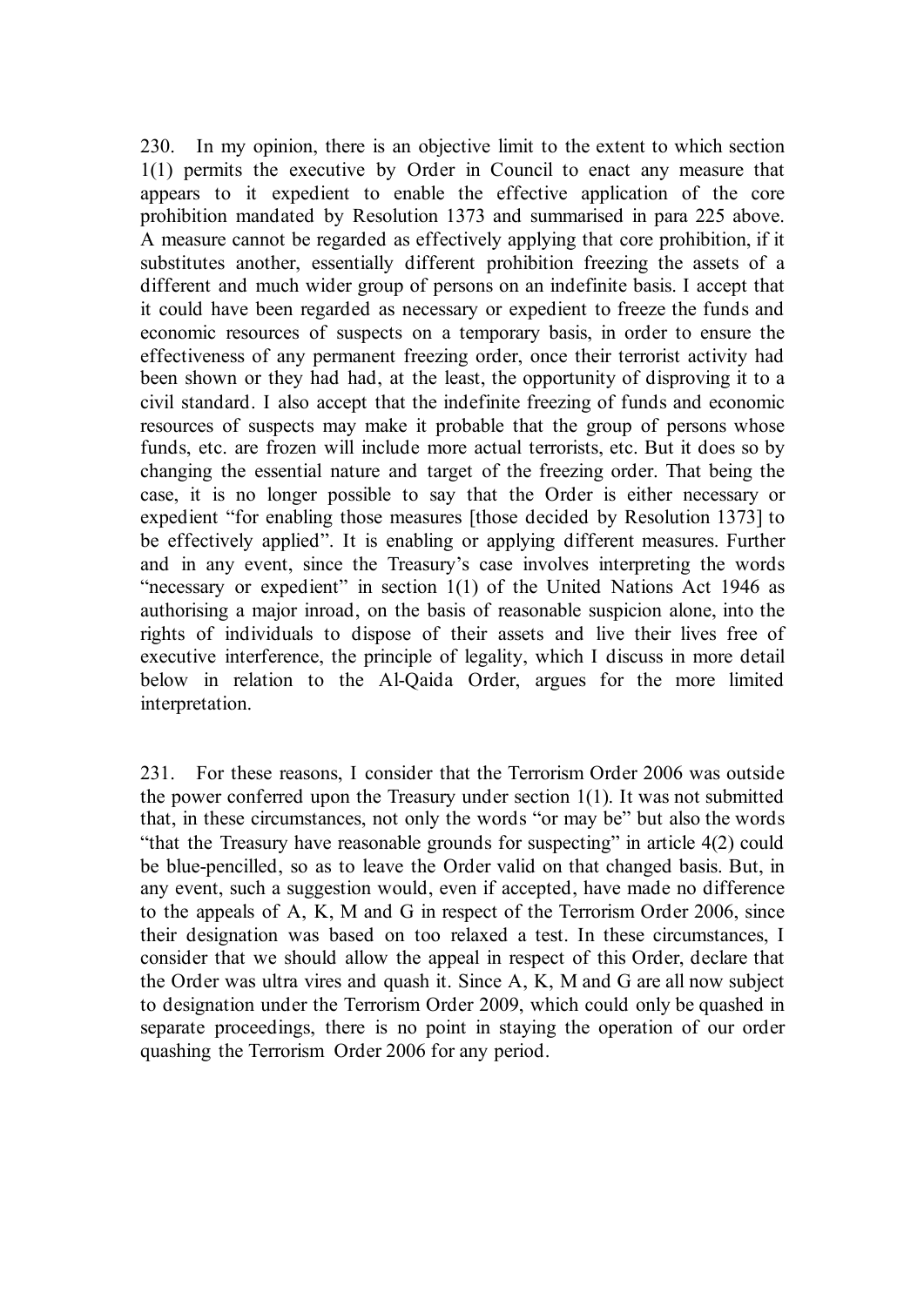230. In my opinion, there is an objective limit to the extent to which section 1(1) permits the executive by Order in Council to enact any measure that appears to it expedient to enable the effective application of the core prohibition mandated by Resolution 1373 and summarised in para 225 above. A measure cannot be regarded as effectively applying that core prohibition, if it substitutes another, essentially different prohibition freezing the assets of a different and much wider group of persons on an indefinite basis. I accept that it could have been regarded as necessary or expedient to freeze the funds and economic resources of suspects on a temporary basis, in order to ensure the effectiveness of any permanent freezing order, once their terrorist activity had been shown or they had had, at the least, the opportunity of disproving it to a civil standard. I also accept that the indefinite freezing of funds and economic resources of suspects may make it probable that the group of persons whose funds, etc. are frozen will include more actual terrorists, etc. But it does so by changing the essential nature and target of the freezing order. That being the case, it is no longer possible to say that the Order is either necessary or expedient "for enabling those measures [those decided by Resolution 1373] to be effectively applied". It is enabling or applying different measures. Further and in any event, since the Treasury's case involves interpreting the words "necessary or expedient" in section 1(1) of the United Nations Act 1946 as authorising a major inroad, on the basis of reasonable suspicion alone, into the rights of individuals to dispose of their assets and live their lives free of executive interference, the principle of legality, which I discuss in more detail below in relation to the Al-Qaida Order, argues for the more limited interpretation.

231. For these reasons, I consider that the Terrorism Order 2006 was outside the power conferred upon the Treasury under section 1(1). It was not submitted that, in these circumstances, not only the words "or may be" but also the words "that the Treasury have reasonable grounds for suspecting" in article 4(2) could be blue-pencilled, so as to leave the Order valid on that changed basis. But, in any event, such a suggestion would, even if accepted, have made no difference to the appeals of A, K, M and G in respect of the Terrorism Order 2006, since their designation was based on too relaxed a test. In these circumstances, I consider that we should allow the appeal in respect of this Order, declare that the Order was ultra vires and quash it. Since A, K, M and G are all now subject to designation under the Terrorism Order 2009, which could only be quashed in separate proceedings, there is no point in staying the operation of our order quashing the Terrorism Order 2006 for any period.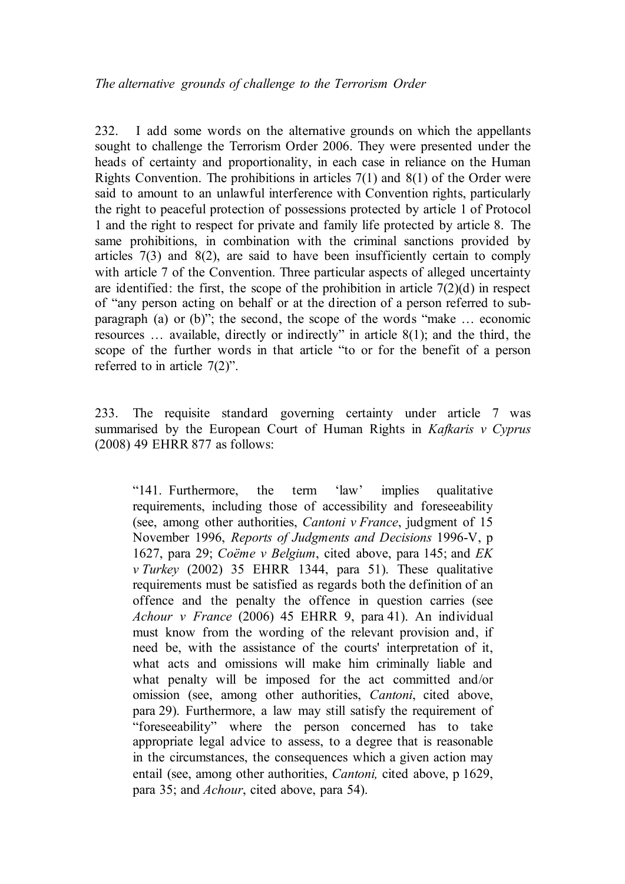*The alternative grounds of challenge to the Terrorism Order*

232. I add some words on the alternative grounds on which the appellants sought to challenge the Terrorism Order 2006. They were presented under the heads of certainty and proportionality, in each case in reliance on the Human Rights Convention. The prohibitions in articles 7(1) and 8(1) of the Order were said to amount to an unlawful interference with Convention rights, particularly the right to peaceful protection of possessions protected by article 1 of Protocol 1 and the right to respect for private and family life protected by article 8. The same prohibitions, in combination with the criminal sanctions provided by articles 7(3) and 8(2), are said to have been insufficiently certain to comply with article 7 of the Convention. Three particular aspects of alleged uncertainty are identified: the first, the scope of the prohibition in article 7(2)(d) in respect of "any person acting on behalf or at the direction of a person referred to sub-paragraph (a) or (b)"; the second, the scope of the words "make … economic resources … available, directly or indirectly" in article 8(1); and the third, the scope of the further words in that article "to or for the benefit of a person referred to in article 7(2)".

233. The requisite standard governing certainty under article 7 was summarised by the European Court of Human Rights in *Kafkaris v Cyprus* (2008) 49 EHRR 877 as follows:

> "141. Furthermore, the term 'law' implies qualitative requirements, including those of accessibility and foreseeability (see, among other authorities, *Cantoni v France*, judgment of 15 November 1996, *Reports of Judgments and Decisions* 1996-V, p 1627, para 29; *Coëme v Belgium*, cited above, para 145; and *EK v Turkey* (2002) 35 EHRR 1344, para 51). These qualitative requirements must be satisfied as regards both the definition of an offence and the penalty the offence in question carries (see *Achour v France* (2006) 45 EHRR 9, para 41). An individual must know from the wording of the relevant provision and, if need be, with the assistance of the courts' interpretation of it, what acts and omissions will make him criminally liable and what penalty will be imposed for the act committed and/or omission (see, among other authorities, *Cantoni*, cited above, para 29). Furthermore, a law may still satisfy the requirement of "foreseeability" where the person concerned has to take appropriate legal advice to assess, to a degree that is reasonable in the circumstances, the consequences which a given action may entail (see, among other authorities, *Cantoni,* cited above, p 1629, para 35; and *Achour*, cited above, para 54).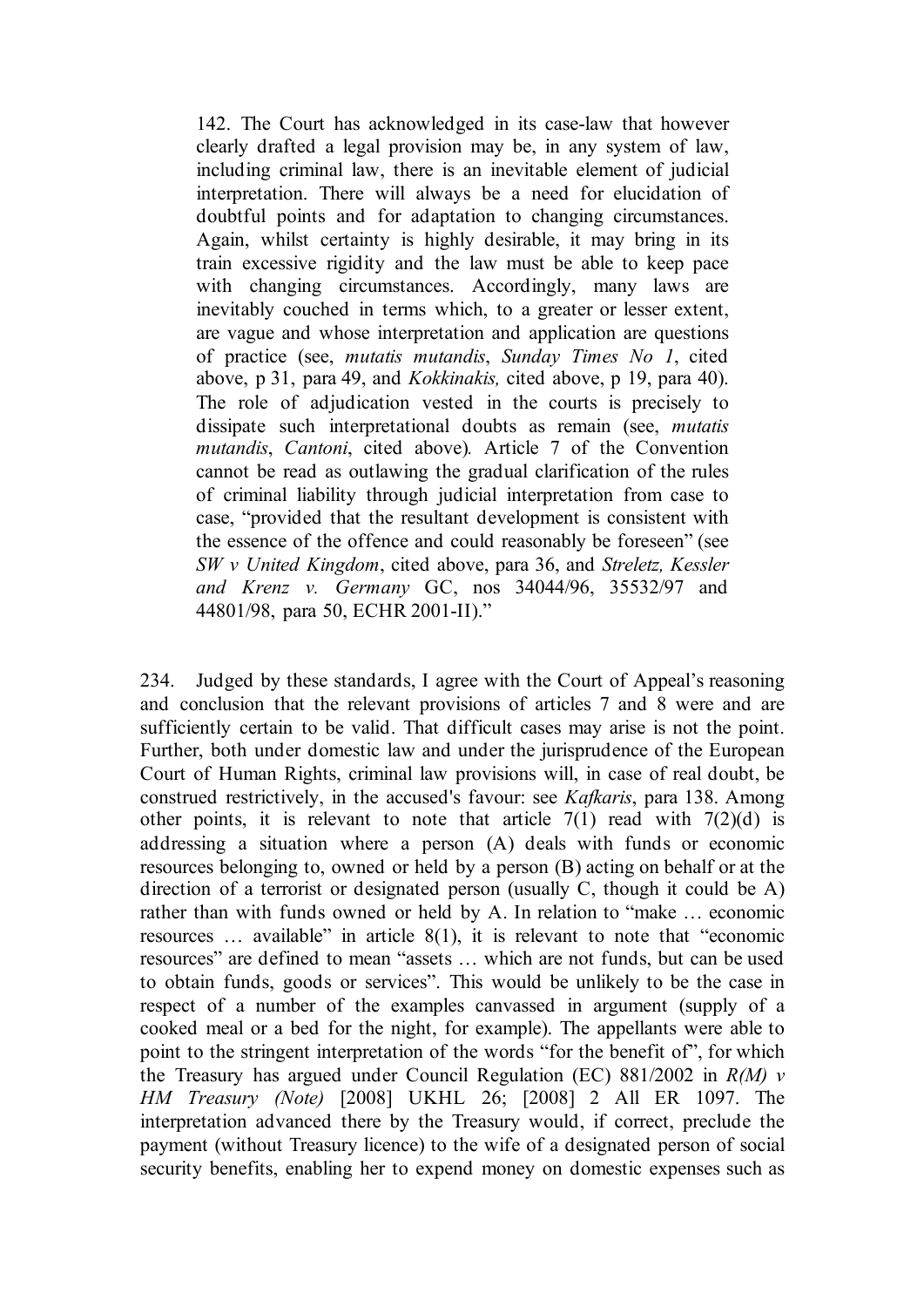> 142. The Court has acknowledged in its case-law that however clearly drafted a legal provision may be, in any system of law, including criminal law, there is an inevitable element of judicial interpretation. There will always be a need for elucidation of doubtful points and for adaptation to changing circumstances. Again, whilst certainty is highly desirable, it may bring in its train excessive rigidity and the law must be able to keep pace with changing circumstances. Accordingly, many laws are inevitably couched in terms which, to a greater or lesser extent, are vague and whose interpretation and application are questions of practice (see, *mutatis mutandis*, *Sunday Times No 1*, cited above, p 31, para 49, and *Kokkinakis,* cited above, p 19, para 40). The role of adjudication vested in the courts is precisely to dissipate such interpretational doubts as remain (see, *mutatis mutandis*, *Cantoni*, cited above)*.* Article 7 of the Convention cannot be read as outlawing the gradual clarification of the rules of criminal liability through judicial interpretation from case to case, "provided that the resultant development is consistent with the essence of the offence and could reasonably be foreseen" (see *SW v United Kingdom*, cited above, para 36, and *Streletz, Kessler and Krenz v. Germany* GC, nos 34044/96, 35532/97 and 44801/98, para 50, ECHR 2001-II)."

234. Judged by these standards, I agree with the Court of Appeal's reasoning and conclusion that the relevant provisions of articles 7 and 8 were and are sufficiently certain to be valid. That difficult cases may arise is not the point. Further, both under domestic law and under the jurisprudence of the European Court of Human Rights, criminal law provisions will, in case of real doubt, be construed restrictively, in the accused's favour: see *Kafkaris*, para 138. Among other points, it is relevant to note that article 7(1) read with 7(2)(d) is addressing a situation where a person (A) deals with funds or economic resources belonging to, owned or held by a person (B) acting on behalf or at the direction of a terrorist or designated person (usually C, though it could be A) rather than with funds owned or held by A. In relation to "make … economic resources … available" in article 8(1), it is relevant to note that "economic resources" are defined to mean "assets … which are not funds, but can be used to obtain funds, goods or services". This would be unlikely to be the case in respect of a number of the examples canvassed in argument (supply of a cooked meal or a bed for the night, for example). The appellants were able to point to the stringent interpretation of the words "for the benefit of", for which the Treasury has argued under Council Regulation (EC) 881/2002 in *R(M) v HM Treasury (Note)* [2008] UKHL 26; [2008] 2 All ER 1097. The interpretation advanced there by the Treasury would, if correct, preclude the payment (without Treasury licence) to the wife of a designated person of social security benefits, enabling her to expend money on domestic expenses such as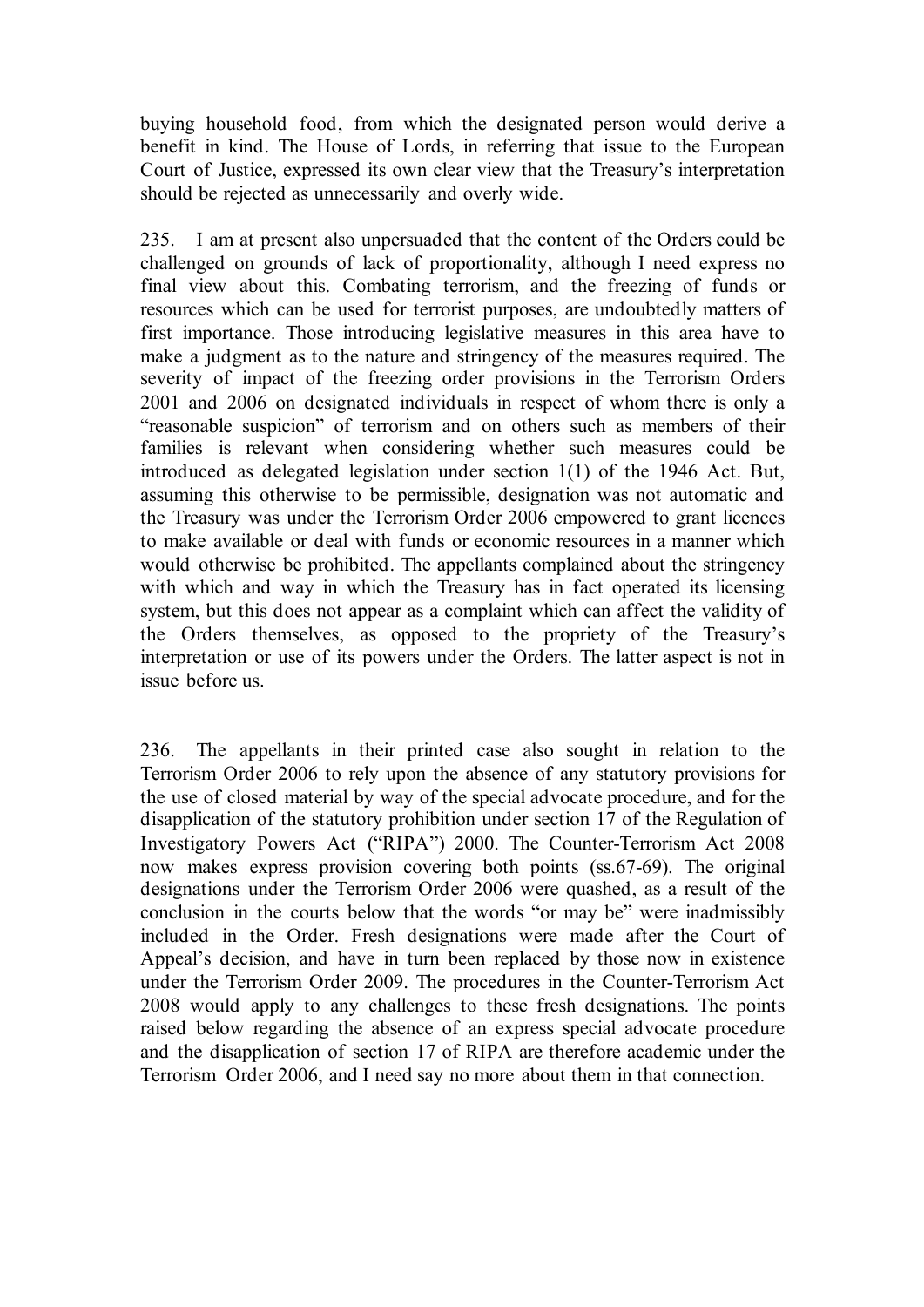buying household food, from which the designated person would derive a benefit in kind. The House of Lords, in referring that issue to the European Court of Justice, expressed its own clear view that the Treasury's interpretation should be rejected as unnecessarily and overly wide.

235. I am at present also unpersuaded that the content of the Orders could be challenged on grounds of lack of proportionality, although I need express no final view about this. Combating terrorism, and the freezing of funds or resources which can be used for terrorist purposes, are undoubtedly matters of first importance. Those introducing legislative measures in this area have to make a judgment as to the nature and stringency of the measures required. The severity of impact of the freezing order provisions in the Terrorism Orders 2001 and 2006 on designated individuals in respect of whom there is only a "reasonable suspicion" of terrorism and on others such as members of their families is relevant when considering whether such measures could be introduced as delegated legislation under section 1(1) of the 1946 Act. But, assuming this otherwise to be permissible, designation was not automatic and the Treasury was under the Terrorism Order 2006 empowered to grant licences to make available or deal with funds or economic resources in a manner which would otherwise be prohibited. The appellants complained about the stringency with which and way in which the Treasury has in fact operated its licensing system, but this does not appear as a complaint which can affect the validity of the Orders themselves, as opposed to the propriety of the Treasury's interpretation or use of its powers under the Orders. The latter aspect is not in issue before us.

236. The appellants in their printed case also sought in relation to the Terrorism Order 2006 to rely upon the absence of any statutory provisions for the use of closed material by way of the special advocate procedure, and for the disapplication of the statutory prohibition under section 17 of the Regulation of Investigatory Powers Act ("RIPA") 2000. The Counter-Terrorism Act 2008 now makes express provision covering both points (ss.67-69). The original designations under the Terrorism Order 2006 were quashed, as a result of the conclusion in the courts below that the words "or may be" were inadmissibly included in the Order. Fresh designations were made after the Court of Appeal's decision, and have in turn been replaced by those now in existence under the Terrorism Order 2009. The procedures in the Counter-Terrorism Act 2008 would apply to any challenges to these fresh designations. The points raised below regarding the absence of an express special advocate procedure and the disapplication of section 17 of RIPA are therefore academic under the Terrorism Order 2006, and I need say no more about them in that connection.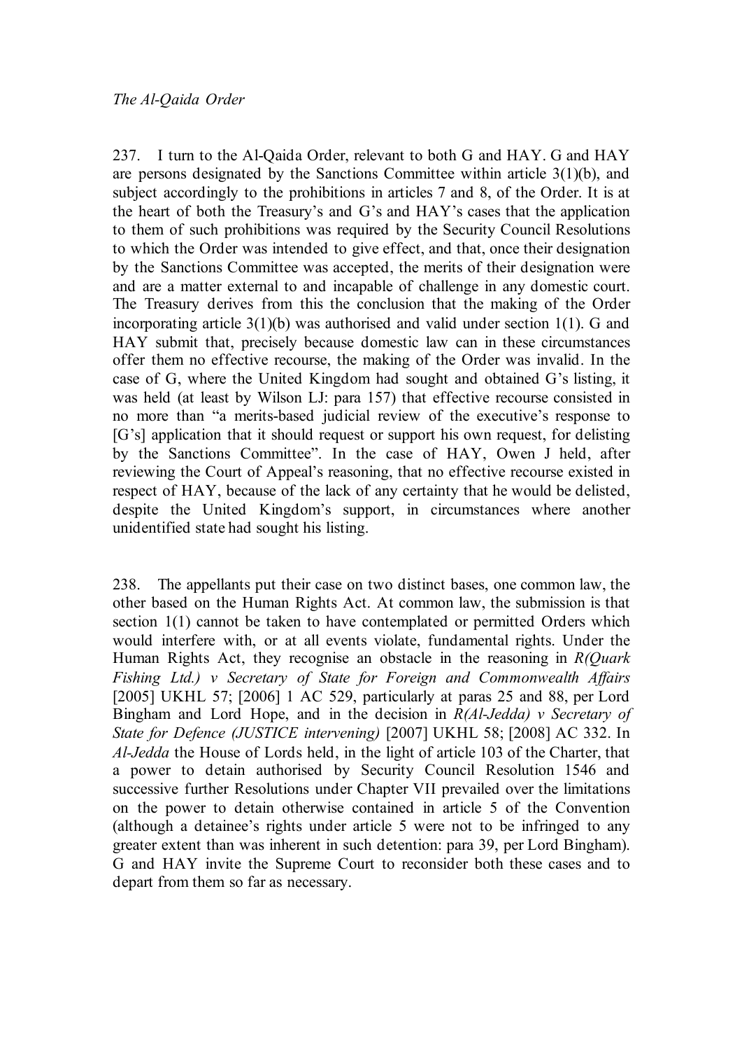*The Al-Qaida Order*

237. I turn to the Al-Qaida Order, relevant to both G and HAY. G and HAY are persons designated by the Sanctions Committee within article 3(1)(b), and subject accordingly to the prohibitions in articles 7 and 8, of the Order. It is at the heart of both the Treasury's and G's and HAY's cases that the application to them of such prohibitions was required by the Security Council Resolutions to which the Order was intended to give effect, and that, once their designation by the Sanctions Committee was accepted, the merits of their designation were and are a matter external to and incapable of challenge in any domestic court. The Treasury derives from this the conclusion that the making of the Order incorporating article 3(1)(b) was authorised and valid under section 1(1). G and HAY submit that, precisely because domestic law can in these circumstances offer them no effective recourse, the making of the Order was invalid. In the case of G, where the United Kingdom had sought and obtained G's listing, it was held (at least by Wilson LJ: para 157) that effective recourse consisted in no more than "a merits-based judicial review of the executive's response to [G's] application that it should request or support his own request, for delisting by the Sanctions Committee". In the case of HAY, Owen J held, after reviewing the Court of Appeal's reasoning, that no effective recourse existed in respect of HAY, because of the lack of any certainty that he would be delisted, despite the United Kingdom's support, in circumstances where another unidentified state had sought his listing.

238. The appellants put their case on two distinct bases, one common law, the other based on the Human Rights Act. At common law, the submission is that section 1(1) cannot be taken to have contemplated or permitted Orders which would interfere with, or at all events violate, fundamental rights. Under the Human Rights Act, they recognise an obstacle in the reasoning in *R(Quark Fishing Ltd.) v Secretary of State for Foreign and Commonwealth Affairs* [2005] UKHL 57; [2006] 1 AC 529, particularly at paras 25 and 88, per Lord Bingham and Lord Hope, and in the decision in *R(Al-Jedda) v Secretary of State for Defence (JUSTICE intervening)* [2007] UKHL 58; [2008] AC 332. In *Al-Jedda* the House of Lords held, in the light of article 103 of the Charter, that a power to detain authorised by Security Council Resolution 1546 and successive further Resolutions under Chapter VII prevailed over the limitations on the power to detain otherwise contained in article 5 of the Convention (although a detainee's rights under article 5 were not to be infringed to any greater extent than was inherent in such detention: para 39, per Lord Bingham). G and HAY invite the Supreme Court to reconsider both these cases and to depart from them so far as necessary.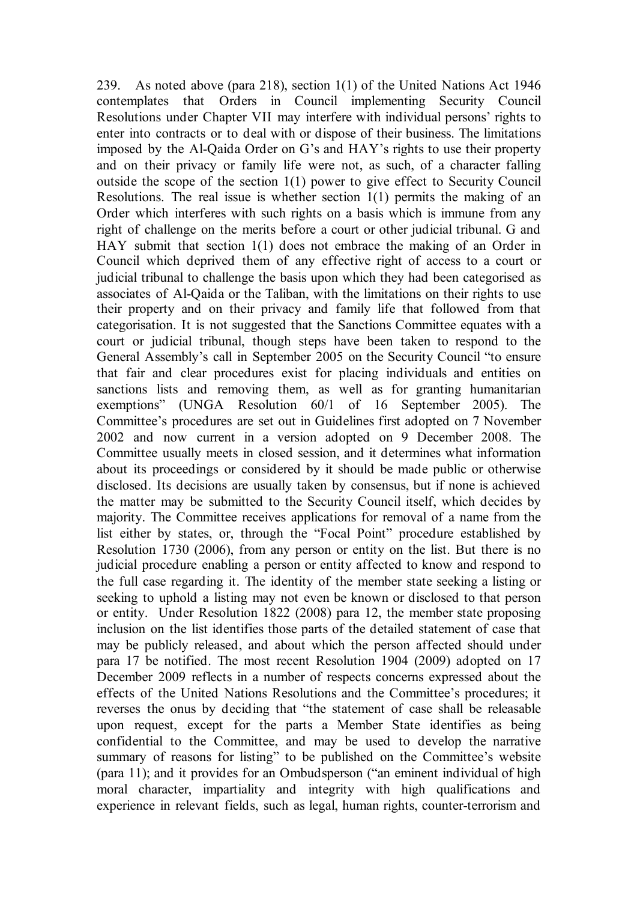239. As noted above (para 218), section 1(1) of the United Nations Act 1946 contemplates that Orders in Council implementing Security Council Resolutions under Chapter VII may interfere with individual persons' rights to enter into contracts or to deal with or dispose of their business. The limitations imposed by the Al-Qaida Order on G's and HAY's rights to use their property and on their privacy or family life were not, as such, of a character falling outside the scope of the section 1(1) power to give effect to Security Council Resolutions. The real issue is whether section 1(1) permits the making of an Order which interferes with such rights on a basis which is immune from any right of challenge on the merits before a court or other judicial tribunal. G and HAY submit that section 1(1) does not embrace the making of an Order in Council which deprived them of any effective right of access to a court or judicial tribunal to challenge the basis upon which they had been categorised as associates of Al-Qaida or the Taliban, with the limitations on their rights to use their property and on their privacy and family life that followed from that categorisation. It is not suggested that the Sanctions Committee equates with a court or judicial tribunal, though steps have been taken to respond to the General Assembly's call in September 2005 on the Security Council "to ensure that fair and clear procedures exist for placing individuals and entities on sanctions lists and removing them, as well as for granting humanitarian exemptions" (UNGA Resolution 60/1 of 16 September 2005). The Committee's procedures are set out in Guidelines first adopted on 7 November 2002 and now current in a version adopted on 9 December 2008. The Committee usually meets in closed session, and it determines what information about its proceedings or considered by it should be made public or otherwise disclosed. Its decisions are usually taken by consensus, but if none is achieved the matter may be submitted to the Security Council itself, which decides by majority. The Committee receives applications for removal of a name from the list either by states, or, through the "Focal Point" procedure established by Resolution 1730 (2006), from any person or entity on the list. But there is no judicial procedure enabling a person or entity affected to know and respond to the full case regarding it. The identity of the member state seeking a listing or seeking to uphold a listing may not even be known or disclosed to that person or entity. Under Resolution 1822 (2008) para 12, the member state proposing inclusion on the list identifies those parts of the detailed statement of case that may be publicly released, and about which the person affected should under para 17 be notified. The most recent Resolution 1904 (2009) adopted on 17 December 2009 reflects in a number of respects concerns expressed about the effects of the United Nations Resolutions and the Committee's procedures; it reverses the onus by deciding that "the statement of case shall be releasable upon request, except for the parts a Member State identifies as being confidential to the Committee, and may be used to develop the narrative summary of reasons for listing" to be published on the Committee's website (para 11); and it provides for an Ombudsperson ("an eminent individual of high moral character, impartiality and integrity with high qualifications and experience in relevant fields, such as legal, human rights, counter-terrorism and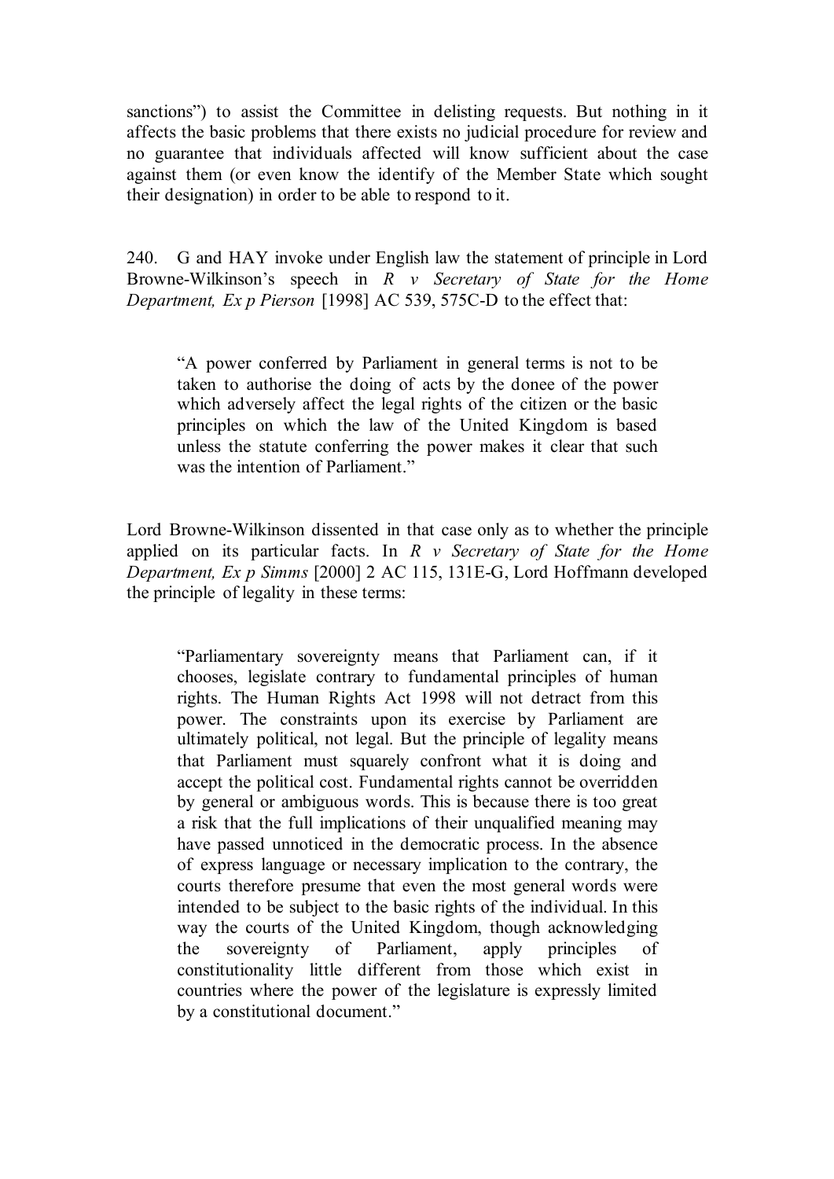sanctions") to assist the Committee in delisting requests. But nothing in it affects the basic problems that there exists no judicial procedure for review and no guarantee that individuals affected will know sufficient about the case against them (or even know the identify of the Member State which sought their designation) in order to be able to respond to it.

240. G and HAY invoke under English law the statement of principle in Lord Browne-Wilkinson's speech in *R v Secretary of State for the Home Department, Ex p Pierson* [1998] AC 539, 575C-D to the effect that:

> "A power conferred by Parliament in general terms is not to be taken to authorise the doing of acts by the donee of the power which adversely affect the legal rights of the citizen or the basic principles on which the law of the United Kingdom is based unless the statute conferring the power makes it clear that such was the intention of Parliament."

Lord Browne-Wilkinson dissented in that case only as to whether the principle applied on its particular facts. In *R v Secretary of State for the Home Department, Ex p Simms* [2000] 2 AC 115, 131E-G, Lord Hoffmann developed the principle of legality in these terms:

> "Parliamentary sovereignty means that Parliament can, if it chooses, legislate contrary to fundamental principles of human rights. The Human Rights Act 1998 will not detract from this power. The constraints upon its exercise by Parliament are ultimately political, not legal. But the principle of legality means that Parliament must squarely confront what it is doing and accept the political cost. Fundamental rights cannot be overridden by general or ambiguous words. This is because there is too great a risk that the full implications of their unqualified meaning may have passed unnoticed in the democratic process. In the absence of express language or necessary implication to the contrary, the courts therefore presume that even the most general words were intended to be subject to the basic rights of the individual. In this way the courts of the United Kingdom, though acknowledging the sovereignty of Parliament, apply principles of constitutionality little different from those which exist in countries where the power of the legislature is expressly limited by a constitutional document."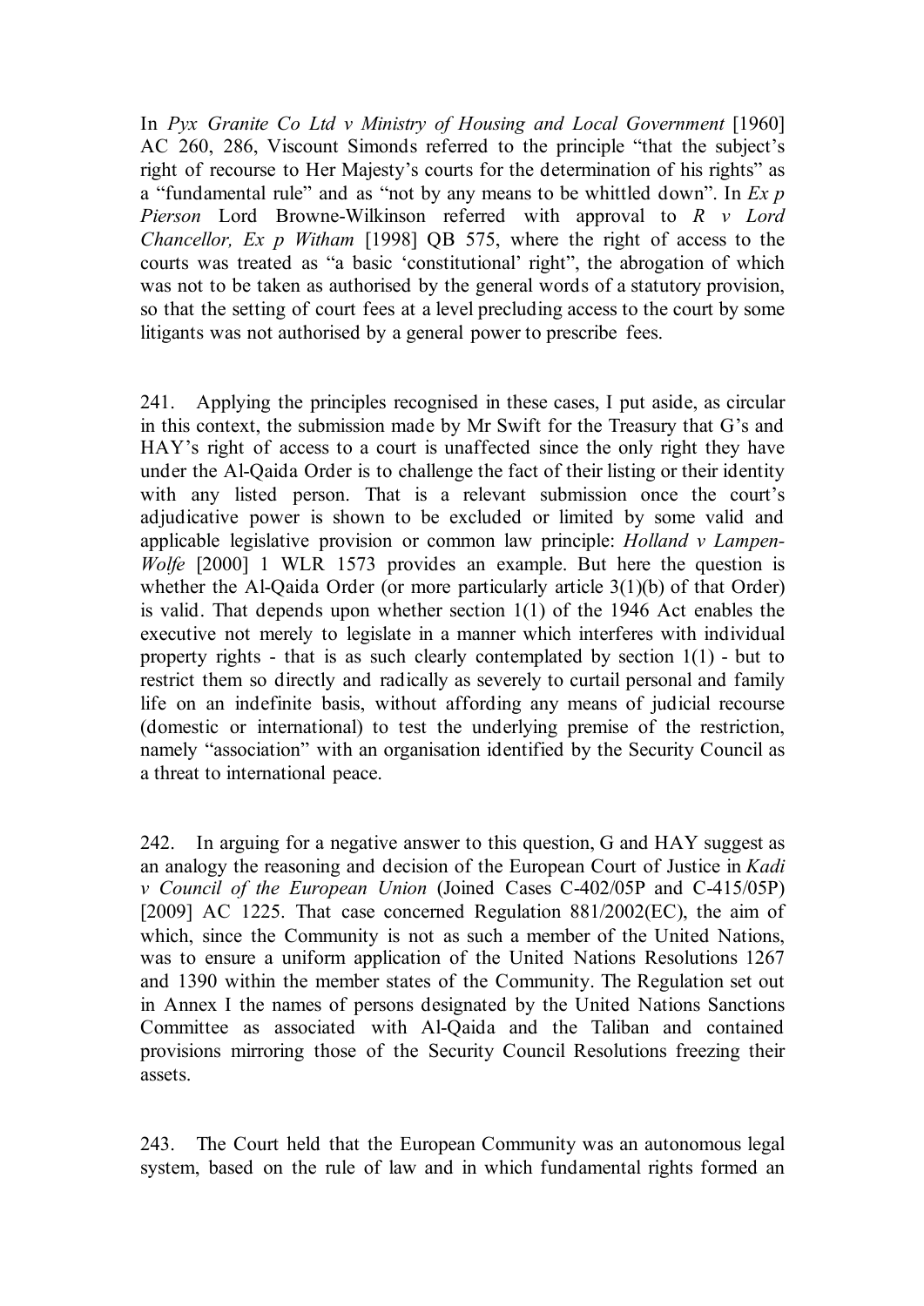In *Pyx Granite Co Ltd v Ministry of Housing and Local Government* [1960] AC 260, 286, Viscount Simonds referred to the principle "that the subject's right of recourse to Her Majesty's courts for the determination of his rights" as a "fundamental rule" and as "not by any means to be whittled down". In *Ex p Pierson* Lord Browne-Wilkinson referred with approval to *R v Lord Chancellor, Ex p Witham* [1998] QB 575, where the right of access to the courts was treated as "a basic 'constitutional' right", the abrogation of which was not to be taken as authorised by the general words of a statutory provision, so that the setting of court fees at a level precluding access to the court by some litigants was not authorised by a general power to prescribe fees.

241. Applying the principles recognised in these cases, I put aside, as circular in this context, the submission made by Mr Swift for the Treasury that G's and HAY's right of access to a court is unaffected since the only right they have under the Al-Qaida Order is to challenge the fact of their listing or their identity with any listed person. That is a relevant submission once the court's adjudicative power is shown to be excluded or limited by some valid and applicable legislative provision or common law principle: *Holland v Lampen-Wolfe* [2000] 1 WLR 1573 provides an example. But here the question is whether the Al-Qaida Order (or more particularly article 3(1)(b) of that Order) is valid. That depends upon whether section 1(1) of the 1946 Act enables the executive not merely to legislate in a manner which interferes with individual property rights - that is as such clearly contemplated by section 1(1) - but to restrict them so directly and radically as severely to curtail personal and family life on an indefinite basis, without affording any means of judicial recourse (domestic or international) to test the underlying premise of the restriction, namely "association" with an organisation identified by the Security Council as a threat to international peace.

242. In arguing for a negative answer to this question, G and HAY suggest as an analogy the reasoning and decision of the European Court of Justice in *Kadi v Council of the European Union* (Joined Cases C-402/05P and C-415/05P) [2009] AC 1225. That case concerned Regulation 881/2002(EC), the aim of which, since the Community is not as such a member of the United Nations, was to ensure a uniform application of the United Nations Resolutions 1267 and 1390 within the member states of the Community. The Regulation set out in Annex I the names of persons designated by the United Nations Sanctions Committee as associated with Al-Qaida and the Taliban and contained provisions mirroring those of the Security Council Resolutions freezing their assets.

243. The Court held that the European Community was an autonomous legal system, based on the rule of law and in which fundamental rights formed an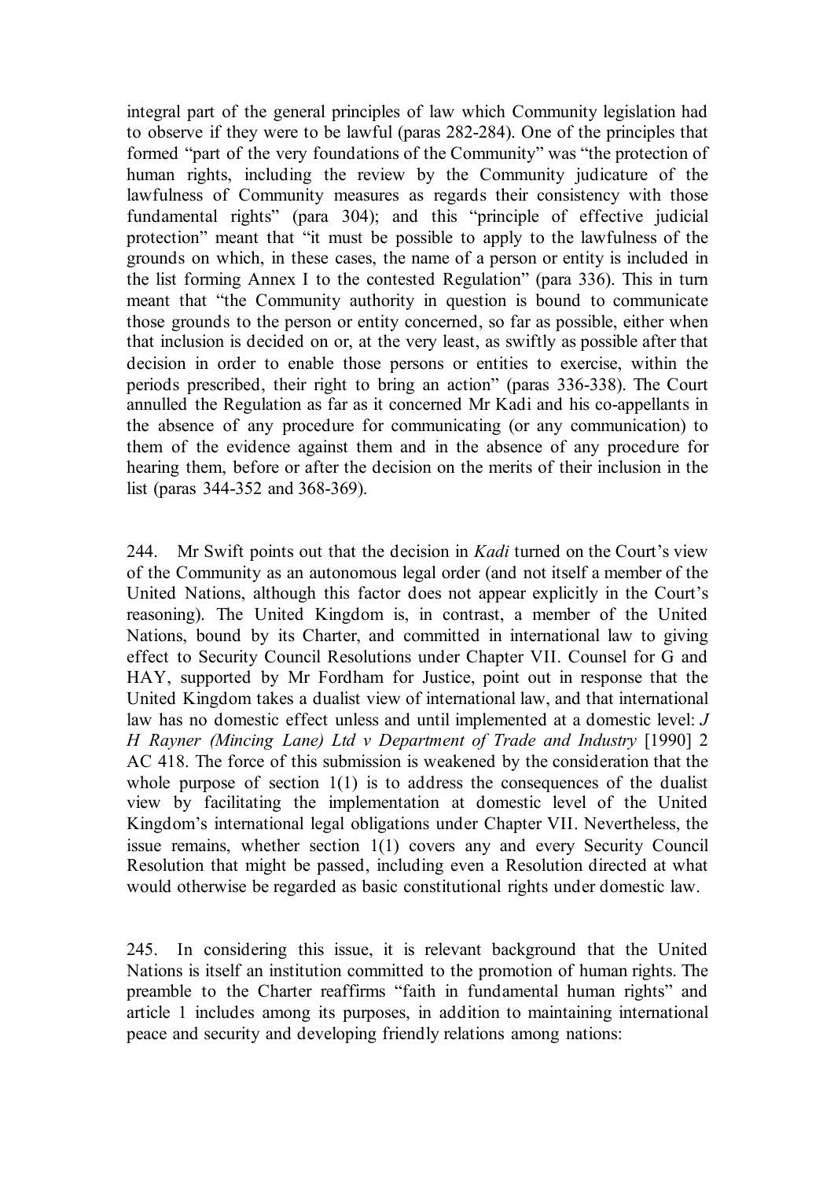integral part of the general principles of law which Community legislation had to observe if they were to be lawful (paras 282-284). One of the principles that formed "part of the very foundations of the Community" was "the protection of human rights, including the review by the Community judicature of the lawfulness of Community measures as regards their consistency with those fundamental rights" (para 304); and this "principle of effective judicial protection" meant that "it must be possible to apply to the lawfulness of the grounds on which, in these cases, the name of a person or entity is included in the list forming Annex I to the contested Regulation" (para 336). This in turn meant that "the Community authority in question is bound to communicate those grounds to the person or entity concerned, so far as possible, either when that inclusion is decided on or, at the very least, as swiftly as possible after that decision in order to enable those persons or entities to exercise, within the periods prescribed, their right to bring an action" (paras 336-338). The Court annulled the Regulation as far as it concerned Mr Kadi and his co-appellants in the absence of any procedure for communicating (or any communication) to them of the evidence against them and in the absence of any procedure for hearing them, before or after the decision on the merits of their inclusion in the list (paras 344-352 and 368-369).

244. Mr Swift points out that the decision in *Kadi* turned on the Court's view of the Community as an autonomous legal order (and not itself a member of the United Nations, although this factor does not appear explicitly in the Court's reasoning). The United Kingdom is, in contrast, a member of the United Nations, bound by its Charter, and committed in international law to giving effect to Security Council Resolutions under Chapter VII. Counsel for G and HAY, supported by Mr Fordham for Justice, point out in response that the United Kingdom takes a dualist view of international law, and that international law has no domestic effect unless and until implemented at a domestic level: *J H Rayner (Mincing Lane) Ltd v Department of Trade and Industry* [1990] 2 AC 418. The force of this submission is weakened by the consideration that the whole purpose of section 1(1) is to address the consequences of the dualist view by facilitating the implementation at domestic level of the United Kingdom's international legal obligations under Chapter VII. Nevertheless, the issue remains, whether section 1(1) covers any and every Security Council Resolution that might be passed, including even a Resolution directed at what would otherwise be regarded as basic constitutional rights under domestic law.

245. In considering this issue, it is relevant background that the United Nations is itself an institution committed to the promotion of human rights. The preamble to the Charter reaffirms "faith in fundamental human rights" and article 1 includes among its purposes, in addition to maintaining international peace and security and developing friendly relations among nations: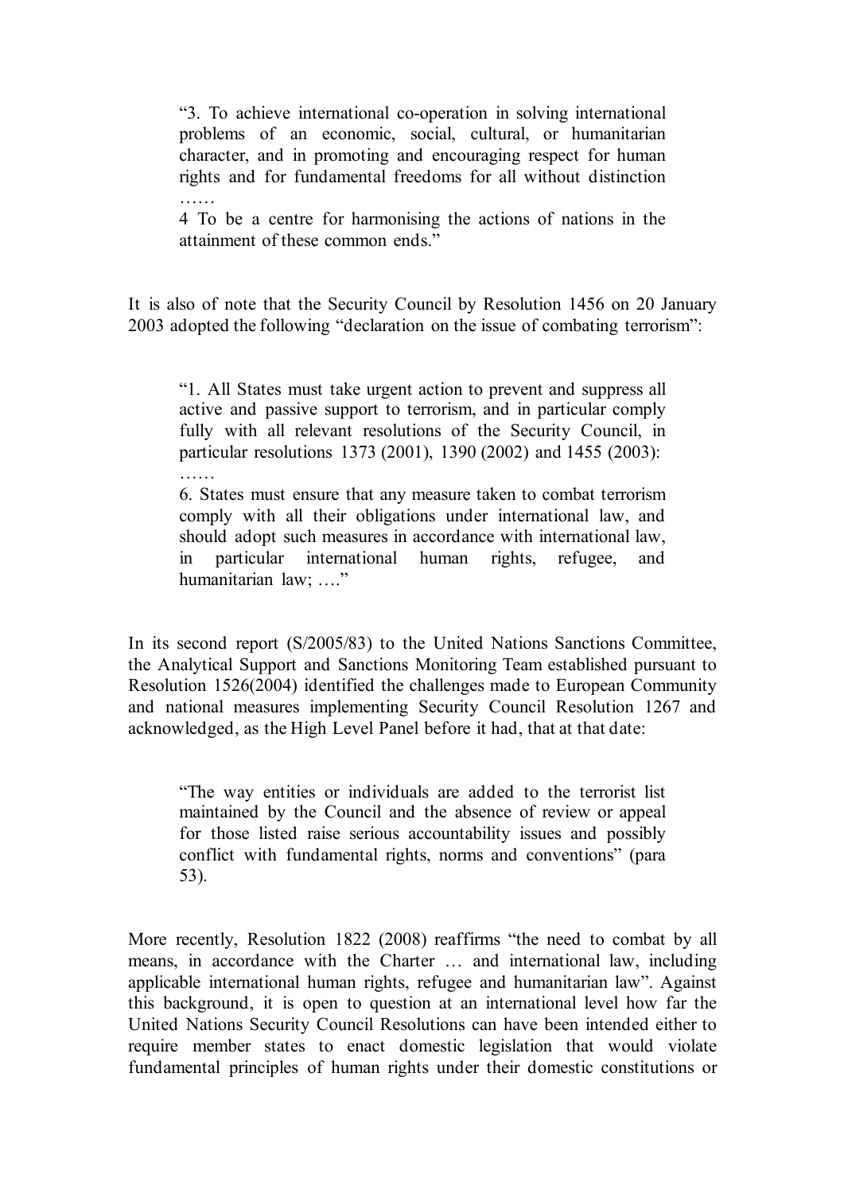> "3. To achieve international co-operation in solving international problems of an economic, social, cultural, or humanitarian character, and in promoting and encouraging respect for human rights and for fundamental freedoms for all without distinction ……
>
> 4 To be a centre for harmonising the actions of nations in the attainment of these common ends."

It is also of note that the Security Council by Resolution 1456 on 20 January 2003 adopted the following "declaration on the issue of combating terrorism":

> "1. All States must take urgent action to prevent and suppress all active and passive support to terrorism, and in particular comply fully with all relevant resolutions of the Security Council, in particular resolutions 1373 (2001), 1390 (2002) and 1455 (2003): ……
>
> 6. States must ensure that any measure taken to combat terrorism comply with all their obligations under international law, and should adopt such measures in accordance with international law, in particular international human rights, refugee, and humanitarian law; …."

In its second report (S/2005/83) to the United Nations Sanctions Committee, the Analytical Support and Sanctions Monitoring Team established pursuant to Resolution 1526(2004) identified the challenges made to European Community and national measures implementing Security Council Resolution 1267 and acknowledged, as the High Level Panel before it had, that at that date:

> "The way entities or individuals are added to the terrorist list maintained by the Council and the absence of review or appeal for those listed raise serious accountability issues and possibly conflict with fundamental rights, norms and conventions" (para 53).

More recently, Resolution 1822 (2008) reaffirms "the need to combat by all means, in accordance with the Charter … and international law, including applicable international human rights, refugee and humanitarian law". Against this background, it is open to question at an international level how far the United Nations Security Council Resolutions can have been intended either to require member states to enact domestic legislation that would violate fundamental principles of human rights under their domestic constitutions or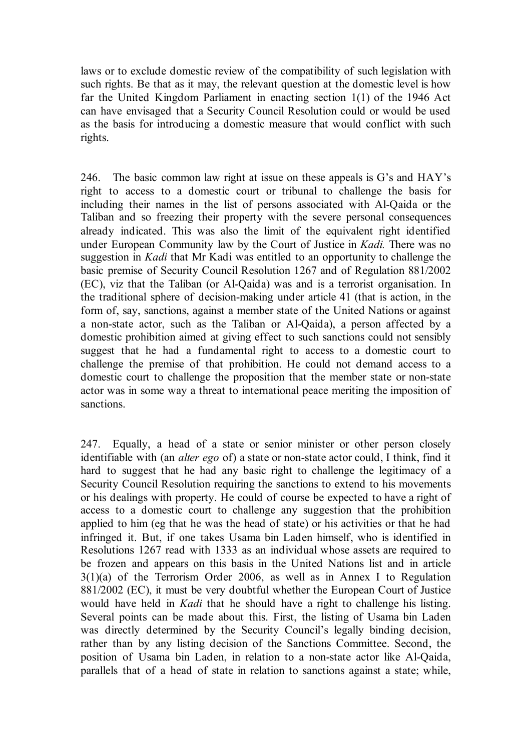laws or to exclude domestic review of the compatibility of such legislation with such rights. Be that as it may, the relevant question at the domestic level is how far the United Kingdom Parliament in enacting section 1(1) of the 1946 Act can have envisaged that a Security Council Resolution could or would be used as the basis for introducing a domestic measure that would conflict with such rights.

246. The basic common law right at issue on these appeals is G's and HAY's right to access to a domestic court or tribunal to challenge the basis for including their names in the list of persons associated with Al-Qaida or the Taliban and so freezing their property with the severe personal consequences already indicated. This was also the limit of the equivalent right identified under European Community law by the Court of Justice in *Kadi.* There was no suggestion in *Kadi* that Mr Kadi was entitled to an opportunity to challenge the basic premise of Security Council Resolution 1267 and of Regulation 881/2002 (EC), viz that the Taliban (or Al-Qaida) was and is a terrorist organisation. In the traditional sphere of decision-making under article 41 (that is action, in the form of, say, sanctions, against a member state of the United Nations or against a non-state actor, such as the Taliban or Al-Qaida), a person affected by a domestic prohibition aimed at giving effect to such sanctions could not sensibly suggest that he had a fundamental right to access to a domestic court to challenge the premise of that prohibition. He could not demand access to a domestic court to challenge the proposition that the member state or non-state actor was in some way a threat to international peace meriting the imposition of sanctions.

247. Equally, a head of a state or senior minister or other person closely identifiable with (an *alter ego* of) a state or non-state actor could, I think, find it hard to suggest that he had any basic right to challenge the legitimacy of a Security Council Resolution requiring the sanctions to extend to his movements or his dealings with property. He could of course be expected to have a right of access to a domestic court to challenge any suggestion that the prohibition applied to him (eg that he was the head of state) or his activities or that he had infringed it. But, if one takes Usama bin Laden himself, who is identified in Resolutions 1267 read with 1333 as an individual whose assets are required to be frozen and appears on this basis in the United Nations list and in article 3(1)(a) of the Terrorism Order 2006, as well as in Annex I to Regulation 881/2002 (EC), it must be very doubtful whether the European Court of Justice would have held in *Kadi* that he should have a right to challenge his listing. Several points can be made about this. First, the listing of Usama bin Laden was directly determined by the Security Council's legally binding decision, rather than by any listing decision of the Sanctions Committee. Second, the position of Usama bin Laden, in relation to a non-state actor like Al-Qaida, parallels that of a head of state in relation to sanctions against a state; while,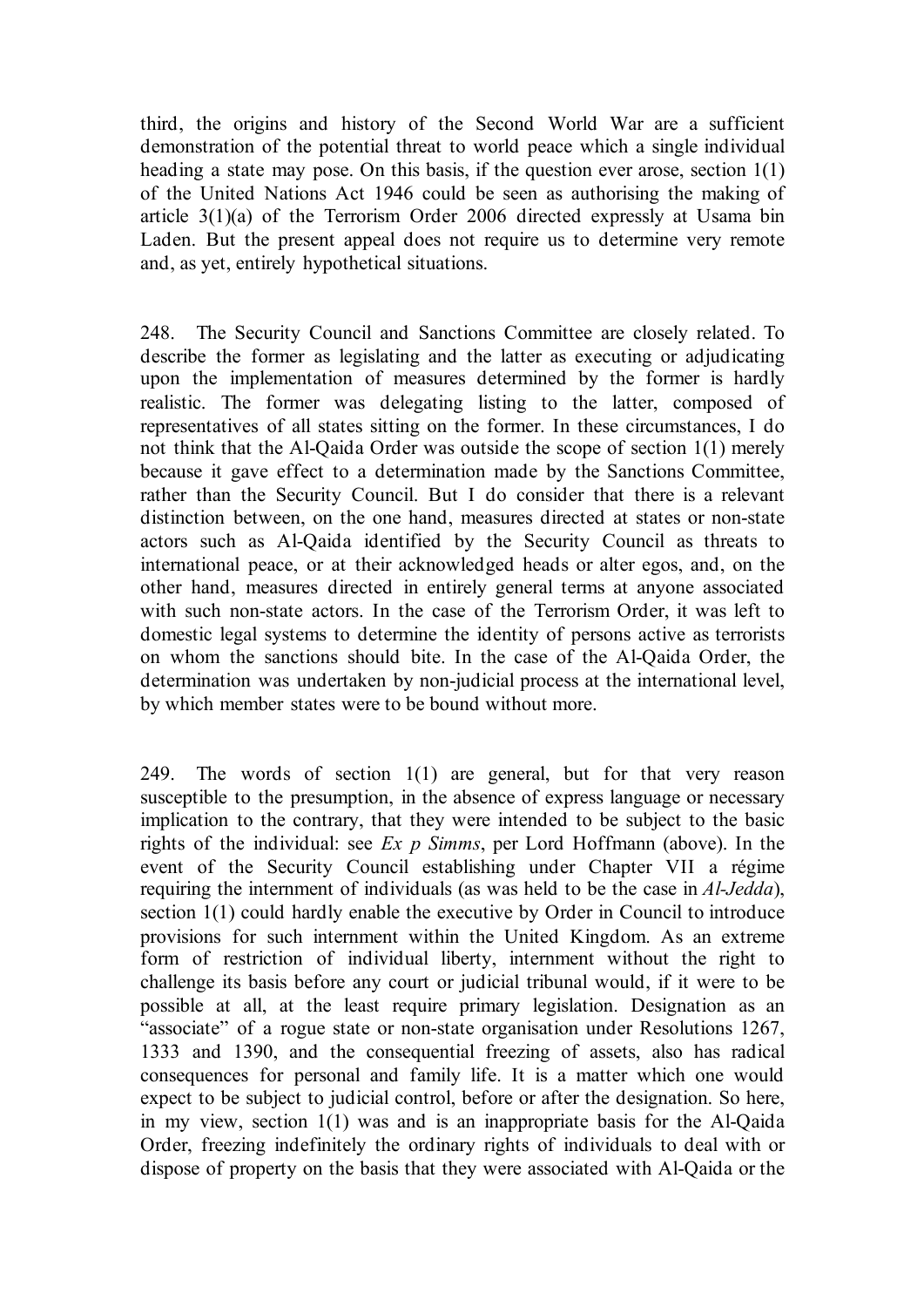third, the origins and history of the Second World War are a sufficient demonstration of the potential threat to world peace which a single individual heading a state may pose. On this basis, if the question ever arose, section 1(1) of the United Nations Act 1946 could be seen as authorising the making of article 3(1)(a) of the Terrorism Order 2006 directed expressly at Usama bin Laden. But the present appeal does not require us to determine very remote and, as yet, entirely hypothetical situations.

248. The Security Council and Sanctions Committee are closely related. To describe the former as legislating and the latter as executing or adjudicating upon the implementation of measures determined by the former is hardly realistic. The former was delegating listing to the latter, composed of representatives of all states sitting on the former. In these circumstances, I do not think that the Al-Qaida Order was outside the scope of section 1(1) merely because it gave effect to a determination made by the Sanctions Committee, rather than the Security Council. But I do consider that there is a relevant distinction between, on the one hand, measures directed at states or non-state actors such as Al-Qaida identified by the Security Council as threats to international peace, or at their acknowledged heads or alter egos, and, on the other hand, measures directed in entirely general terms at anyone associated with such non-state actors. In the case of the Terrorism Order, it was left to domestic legal systems to determine the identity of persons active as terrorists on whom the sanctions should bite. In the case of the Al-Qaida Order, the determination was undertaken by non-judicial process at the international level, by which member states were to be bound without more.

249. The words of section 1(1) are general, but for that very reason susceptible to the presumption, in the absence of express language or necessary implication to the contrary, that they were intended to be subject to the basic rights of the individual: see *Ex p Simms*, per Lord Hoffmann (above). In the event of the Security Council establishing under Chapter VII a régime requiring the internment of individuals (as was held to be the case in *Al-Jedda*), section 1(1) could hardly enable the executive by Order in Council to introduce provisions for such internment within the United Kingdom. As an extreme form of restriction of individual liberty, internment without the right to challenge its basis before any court or judicial tribunal would, if it were to be possible at all, at the least require primary legislation. Designation as an "associate" of a rogue state or non-state organisation under Resolutions 1267, 1333 and 1390, and the consequential freezing of assets, also has radical consequences for personal and family life. It is a matter which one would expect to be subject to judicial control, before or after the designation. So here, in my view, section 1(1) was and is an inappropriate basis for the Al-Qaida Order, freezing indefinitely the ordinary rights of individuals to deal with or dispose of property on the basis that they were associated with Al-Qaida or the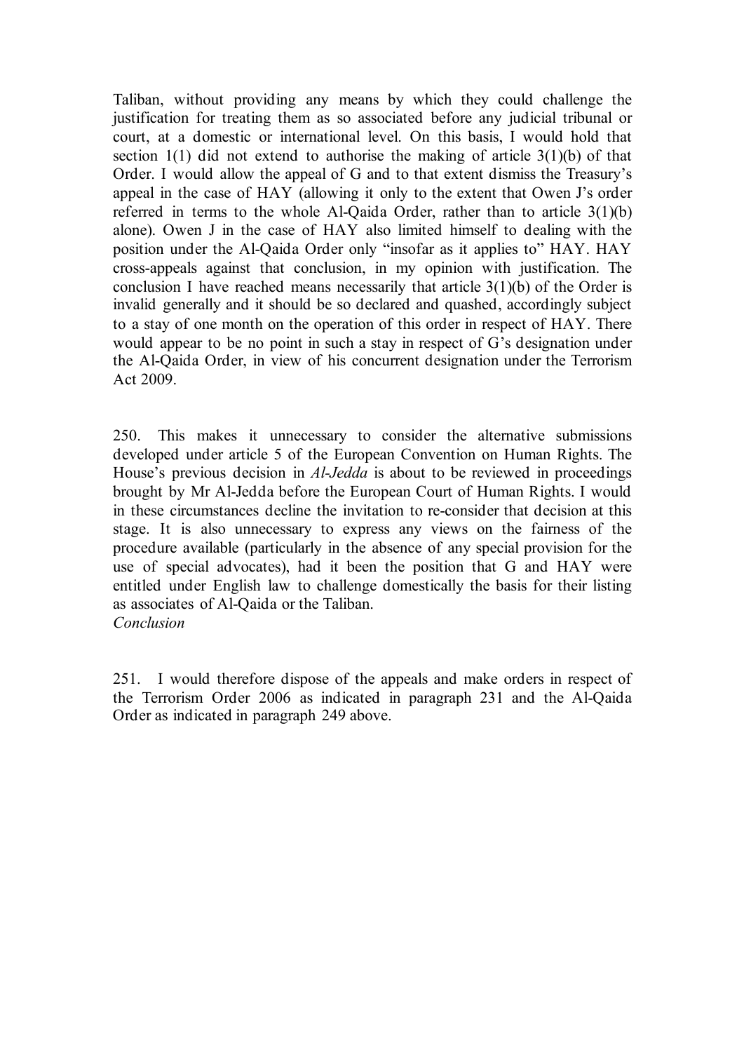Taliban, without providing any means by which they could challenge the justification for treating them as so associated before any judicial tribunal or court, at a domestic or international level. On this basis, I would hold that section 1(1) did not extend to authorise the making of article 3(1)(b) of that Order. I would allow the appeal of G and to that extent dismiss the Treasury's appeal in the case of HAY (allowing it only to the extent that Owen J's order referred in terms to the whole Al-Qaida Order, rather than to article 3(1)(b) alone). Owen J in the case of HAY also limited himself to dealing with the position under the Al-Qaida Order only "insofar as it applies to" HAY. HAY cross-appeals against that conclusion, in my opinion with justification. The conclusion I have reached means necessarily that article 3(1)(b) of the Order is invalid generally and it should be so declared and quashed, accordingly subject to a stay of one month on the operation of this order in respect of HAY. There would appear to be no point in such a stay in respect of G's designation under the Al-Qaida Order, in view of his concurrent designation under the Terrorism Act 2009.

250. This makes it unnecessary to consider the alternative submissions developed under article 5 of the European Convention on Human Rights. The House's previous decision in *Al-Jedda* is about to be reviewed in proceedings brought by Mr Al-Jedda before the European Court of Human Rights. I would in these circumstances decline the invitation to re-consider that decision at this stage. It is also unnecessary to express any views on the fairness of the procedure available (particularly in the absence of any special provision for the use of special advocates), had it been the position that G and HAY were entitled under English law to challenge domestically the basis for their listing as associates of Al-Qaida or the Taliban.

*Conclusion*

251. I would therefore dispose of the appeals and make orders in respect of the Terrorism Order 2006 as indicated in paragraph 231 and the Al-Qaida Order as indicated in paragraph 249 above.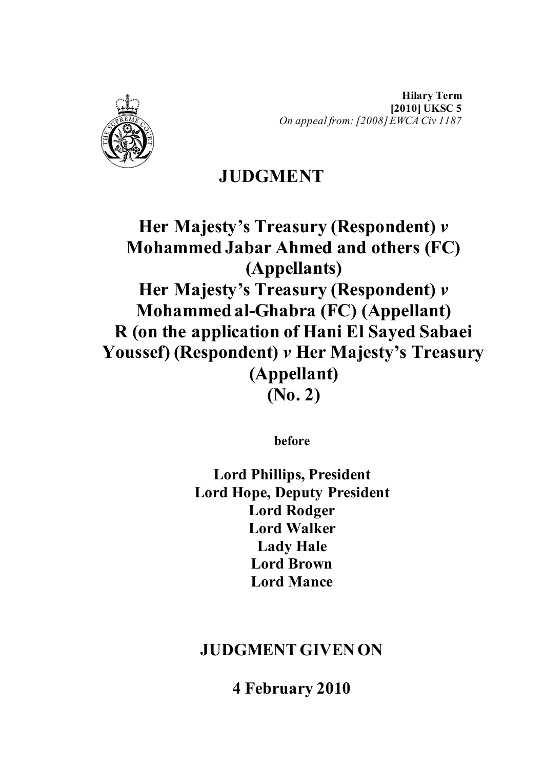**Hilary Term**
**[2010] UKSC 5**
*On appeal from: [2008] EWCA Civ 1187*

# JUDGMENT

## Her Majesty's Treasury (Respondent) *v* Mohammed Jabar Ahmed and others (FC) (Appellants)
## Her Majesty's Treasury (Respondent) *v* Mohammed al-Ghabra (FC) (Appellant)
## R (on the application of Hani El Sayed Sabaei Youssef) (Respondent) *v* Her Majesty's Treasury (Appellant)
## (No. 2)

**before**

**Lord Phillips, President**
**Lord Hope, Deputy President**
**Lord Rodger**
**Lord Walker**
**Lady Hale**
**Lord Brown**
**Lord Mance**

## JUDGMENT GIVEN ON

## 4 February 2010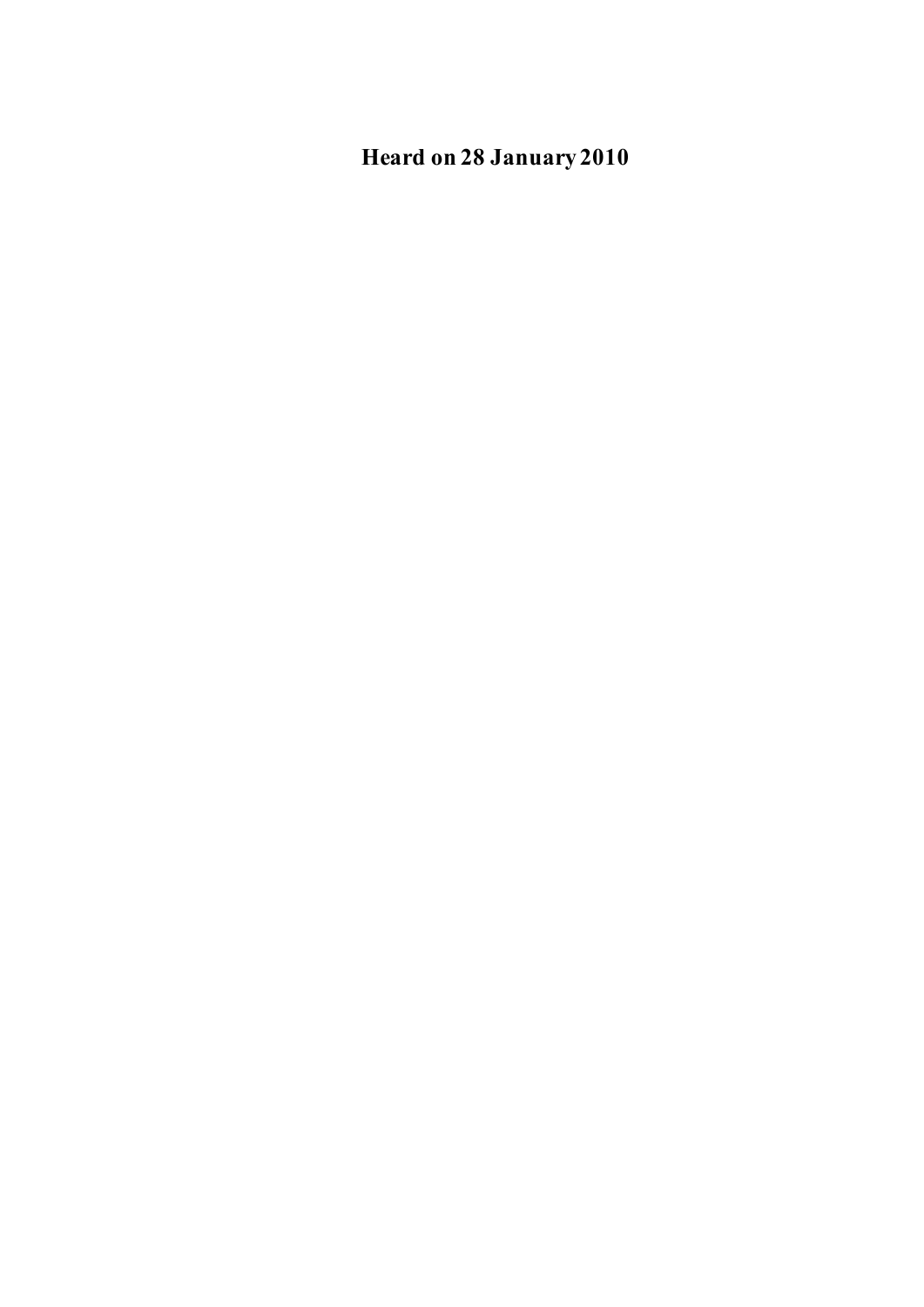**Heard on 28 January 2010**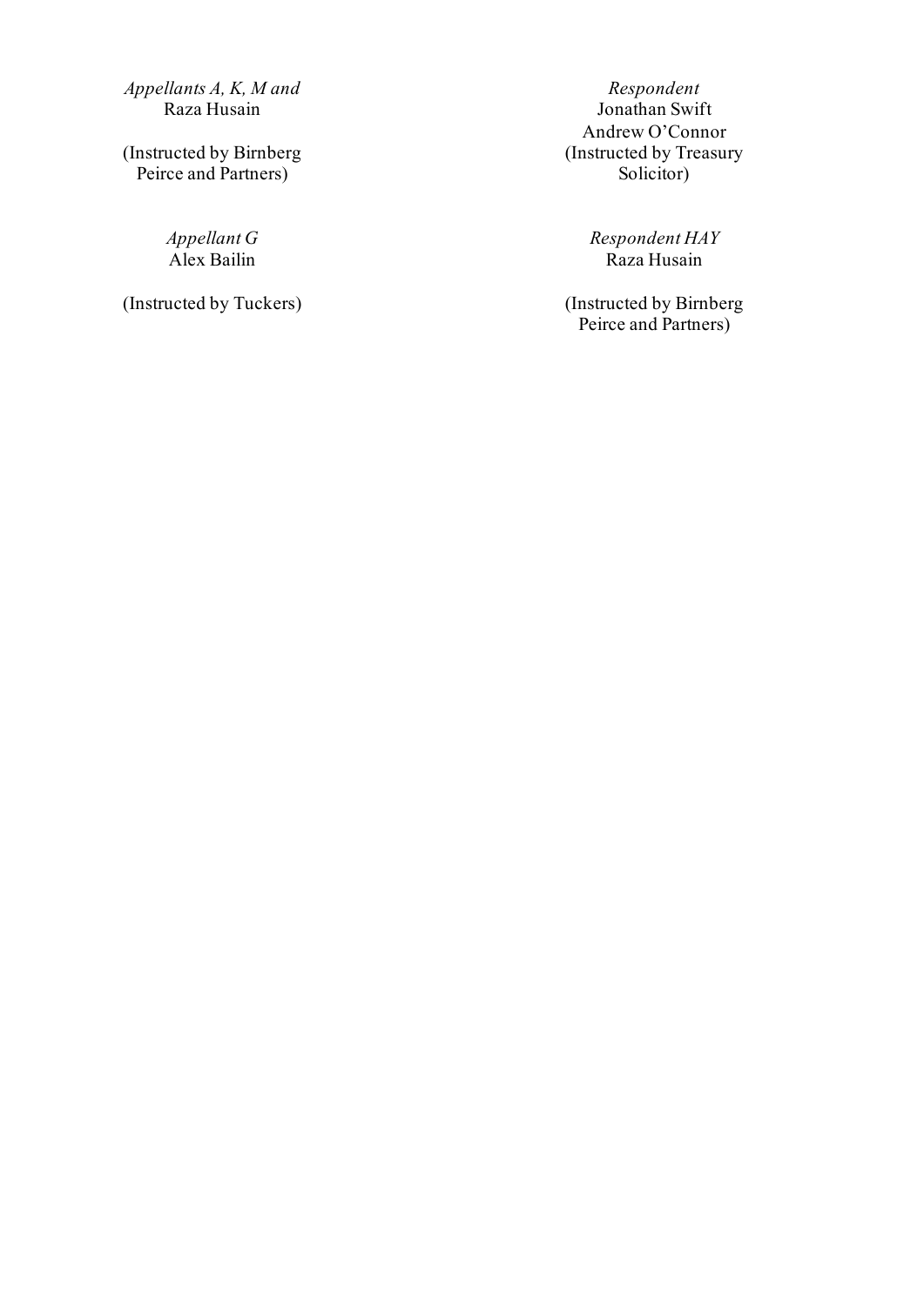*Appellants A, K, M and*
Raza Husain

(Instructed by Birnberg Peirce and Partners)

*Respondent*
Jonathan Swift
Andrew O'Connor
(Instructed by Treasury Solicitor)

*Appellant G*
Alex Bailin

(Instructed by Tuckers)

*Respondent HAY*
Raza Husain

(Instructed by Birnberg Peirce and Partners)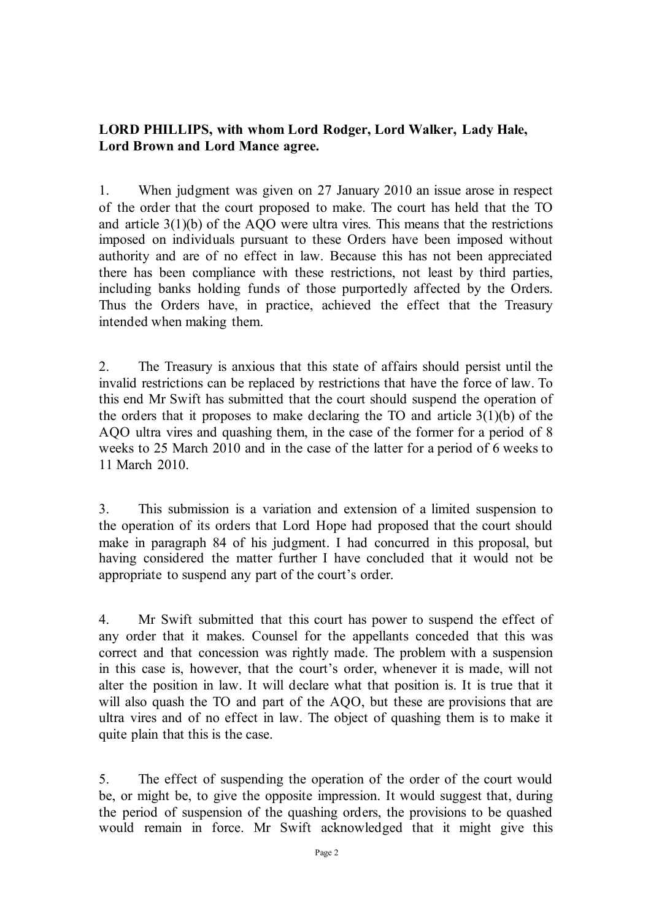**LORD PHILLIPS, with whom Lord Rodger, Lord Walker, Lady Hale, Lord Brown and Lord Mance agree.**

1. When judgment was given on 27 January 2010 an issue arose in respect of the order that the court proposed to make. The court has held that the TO and article 3(1)(b) of the AQO were ultra vires. This means that the restrictions imposed on individuals pursuant to these Orders have been imposed without authority and are of no effect in law. Because this has not been appreciated there has been compliance with these restrictions, not least by third parties, including banks holding funds of those purportedly affected by the Orders. Thus the Orders have, in practice, achieved the effect that the Treasury intended when making them.

2. The Treasury is anxious that this state of affairs should persist until the invalid restrictions can be replaced by restrictions that have the force of law. To this end Mr Swift has submitted that the court should suspend the operation of the orders that it proposes to make declaring the TO and article 3(1)(b) of the AQO ultra vires and quashing them, in the case of the former for a period of 8 weeks to 25 March 2010 and in the case of the latter for a period of 6 weeks to 11 March 2010.

3. This submission is a variation and extension of a limited suspension to the operation of its orders that Lord Hope had proposed that the court should make in paragraph 84 of his judgment. I had concurred in this proposal, but having considered the matter further I have concluded that it would not be appropriate to suspend any part of the court's order.

4. Mr Swift submitted that this court has power to suspend the effect of any order that it makes. Counsel for the appellants conceded that this was correct and that concession was rightly made. The problem with a suspension in this case is, however, that the court's order, whenever it is made, will not alter the position in law. It will declare what that position is. It is true that it will also quash the TO and part of the AQO, but these are provisions that are ultra vires and of no effect in law. The object of quashing them is to make it quite plain that this is the case.

5. The effect of suspending the operation of the order of the court would be, or might be, to give the opposite impression. It would suggest that, during the period of suspension of the quashing orders, the provisions to be quashed would remain in force. Mr Swift acknowledged that it might give this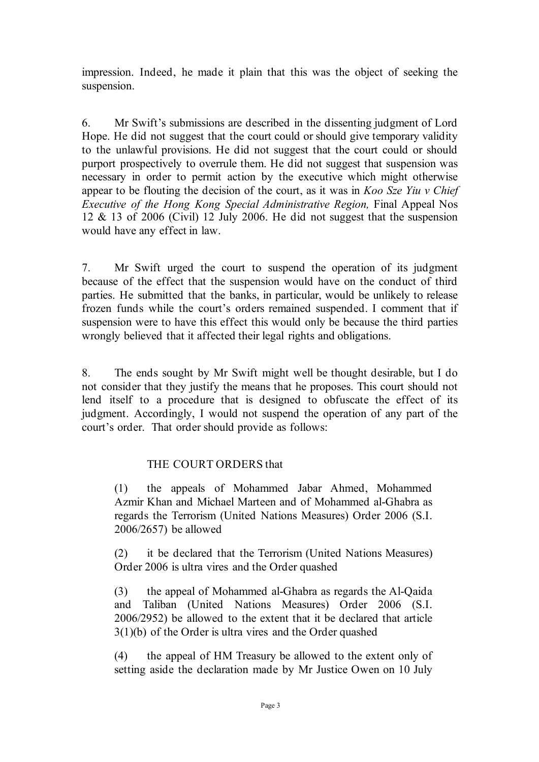impression. Indeed, he made it plain that this was the object of seeking the suspension.

6. Mr Swift's submissions are described in the dissenting judgment of Lord Hope. He did not suggest that the court could or should give temporary validity to the unlawful provisions. He did not suggest that the court could or should purport prospectively to overrule them. He did not suggest that suspension was necessary in order to permit action by the executive which might otherwise appear to be flouting the decision of the court, as it was in *Koo Sze Yiu v Chief Executive of the Hong Kong Special Administrative Region,* Final Appeal Nos 12 & 13 of 2006 (Civil) 12 July 2006. He did not suggest that the suspension would have any effect in law.

7. Mr Swift urged the court to suspend the operation of its judgment because of the effect that the suspension would have on the conduct of third parties. He submitted that the banks, in particular, would be unlikely to release frozen funds while the court's orders remained suspended. I comment that if suspension were to have this effect this would only be because the third parties wrongly believed that it affected their legal rights and obligations.

8. The ends sought by Mr Swift might well be thought desirable, but I do not consider that they justify the means that he proposes. This court should not lend itself to a procedure that is designed to obfuscate the effect of its judgment. Accordingly, I would not suspend the operation of any part of the court's order. That order should provide as follows:

> THE COURT ORDERS that
>
> (1) the appeals of Mohammed Jabar Ahmed, Mohammed Azmir Khan and Michael Marteen and of Mohammed al-Ghabra as regards the Terrorism (United Nations Measures) Order 2006 (S.I. 2006/2657) be allowed
>
> (2) it be declared that the Terrorism (United Nations Measures) Order 2006 is ultra vires and the Order quashed
>
> (3) the appeal of Mohammed al-Ghabra as regards the Al-Qaida and Taliban (United Nations Measures) Order 2006 (S.I. 2006/2952) be allowed to the extent that it be declared that article 3(1)(b) of the Order is ultra vires and the Order quashed
>
> (4) the appeal of HM Treasury be allowed to the extent only of setting aside the declaration made by Mr Justice Owen on 10 July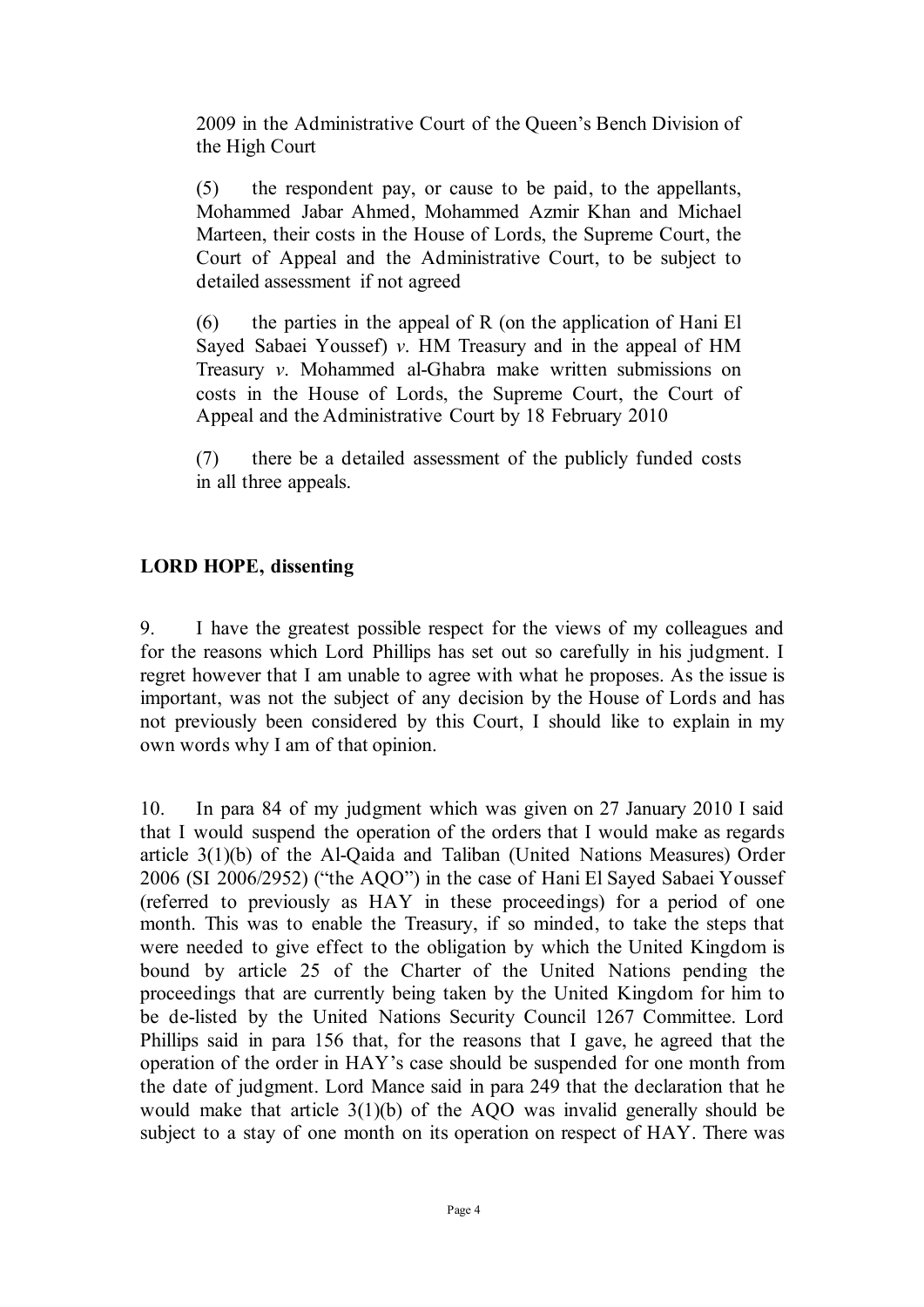2009 in the Administrative Court of the Queen's Bench Division of the High Court

(5) the respondent pay, or cause to be paid, to the appellants, Mohammed Jabar Ahmed, Mohammed Azmir Khan and Michael Marteen, their costs in the House of Lords, the Supreme Court, the Court of Appeal and the Administrative Court, to be subject to detailed assessment if not agreed

(6) the parties in the appeal of R (on the application of Hani El Sayed Sabaei Youssef) *v*. HM Treasury and in the appeal of HM Treasury *v*. Mohammed al-Ghabra make written submissions on costs in the House of Lords, the Supreme Court, the Court of Appeal and the Administrative Court by 18 February 2010

(7) there be a detailed assessment of the publicly funded costs in all three appeals.

**LORD HOPE, dissenting**

9. I have the greatest possible respect for the views of my colleagues and for the reasons which Lord Phillips has set out so carefully in his judgment. I regret however that I am unable to agree with what he proposes. As the issue is important, was not the subject of any decision by the House of Lords and has not previously been considered by this Court, I should like to explain in my own words why I am of that opinion.

10. In para 84 of my judgment which was given on 27 January 2010 I said that I would suspend the operation of the orders that I would make as regards article 3(1)(b) of the Al-Qaida and Taliban (United Nations Measures) Order 2006 (SI 2006/2952) ("the AQO") in the case of Hani El Sayed Sabaei Youssef (referred to previously as HAY in these proceedings) for a period of one month. This was to enable the Treasury, if so minded, to take the steps that were needed to give effect to the obligation by which the United Kingdom is bound by article 25 of the Charter of the United Nations pending the proceedings that are currently being taken by the United Kingdom for him to be de-listed by the United Nations Security Council 1267 Committee. Lord Phillips said in para 156 that, for the reasons that I gave, he agreed that the operation of the order in HAY's case should be suspended for one month from the date of judgment. Lord Mance said in para 249 that the declaration that he would make that article 3(1)(b) of the AQO was invalid generally should be subject to a stay of one month on its operation on respect of HAY. There was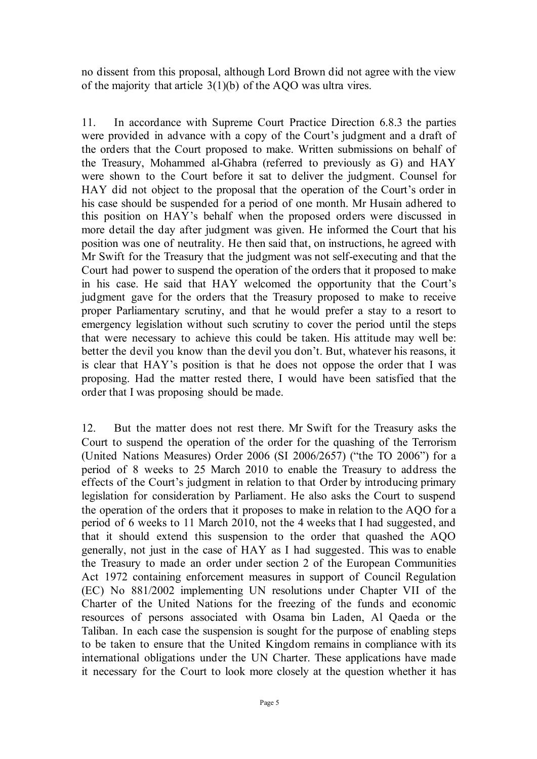no dissent from this proposal, although Lord Brown did not agree with the view of the majority that article 3(1)(b) of the AQO was ultra vires.

11. In accordance with Supreme Court Practice Direction 6.8.3 the parties were provided in advance with a copy of the Court's judgment and a draft of the orders that the Court proposed to make. Written submissions on behalf of the Treasury, Mohammed al-Ghabra (referred to previously as G) and HAY were shown to the Court before it sat to deliver the judgment. Counsel for HAY did not object to the proposal that the operation of the Court's order in his case should be suspended for a period of one month. Mr Husain adhered to this position on HAY's behalf when the proposed orders were discussed in more detail the day after judgment was given. He informed the Court that his position was one of neutrality. He then said that, on instructions, he agreed with Mr Swift for the Treasury that the judgment was not self-executing and that the Court had power to suspend the operation of the orders that it proposed to make in his case. He said that HAY welcomed the opportunity that the Court's judgment gave for the orders that the Treasury proposed to make to receive proper Parliamentary scrutiny, and that he would prefer a stay to a resort to emergency legislation without such scrutiny to cover the period until the steps that were necessary to achieve this could be taken. His attitude may well be: better the devil you know than the devil you don't. But, whatever his reasons, it is clear that HAY's position is that he does not oppose the order that I was proposing. Had the matter rested there, I would have been satisfied that the order that I was proposing should be made.

12. But the matter does not rest there. Mr Swift for the Treasury asks the Court to suspend the operation of the order for the quashing of the Terrorism (United Nations Measures) Order 2006 (SI 2006/2657) ("the TO 2006") for a period of 8 weeks to 25 March 2010 to enable the Treasury to address the effects of the Court's judgment in relation to that Order by introducing primary legislation for consideration by Parliament. He also asks the Court to suspend the operation of the orders that it proposes to make in relation to the AQO for a period of 6 weeks to 11 March 2010, not the 4 weeks that I had suggested, and that it should extend this suspension to the order that quashed the AQO generally, not just in the case of HAY as I had suggested. This was to enable the Treasury to made an order under section 2 of the European Communities Act 1972 containing enforcement measures in support of Council Regulation (EC) No 881/2002 implementing UN resolutions under Chapter VII of the Charter of the United Nations for the freezing of the funds and economic resources of persons associated with Osama bin Laden, Al Qaeda or the Taliban. In each case the suspension is sought for the purpose of enabling steps to be taken to ensure that the United Kingdom remains in compliance with its international obligations under the UN Charter. These applications have made it necessary for the Court to look more closely at the question whether it has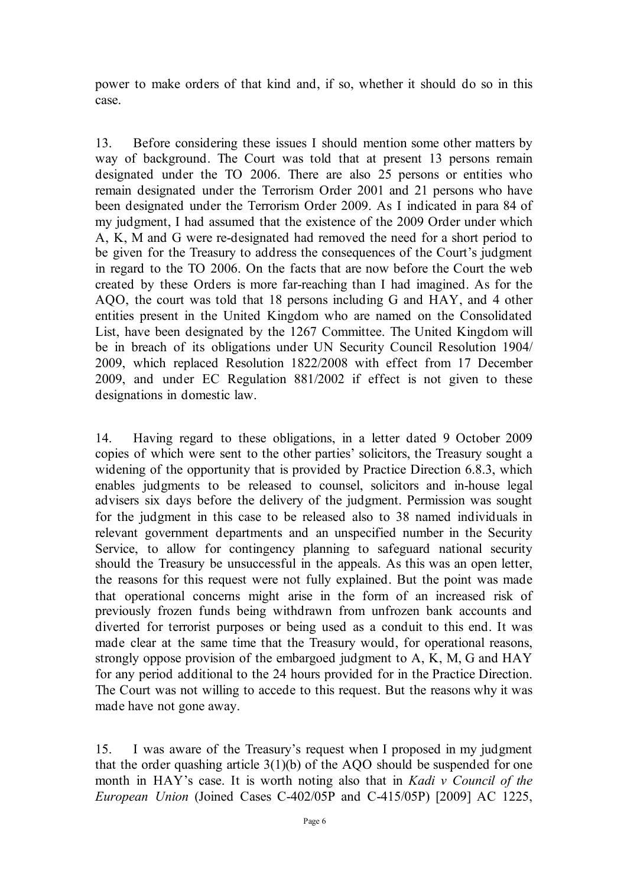power to make orders of that kind and, if so, whether it should do so in this case.

13. Before considering these issues I should mention some other matters by way of background. The Court was told that at present 13 persons remain designated under the TO 2006. There are also 25 persons or entities who remain designated under the Terrorism Order 2001 and 21 persons who have been designated under the Terrorism Order 2009. As I indicated in para 84 of my judgment, I had assumed that the existence of the 2009 Order under which A, K, M and G were re-designated had removed the need for a short period to be given for the Treasury to address the consequences of the Court's judgment in regard to the TO 2006. On the facts that are now before the Court the web created by these Orders is more far-reaching than I had imagined. As for the AQO, the court was told that 18 persons including G and HAY, and 4 other entities present in the United Kingdom who are named on the Consolidated List, have been designated by the 1267 Committee. The United Kingdom will be in breach of its obligations under UN Security Council Resolution 1904/ 2009, which replaced Resolution 1822/2008 with effect from 17 December 2009, and under EC Regulation 881/2002 if effect is not given to these designations in domestic law.

14. Having regard to these obligations, in a letter dated 9 October 2009 copies of which were sent to the other parties' solicitors, the Treasury sought a widening of the opportunity that is provided by Practice Direction 6.8.3, which enables judgments to be released to counsel, solicitors and in-house legal advisers six days before the delivery of the judgment. Permission was sought for the judgment in this case to be released also to 38 named individuals in relevant government departments and an unspecified number in the Security Service, to allow for contingency planning to safeguard national security should the Treasury be unsuccessful in the appeals. As this was an open letter, the reasons for this request were not fully explained. But the point was made that operational concerns might arise in the form of an increased risk of previously frozen funds being withdrawn from unfrozen bank accounts and diverted for terrorist purposes or being used as a conduit to this end. It was made clear at the same time that the Treasury would, for operational reasons, strongly oppose provision of the embargoed judgment to A, K, M, G and HAY for any period additional to the 24 hours provided for in the Practice Direction. The Court was not willing to accede to this request. But the reasons why it was made have not gone away.

15. I was aware of the Treasury's request when I proposed in my judgment that the order quashing article 3(1)(b) of the AQO should be suspended for one month in HAY's case. It is worth noting also that in *Kadi v Council of the European Union* (Joined Cases C-402/05P and C-415/05P) [2009] AC 1225,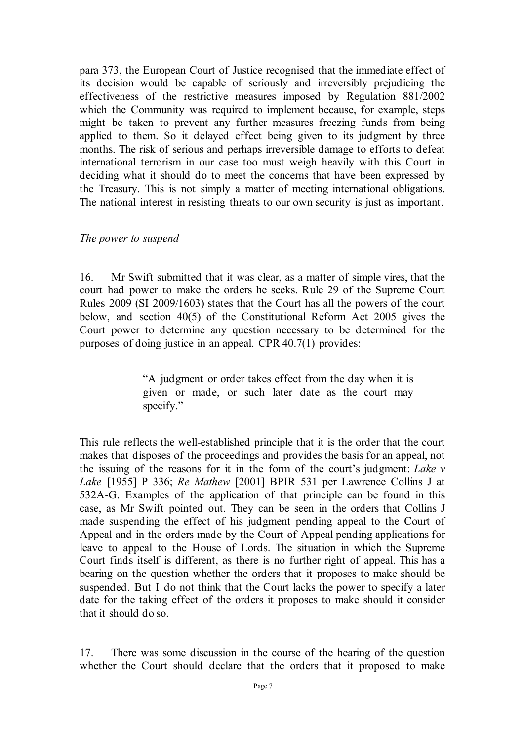para 373, the European Court of Justice recognised that the immediate effect of its decision would be capable of seriously and irreversibly prejudicing the effectiveness of the restrictive measures imposed by Regulation 881/2002 which the Community was required to implement because, for example, steps might be taken to prevent any further measures freezing funds from being applied to them. So it delayed effect being given to its judgment by three months. The risk of serious and perhaps irreversible damage to efforts to defeat international terrorism in our case too must weigh heavily with this Court in deciding what it should do to meet the concerns that have been expressed by the Treasury. This is not simply a matter of meeting international obligations. The national interest in resisting threats to our own security is just as important.

*The power to suspend*

16. Mr Swift submitted that it was clear, as a matter of simple vires, that the court had power to make the orders he seeks. Rule 29 of the Supreme Court Rules 2009 (SI 2009/1603) states that the Court has all the powers of the court below, and section 40(5) of the Constitutional Reform Act 2005 gives the Court power to determine any question necessary to be determined for the purposes of doing justice in an appeal. CPR 40.7(1) provides:

> "A judgment or order takes effect from the day when it is given or made, or such later date as the court may specify."

This rule reflects the well-established principle that it is the order that the court makes that disposes of the proceedings and provides the basis for an appeal, not the issuing of the reasons for it in the form of the court's judgment: *Lake v Lake* [1955] P 336; *Re Mathew* [2001] BPIR 531 per Lawrence Collins J at 532A-G. Examples of the application of that principle can be found in this case, as Mr Swift pointed out. They can be seen in the orders that Collins J made suspending the effect of his judgment pending appeal to the Court of Appeal and in the orders made by the Court of Appeal pending applications for leave to appeal to the House of Lords. The situation in which the Supreme Court finds itself is different, as there is no further right of appeal. This has a bearing on the question whether the orders that it proposes to make should be suspended. But I do not think that the Court lacks the power to specify a later date for the taking effect of the orders it proposes to make should it consider that it should do so.

17. There was some discussion in the course of the hearing of the question whether the Court should declare that the orders that it proposed to make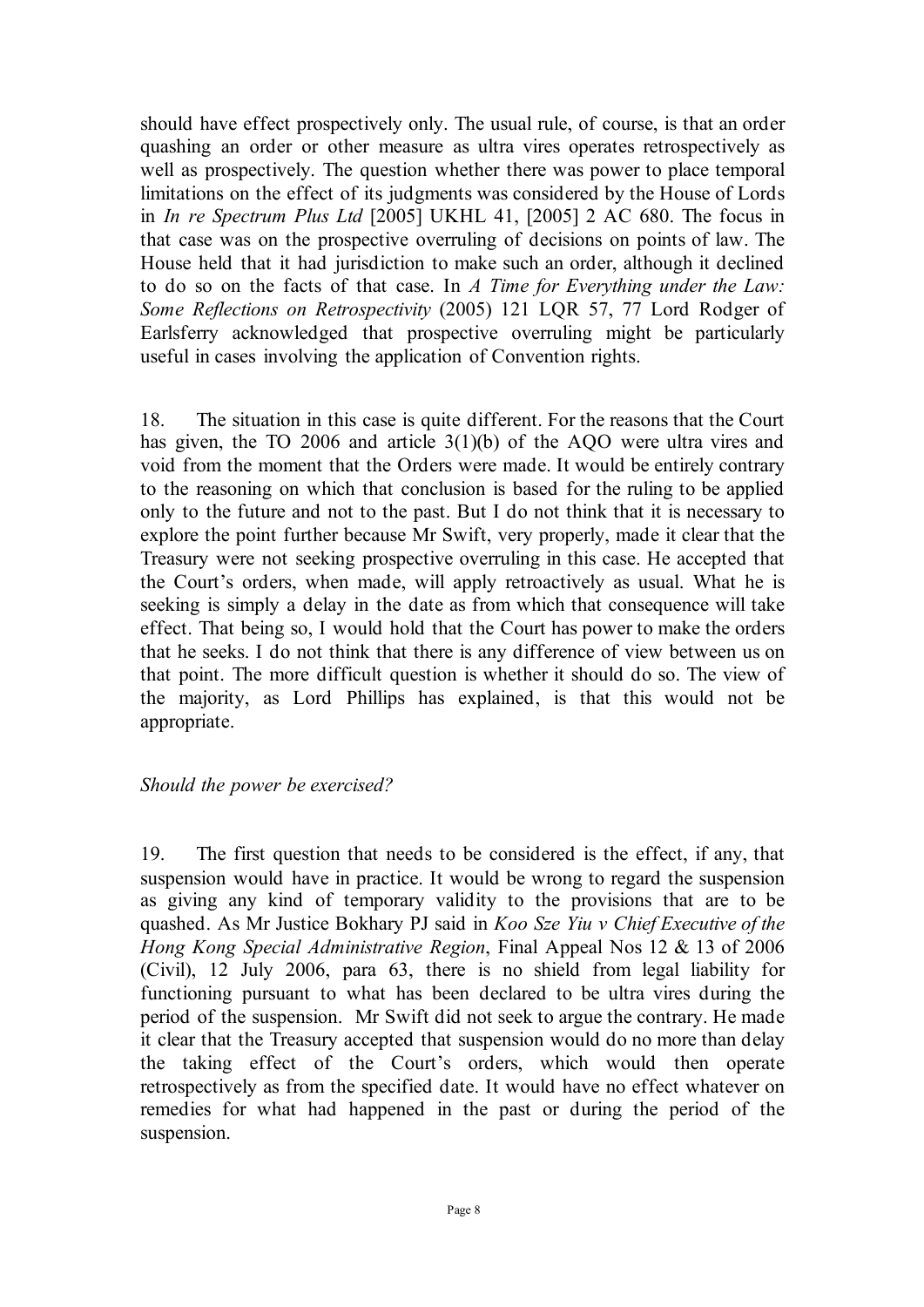should have effect prospectively only. The usual rule, of course, is that an order quashing an order or other measure as ultra vires operates retrospectively as well as prospectively. The question whether there was power to place temporal limitations on the effect of its judgments was considered by the House of Lords in *In re Spectrum Plus Ltd* [2005] UKHL 41, [2005] 2 AC 680. The focus in that case was on the prospective overruling of decisions on points of law. The House held that it had jurisdiction to make such an order, although it declined to do so on the facts of that case. In *A Time for Everything under the Law: Some Reflections on Retrospectivity* (2005) 121 LQR 57, 77 Lord Rodger of Earlsferry acknowledged that prospective overruling might be particularly useful in cases involving the application of Convention rights.

18. The situation in this case is quite different. For the reasons that the Court has given, the TO 2006 and article 3(1)(b) of the AQO were ultra vires and void from the moment that the Orders were made. It would be entirely contrary to the reasoning on which that conclusion is based for the ruling to be applied only to the future and not to the past. But I do not think that it is necessary to explore the point further because Mr Swift, very properly, made it clear that the Treasury were not seeking prospective overruling in this case. He accepted that the Court's orders, when made, will apply retroactively as usual. What he is seeking is simply a delay in the date as from which that consequence will take effect. That being so, I would hold that the Court has power to make the orders that he seeks. I do not think that there is any difference of view between us on that point. The more difficult question is whether it should do so. The view of the majority, as Lord Phillips has explained, is that this would not be appropriate.

*Should the power be exercised?*

19. The first question that needs to be considered is the effect, if any, that suspension would have in practice. It would be wrong to regard the suspension as giving any kind of temporary validity to the provisions that are to be quashed. As Mr Justice Bokhary PJ said in *Koo Sze Yiu v Chief Executive of the Hong Kong Special Administrative Region*, Final Appeal Nos 12 & 13 of 2006 (Civil), 12 July 2006, para 63, there is no shield from legal liability for functioning pursuant to what has been declared to be ultra vires during the period of the suspension. Mr Swift did not seek to argue the contrary. He made it clear that the Treasury accepted that suspension would do no more than delay the taking effect of the Court's orders, which would then operate retrospectively as from the specified date. It would have no effect whatever on remedies for what had happened in the past or during the period of the suspension.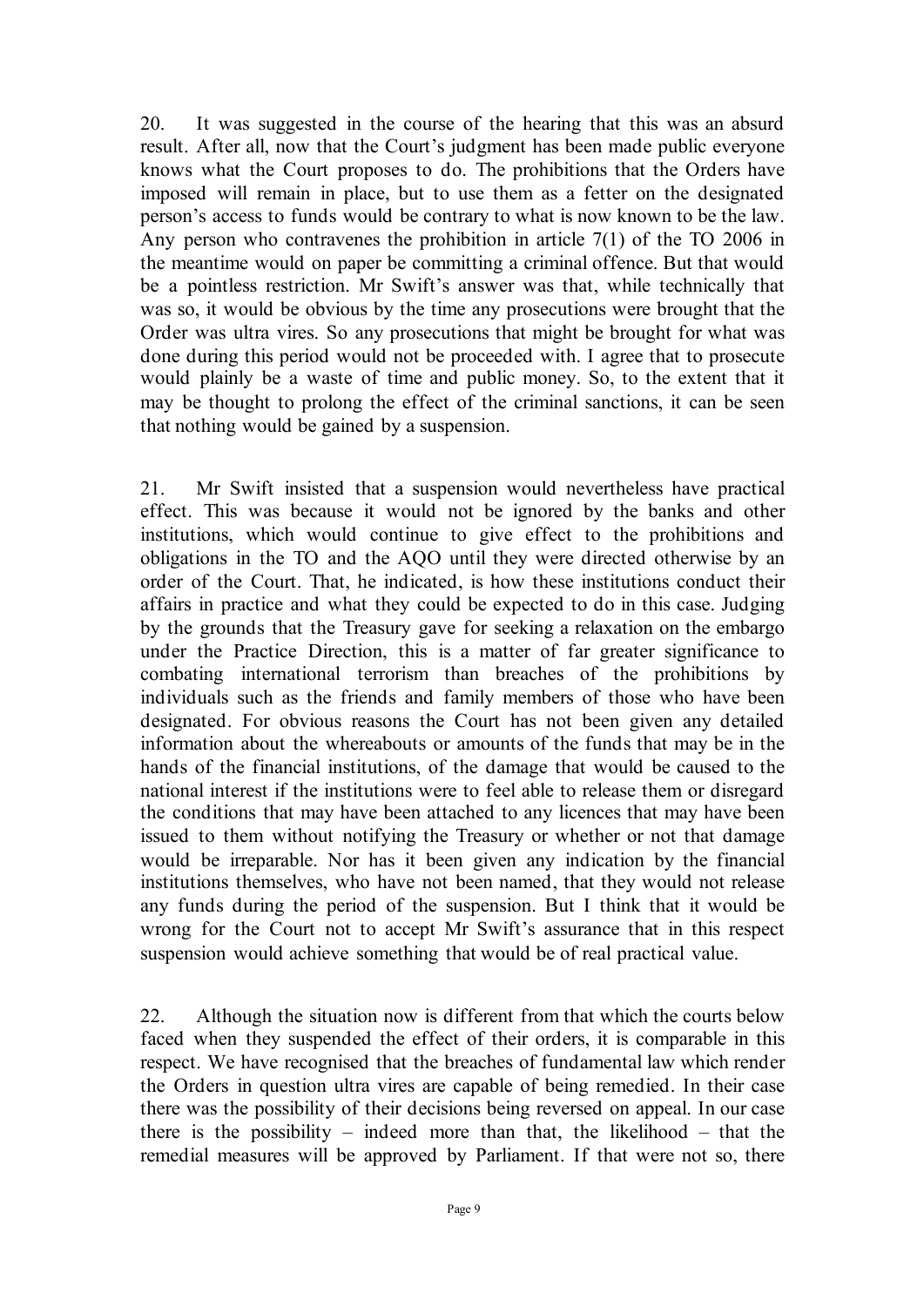20. It was suggested in the course of the hearing that this was an absurd result. After all, now that the Court's judgment has been made public everyone knows what the Court proposes to do. The prohibitions that the Orders have imposed will remain in place, but to use them as a fetter on the designated person's access to funds would be contrary to what is now known to be the law. Any person who contravenes the prohibition in article 7(1) of the TO 2006 in the meantime would on paper be committing a criminal offence. But that would be a pointless restriction. Mr Swift's answer was that, while technically that was so, it would be obvious by the time any prosecutions were brought that the Order was ultra vires. So any prosecutions that might be brought for what was done during this period would not be proceeded with. I agree that to prosecute would plainly be a waste of time and public money. So, to the extent that it may be thought to prolong the effect of the criminal sanctions, it can be seen that nothing would be gained by a suspension.

21. Mr Swift insisted that a suspension would nevertheless have practical effect. This was because it would not be ignored by the banks and other institutions, which would continue to give effect to the prohibitions and obligations in the TO and the AQO until they were directed otherwise by an order of the Court. That, he indicated, is how these institutions conduct their affairs in practice and what they could be expected to do in this case. Judging by the grounds that the Treasury gave for seeking a relaxation on the embargo under the Practice Direction, this is a matter of far greater significance to combating international terrorism than breaches of the prohibitions by individuals such as the friends and family members of those who have been designated. For obvious reasons the Court has not been given any detailed information about the whereabouts or amounts of the funds that may be in the hands of the financial institutions, of the damage that would be caused to the national interest if the institutions were to feel able to release them or disregard the conditions that may have been attached to any licences that may have been issued to them without notifying the Treasury or whether or not that damage would be irreparable. Nor has it been given any indication by the financial institutions themselves, who have not been named, that they would not release any funds during the period of the suspension. But I think that it would be wrong for the Court not to accept Mr Swift's assurance that in this respect suspension would achieve something that would be of real practical value.

22. Although the situation now is different from that which the courts below faced when they suspended the effect of their orders, it is comparable in this respect. We have recognised that the breaches of fundamental law which render the Orders in question ultra vires are capable of being remedied. In their case there was the possibility of their decisions being reversed on appeal. In our case there is the possibility – indeed more than that, the likelihood – that the remedial measures will be approved by Parliament. If that were not so, there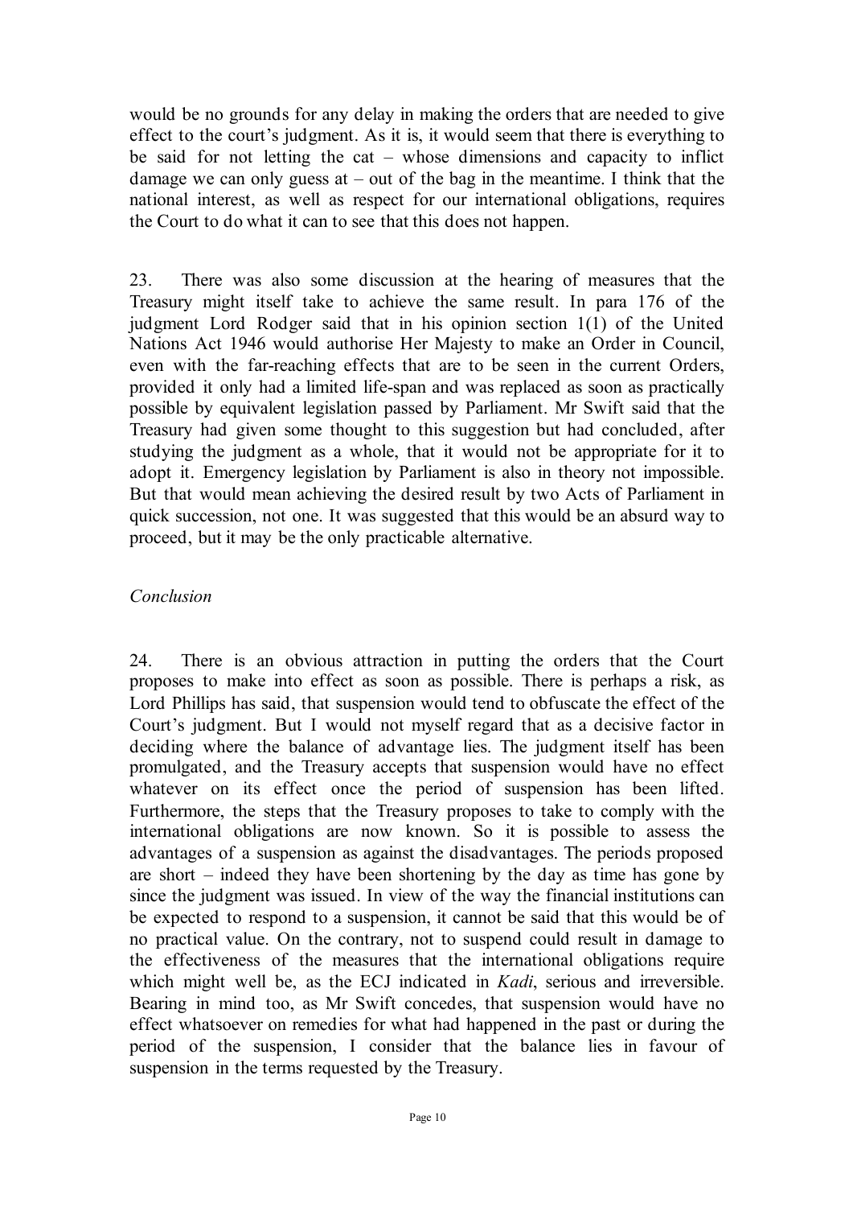would be no grounds for any delay in making the orders that are needed to give effect to the court's judgment. As it is, it would seem that there is everything to be said for not letting the cat – whose dimensions and capacity to inflict damage we can only guess at – out of the bag in the meantime. I think that the national interest, as well as respect for our international obligations, requires the Court to do what it can to see that this does not happen.

23. There was also some discussion at the hearing of measures that the Treasury might itself take to achieve the same result. In para 176 of the judgment Lord Rodger said that in his opinion section 1(1) of the United Nations Act 1946 would authorise Her Majesty to make an Order in Council, even with the far-reaching effects that are to be seen in the current Orders, provided it only had a limited life-span and was replaced as soon as practically possible by equivalent legislation passed by Parliament. Mr Swift said that the Treasury had given some thought to this suggestion but had concluded, after studying the judgment as a whole, that it would not be appropriate for it to adopt it. Emergency legislation by Parliament is also in theory not impossible. But that would mean achieving the desired result by two Acts of Parliament in quick succession, not one. It was suggested that this would be an absurd way to proceed, but it may be the only practicable alternative.

*Conclusion*

24. There is an obvious attraction in putting the orders that the Court proposes to make into effect as soon as possible. There is perhaps a risk, as Lord Phillips has said, that suspension would tend to obfuscate the effect of the Court's judgment. But I would not myself regard that as a decisive factor in deciding where the balance of advantage lies. The judgment itself has been promulgated, and the Treasury accepts that suspension would have no effect whatever on its effect once the period of suspension has been lifted. Furthermore, the steps that the Treasury proposes to take to comply with the international obligations are now known. So it is possible to assess the advantages of a suspension as against the disadvantages. The periods proposed are short – indeed they have been shortening by the day as time has gone by since the judgment was issued. In view of the way the financial institutions can be expected to respond to a suspension, it cannot be said that this would be of no practical value. On the contrary, not to suspend could result in damage to the effectiveness of the measures that the international obligations require which might well be, as the ECJ indicated in *Kadi*, serious and irreversible. Bearing in mind too, as Mr Swift concedes, that suspension would have no effect whatsoever on remedies for what had happened in the past or during the period of the suspension, I consider that the balance lies in favour of suspension in the terms requested by the Treasury.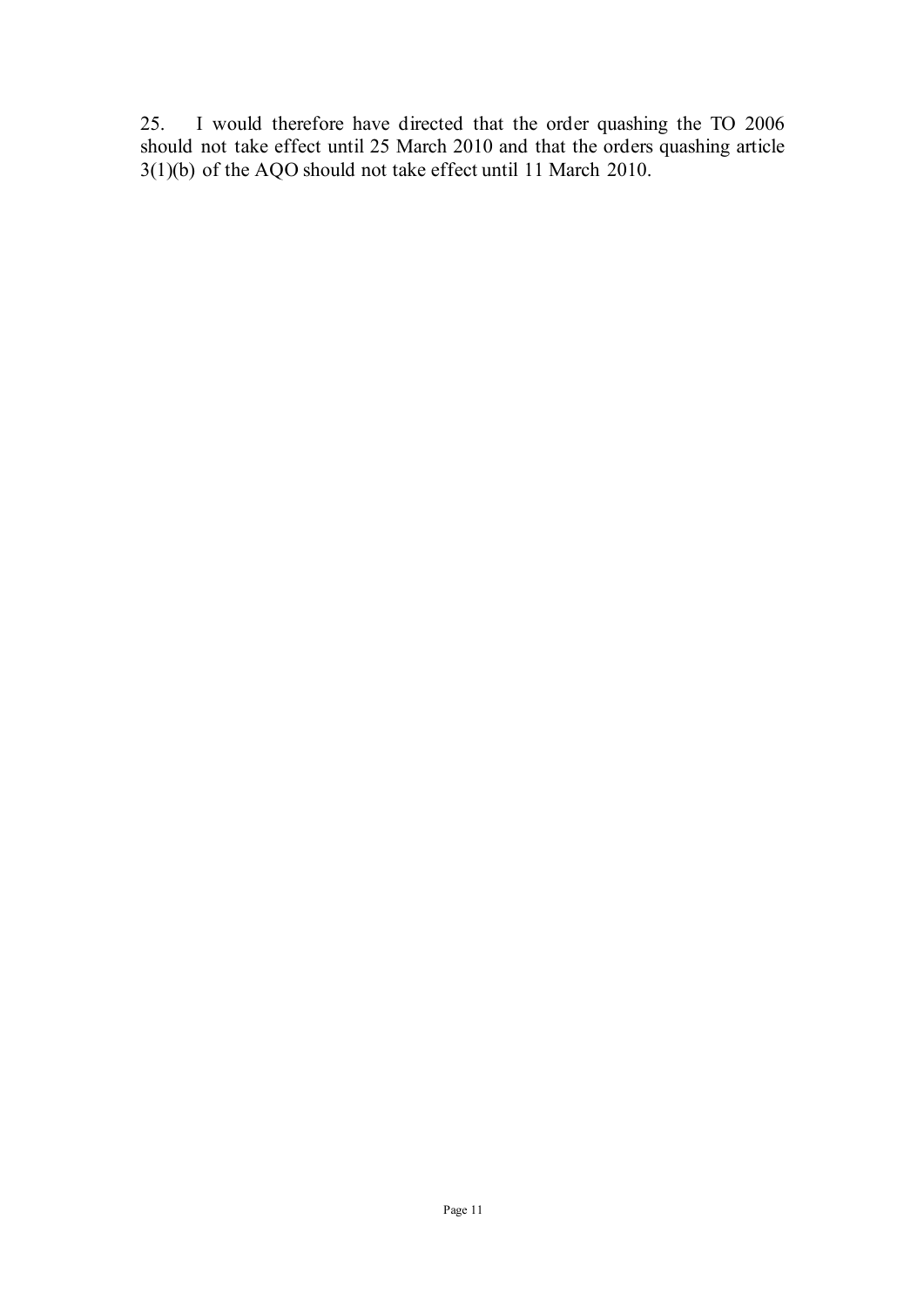25. I would therefore have directed that the order quashing the TO 2006 should not take effect until 25 March 2010 and that the orders quashing article 3(1)(b) of the AQO should not take effect until 11 March 2010.